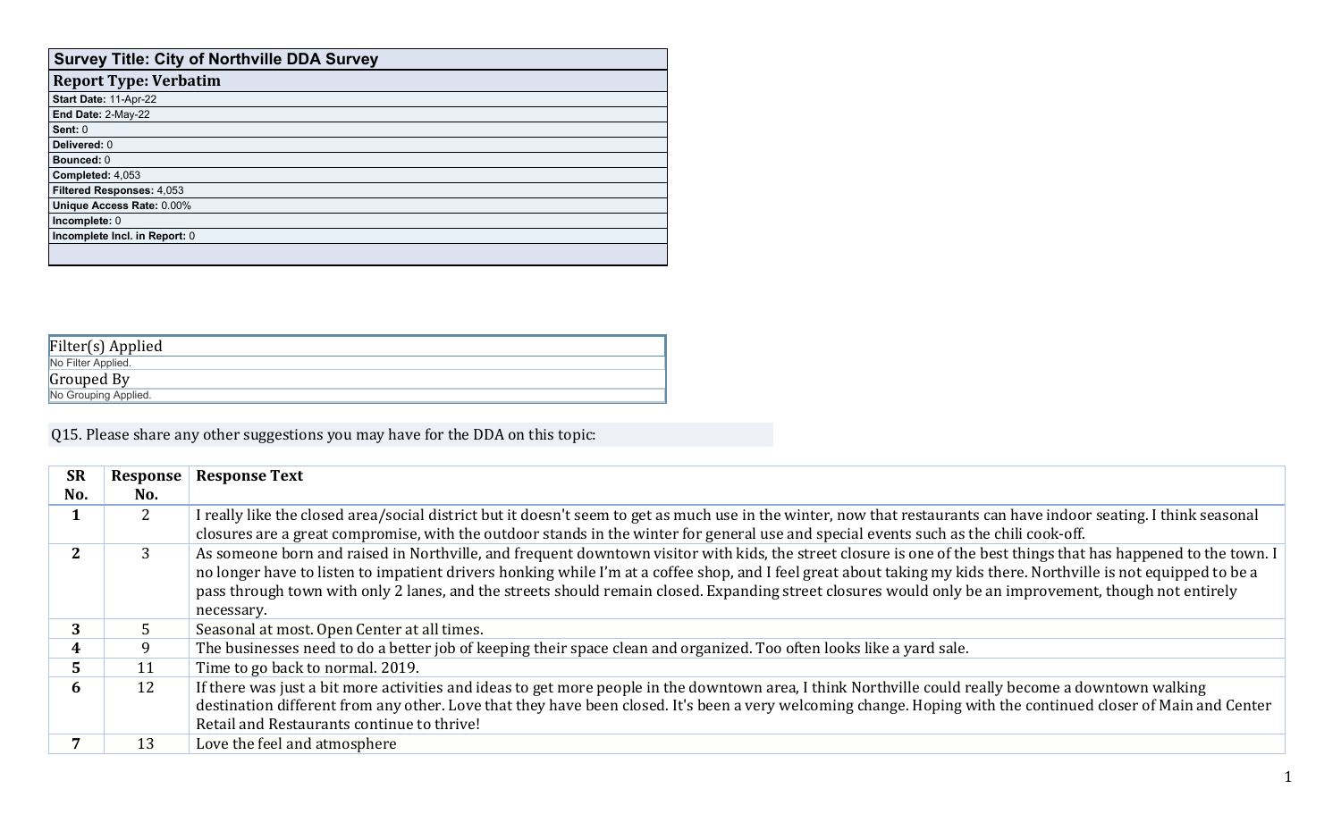| **Survey Title: City of Northville DDA Survey** |
|---|
| **Report Type: Verbatim** |
| **Start Date:** 11-Apr-22 |
| **End Date:** 2-May-22 |
| **Sent:** 0 |
| **Delivered:** 0 |
| **Bounced:** 0 |
| **Completed:** 4,053 |
| **Filtered Responses:** 4,053 |
| **Unique Access Rate:** 0.00% |
| **Incomplete:** 0 |
| **Incomplete Incl. in Report:** 0 |

| Filter(s) Applied |
|---|
| No Filter Applied. |
| Grouped By |
| No Grouping Applied. |

Q15. Please share any other suggestions you may have for the DDA on this topic:

| SR No. | Response No. | Response Text |
|---|---|---|
| **1** | 2 | I really like the closed area/social district but it doesn't seem to get as much use in the winter, now that restaurants can have indoor seating. I think seasonal closures are a great compromise, with the outdoor stands in the winter for general use and special events such as the chili cook-off. |
| **2** | 3 | As someone born and raised in Northville, and frequent downtown visitor with kids, the street closure is one of the best things that has happened to the town. I no longer have to listen to impatient drivers honking while I'm at a coffee shop, and I feel great about taking my kids there. Northville is not equipped to be a pass through town with only 2 lanes, and the streets should remain closed. Expanding street closures would only be an improvement, though not entirely necessary. |
| **3** | 5 | Seasonal at most. Open Center at all times. |
| **4** | 9 | The businesses need to do a better job of keeping their space clean and organized. Too often looks like a yard sale. |
| **5** | 11 | Time to go back to normal. 2019. |
| **6** | 12 | If there was just a bit more activities and ideas to get more people in the downtown area, I think Northville could really become a downtown walking destination different from any other. Love that they have been closed. It's been a very welcoming change. Hoping with the continued closer of Main and Center Retail and Restaurants continue to thrive! |
| **7** | 13 | Love the feel and atmosphere |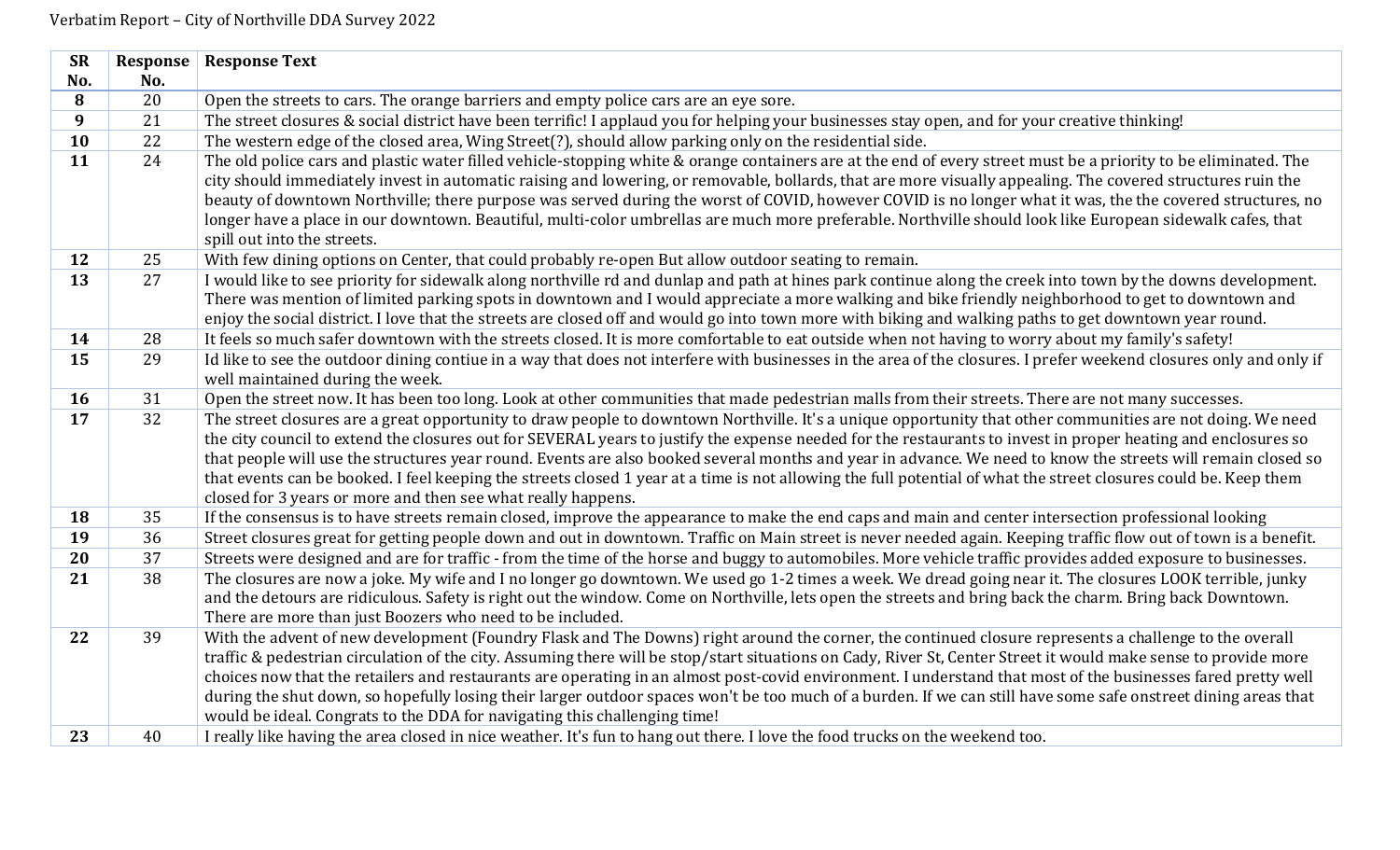Verbatim Report – City of Northville DDA Survey 2022

| SR No. | Response No. | Response Text |
|---|---|---|
| **8** | 20 | Open the streets to cars. The orange barriers and empty police cars are an eye sore. |
| **9** | 21 | The street closures & social district have been terrific! I applaud you for helping your businesses stay open, and for your creative thinking! |
| **10** | 22 | The western edge of the closed area, Wing Street(?), should allow parking only on the residential side. |
| **11** | 24 | The old police cars and plastic water filled vehicle-stopping white & orange containers are at the end of every street must be a priority to be eliminated. The city should immediately invest in automatic raising and lowering, or removable, bollards, that are more visually appealing. The covered structures ruin the beauty of downtown Northville; there purpose was served during the worst of COVID, however COVID is no longer what it was, the the covered structures, no longer have a place in our downtown. Beautiful, multi-color umbrellas are much more preferable. Northville should look like European sidewalk cafes, that spill out into the streets. |
| **12** | 25 | With few dining options on Center, that could probably re-open But allow outdoor seating to remain. |
| **13** | 27 | I would like to see priority for sidewalk along northville rd and dunlap and path at hines park continue along the creek into town by the downs development. There was mention of limited parking spots in downtown and I would appreciate a more walking and bike friendly neighborhood to get to downtown and enjoy the social district. I love that the streets are closed off and would go into town more with biking and walking paths to get downtown year round. |
| **14** | 28 | It feels so much safer downtown with the streets closed. It is more comfortable to eat outside when not having to worry about my family's safety! |
| **15** | 29 | Id like to see the outdoor dining contiue in a way that does not interfere with businesses in the area of the closures. I prefer weekend closures only and only if well maintained during the week. |
| **16** | 31 | Open the street now. It has been too long. Look at other communities that made pedestrian malls from their streets. There are not many successes. |
| **17** | 32 | The street closures are a great opportunity to draw people to downtown Northville. It's a unique opportunity that other communities are not doing. We need the city council to extend the closures out for SEVERAL years to justify the expense needed for the restaurants to invest in proper heating and enclosures so that people will use the structures year round. Events are also booked several months and year in advance. We need to know the streets will remain closed so that events can be booked. I feel keeping the streets closed 1 year at a time is not allowing the full potential of what the street closures could be. Keep them closed for 3 years or more and then see what really happens. |
| **18** | 35 | If the consensus is to have streets remain closed, improve the appearance to make the end caps and main and center intersection professional looking |
| **19** | 36 | Street closures great for getting people down and out in downtown. Traffic on Main street is never needed again. Keeping traffic flow out of town is a benefit. |
| **20** | 37 | Streets were designed and are for traffic - from the time of the horse and buggy to automobiles. More vehicle traffic provides added exposure to businesses. |
| **21** | 38 | The closures are now a joke. My wife and I no longer go downtown. We used go 1-2 times a week. We dread going near it. The closures LOOK terrible, junky and the detours are ridiculous. Safety is right out the window. Come on Northville, lets open the streets and bring back the charm. Bring back Downtown. There are more than just Boozers who need to be included. |
| **22** | 39 | With the advent of new development (Foundry Flask and The Downs) right around the corner, the continued closure represents a challenge to the overall traffic & pedestrian circulation of the city. Assuming there will be stop/start situations on Cady, River St, Center Street it would make sense to provide more choices now that the retailers and restaurants are operating in an almost post-covid environment. I understand that most of the businesses fared pretty well during the shut down, so hopefully losing their larger outdoor spaces won't be too much of a burden. If we can still have some safe onstreet dining areas that would be ideal. Congrats to the DDA for navigating this challenging time! |
| **23** | 40 | I really like having the area closed in nice weather. It's fun to hang out there. I love the food trucks on the weekend too. |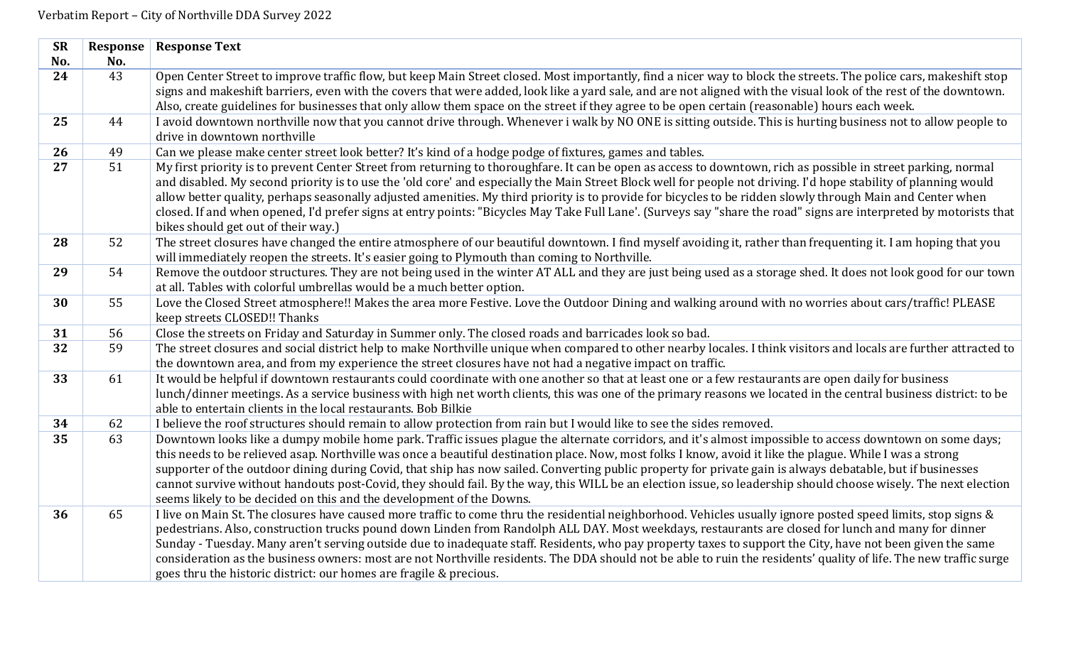Verbatim Report – City of Northville DDA Survey 2022

| SR No. | Response No. | Response Text |
|---|---|---|
| **24** | 43 | Open Center Street to improve traffic flow, but keep Main Street closed. Most importantly, find a nicer way to block the streets. The police cars, makeshift stop signs and makeshift barriers, even with the covers that were added, look like a yard sale, and are not aligned with the visual look of the rest of the downtown. Also, create guidelines for businesses that only allow them space on the street if they agree to be open certain (reasonable) hours each week. |
| **25** | 44 | I avoid downtown northville now that you cannot drive through. Whenever i walk by NO ONE is sitting outside. This is hurting business not to allow people to drive in downtown northville |
| **26** | 49 | Can we please make center street look better? It's kind of a hodge podge of fixtures, games and tables. |
| **27** | 51 | My first priority is to prevent Center Street from returning to thoroughfare. It can be open as access to downtown, rich as possible in street parking, normal and disabled. My second priority is to use the 'old core' and especially the Main Street Block well for people not driving. I'd hope stability of planning would allow better quality, perhaps seasonally adjusted amenities. My third priority is to provide for bicycles to be ridden slowly through Main and Center when closed. If and when opened, I'd prefer signs at entry points: "Bicycles May Take Full Lane'. (Surveys say "share the road" signs are interpreted by motorists that bikes should get out of their way.) |
| **28** | 52 | The street closures have changed the entire atmosphere of our beautiful downtown. I find myself avoiding it, rather than frequenting it. I am hoping that you will immediately reopen the streets. It's easier going to Plymouth than coming to Northville. |
| **29** | 54 | Remove the outdoor structures. They are not being used in the winter AT ALL and they are just being used as a storage shed. It does not look good for our town at all. Tables with colorful umbrellas would be a much better option. |
| **30** | 55 | Love the Closed Street atmosphere!! Makes the area more Festive. Love the Outdoor Dining and walking around with no worries about cars/traffic! PLEASE keep streets CLOSED!! Thanks |
| **31** | 56 | Close the streets on Friday and Saturday in Summer only. The closed roads and barricades look so bad. |
| **32** | 59 | The street closures and social district help to make Northville unique when compared to other nearby locales. I think visitors and locals are further attracted to the downtown area, and from my experience the street closures have not had a negative impact on traffic. |
| **33** | 61 | It would be helpful if downtown restaurants could coordinate with one another so that at least one or a few restaurants are open daily for business lunch/dinner meetings. As a service business with high net worth clients, this was one of the primary reasons we located in the central business district: to be able to entertain clients in the local restaurants. Bob Bilkie |
| **34** | 62 | I believe the roof structures should remain to allow protection from rain but I would like to see the sides removed. |
| **35** | 63 | Downtown looks like a dumpy mobile home park. Traffic issues plague the alternate corridors, and it's almost impossible to access downtown on some days; this needs to be relieved asap. Northville was once a beautiful destination place. Now, most folks I know, avoid it like the plague. While I was a strong supporter of the outdoor dining during Covid, that ship has now sailed. Converting public property for private gain is always debatable, but if businesses cannot survive without handouts post-Covid, they should fail. By the way, this WILL be an election issue, so leadership should choose wisely. The next election seems likely to be decided on this and the development of the Downs. |
| **36** | 65 | I live on Main St. The closures have caused more traffic to come thru the residential neighborhood. Vehicles usually ignore posted speed limits, stop signs & pedestrians. Also, construction trucks pound down Linden from Randolph ALL DAY. Most weekdays, restaurants are closed for lunch and many for dinner Sunday - Tuesday. Many aren't serving outside due to inadequate staff. Residents, who pay property taxes to support the City, have not been given the same consideration as the business owners: most are not Northville residents. The DDA should not be able to ruin the residents' quality of life. The new traffic surge goes thru the historic district: our homes are fragile & precious. |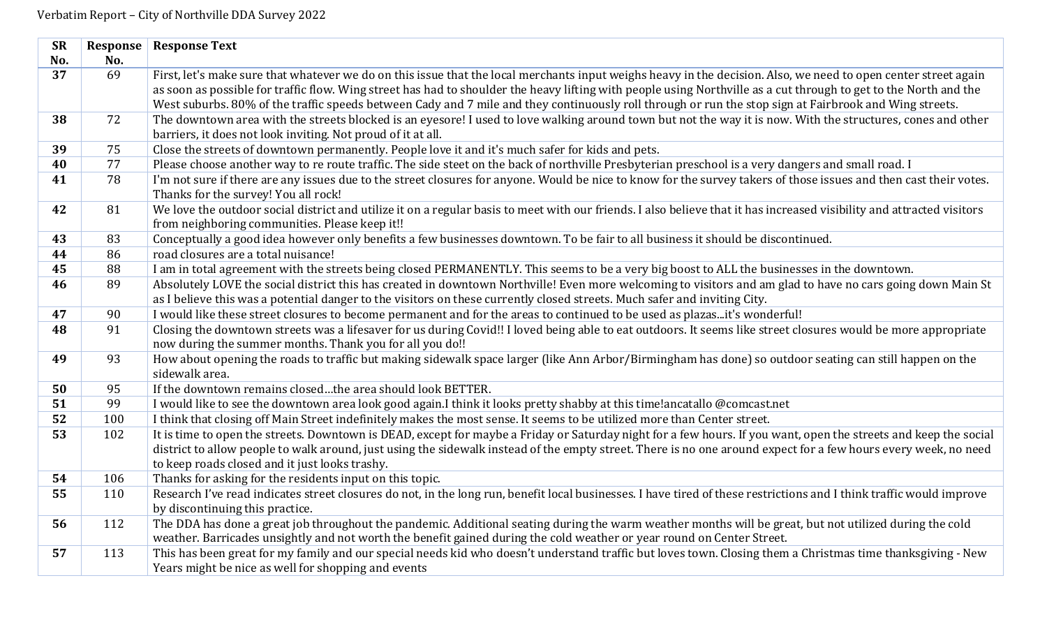Verbatim Report – City of Northville DDA Survey 2022

| SR No. | Response No. | Response Text |
|---|---|---|
| 37 | 69 | First, let's make sure that whatever we do on this issue that the local merchants input weighs heavy in the decision. Also, we need to open center street again as soon as possible for traffic flow. Wing street has had to shoulder the heavy lifting with people using Northville as a cut through to get to the North and the West suburbs. 80% of the traffic speeds between Cady and 7 mile and they continuously roll through or run the stop sign at Fairbrook and Wing streets. |
| 38 | 72 | The downtown area with the streets blocked is an eyesore! I used to love walking around town but not the way it is now. With the structures, cones and other barriers, it does not look inviting. Not proud of it at all. |
| 39 | 75 | Close the streets of downtown permanently. People love it and it's much safer for kids and pets. |
| 40 | 77 | Please choose another way to re route traffic. The side steet on the back of northville Presbyterian preschool is a very dangers and small road. I |
| 41 | 78 | I'm not sure if there are any issues due to the street closures for anyone. Would be nice to know for the survey takers of those issues and then cast their votes. Thanks for the survey! You all rock! |
| 42 | 81 | We love the outdoor social district and utilize it on a regular basis to meet with our friends. I also believe that it has increased visibility and attracted visitors from neighboring communities. Please keep it!! |
| 43 | 83 | Conceptually a good idea however only benefits a few businesses downtown. To be fair to all business it should be discontinued. |
| 44 | 86 | road closures are a total nuisance! |
| 45 | 88 | I am in total agreement with the streets being closed PERMANENTLY. This seems to be a very big boost to ALL the businesses in the downtown. |
| 46 | 89 | Absolutely LOVE the social district this has created in downtown Northville! Even more welcoming to visitors and am glad to have no cars going down Main St as I believe this was a potential danger to the visitors on these currently closed streets. Much safer and inviting City. |
| 47 | 90 | I would like these street closures to become permanent and for the areas to continued to be used as plazas...it's wonderful! |
| 48 | 91 | Closing the downtown streets was a lifesaver for us during Covid!! I loved being able to eat outdoors. It seems like street closures would be more appropriate now during the summer months. Thank you for all you do!! |
| 49 | 93 | How about opening the roads to traffic but making sidewalk space larger (like Ann Arbor/Birmingham has done) so outdoor seating can still happen on the sidewalk area. |
| 50 | 95 | If the downtown remains closed…the area should look BETTER. |
| 51 | 99 | I would like to see the downtown area look good again.I think it looks pretty shabby at this time!ancatallo @comcast.net |
| 52 | 100 | I think that closing off Main Street indefinitely makes the most sense. It seems to be utilized more than Center street. |
| 53 | 102 | It is time to open the streets. Downtown is DEAD, except for maybe a Friday or Saturday night for a few hours. If you want, open the streets and keep the social district to allow people to walk around, just using the sidewalk instead of the empty street. There is no one around expect for a few hours every week, no need to keep roads closed and it just looks trashy. |
| 54 | 106 | Thanks for asking for the residents input on this topic. |
| 55 | 110 | Research I've read indicates street closures do not, in the long run, benefit local businesses. I have tired of these restrictions and I think traffic would improve by discontinuing this practice. |
| 56 | 112 | The DDA has done a great job throughout the pandemic. Additional seating during the warm weather months will be great, but not utilized during the cold weather. Barricades unsightly and not worth the benefit gained during the cold weather or year round on Center Street. |
| 57 | 113 | This has been great for my family and our special needs kid who doesn't understand traffic but loves town. Closing them a Christmas time thanksgiving - New Years might be nice as well for shopping and events |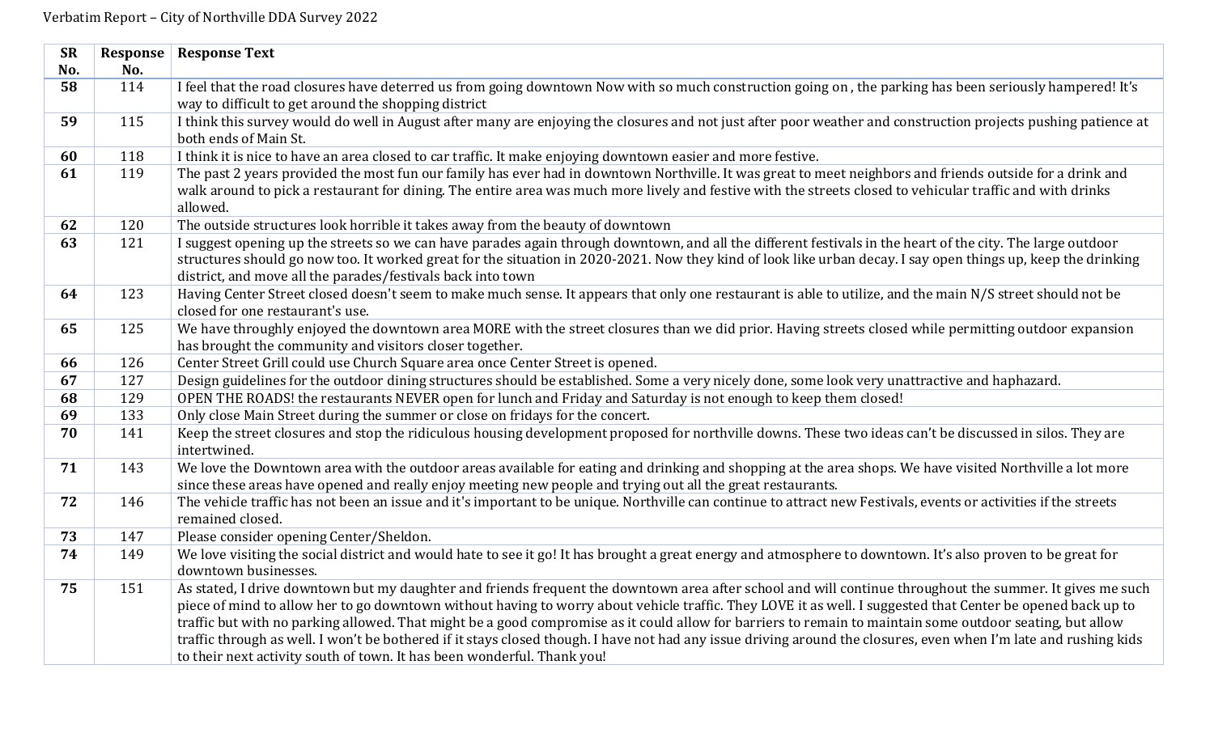Verbatim Report – City of Northville DDA Survey 2022

| SR No. | Response No. | Response Text |
|---|---|---|
| **58** | 114 | I feel that the road closures have deterred us from going downtown Now with so much construction going on , the parking has been seriously hampered! It's way to difficult to get around the shopping district |
| **59** | 115 | I think this survey would do well in August after many are enjoying the closures and not just after poor weather and construction projects pushing patience at both ends of Main St. |
| **60** | 118 | I think it is nice to have an area closed to car traffic. It make enjoying downtown easier and more festive. |
| **61** | 119 | The past 2 years provided the most fun our family has ever had in downtown Northville. It was great to meet neighbors and friends outside for a drink and walk around to pick a restaurant for dining. The entire area was much more lively and festive with the streets closed to vehicular traffic and with drinks allowed. |
| **62** | 120 | The outside structures look horrible it takes away from the beauty of downtown |
| **63** | 121 | I suggest opening up the streets so we can have parades again through downtown, and all the different festivals in the heart of the city. The large outdoor structures should go now too. It worked great for the situation in 2020-2021. Now they kind of look like urban decay. I say open things up, keep the drinking district, and move all the parades/festivals back into town |
| **64** | 123 | Having Center Street closed doesn't seem to make much sense. It appears that only one restaurant is able to utilize, and the main N/S street should not be closed for one restaurant's use. |
| **65** | 125 | We have throughly enjoyed the downtown area MORE with the street closures than we did prior. Having streets closed while permitting outdoor expansion has brought the community and visitors closer together. |
| **66** | 126 | Center Street Grill could use Church Square area once Center Street is opened. |
| **67** | 127 | Design guidelines for the outdoor dining structures should be established. Some a very nicely done, some look very unattractive and haphazard. |
| **68** | 129 | OPEN THE ROADS! the restaurants NEVER open for lunch and Friday and Saturday is not enough to keep them closed! |
| **69** | 133 | Only close Main Street during the summer or close on fridays for the concert. |
| **70** | 141 | Keep the street closures and stop the ridiculous housing development proposed for northville downs. These two ideas can't be discussed in silos. They are intertwined. |
| **71** | 143 | We love the Downtown area with the outdoor areas available for eating and drinking and shopping at the area shops. We have visited Northville a lot more since these areas have opened and really enjoy meeting new people and trying out all the great restaurants. |
| **72** | 146 | The vehicle traffic has not been an issue and it's important to be unique. Northville can continue to attract new Festivals, events or activities if the streets remained closed. |
| **73** | 147 | Please consider opening Center/Sheldon. |
| **74** | 149 | We love visiting the social district and would hate to see it go! It has brought a great energy and atmosphere to downtown. It's also proven to be great for downtown businesses. |
| **75** | 151 | As stated, I drive downtown but my daughter and friends frequent the downtown area after school and will continue throughout the summer. It gives me such piece of mind to allow her to go downtown without having to worry about vehicle traffic. They LOVE it as well. I suggested that Center be opened back up to traffic but with no parking allowed. That might be a good compromise as it could allow for barriers to remain to maintain some outdoor seating, but allow traffic through as well. I won't be bothered if it stays closed though. I have not had any issue driving around the closures, even when I'm late and rushing kids to their next activity south of town. It has been wonderful. Thank you! |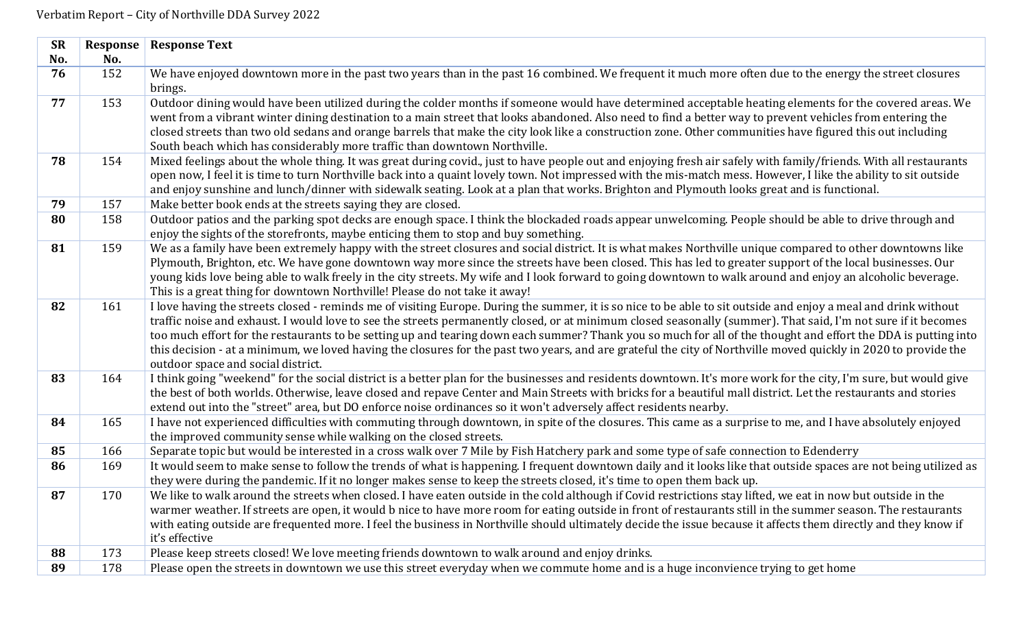Verbatim Report – City of Northville DDA Survey 2022

| SR No. | Response No. | Response Text |
|---|---|---|
| **76** | 152 | We have enjoyed downtown more in the past two years than in the past 16 combined. We frequent it much more often due to the energy the street closures brings. |
| **77** | 153 | Outdoor dining would have been utilized during the colder months if someone would have determined acceptable heating elements for the covered areas. We went from a vibrant winter dining destination to a main street that looks abandoned. Also need to find a better way to prevent vehicles from entering the closed streets than two old sedans and orange barrels that make the city look like a construction zone. Other communities have figured this out including South beach which has considerably more traffic than downtown Northville. |
| **78** | 154 | Mixed feelings about the whole thing. It was great during covid., just to have people out and enjoying fresh air safely with family/friends. With all restaurants open now, I feel it is time to turn Northville back into a quaint lovely town. Not impressed with the mis-match mess. However, I like the ability to sit outside and enjoy sunshine and lunch/dinner with sidewalk seating. Look at a plan that works. Brighton and Plymouth looks great and is functional. |
| **79** | 157 | Make better book ends at the streets saying they are closed. |
| **80** | 158 | Outdoor patios and the parking spot decks are enough space. I think the blockaded roads appear unwelcoming. People should be able to drive through and enjoy the sights of the storefronts, maybe enticing them to stop and buy something. |
| **81** | 159 | We as a family have been extremely happy with the street closures and social district. It is what makes Northville unique compared to other downtowns like Plymouth, Brighton, etc. We have gone downtown way more since the streets have been closed. This has led to greater support of the local businesses. Our young kids love being able to walk freely in the city streets. My wife and I look forward to going downtown to walk around and enjoy an alcoholic beverage. This is a great thing for downtown Northville! Please do not take it away! |
| **82** | 161 | I love having the streets closed - reminds me of visiting Europe. During the summer, it is so nice to be able to sit outside and enjoy a meal and drink without traffic noise and exhaust. I would love to see the streets permanently closed, or at minimum closed seasonally (summer). That said, I'm not sure if it becomes too much effort for the restaurants to be setting up and tearing down each summer? Thank you so much for all of the thought and effort the DDA is putting into this decision - at a minimum, we loved having the closures for the past two years, and are grateful the city of Northville moved quickly in 2020 to provide the outdoor space and social district. |
| **83** | 164 | I think going "weekend" for the social district is a better plan for the businesses and residents downtown. It's more work for the city, I'm sure, but would give the best of both worlds. Otherwise, leave closed and repave Center and Main Streets with bricks for a beautiful mall district. Let the restaurants and stories extend out into the "street" area, but DO enforce noise ordinances so it won't adversely affect residents nearby. |
| **84** | 165 | I have not experienced difficulties with commuting through downtown, in spite of the closures. This came as a surprise to me, and I have absolutely enjoyed the improved community sense while walking on the closed streets. |
| **85** | 166 | Separate topic but would be interested in a cross walk over 7 Mile by Fish Hatchery park and some type of safe connection to Edenderry |
| **86** | 169 | It would seem to make sense to follow the trends of what is happening. I frequent downtown daily and it looks like that outside spaces are not being utilized as they were during the pandemic. If it no longer makes sense to keep the streets closed, it's time to open them back up. |
| **87** | 170 | We like to walk around the streets when closed. I have eaten outside in the cold although if Covid restrictions stay lifted, we eat in now but outside in the warmer weather. If streets are open, it would b nice to have more room for eating outside in front of restaurants still in the summer season. The restaurants with eating outside are frequented more. I feel the business in Northville should ultimately decide the issue because it affects them directly and they know if it's effective |
| **88** | 173 | Please keep streets closed! We love meeting friends downtown to walk around and enjoy drinks. |
| **89** | 178 | Please open the streets in downtown we use this street everyday when we commute home and is a huge inconvience trying to get home |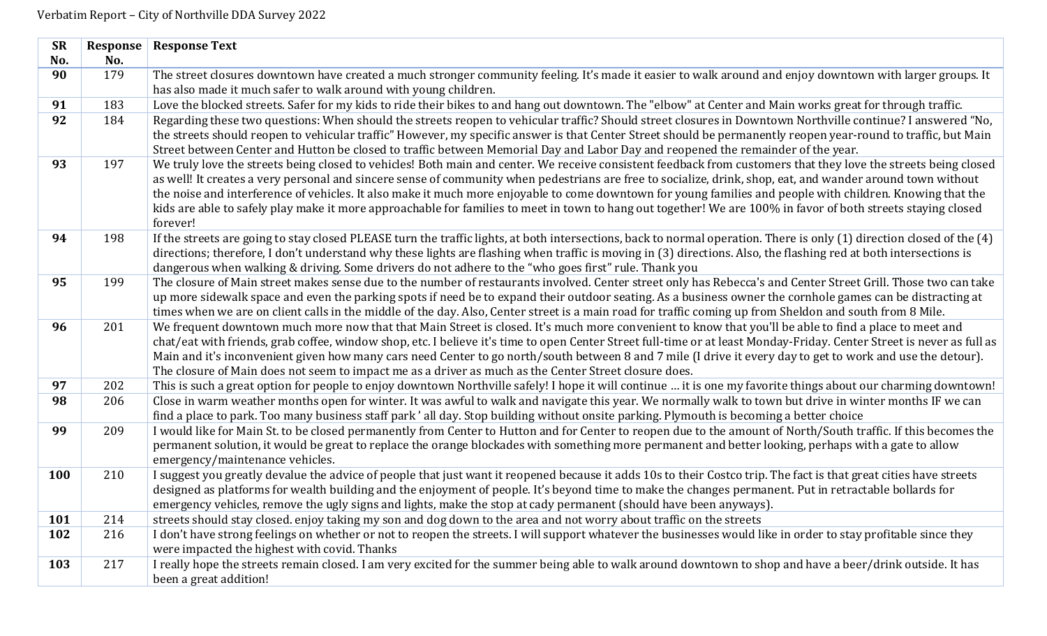Verbatim Report – City of Northville DDA Survey 2022

| SR No. | Response No. | Response Text |
|---|---|---|
| **90** | 179 | The street closures downtown have created a much stronger community feeling. It's made it easier to walk around and enjoy downtown with larger groups. It has also made it much safer to walk around with young children. |
| **91** | 183 | Love the blocked streets. Safer for my kids to ride their bikes to and hang out downtown. The "elbow" at Center and Main works great for through traffic. |
| **92** | 184 | Regarding these two questions: When should the streets reopen to vehicular traffic? Should street closures in Downtown Northville continue? I answered "No, the streets should reopen to vehicular traffic" However, my specific answer is that Center Street should be permanently reopen year-round to traffic, but Main Street between Center and Hutton be closed to traffic between Memorial Day and Labor Day and reopened the remainder of the year. |
| **93** | 197 | We truly love the streets being closed to vehicles! Both main and center. We receive consistent feedback from customers that they love the streets being closed as well! It creates a very personal and sincere sense of community when pedestrians are free to socialize, drink, shop, eat, and wander around town without the noise and interference of vehicles. It also make it much more enjoyable to come downtown for young families and people with children. Knowing that the kids are able to safely play make it more approachable for families to meet in town to hang out together! We are 100% in favor of both streets staying closed forever! |
| **94** | 198 | If the streets are going to stay closed PLEASE turn the traffic lights, at both intersections, back to normal operation. There is only (1) direction closed of the (4) directions; therefore, I don't understand why these lights are flashing when traffic is moving in (3) directions. Also, the flashing red at both intersections is dangerous when walking & driving. Some drivers do not adhere to the "who goes first" rule. Thank you |
| **95** | 199 | The closure of Main street makes sense due to the number of restaurants involved. Center street only has Rebecca's and Center Street Grill. Those two can take up more sidewalk space and even the parking spots if need be to expand their outdoor seating. As a business owner the cornhole games can be distracting at times when we are on client calls in the middle of the day. Also, Center street is a main road for traffic coming up from Sheldon and south from 8 Mile. |
| **96** | 201 | We frequent downtown much more now that that Main Street is closed. It's much more convenient to know that you'll be able to find a place to meet and chat/eat with friends, grab coffee, window shop, etc. I believe it's time to open Center Street full-time or at least Monday-Friday. Center Street is never as full as Main and it's inconvenient given how many cars need Center to go north/south between 8 and 7 mile (I drive it every day to get to work and use the detour). The closure of Main does not seem to impact me as a driver as much as the Center Street closure does. |
| **97** | 202 | This is such a great option for people to enjoy downtown Northville safely! I hope it will continue … it is one my favorite things about our charming downtown! |
| **98** | 206 | Close in warm weather months open for winter. It was awful to walk and navigate this year. We normally walk to town but drive in winter months IF we can find a place to park. Too many business staff park ' all day. Stop building without onsite parking. Plymouth is becoming a better choice |
| **99** | 209 | I would like for Main St. to be closed permanently from Center to Hutton and for Center to reopen due to the amount of North/South traffic. If this becomes the permanent solution, it would be great to replace the orange blockades with something more permanent and better looking, perhaps with a gate to allow emergency/maintenance vehicles. |
| **100** | 210 | I suggest you greatly devalue the advice of people that just want it reopened because it adds 10s to their Costco trip. The fact is that great cities have streets designed as platforms for wealth building and the enjoyment of people. It's beyond time to make the changes permanent. Put in retractable bollards for emergency vehicles, remove the ugly signs and lights, make the stop at cady permanent (should have been anyways). |
| **101** | 214 | streets should stay closed. enjoy taking my son and dog down to the area and not worry about traffic on the streets |
| **102** | 216 | I don't have strong feelings on whether or not to reopen the streets. I will support whatever the businesses would like in order to stay profitable since they were impacted the highest with covid. Thanks |
| **103** | 217 | I really hope the streets remain closed. I am very excited for the summer being able to walk around downtown to shop and have a beer/drink outside. It has been a great addition! |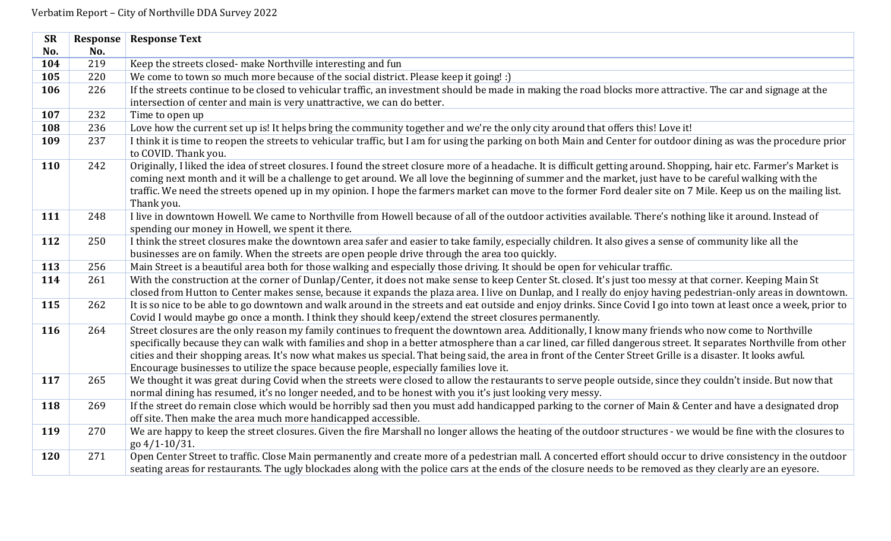Verbatim Report – City of Northville DDA Survey 2022

| SR No. | Response No. | Response Text |
|---|---|---|
| **104** | 219 | Keep the streets closed- make Northville interesting and fun |
| **105** | 220 | We come to town so much more because of the social district. Please keep it going! :) |
| **106** | 226 | If the streets continue to be closed to vehicular traffic, an investment should be made in making the road blocks more attractive. The car and signage at the intersection of center and main is very unattractive, we can do better. |
| **107** | 232 | Time to open up |
| **108** | 236 | Love how the current set up is! It helps bring the community together and we're the only city around that offers this! Love it! |
| **109** | 237 | I think it is time to reopen the streets to vehicular traffic, but I am for using the parking on both Main and Center for outdoor dining as was the procedure prior to COVID. Thank you. |
| **110** | 242 | Originally, I liked the idea of street closures. I found the street closure more of a headache. It is difficult getting around. Shopping, hair etc. Farmer's Market is coming next month and it will be a challenge to get around. We all love the beginning of summer and the market, just have to be careful walking with the traffic. We need the streets opened up in my opinion. I hope the farmers market can move to the former Ford dealer site on 7 Mile. Keep us on the mailing list. Thank you. |
| **111** | 248 | I live in downtown Howell. We came to Northville from Howell because of all of the outdoor activities available. There's nothing like it around. Instead of spending our money in Howell, we spent it there. |
| **112** | 250 | I think the street closures make the downtown area safer and easier to take family, especially children. It also gives a sense of community like all the businesses are on family. When the streets are open people drive through the area too quickly. |
| **113** | 256 | Main Street is a beautiful area both for those walking and especially those driving. It should be open for vehicular traffic. |
| **114** | 261 | With the construction at the corner of Dunlap/Center, it does not make sense to keep Center St. closed. It's just too messy at that corner. Keeping Main St closed from Hutton to Center makes sense, because it expands the plaza area. I live on Dunlap, and I really do enjoy having pedestrian-only areas in downtown. |
| **115** | 262 | It is so nice to be able to go downtown and walk around in the streets and eat outside and enjoy drinks. Since Covid I go into town at least once a week, prior to Covid I would maybe go once a month. I think they should keep/extend the street closures permanently. |
| **116** | 264 | Street closures are the only reason my family continues to frequent the downtown area. Additionally, I know many friends who now come to Northville specifically because they can walk with families and shop in a better atmosphere than a car lined, car filled dangerous street. It separates Northville from other cities and their shopping areas. It's now what makes us special. That being said, the area in front of the Center Street Grille is a disaster. It looks awful. Encourage businesses to utilize the space because people, especially families love it. |
| **117** | 265 | We thought it was great during Covid when the streets were closed to allow the restaurants to serve people outside, since they couldn't inside. But now that normal dining has resumed, it's no longer needed, and to be honest with you it's just looking very messy. |
| **118** | 269 | If the street do remain close which would be horribly sad then you must add handicapped parking to the corner of Main & Center and have a designated drop off site. Then make the area much more handicapped accessible. |
| **119** | 270 | We are happy to keep the street closures. Given the fire Marshall no longer allows the heating of the outdoor structures - we would be fine with the closures to go 4/1-10/31. |
| **120** | 271 | Open Center Street to traffic. Close Main permanently and create more of a pedestrian mall. A concerted effort should occur to drive consistency in the outdoor seating areas for restaurants. The ugly blockades along with the police cars at the ends of the closure needs to be removed as they clearly are an eyesore. |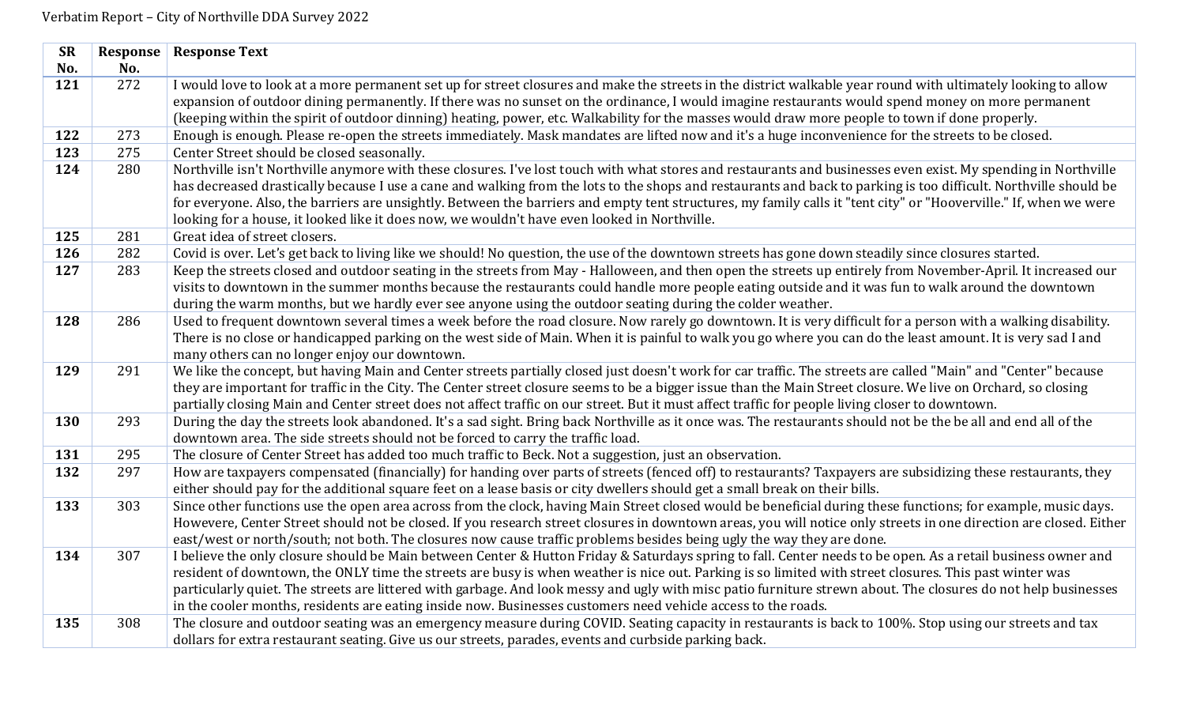Verbatim Report – City of Northville DDA Survey 2022

| SR No. | Response No. | Response Text |
|---|---|---|
| **121** | 272 | I would love to look at a more permanent set up for street closures and make the streets in the district walkable year round with ultimately looking to allow expansion of outdoor dining permanently. If there was no sunset on the ordinance, I would imagine restaurants would spend money on more permanent (keeping within the spirit of outdoor dinning) heating, power, etc. Walkability for the masses would draw more people to town if done properly. |
| **122** | 273 | Enough is enough. Please re-open the streets immediately. Mask mandates are lifted now and it's a huge inconvenience for the streets to be closed. |
| **123** | 275 | Center Street should be closed seasonally. |
| **124** | 280 | Northville isn't Northville anymore with these closures. I've lost touch with what stores and restaurants and businesses even exist. My spending in Northville has decreased drastically because I use a cane and walking from the lots to the shops and restaurants and back to parking is too difficult. Northville should be for everyone. Also, the barriers are unsightly. Between the barriers and empty tent structures, my family calls it "tent city" or "Hooverville." If, when we were looking for a house, it looked like it does now, we wouldn't have even looked in Northville. |
| **125** | 281 | Great idea of street closers. |
| **126** | 282 | Covid is over. Let's get back to living like we should! No question, the use of the downtown streets has gone down steadily since closures started. |
| **127** | 283 | Keep the streets closed and outdoor seating in the streets from May - Halloween, and then open the streets up entirely from November-April. It increased our visits to downtown in the summer months because the restaurants could handle more people eating outside and it was fun to walk around the downtown during the warm months, but we hardly ever see anyone using the outdoor seating during the colder weather. |
| **128** | 286 | Used to frequent downtown several times a week before the road closure. Now rarely go downtown. It is very difficult for a person with a walking disability. There is no close or handicapped parking on the west side of Main. When it is painful to walk you go where you can do the least amount. It is very sad I and many others can no longer enjoy our downtown. |
| **129** | 291 | We like the concept, but having Main and Center streets partially closed just doesn't work for car traffic. The streets are called "Main" and "Center" because they are important for traffic in the City. The Center street closure seems to be a bigger issue than the Main Street closure. We live on Orchard, so closing partially closing Main and Center street does not affect traffic on our street. But it must affect traffic for people living closer to downtown. |
| **130** | 293 | During the day the streets look abandoned. It's a sad sight. Bring back Northville as it once was. The restaurants should not be the be all and end all of the downtown area. The side streets should not be forced to carry the traffic load. |
| **131** | 295 | The closure of Center Street has added too much traffic to Beck. Not a suggestion, just an observation. |
| **132** | 297 | How are taxpayers compensated (financially) for handing over parts of streets (fenced off) to restaurants? Taxpayers are subsidizing these restaurants, they either should pay for the additional square feet on a lease basis or city dwellers should get a small break on their bills. |
| **133** | 303 | Since other functions use the open area across from the clock, having Main Street closed would be beneficial during these functions; for example, music days. Howevere, Center Street should not be closed. If you research street closures in downtown areas, you will notice only streets in one direction are closed. Either east/west or north/south; not both. The closures now cause traffic problems besides being ugly the way they are done. |
| **134** | 307 | I believe the only closure should be Main between Center & Hutton Friday & Saturdays spring to fall. Center needs to be open. As a retail business owner and resident of downtown, the ONLY time the streets are busy is when weather is nice out. Parking is so limited with street closures. This past winter was particularly quiet. The streets are littered with garbage. And look messy and ugly with misc patio furniture strewn about. The closures do not help businesses in the cooler months, residents are eating inside now. Businesses customers need vehicle access to the roads. |
| **135** | 308 | The closure and outdoor seating was an emergency measure during COVID. Seating capacity in restaurants is back to 100%. Stop using our streets and tax dollars for extra restaurant seating. Give us our streets, parades, events and curbside parking back. |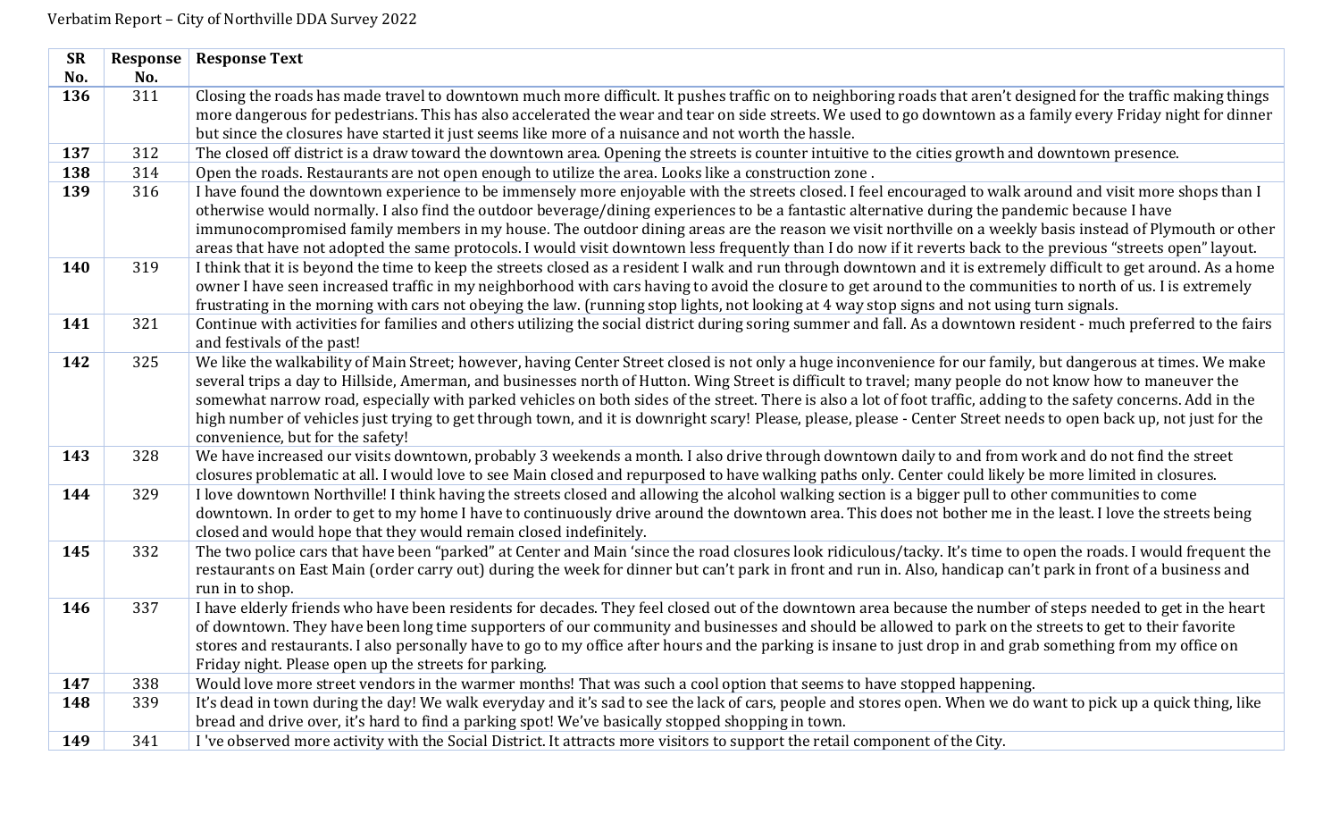Verbatim Report – City of Northville DDA Survey 2022

| SR No. | Response No. | Response Text |
|---|---|---|
| **136** | 311 | Closing the roads has made travel to downtown much more difficult. It pushes traffic on to neighboring roads that aren't designed for the traffic making things more dangerous for pedestrians. This has also accelerated the wear and tear on side streets. We used to go downtown as a family every Friday night for dinner but since the closures have started it just seems like more of a nuisance and not worth the hassle. |
| **137** | 312 | The closed off district is a draw toward the downtown area. Opening the streets is counter intuitive to the cities growth and downtown presence. |
| **138** | 314 | Open the roads. Restaurants are not open enough to utilize the area. Looks like a construction zone . |
| **139** | 316 | I have found the downtown experience to be immensely more enjoyable with the streets closed. I feel encouraged to walk around and visit more shops than I otherwise would normally. I also find the outdoor beverage/dining experiences to be a fantastic alternative during the pandemic because I have immunocompromised family members in my house. The outdoor dining areas are the reason we visit northville on a weekly basis instead of Plymouth or other areas that have not adopted the same protocols. I would visit downtown less frequently than I do now if it reverts back to the previous "streets open" layout. |
| **140** | 319 | I think that it is beyond the time to keep the streets closed as a resident I walk and run through downtown and it is extremely difficult to get around. As a home owner I have seen increased traffic in my neighborhood with cars having to avoid the closure to get around to the communities to north of us. I is extremely frustrating in the morning with cars not obeying the law. (running stop lights, not looking at 4 way stop signs and not using turn signals. |
| **141** | 321 | Continue with activities for families and others utilizing the social district during soring summer and fall. As a downtown resident - much preferred to the fairs and festivals of the past! |
| **142** | 325 | We like the walkability of Main Street; however, having Center Street closed is not only a huge inconvenience for our family, but dangerous at times. We make several trips a day to Hillside, Amerman, and businesses north of Hutton. Wing Street is difficult to travel; many people do not know how to maneuver the somewhat narrow road, especially with parked vehicles on both sides of the street. There is also a lot of foot traffic, adding to the safety concerns. Add in the high number of vehicles just trying to get through town, and it is downright scary! Please, please, please - Center Street needs to open back up, not just for the convenience, but for the safety! |
| **143** | 328 | We have increased our visits downtown, probably 3 weekends a month. I also drive through downtown daily to and from work and do not find the street closures problematic at all. I would love to see Main closed and repurposed to have walking paths only. Center could likely be more limited in closures. |
| **144** | 329 | I love downtown Northville! I think having the streets closed and allowing the alcohol walking section is a bigger pull to other communities to come downtown. In order to get to my home I have to continuously drive around the downtown area. This does not bother me in the least. I love the streets being closed and would hope that they would remain closed indefinitely. |
| **145** | 332 | The two police cars that have been "parked" at Center and Main 'since the road closures look ridiculous/tacky. It's time to open the roads. I would frequent the restaurants on East Main (order carry out) during the week for dinner but can't park in front and run in. Also, handicap can't park in front of a business and run in to shop. |
| **146** | 337 | I have elderly friends who have been residents for decades. They feel closed out of the downtown area because the number of steps needed to get in the heart of downtown. They have been long time supporters of our community and businesses and should be allowed to park on the streets to get to their favorite stores and restaurants. I also personally have to go to my office after hours and the parking is insane to just drop in and grab something from my office on Friday night. Please open up the streets for parking. |
| **147** | 338 | Would love more street vendors in the warmer months! That was such a cool option that seems to have stopped happening. |
| **148** | 339 | It's dead in town during the day! We walk everyday and it's sad to see the lack of cars, people and stores open. When we do want to pick up a quick thing, like bread and drive over, it's hard to find a parking spot! We've basically stopped shopping in town. |
| **149** | 341 | I 've observed more activity with the Social District. It attracts more visitors to support the retail component of the City. |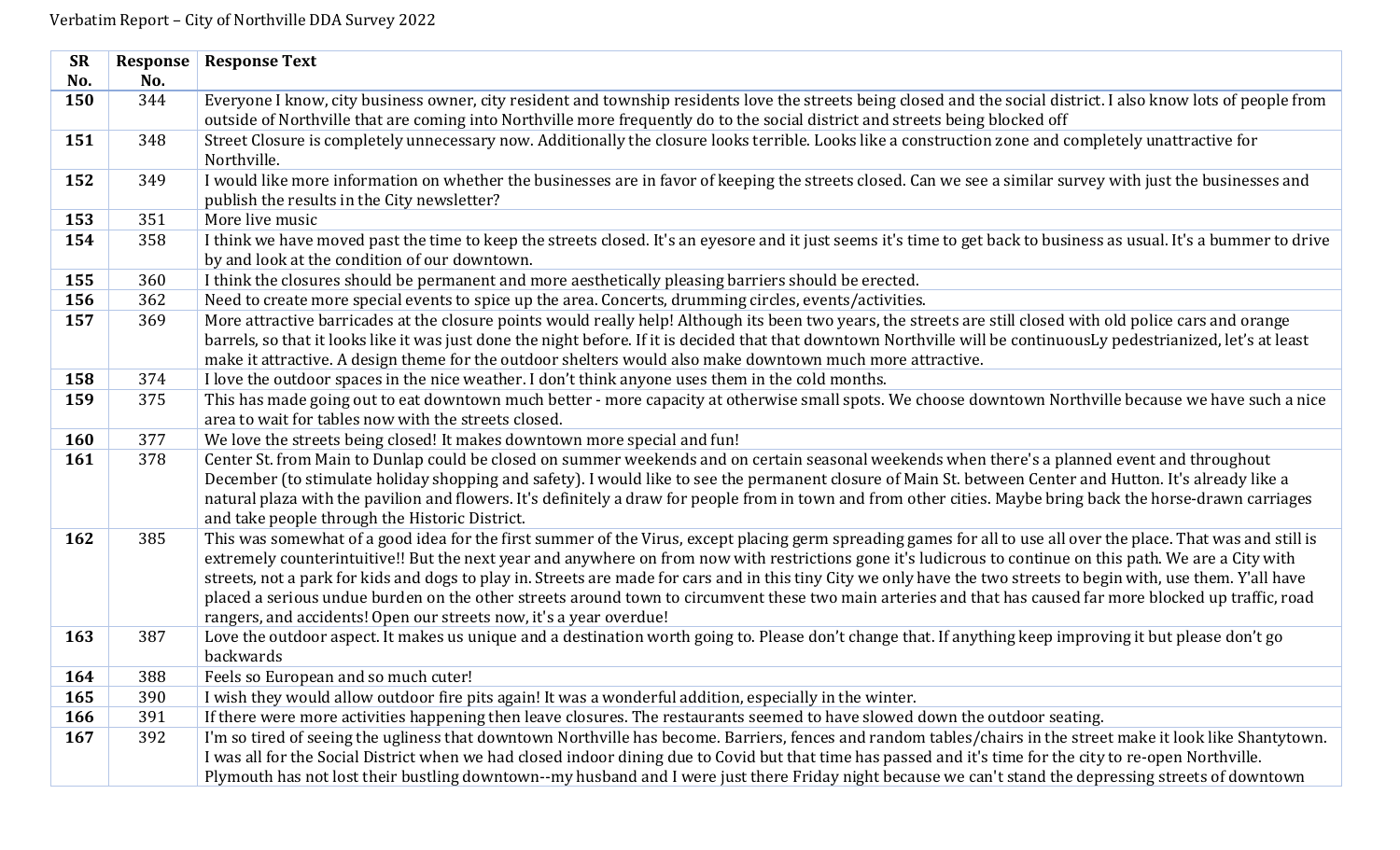Verbatim Report – City of Northville DDA Survey 2022

| SR No. | Response No. | Response Text |
|---|---|---|
| **150** | 344 | Everyone I know, city business owner, city resident and township residents love the streets being closed and the social district. I also know lots of people from outside of Northville that are coming into Northville more frequently do to the social district and streets being blocked off |
| **151** | 348 | Street Closure is completely unnecessary now. Additionally the closure looks terrible. Looks like a construction zone and completely unattractive for Northville. |
| **152** | 349 | I would like more information on whether the businesses are in favor of keeping the streets closed. Can we see a similar survey with just the businesses and publish the results in the City newsletter? |
| **153** | 351 | More live music |
| **154** | 358 | I think we have moved past the time to keep the streets closed. It's an eyesore and it just seems it's time to get back to business as usual. It's a bummer to drive by and look at the condition of our downtown. |
| **155** | 360 | I think the closures should be permanent and more aesthetically pleasing barriers should be erected. |
| **156** | 362 | Need to create more special events to spice up the area. Concerts, drumming circles, events/activities. |
| **157** | 369 | More attractive barricades at the closure points would really help! Although its been two years, the streets are still closed with old police cars and orange barrels, so that it looks like it was just done the night before. If it is decided that that downtown Northville will be continuousLy pedestrianized, let's at least make it attractive. A design theme for the outdoor shelters would also make downtown much more attractive. |
| **158** | 374 | I love the outdoor spaces in the nice weather. I don't think anyone uses them in the cold months. |
| **159** | 375 | This has made going out to eat downtown much better - more capacity at otherwise small spots. We choose downtown Northville because we have such a nice area to wait for tables now with the streets closed. |
| **160** | 377 | We love the streets being closed! It makes downtown more special and fun! |
| **161** | 378 | Center St. from Main to Dunlap could be closed on summer weekends and on certain seasonal weekends when there's a planned event and throughout December (to stimulate holiday shopping and safety). I would like to see the permanent closure of Main St. between Center and Hutton. It's already like a natural plaza with the pavilion and flowers. It's definitely a draw for people from in town and from other cities. Maybe bring back the horse-drawn carriages and take people through the Historic District. |
| **162** | 385 | This was somewhat of a good idea for the first summer of the Virus, except placing germ spreading games for all to use all over the place. That was and still is extremely counterintuitive!! But the next year and anywhere on from now with restrictions gone it's ludicrous to continue on this path. We are a City with streets, not a park for kids and dogs to play in. Streets are made for cars and in this tiny City we only have the two streets to begin with, use them. Y'all have placed a serious undue burden on the other streets around town to circumvent these two main arteries and that has caused far more blocked up traffic, road rangers, and accidents! Open our streets now, it's a year overdue! |
| **163** | 387 | Love the outdoor aspect. It makes us unique and a destination worth going to. Please don't change that. If anything keep improving it but please don't go backwards |
| **164** | 388 | Feels so European and so much cuter! |
| **165** | 390 | I wish they would allow outdoor fire pits again! It was a wonderful addition, especially in the winter. |
| **166** | 391 | If there were more activities happening then leave closures. The restaurants seemed to have slowed down the outdoor seating. |
| **167** | 392 | I'm so tired of seeing the ugliness that downtown Northville has become. Barriers, fences and random tables/chairs in the street make it look like Shantytown. I was all for the Social District when we had closed indoor dining due to Covid but that time has passed and it's time for the city to re-open Northville. Plymouth has not lost their bustling downtown--my husband and I were just there Friday night because we can't stand the depressing streets of downtown |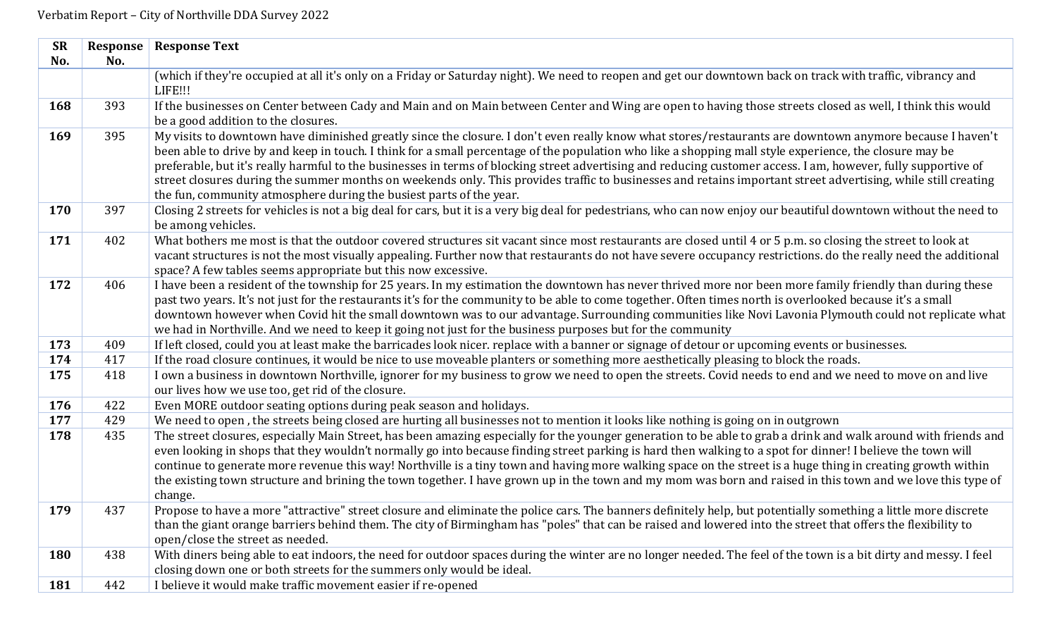| SR No. | Response No. | Response Text |
|---|---|---|
| | | (which if they're occupied at all it's only on a Friday or Saturday night). We need to reopen and get our downtown back on track with traffic, vibrancy and LIFE!!! |
| **168** | 393 | If the businesses on Center between Cady and Main and on Main between Center and Wing are open to having those streets closed as well, I think this would be a good addition to the closures. |
| **169** | 395 | My visits to downtown have diminished greatly since the closure. I don't even really know what stores/restaurants are downtown anymore because I haven't been able to drive by and keep in touch. I think for a small percentage of the population who like a shopping mall style experience, the closure may be preferable, but it's really harmful to the businesses in terms of blocking street advertising and reducing customer access. I am, however, fully supportive of street closures during the summer months on weekends only. This provides traffic to businesses and retains important street advertising, while still creating the fun, community atmosphere during the busiest parts of the year. |
| **170** | 397 | Closing 2 streets for vehicles is not a big deal for cars, but it is a very big deal for pedestrians, who can now enjoy our beautiful downtown without the need to be among vehicles. |
| **171** | 402 | What bothers me most is that the outdoor covered structures sit vacant since most restaurants are closed until 4 or 5 p.m. so closing the street to look at vacant structures is not the most visually appealing. Further now that restaurants do not have severe occupancy restrictions. do the really need the additional space? A few tables seems appropriate but this now excessive. |
| **172** | 406 | I have been a resident of the township for 25 years. In my estimation the downtown has never thrived more nor been more family friendly than during these past two years. It's not just for the restaurants it's for the community to be able to come together. Often times north is overlooked because it's a small downtown however when Covid hit the small downtown was to our advantage. Surrounding communities like Novi Lavonia Plymouth could not replicate what we had in Northville. And we need to keep it going not just for the business purposes but for the community |
| **173** | 409 | If left closed, could you at least make the barricades look nicer. replace with a banner or signage of detour or upcoming events or businesses. |
| **174** | 417 | If the road closure continues, it would be nice to use moveable planters or something more aesthetically pleasing to block the roads. |
| **175** | 418 | I own a business in downtown Northville, ignorer for my business to grow we need to open the streets. Covid needs to end and we need to move on and live our lives how we use too, get rid of the closure. |
| **176** | 422 | Even MORE outdoor seating options during peak season and holidays. |
| **177** | 429 | We need to open , the streets being closed are hurting all businesses not to mention it looks like nothing is going on in outgrown |
| **178** | 435 | The street closures, especially Main Street, has been amazing especially for the younger generation to be able to grab a drink and walk around with friends and even looking in shops that they wouldn't normally go into because finding street parking is hard then walking to a spot for dinner! I believe the town will continue to generate more revenue this way! Northville is a tiny town and having more walking space on the street is a huge thing in creating growth within the existing town structure and brining the town together. I have grown up in the town and my mom was born and raised in this town and we love this type of change. |
| **179** | 437 | Propose to have a more "attractive" street closure and eliminate the police cars. The banners definitely help, but potentially something a little more discrete than the giant orange barriers behind them. The city of Birmingham has "poles" that can be raised and lowered into the street that offers the flexibility to open/close the street as needed. |
| **180** | 438 | With diners being able to eat indoors, the need for outdoor spaces during the winter are no longer needed. The feel of the town is a bit dirty and messy. I feel closing down one or both streets for the summers only would be ideal. |
| **181** | 442 | I believe it would make traffic movement easier if re-opened |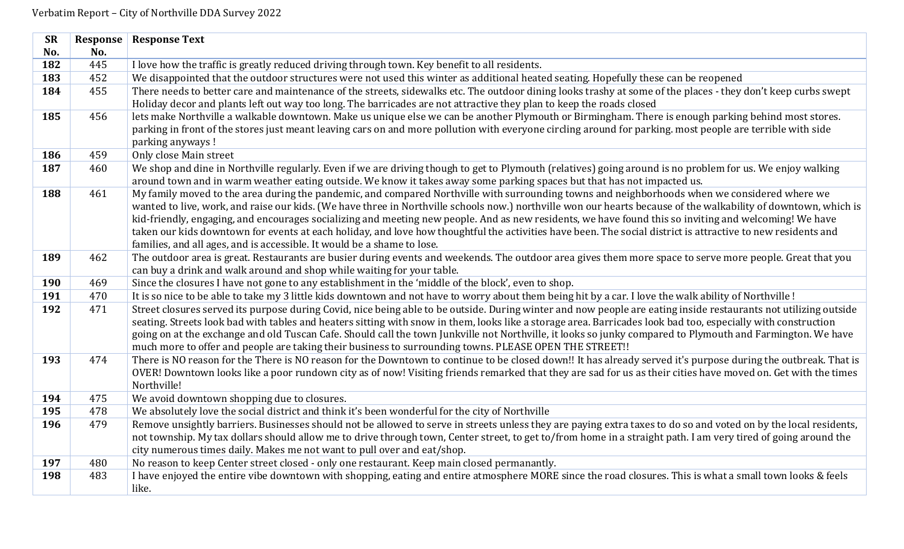Verbatim Report – City of Northville DDA Survey 2022

| SR No. | Response No. | Response Text |
|---|---|---|
| **182** | 445 | I love how the traffic is greatly reduced driving through town. Key benefit to all residents. |
| **183** | 452 | We disappointed that the outdoor structures were not used this winter as additional heated seating. Hopefully these can be reopened |
| **184** | 455 | There needs to better care and maintenance of the streets, sidewalks etc. The outdoor dining looks trashy at some of the places - they don't keep curbs swept Holiday decor and plants left out way too long. The barricades are not attractive they plan to keep the roads closed |
| **185** | 456 | lets make Northville a walkable downtown. Make us unique else we can be another Plymouth or Birmingham. There is enough parking behind most stores. parking in front of the stores just meant leaving cars on and more pollution with everyone circling around for parking. most people are terrible with side parking anyways ! |
| **186** | 459 | Only close Main street |
| **187** | 460 | We shop and dine in Northville regularly. Even if we are driving though to get to Plymouth (relatives) going around is no problem for us. We enjoy walking around town and in warm weather eating outside. We know it takes away some parking spaces but that has not impacted us. |
| **188** | 461 | My family moved to the area during the pandemic, and compared Northville with surrounding towns and neighborhoods when we considered where we wanted to live, work, and raise our kids. (We have three in Northville schools now.) northville won our hearts because of the walkability of downtown, which is kid-friendly, engaging, and encourages socializing and meeting new people. And as new residents, we have found this so inviting and welcoming! We have taken our kids downtown for events at each holiday, and love how thoughtful the activities have been. The social district is attractive to new residents and families, and all ages, and is accessible. It would be a shame to lose. |
| **189** | 462 | The outdoor area is great. Restaurants are busier during events and weekends. The outdoor area gives them more space to serve more people. Great that you can buy a drink and walk around and shop while waiting for your table. |
| **190** | 469 | Since the closures I have not gone to any establishment in the 'middle of the block', even to shop. |
| **191** | 470 | It is so nice to be able to take my 3 little kids downtown and not have to worry about them being hit by a car. I love the walk ability of Northville ! |
| **192** | 471 | Street closures served its purpose during Covid, nice being able to be outside. During winter and now people are eating inside restaurants not utilizing outside seating. Streets look bad with tables and heaters sitting with snow in them, looks like a storage area. Barricades look bad too, especially with construction going on at the exchange and old Tuscan Cafe. Should call the town Junkville not Northville, it looks so junky compared to Plymouth and Farmington. We have much more to offer and people are taking their business to surrounding towns. PLEASE OPEN THE STREET!! |
| **193** | 474 | There is NO reason for the There is NO reason for the Downtown to continue to be closed down!! It has already served it's purpose during the outbreak. That is OVER! Downtown looks like a poor rundown city as of now! Visiting friends remarked that they are sad for us as their cities have moved on. Get with the times Northville! |
| **194** | 475 | We avoid downtown shopping due to closures. |
| **195** | 478 | We absolutely love the social district and think it's been wonderful for the city of Northville |
| **196** | 479 | Remove unsightly barriers. Businesses should not be allowed to serve in streets unless they are paying extra taxes to do so and voted on by the local residents, not township. My tax dollars should allow me to drive through town, Center street, to get to/from home in a straight path. I am very tired of going around the city numerous times daily. Makes me not want to pull over and eat/shop. |
| **197** | 480 | No reason to keep Center street closed - only one restaurant. Keep main closed permanantly. |
| **198** | 483 | I have enjoyed the entire vibe downtown with shopping, eating and entire atmosphere MORE since the road closures. This is what a small town looks & feels like. |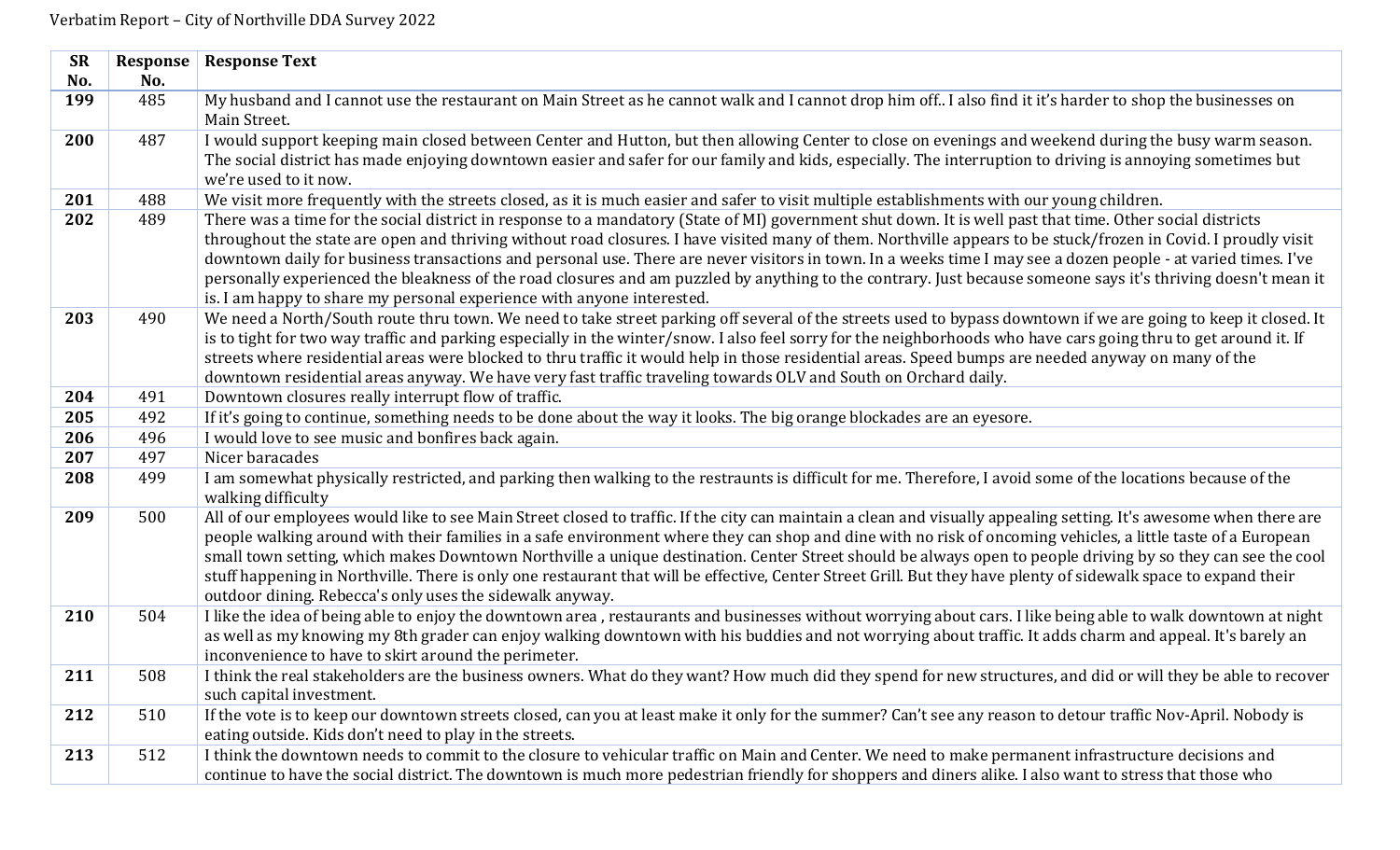Verbatim Report – City of Northville DDA Survey 2022

| SR No. | Response No. | Response Text |
|---|---|---|
| **199** | 485 | My husband and I cannot use the restaurant on Main Street as he cannot walk and I cannot drop him off.. I also find it it's harder to shop the businesses on Main Street. |
| **200** | 487 | I would support keeping main closed between Center and Hutton, but then allowing Center to close on evenings and weekend during the busy warm season. The social district has made enjoying downtown easier and safer for our family and kids, especially. The interruption to driving is annoying sometimes but we're used to it now. |
| **201** | 488 | We visit more frequently with the streets closed, as it is much easier and safer to visit multiple establishments with our young children. |
| **202** | 489 | There was a time for the social district in response to a mandatory (State of MI) government shut down. It is well past that time. Other social districts throughout the state are open and thriving without road closures. I have visited many of them. Northville appears to be stuck/frozen in Covid. I proudly visit downtown daily for business transactions and personal use. There are never visitors in town. In a weeks time I may see a dozen people - at varied times. I've personally experienced the bleakness of the road closures and am puzzled by anything to the contrary. Just because someone says it's thriving doesn't mean it is. I am happy to share my personal experience with anyone interested. |
| **203** | 490 | We need a North/South route thru town. We need to take street parking off several of the streets used to bypass downtown if we are going to keep it closed. It is to tight for two way traffic and parking especially in the winter/snow. I also feel sorry for the neighborhoods who have cars going thru to get around it. If streets where residential areas were blocked to thru traffic it would help in those residential areas. Speed bumps are needed anyway on many of the downtown residential areas anyway. We have very fast traffic traveling towards OLV and South on Orchard daily. |
| **204** | 491 | Downtown closures really interrupt flow of traffic. |
| **205** | 492 | If it's going to continue, something needs to be done about the way it looks. The big orange blockades are an eyesore. |
| **206** | 496 | I would love to see music and bonfires back again. |
| **207** | 497 | Nicer baracades |
| **208** | 499 | I am somewhat physically restricted, and parking then walking to the restraunts is difficult for me. Therefore, I avoid some of the locations because of the walking difficulty |
| **209** | 500 | All of our employees would like to see Main Street closed to traffic. If the city can maintain a clean and visually appealing setting. It's awesome when there are people walking around with their families in a safe environment where they can shop and dine with no risk of oncoming vehicles, a little taste of a European small town setting, which makes Downtown Northville a unique destination. Center Street should be always open to people driving by so they can see the cool stuff happening in Northville. There is only one restaurant that will be effective, Center Street Grill. But they have plenty of sidewalk space to expand their outdoor dining. Rebecca's only uses the sidewalk anyway. |
| **210** | 504 | I like the idea of being able to enjoy the downtown area , restaurants and businesses without worrying about cars. I like being able to walk downtown at night as well as my knowing my 8th grader can enjoy walking downtown with his buddies and not worrying about traffic. It adds charm and appeal. It's barely an inconvenience to have to skirt around the perimeter. |
| **211** | 508 | I think the real stakeholders are the business owners. What do they want? How much did they spend for new structures, and did or will they be able to recover such capital investment. |
| **212** | 510 | If the vote is to keep our downtown streets closed, can you at least make it only for the summer? Can't see any reason to detour traffic Nov-April. Nobody is eating outside. Kids don't need to play in the streets. |
| **213** | 512 | I think the downtown needs to commit to the closure to vehicular traffic on Main and Center. We need to make permanent infrastructure decisions and continue to have the social district. The downtown is much more pedestrian friendly for shoppers and diners alike. I also want to stress that those who |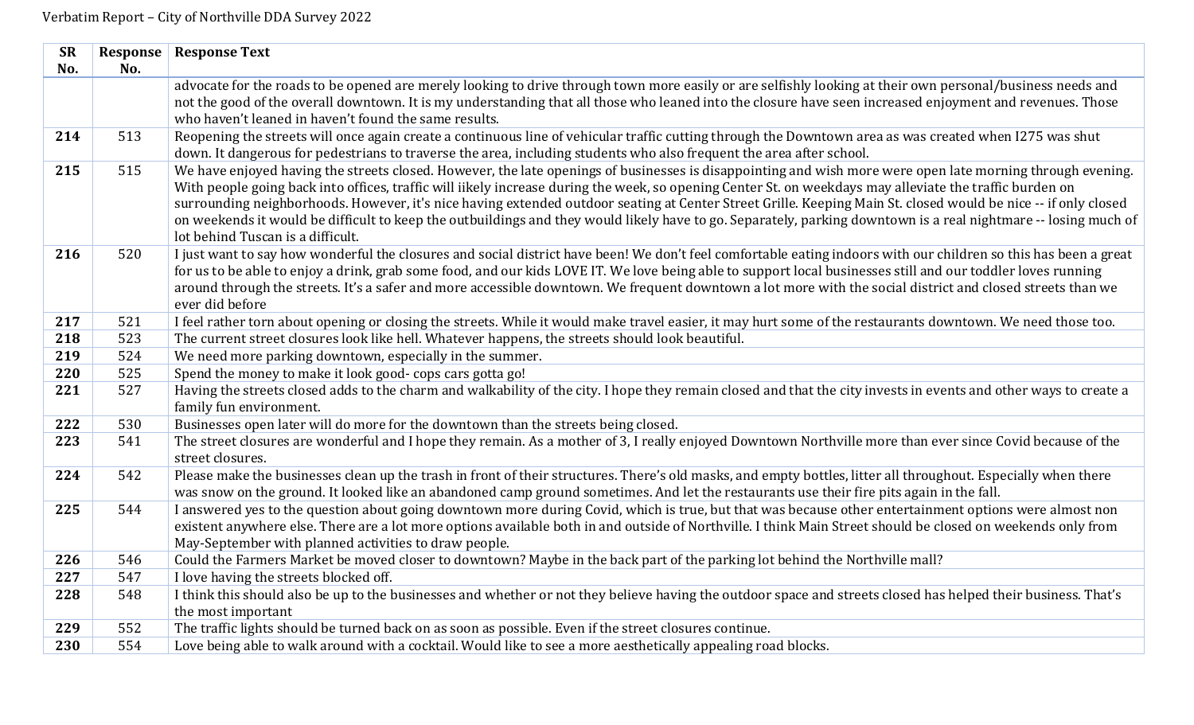Verbatim Report – City of Northville DDA Survey 2022

| SR No. | Response No. | Response Text |
|---|---|---|
| | | advocate for the roads to be opened are merely looking to drive through town more easily or are selfishly looking at their own personal/business needs and not the good of the overall downtown. It is my understanding that all those who leaned into the closure have seen increased enjoyment and revenues. Those who haven't leaned in haven't found the same results. |
| **214** | 513 | Reopening the streets will once again create a continuous line of vehicular traffic cutting through the Downtown area as was created when I275 was shut down. It dangerous for pedestrians to traverse the area, including students who also frequent the area after school. |
| **215** | 515 | We have enjoyed having the streets closed. However, the late openings of businesses is disappointing and wish more were open late morning through evening. With people going back into offices, traffic will iikely increase during the week, so opening Center St. on weekdays may alleviate the traffic burden on surrounding neighborhoods. However, it's nice having extended outdoor seating at Center Street Grille. Keeping Main St. closed would be nice -- if only closed on weekends it would be difficult to keep the outbuildings and they would likely have to go. Separately, parking downtown is a real nightmare -- losing much of lot behind Tuscan is a difficult. |
| **216** | 520 | I just want to say how wonderful the closures and social district have been! We don't feel comfortable eating indoors with our children so this has been a great for us to be able to enjoy a drink, grab some food, and our kids LOVE IT. We love being able to support local businesses still and our toddler loves running around through the streets. It's a safer and more accessible downtown. We frequent downtown a lot more with the social district and closed streets than we ever did before |
| **217** | 521 | I feel rather torn about opening or closing the streets. While it would make travel easier, it may hurt some of the restaurants downtown. We need those too. |
| **218** | 523 | The current street closures look like hell. Whatever happens, the streets should look beautiful. |
| **219** | 524 | We need more parking downtown, especially in the summer. |
| **220** | 525 | Spend the money to make it look good- cops cars gotta go! |
| **221** | 527 | Having the streets closed adds to the charm and walkability of the city. I hope they remain closed and that the city invests in events and other ways to create a family fun environment. |
| **222** | 530 | Businesses open later will do more for the downtown than the streets being closed. |
| **223** | 541 | The street closures are wonderful and I hope they remain. As a mother of 3, I really enjoyed Downtown Northville more than ever since Covid because of the street closures. |
| **224** | 542 | Please make the businesses clean up the trash in front of their structures. There's old masks, and empty bottles, litter all throughout. Especially when there was snow on the ground. It looked like an abandoned camp ground sometimes. And let the restaurants use their fire pits again in the fall. |
| **225** | 544 | I answered yes to the question about going downtown more during Covid, which is true, but that was because other entertainment options were almost non existent anywhere else. There are a lot more options available both in and outside of Northville. I think Main Street should be closed on weekends only from May-September with planned activities to draw people. |
| **226** | 546 | Could the Farmers Market be moved closer to downtown? Maybe in the back part of the parking lot behind the Northville mall? |
| **227** | 547 | I love having the streets blocked off. |
| **228** | 548 | I think this should also be up to the businesses and whether or not they believe having the outdoor space and streets closed has helped their business. That's the most important |
| **229** | 552 | The traffic lights should be turned back on as soon as possible. Even if the street closures continue. |
| **230** | 554 | Love being able to walk around with a cocktail. Would like to see a more aesthetically appealing road blocks. |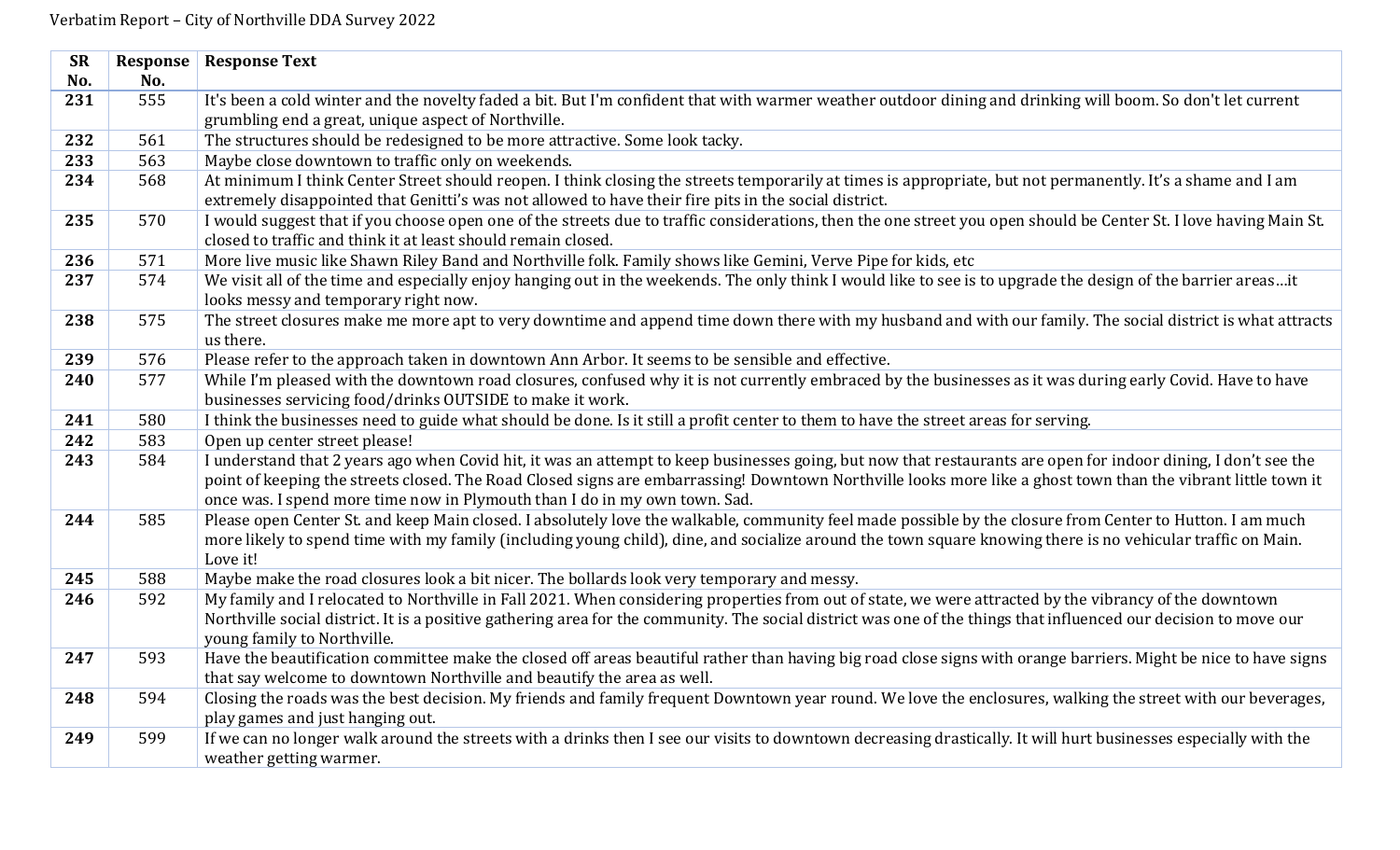Verbatim Report – City of Northville DDA Survey 2022

| SR No. | Response No. | Response Text |
|---|---|---|
| **231** | 555 | It's been a cold winter and the novelty faded a bit. But I'm confident that with warmer weather outdoor dining and drinking will boom. So don't let current grumbling end a great, unique aspect of Northville. |
| **232** | 561 | The structures should be redesigned to be more attractive. Some look tacky. |
| **233** | 563 | Maybe close downtown to traffic only on weekends. |
| **234** | 568 | At minimum I think Center Street should reopen. I think closing the streets temporarily at times is appropriate, but not permanently. It's a shame and I am extremely disappointed that Genitti's was not allowed to have their fire pits in the social district. |
| **235** | 570 | I would suggest that if you choose open one of the streets due to traffic considerations, then the one street you open should be Center St. I love having Main St. closed to traffic and think it at least should remain closed. |
| **236** | 571 | More live music like Shawn Riley Band and Northville folk. Family shows like Gemini, Verve Pipe for kids, etc |
| **237** | 574 | We visit all of the time and especially enjoy hanging out in the weekends. The only think I would like to see is to upgrade the design of the barrier areas…it looks messy and temporary right now. |
| **238** | 575 | The street closures make me more apt to very downtime and append time down there with my husband and with our family. The social district is what attracts us there. |
| **239** | 576 | Please refer to the approach taken in downtown Ann Arbor. It seems to be sensible and effective. |
| **240** | 577 | While I'm pleased with the downtown road closures, confused why it is not currently embraced by the businesses as it was during early Covid. Have to have businesses servicing food/drinks OUTSIDE to make it work. |
| **241** | 580 | I think the businesses need to guide what should be done. Is it still a profit center to them to have the street areas for serving. |
| **242** | 583 | Open up center street please! |
| **243** | 584 | I understand that 2 years ago when Covid hit, it was an attempt to keep businesses going, but now that restaurants are open for indoor dining, I don't see the point of keeping the streets closed. The Road Closed signs are embarrassing! Downtown Northville looks more like a ghost town than the vibrant little town it once was. I spend more time now in Plymouth than I do in my own town. Sad. |
| **244** | 585 | Please open Center St. and keep Main closed. I absolutely love the walkable, community feel made possible by the closure from Center to Hutton. I am much more likely to spend time with my family (including young child), dine, and socialize around the town square knowing there is no vehicular traffic on Main. Love it! |
| **245** | 588 | Maybe make the road closures look a bit nicer. The bollards look very temporary and messy. |
| **246** | 592 | My family and I relocated to Northville in Fall 2021. When considering properties from out of state, we were attracted by the vibrancy of the downtown Northville social district. It is a positive gathering area for the community. The social district was one of the things that influenced our decision to move our young family to Northville. |
| **247** | 593 | Have the beautification committee make the closed off areas beautiful rather than having big road close signs with orange barriers. Might be nice to have signs that say welcome to downtown Northville and beautify the area as well. |
| **248** | 594 | Closing the roads was the best decision. My friends and family frequent Downtown year round. We love the enclosures, walking the street with our beverages, play games and just hanging out. |
| **249** | 599 | If we can no longer walk around the streets with a drinks then I see our visits to downtown decreasing drastically. It will hurt businesses especially with the weather getting warmer. |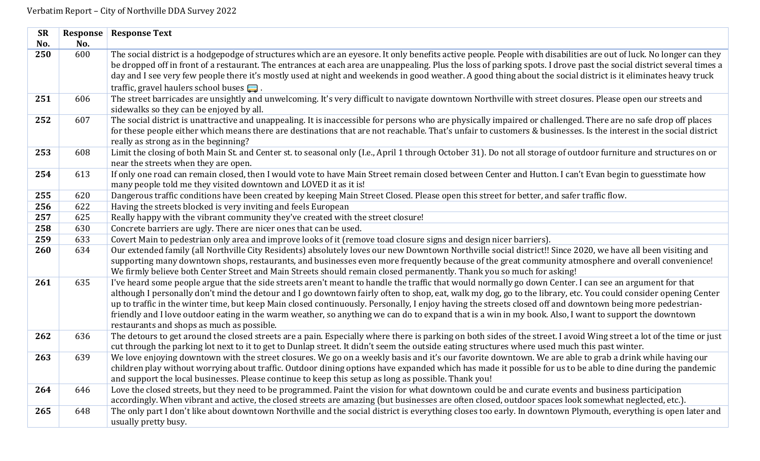Verbatim Report – City of Northville DDA Survey 2022

| SR No. | Response No. | Response Text |
|---|---|---|
| **250** | 600 | The social district is a hodgepodge of structures which are an eyesore. It only benefits active people. People with disabilities are out of luck. No longer can they be dropped off in front of a restaurant. The entrances at each area are unappealing. Plus the loss of parking spots. I drove past the social district several times a day and I see very few people there it's mostly used at night and weekends in good weather. A good thing about the social district is it eliminates heavy truck traffic, gravel haulers school buses 🚌 . |
| **251** | 606 | The street barricades are unsightly and unwelcoming. It's very difficult to navigate downtown Northville with street closures. Please open our streets and sidewalks so they can be enjoyed by all. |
| **252** | 607 | The social district is unattractive and unappealing. It is inaccessible for persons who are physically impaired or challenged. There are no safe drop off places for these people either which means there are destinations that are not reachable. That's unfair to customers & businesses. Is the interest in the social district really as strong as in the beginning? |
| **253** | 608 | Limit the closing of both Main St. and Center st. to seasonal only (I.e., April 1 through October 31). Do not all storage of outdoor furniture and structures on or near the streets when they are open. |
| **254** | 613 | If only one road can remain closed, then I would vote to have Main Street remain closed between Center and Hutton. I can't Evan begin to guesstimate how many people told me they visited downtown and LOVED it as it is! |
| **255** | 620 | Dangerous traffic conditions have been created by keeping Main Street Closed. Please open this street for better, and safer traffic flow. |
| **256** | 622 | Having the streets blocked is very inviting and feels European |
| **257** | 625 | Really happy with the vibrant community they've created with the street closure! |
| **258** | 630 | Concrete barriers are ugly. There are nicer ones that can be used. |
| **259** | 633 | Covert Main to pedestrian only area and improve looks of it (remove toad closure signs and design nicer barriers). |
| **260** | 634 | Our extended family (all Northville City Residents) absolutely loves our new Downtown Northville social district!! Since 2020, we have all been visiting and supporting many downtown shops, restaurants, and businesses even more frequently because of the great community atmosphere and overall convenience! We firmly believe both Center Street and Main Streets should remain closed permanently. Thank you so much for asking! |
| **261** | 635 | I've heard some people argue that the side streets aren't meant to handle the traffic that would normally go down Center. I can see an argument for that although I personally don't mind the detour and I go downtown fairly often to shop, eat, walk my dog, go to the library, etc. You could consider opening Center up to traffic in the winter time, but keep Main closed continuously. Personally, I enjoy having the streets closed off and downtown being more pedestrian-friendly and I love outdoor eating in the warm weather, so anything we can do to expand that is a win in my book. Also, I want to support the downtown restaurants and shops as much as possible. |
| **262** | 636 | The detours to get around the closed streets are a pain. Especially where there is parking on both sides of the street. I avoid Wing street a lot of the time or just cut through the parking lot next to it to get to Dunlap street. It didn't seem the outside eating structures where used much this past winter. |
| **263** | 639 | We love enjoying downtown with the street closures. We go on a weekly basis and it's our favorite downtown. We are able to grab a drink while having our children play without worrying about traffic. Outdoor dining options have expanded which has made it possible for us to be able to dine during the pandemic and support the local businesses. Please continue to keep this setup as long as possible. Thank you! |
| **264** | 646 | Love the closed streets, but they need to be programmed. Paint the vision for what downtown could be and curate events and business participation accordingly. When vibrant and active, the closed streets are amazing (but businesses are often closed, outdoor spaces look somewhat neglected, etc.). |
| **265** | 648 | The only part I don't like about downtown Northville and the social district is everything closes too early. In downtown Plymouth, everything is open later and usually pretty busy. |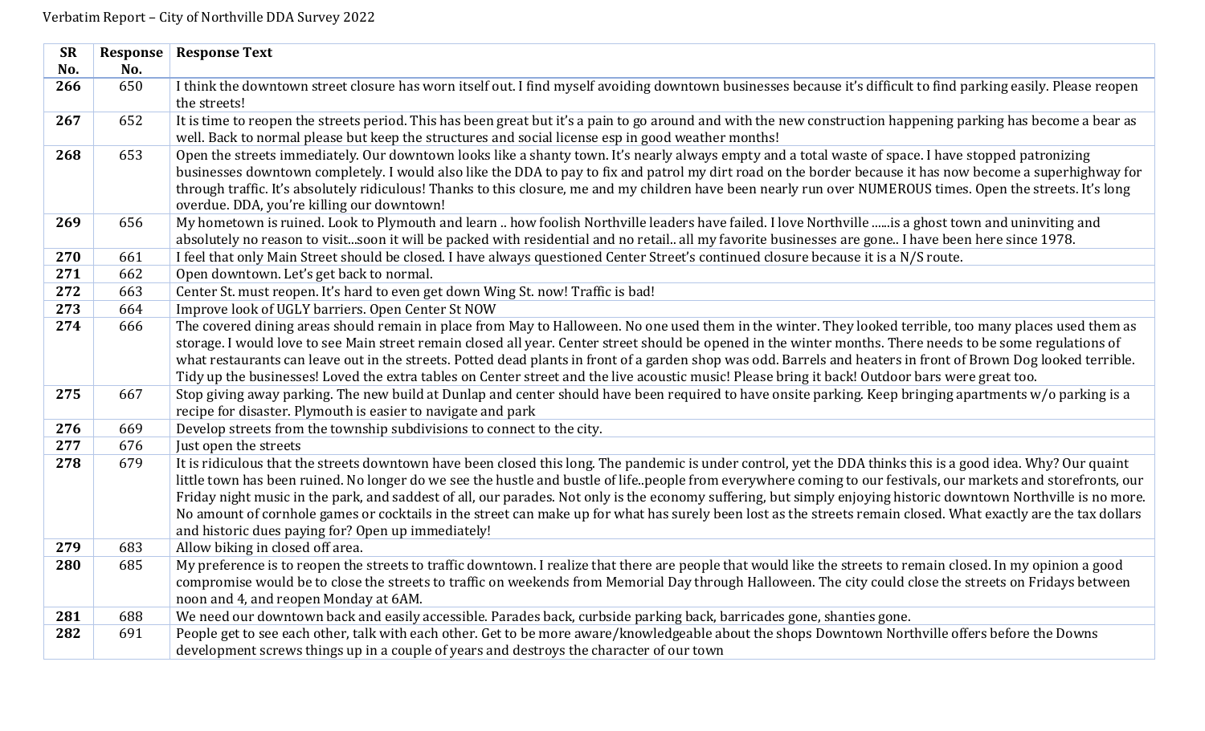Verbatim Report – City of Northville DDA Survey 2022

| SR No. | Response No. | Response Text |
|---|---|---|
| **266** | 650 | I think the downtown street closure has worn itself out. I find myself avoiding downtown businesses because it's difficult to find parking easily. Please reopen the streets! |
| **267** | 652 | It is time to reopen the streets period. This has been great but it's a pain to go around and with the new construction happening parking has become a bear as well. Back to normal please but keep the structures and social license esp in good weather months! |
| **268** | 653 | Open the streets immediately. Our downtown looks like a shanty town. It's nearly always empty and a total waste of space. I have stopped patronizing businesses downtown completely. I would also like the DDA to pay to fix and patrol my dirt road on the border because it has now become a superhighway for through traffic. It's absolutely ridiculous! Thanks to this closure, me and my children have been nearly run over NUMEROUS times. Open the streets. It's long overdue. DDA, you're killing our downtown! |
| **269** | 656 | My hometown is ruined. Look to Plymouth and learn .. how foolish Northville leaders have failed. I love Northville ......is a ghost town and uninviting and absolutely no reason to visit...soon it will be packed with residential and no retail.. all my favorite businesses are gone.. I have been here since 1978. |
| **270** | 661 | I feel that only Main Street should be closed. I have always questioned Center Street's continued closure because it is a N/S route. |
| **271** | 662 | Open downtown. Let's get back to normal. |
| **272** | 663 | Center St. must reopen. It's hard to even get down Wing St. now! Traffic is bad! |
| **273** | 664 | Improve look of UGLY barriers. Open Center St NOW |
| **274** | 666 | The covered dining areas should remain in place from May to Halloween. No one used them in the winter. They looked terrible, too many places used them as storage. I would love to see Main street remain closed all year. Center street should be opened in the winter months. There needs to be some regulations of what restaurants can leave out in the streets. Potted dead plants in front of a garden shop was odd. Barrels and heaters in front of Brown Dog looked terrible. Tidy up the businesses! Loved the extra tables on Center street and the live acoustic music! Please bring it back! Outdoor bars were great too. |
| **275** | 667 | Stop giving away parking. The new build at Dunlap and center should have been required to have onsite parking. Keep bringing apartments w/o parking is a recipe for disaster. Plymouth is easier to navigate and park |
| **276** | 669 | Develop streets from the township subdivisions to connect to the city. |
| **277** | 676 | Just open the streets |
| **278** | 679 | It is ridiculous that the streets downtown have been closed this long. The pandemic is under control, yet the DDA thinks this is a good idea. Why? Our quaint little town has been ruined. No longer do we see the hustle and bustle of life..people from everywhere coming to our festivals, our markets and storefronts, our Friday night music in the park, and saddest of all, our parades. Not only is the economy suffering, but simply enjoying historic downtown Northville is no more. No amount of cornhole games or cocktails in the street can make up for what has surely been lost as the streets remain closed. What exactly are the tax dollars and historic dues paying for? Open up immediately! |
| **279** | 683 | Allow biking in closed off area. |
| **280** | 685 | My preference is to reopen the streets to traffic downtown. I realize that there are people that would like the streets to remain closed. In my opinion a good compromise would be to close the streets to traffic on weekends from Memorial Day through Halloween. The city could close the streets on Fridays between noon and 4, and reopen Monday at 6AM. |
| **281** | 688 | We need our downtown back and easily accessible. Parades back, curbside parking back, barricades gone, shanties gone. |
| **282** | 691 | People get to see each other, talk with each other. Get to be more aware/knowledgeable about the shops Downtown Northville offers before the Downs development screws things up in a couple of years and destroys the character of our town |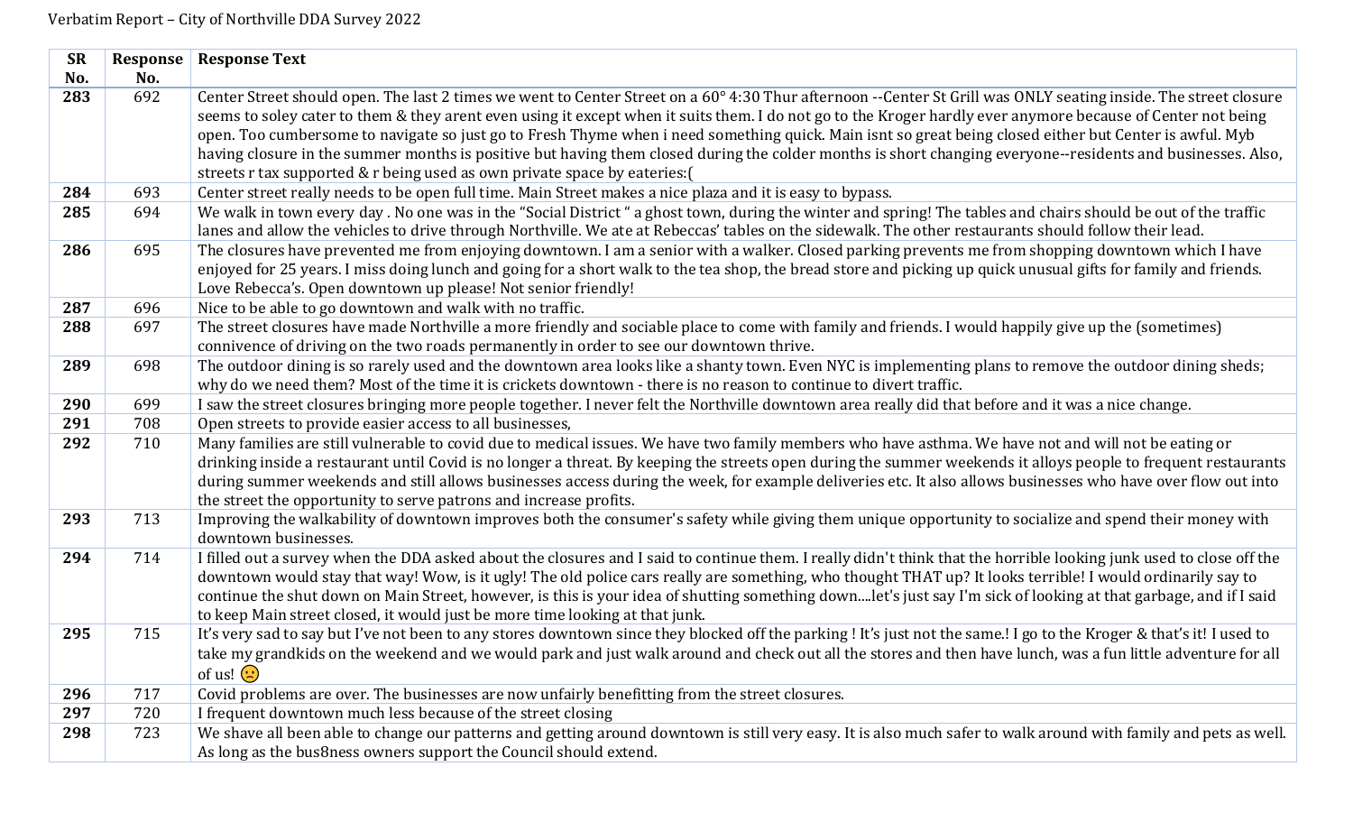Verbatim Report – City of Northville DDA Survey 2022

| SR No. | Response No. | Response Text |
|---|---|---|
| **283** | 692 | Center Street should open. The last 2 times we went to Center Street on a 60° 4:30 Thur afternoon --Center St Grill was ONLY seating inside. The street closure seems to soley cater to them & they arent even using it except when it suits them. I do not go to the Kroger hardly ever anymore because of Center not being open. Too cumbersome to navigate so just go to Fresh Thyme when i need something quick. Main isnt so great being closed either but Center is awful. Myb having closure in the summer months is positive but having them closed during the colder months is short changing everyone--residents and businesses. Also, streets r tax supported & r being used as own private space by eateries:( |
| **284** | 693 | Center street really needs to be open full time. Main Street makes a nice plaza and it is easy to bypass. |
| **285** | 694 | We walk in town every day . No one was in the "Social District " a ghost town, during the winter and spring! The tables and chairs should be out of the traffic lanes and allow the vehicles to drive through Northville. We ate at Rebeccas' tables on the sidewalk. The other restaurants should follow their lead. |
| **286** | 695 | The closures have prevented me from enjoying downtown. I am a senior with a walker. Closed parking prevents me from shopping downtown which I have enjoyed for 25 years. I miss doing lunch and going for a short walk to the tea shop, the bread store and picking up quick unusual gifts for family and friends. Love Rebecca's. Open downtown up please! Not senior friendly! |
| **287** | 696 | Nice to be able to go downtown and walk with no traffic. |
| **288** | 697 | The street closures have made Northville a more friendly and sociable place to come with family and friends. I would happily give up the (sometimes) connivence of driving on the two roads permanently in order to see our downtown thrive. |
| **289** | 698 | The outdoor dining is so rarely used and the downtown area looks like a shanty town. Even NYC is implementing plans to remove the outdoor dining sheds; why do we need them? Most of the time it is crickets downtown - there is no reason to continue to divert traffic. |
| **290** | 699 | I saw the street closures bringing more people together. I never felt the Northville downtown area really did that before and it was a nice change. |
| **291** | 708 | Open streets to provide easier access to all businesses, |
| **292** | 710 | Many families are still vulnerable to covid due to medical issues. We have two family members who have asthma. We have not and will not be eating or drinking inside a restaurant until Covid is no longer a threat. By keeping the streets open during the summer weekends it alloys people to frequent restaurants during summer weekends and still allows businesses access during the week, for example deliveries etc. It also allows businesses who have over flow out into the street the opportunity to serve patrons and increase profits. |
| **293** | 713 | Improving the walkability of downtown improves both the consumer's safety while giving them unique opportunity to socialize and spend their money with downtown businesses. |
| **294** | 714 | I filled out a survey when the DDA asked about the closures and I said to continue them. I really didn't think that the horrible looking junk used to close off the downtown would stay that way! Wow, is it ugly! The old police cars really are something, who thought THAT up? It looks terrible! I would ordinarily say to continue the shut down on Main Street, however, is this is your idea of shutting something down....let's just say I'm sick of looking at that garbage, and if I said to keep Main street closed, it would just be more time looking at that junk. |
| **295** | 715 | It's very sad to say but I've not been to any stores downtown since they blocked off the parking ! It's just not the same.! I go to the Kroger & that's it! I used to take my grandkids on the weekend and we would park and just walk around and check out all the stores and then have lunch, was a fun little adventure for all of us! 🙁 |
| **296** | 717 | Covid problems are over. The businesses are now unfairly benefitting from the street closures. |
| **297** | 720 | I frequent downtown much less because of the street closing |
| **298** | 723 | We shave all been able to change our patterns and getting around downtown is still very easy. It is also much safer to walk around with family and pets as well. As long as the bus8ness owners support the Council should extend. |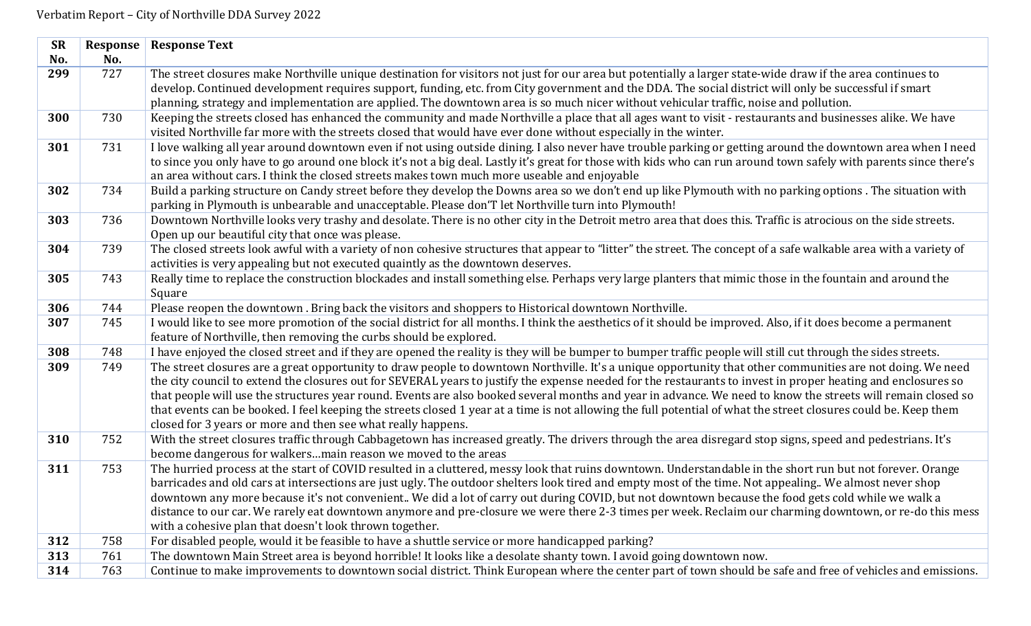Verbatim Report – City of Northville DDA Survey 2022

| SR No. | Response No. | Response Text |
|---|---|---|
| **299** | 727 | The street closures make Northville unique destination for visitors not just for our area but potentially a larger state-wide draw if the area continues to develop. Continued development requires support, funding, etc. from City government and the DDA. The social district will only be successful if smart planning, strategy and implementation are applied. The downtown area is so much nicer without vehicular traffic, noise and pollution. |
| **300** | 730 | Keeping the streets closed has enhanced the community and made Northville a place that all ages want to visit - restaurants and businesses alike. We have visited Northville far more with the streets closed that would have ever done without especially in the winter. |
| **301** | 731 | I love walking all year around downtown even if not using outside dining. I also never have trouble parking or getting around the downtown area when I need to since you only have to go around one block it's not a big deal. Lastly it's great for those with kids who can run around town safely with parents since there's an area without cars. I think the closed streets makes town much more useable and enjoyable |
| **302** | 734 | Build a parking structure on Candy street before they develop the Downs area so we don't end up like Plymouth with no parking options . The situation with parking in Plymouth is unbearable and unacceptable. Please don'T let Northville turn into Plymouth! |
| **303** | 736 | Downtown Northville looks very trashy and desolate. There is no other city in the Detroit metro area that does this. Traffic is atrocious on the side streets. Open up our beautiful city that once was please. |
| **304** | 739 | The closed streets look awful with a variety of non cohesive structures that appear to "litter" the street. The concept of a safe walkable area with a variety of activities is very appealing but not executed quaintly as the downtown deserves. |
| **305** | 743 | Really time to replace the construction blockades and install something else. Perhaps very large planters that mimic those in the fountain and around the Square |
| **306** | 744 | Please reopen the downtown . Bring back the visitors and shoppers to Historical downtown Northville. |
| **307** | 745 | I would like to see more promotion of the social district for all months. I think the aesthetics of it should be improved. Also, if it does become a permanent feature of Northville, then removing the curbs should be explored. |
| **308** | 748 | I have enjoyed the closed street and if they are opened the reality is they will be bumper to bumper traffic people will still cut through the sides streets. |
| **309** | 749 | The street closures are a great opportunity to draw people to downtown Northville. It's a unique opportunity that other communities are not doing. We need the city council to extend the closures out for SEVERAL years to justify the expense needed for the restaurants to invest in proper heating and enclosures so that people will use the structures year round. Events are also booked several months and year in advance. We need to know the streets will remain closed so that events can be booked. I feel keeping the streets closed 1 year at a time is not allowing the full potential of what the street closures could be. Keep them closed for 3 years or more and then see what really happens. |
| **310** | 752 | With the street closures traffic through Cabbagetown has increased greatly. The drivers through the area disregard stop signs, speed and pedestrians. It's become dangerous for walkers…main reason we moved to the areas |
| **311** | 753 | The hurried process at the start of COVID resulted in a cluttered, messy look that ruins downtown. Understandable in the short run but not forever. Orange barricades and old cars at intersections are just ugly. The outdoor shelters look tired and empty most of the time. Not appealing.. We almost never shop downtown any more because it's not convenient.. We did a lot of carry out during COVID, but not downtown because the food gets cold while we walk a distance to our car. We rarely eat downtown anymore and pre-closure we were there 2-3 times per week. Reclaim our charming downtown, or re-do this mess with a cohesive plan that doesn't look thrown together. |
| **312** | 758 | For disabled people, would it be feasible to have a shuttle service or more handicapped parking? |
| **313** | 761 | The downtown Main Street area is beyond horrible! It looks like a desolate shanty town. I avoid going downtown now. |
| **314** | 763 | Continue to make improvements to downtown social district. Think European where the center part of town should be safe and free of vehicles and emissions. |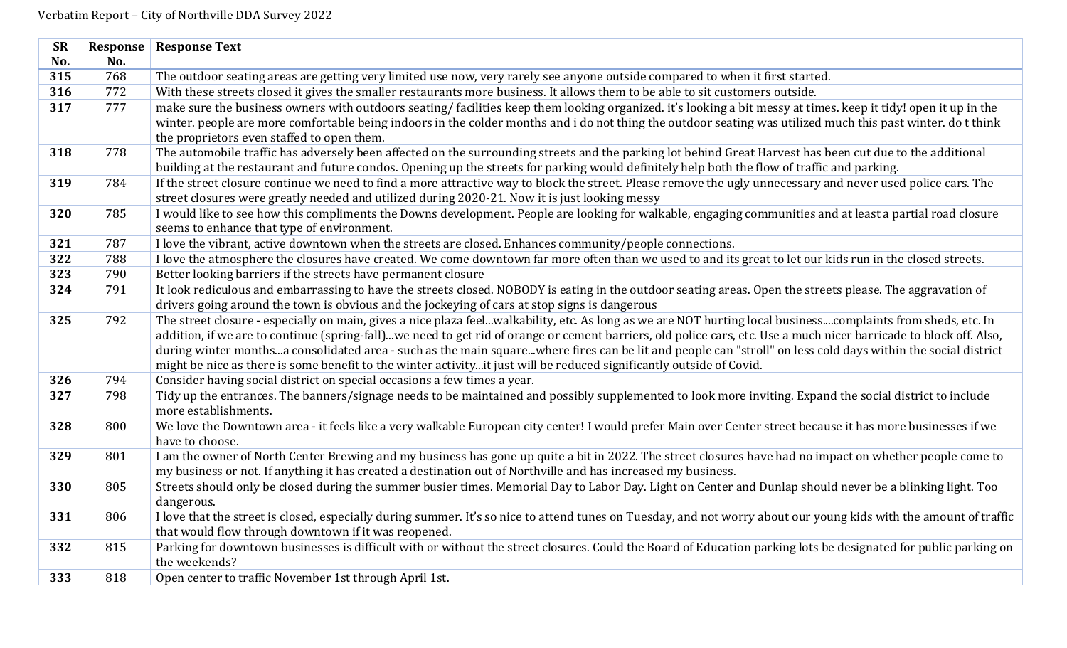Verbatim Report – City of Northville DDA Survey 2022

| SR No. | Response No. | Response Text |
|---|---|---|
| **315** | 768 | The outdoor seating areas are getting very limited use now, very rarely see anyone outside compared to when it first started. |
| **316** | 772 | With these streets closed it gives the smaller restaurants more business. It allows them to be able to sit customers outside. |
| **317** | 777 | make sure the business owners with outdoors seating/ facilities keep them looking organized. it's looking a bit messy at times. keep it tidy! open it up in the winter. people are more comfortable being indoors in the colder months and i do not thing the outdoor seating was utilized much this past winter. do t think the proprietors even staffed to open them. |
| **318** | 778 | The automobile traffic has adversely been affected on the surrounding streets and the parking lot behind Great Harvest has been cut due to the additional building at the restaurant and future condos. Opening up the streets for parking would definitely help both the flow of traffic and parking. |
| **319** | 784 | If the street closure continue we need to find a more attractive way to block the street. Please remove the ugly unnecessary and never used police cars. The street closures were greatly needed and utilized during 2020-21. Now it is just looking messy |
| **320** | 785 | I would like to see how this compliments the Downs development. People are looking for walkable, engaging communities and at least a partial road closure seems to enhance that type of environment. |
| **321** | 787 | I love the vibrant, active downtown when the streets are closed. Enhances community/people connections. |
| **322** | 788 | I love the atmosphere the closures have created. We come downtown far more often than we used to and its great to let our kids run in the closed streets. |
| **323** | 790 | Better looking barriers if the streets have permanent closure |
| **324** | 791 | It look rediculous and embarrassing to have the streets closed. NOBODY is eating in the outdoor seating areas. Open the streets please. The aggravation of drivers going around the town is obvious and the jockeying of cars at stop signs is dangerous |
| **325** | 792 | The street closure - especially on main, gives a nice plaza feel...walkability, etc. As long as we are NOT hurting local business....complaints from sheds, etc. In addition, if we are to continue (spring-fall)...we need to get rid of orange or cement barriers, old police cars, etc. Use a much nicer barricade to block off. Also, during winter months...a consolidated area - such as the main square...where fires can be lit and people can "stroll" on less cold days within the social district might be nice as there is some benefit to the winter activity...it just will be reduced significantly outside of Covid. |
| **326** | 794 | Consider having social district on special occasions a few times a year. |
| **327** | 798 | Tidy up the entrances. The banners/signage needs to be maintained and possibly supplemented to look more inviting. Expand the social district to include more establishments. |
| **328** | 800 | We love the Downtown area - it feels like a very walkable European city center! I would prefer Main over Center street because it has more businesses if we have to choose. |
| **329** | 801 | I am the owner of North Center Brewing and my business has gone up quite a bit in 2022. The street closures have had no impact on whether people come to my business or not. If anything it has created a destination out of Northville and has increased my business. |
| **330** | 805 | Streets should only be closed during the summer busier times. Memorial Day to Labor Day. Light on Center and Dunlap should never be a blinking light. Too dangerous. |
| **331** | 806 | I love that the street is closed, especially during summer. It's so nice to attend tunes on Tuesday, and not worry about our young kids with the amount of traffic that would flow through downtown if it was reopened. |
| **332** | 815 | Parking for downtown businesses is difficult with or without the street closures. Could the Board of Education parking lots be designated for public parking on the weekends? |
| **333** | 818 | Open center to traffic November 1st through April 1st. |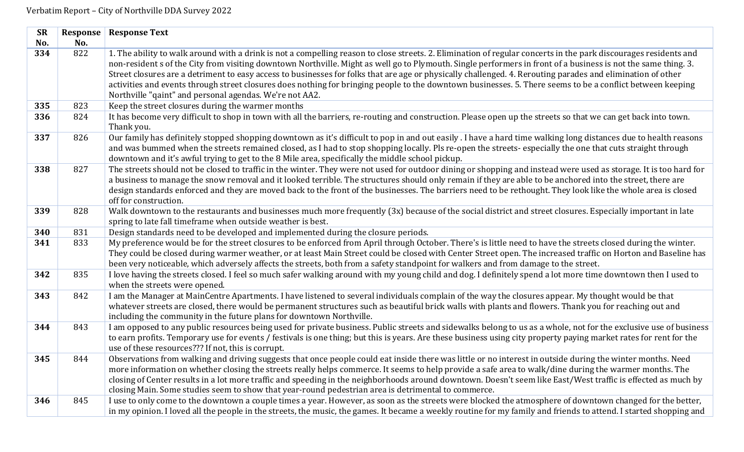Verbatim Report – City of Northville DDA Survey 2022

| SR No. | Response No. | Response Text |
|---|---|---|
| **334** | 822 | 1. The ability to walk around with a drink is not a compelling reason to close streets. 2. Elimination of regular concerts in the park discourages residents and non-resident s of the City from visiting downtown Northville. Might as well go to Plymouth. Single performers in front of a business is not the same thing. 3. Street closures are a detriment to easy access to businesses for folks that are age or physically challenged. 4. Rerouting parades and elimination of other activities and events through street closures does nothing for bringing people to the downtown businesses. 5. There seems to be a conflict between keeping Northville "qaint" and personal agendas. We're not AA2. |
| **335** | 823 | Keep the street closures during the warmer months |
| **336** | 824 | It has become very difficult to shop in town with all the barriers, re-routing and construction. Please open up the streets so that we can get back into town. Thank you. |
| **337** | 826 | Our family has definitely stopped shopping downtown as it's difficult to pop in and out easily . I have a hard time walking long distances due to health reasons and was bummed when the streets remained closed, as I had to stop shopping locally. Pls re-open the streets- especially the one that cuts straight through downtown and it's awful trying to get to the 8 Mile area, specifically the middle school pickup. |
| **338** | 827 | The streets should not be closed to traffic in the winter. They were not used for outdoor dining or shopping and instead were used as storage. It is too hard for a business to manage the snow removal and it looked terrible. The structures should only remain if they are able to be anchored into the street, there are design standards enforced and they are moved back to the front of the businesses. The barriers need to be rethought. They look like the whole area is closed off for construction. |
| **339** | 828 | Walk downtown to the restaurants and businesses much more frequently (3x) because of the social district and street closures. Especially important in late spring to late fall timeframe when outside weather is best. |
| **340** | 831 | Design standards need to be developed and implemented during the closure periods. |
| **341** | 833 | My preference would be for the street closures to be enforced from April through October. There's is little need to have the streets closed during the winter. They could be closed during warmer weather, or at least Main Street could be closed with Center Street open. The increased traffic on Horton and Baseline has been very noticeable, which adversely affects the streets, both from a safety standpoint for walkers and from damage to the street. |
| **342** | 835 | I love having the streets closed. I feel so much safer walking around with my young child and dog. I definitely spend a lot more time downtown then I used to when the streets were opened. |
| **343** | 842 | I am the Manager at MainCentre Apartments. I have listened to several individuals complain of the way the closures appear. My thought would be that whatever streets are closed, there would be permanent structures such as beautiful brick walls with plants and flowers. Thank you for reaching out and including the community in the future plans for downtown Northville. |
| **344** | 843 | I am opposed to any public resources being used for private business. Public streets and sidewalks belong to us as a whole, not for the exclusive use of business to earn profits. Temporary use for events / festivals is one thing; but this is years. Are these business using city property paying market rates for rent for the use of these resources??? If not, this is corrupt. |
| **345** | 844 | Observations from walking and driving suggests that once people could eat inside there was little or no interest in outside during the winter months. Need more information on whether closing the streets really helps commerce. It seems to help provide a safe area to walk/dine during the warmer months. The closing of Center results in a lot more traffic and speeding in the neighborhoods around downtown. Doesn't seem like East/West traffic is effected as much by closing Main. Some studies seem to show that year-round pedestrian area is detrimental to commerce. |
| **346** | 845 | I use to only come to the downtown a couple times a year. However, as soon as the streets were blocked the atmosphere of downtown changed for the better, in my opinion. I loved all the people in the streets, the music, the games. It became a weekly routine for my family and friends to attend. I started shopping and |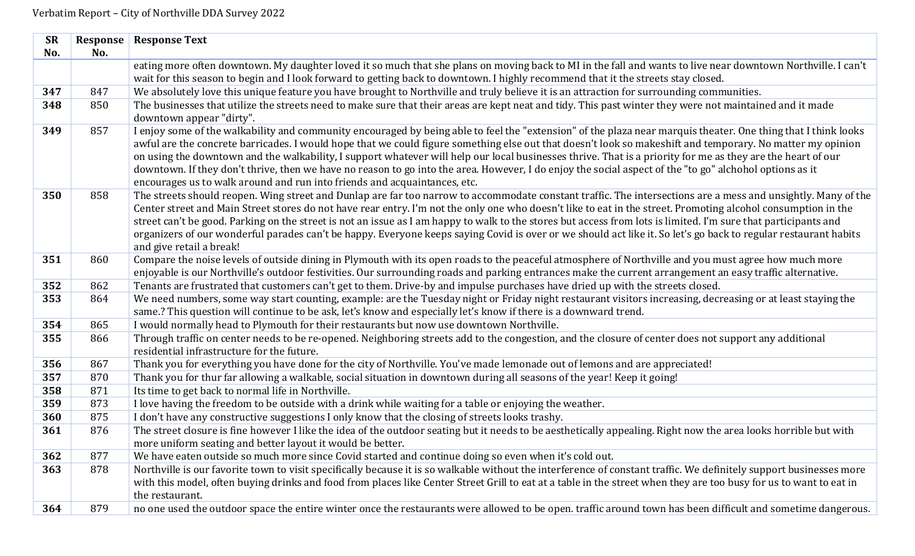| SR No. | Response No. | Response Text |
|---|---|---|
| | | eating more often downtown. My daughter loved it so much that she plans on moving back to MI in the fall and wants to live near downtown Northville. I can't wait for this season to begin and I look forward to getting back to downtown. I highly recommend that it the streets stay closed. |
| **347** | 847 | We absolutely love this unique feature you have brought to Northville and truly believe it is an attraction for surrounding communities. |
| **348** | 850 | The businesses that utilize the streets need to make sure that their areas are kept neat and tidy. This past winter they were not maintained and it made downtown appear "dirty". |
| **349** | 857 | I enjoy some of the walkability and community encouraged by being able to feel the "extension" of the plaza near marquis theater. One thing that I think looks awful are the concrete barricades. I would hope that we could figure something else out that doesn't look so makeshift and temporary. No matter my opinion on using the downtown and the walkability, I support whatever will help our local businesses thrive. That is a priority for me as they are the heart of our downtown. If they don't thrive, then we have no reason to go into the area. However, I do enjoy the social aspect of the "to go" alchohol options as it encourages us to walk around and run into friends and acquaintances, etc. |
| **350** | 858 | The streets should reopen. Wing street and Dunlap are far too narrow to accommodate constant traffic. The intersections are a mess and unsightly. Many of the Center street and Main Street stores do not have rear entry. I'm not the only one who doesn't like to eat in the street. Promoting alcohol consumption in the street can't be good. Parking on the street is not an issue as I am happy to walk to the stores but access from lots is limited. I'm sure that participants and organizers of our wonderful parades can't be happy. Everyone keeps saying Covid is over or we should act like it. So let's go back to regular restaurant habits and give retail a break! |
| **351** | 860 | Compare the noise levels of outside dining in Plymouth with its open roads to the peaceful atmosphere of Northville and you must agree how much more enjoyable is our Northville's outdoor festivities. Our surrounding roads and parking entrances make the current arrangement an easy traffic alternative. |
| **352** | 862 | Tenants are frustrated that customers can't get to them. Drive-by and impulse purchases have dried up with the streets closed. |
| **353** | 864 | We need numbers, some way start counting, example: are the Tuesday night or Friday night restaurant visitors increasing, decreasing or at least staying the same.? This question will continue to be ask, let's know and especially let's know if there is a downward trend. |
| **354** | 865 | I would normally head to Plymouth for their restaurants but now use downtown Northville. |
| **355** | 866 | Through traffic on center needs to be re-opened. Neighboring streets add to the congestion, and the closure of center does not support any additional residential infrastructure for the future. |
| **356** | 867 | Thank you for everything you have done for the city of Northville. You've made lemonade out of lemons and are appreciated! |
| **357** | 870 | Thank you for thur far allowing a walkable, social situation in downtown during all seasons of the year! Keep it going! |
| **358** | 871 | Its time to get back to normal life in Northville. |
| **359** | 873 | I love having the freedom to be outside with a drink while waiting for a table or enjoying the weather. |
| **360** | 875 | I don't have any constructive suggestions I only know that the closing of streets looks trashy. |
| **361** | 876 | The street closure is fine however I like the idea of the outdoor seating but it needs to be aesthetically appealing. Right now the area looks horrible but with more uniform seating and better layout it would be better. |
| **362** | 877 | We have eaten outside so much more since Covid started and continue doing so even when it's cold out. |
| **363** | 878 | Northville is our favorite town to visit specifically because it is so walkable without the interference of constant traffic. We definitely support businesses more with this model, often buying drinks and food from places like Center Street Grill to eat at a table in the street when they are too busy for us to want to eat in the restaurant. |
| **364** | 879 | no one used the outdoor space the entire winter once the restaurants were allowed to be open. traffic around town has been difficult and sometime dangerous. |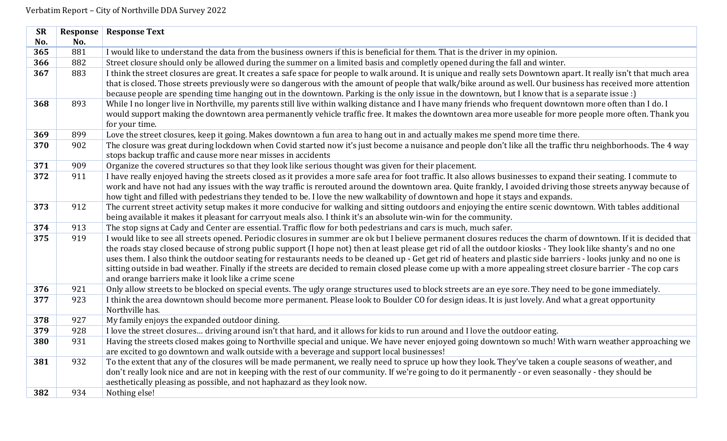Verbatim Report – City of Northville DDA Survey 2022

| SR No. | Response No. | Response Text |
|---|---|---|
| **365** | 881 | I would like to understand the data from the business owners if this is beneficial for them. That is the driver in my opinion. |
| **366** | 882 | Street closure should only be allowed during the summer on a limited basis and completly opened during the fall and winter. |
| **367** | 883 | I think the street closures are great. It creates a safe space for people to walk around. It is unique and really sets Downtown apart. It really isn't that much area that is closed. Those streets previously were so dangerous with the amount of people that walk/bike around as well. Our business has received more attention because people are spending time hanging out in the downtown. Parking is the only issue in the downtown, but I know that is a separate issue :) |
| **368** | 893 | While I no longer live in Northville, my parents still live within walking distance and I have many friends who frequent downtown more often than I do. I would support making the downtown area permanently vehicle traffic free. It makes the downtown area more useable for more people more often. Thank you for your time. |
| **369** | 899 | Love the street closures, keep it going. Makes downtown a fun area to hang out in and actually makes me spend more time there. |
| **370** | 902 | The closure was great during lockdown when Covid started now it's just become a nuisance and people don't like all the traffic thru neighborhoods. The 4 way stops backup traffic and cause more near misses in accidents |
| **371** | 909 | Organize the covered structures so that they look like serious thought was given for their placement. |
| **372** | 911 | I have really enjoyed having the streets closed as it provides a more safe area for foot traffic. It also allows businesses to expand their seating. I commute to work and have not had any issues with the way traffic is rerouted around the downtown area. Quite frankly, I avoided driving those streets anyway because of how tight and filled with pedestrians they tended to be. I love the new walkability of downtown and hope it stays and expands. |
| **373** | 912 | The current street activity setup makes it more conducive for walking and sitting outdoors and enjoying the entire scenic downtown. With tables additional being available it makes it pleasant for carryout meals also. I think it's an absolute win-win for the community. |
| **374** | 913 | The stop signs at Cady and Center are essential. Traffic flow for both pedestrians and cars is much, much safer. |
| **375** | 919 | I would like to see all streets opened. Periodic closures in summer are ok but I believe permanent closures reduces the charm of downtown. If it is decided that the roads stay closed because of strong public support (I hope not) then at least please get rid of all the outdoor kiosks - They look like shanty's and no one uses them. I also think the outdoor seating for restaurants needs to be cleaned up - Get get rid of heaters and plastic side barriers - looks junky and no one is sitting outside in bad weather. Finally if the streets are decided to remain closed please come up with a more appealing street closure barrier - The cop cars and orange barriers make it look like a crime scene |
| **376** | 921 | Only allow streets to be blocked on special events. The ugly orange structures used to block streets are an eye sore. They need to be gone immediately. |
| **377** | 923 | I think the area downtown should become more permanent. Please look to Boulder CO for design ideas. It is just lovely. And what a great opportunity Northville has. |
| **378** | 927 | My family enjoys the expanded outdoor dining. |
| **379** | 928 | I love the street closures… driving around isn't that hard, and it allows for kids to run around and I love the outdoor eating. |
| **380** | 931 | Having the streets closed makes going to Northville special and unique. We have never enjoyed going downtown so much! With warn weather approaching we are excited to go downtown and walk outside with a beverage and support local businesses! |
| **381** | 932 | To the extent that any of the closures will be made permanent, we really need to spruce up how they look. They've taken a couple seasons of weather, and don't really look nice and are not in keeping with the rest of our community. If we're going to do it permanently - or even seasonally - they should be aesthetically pleasing as possible, and not haphazard as they look now. |
| **382** | 934 | Nothing else! |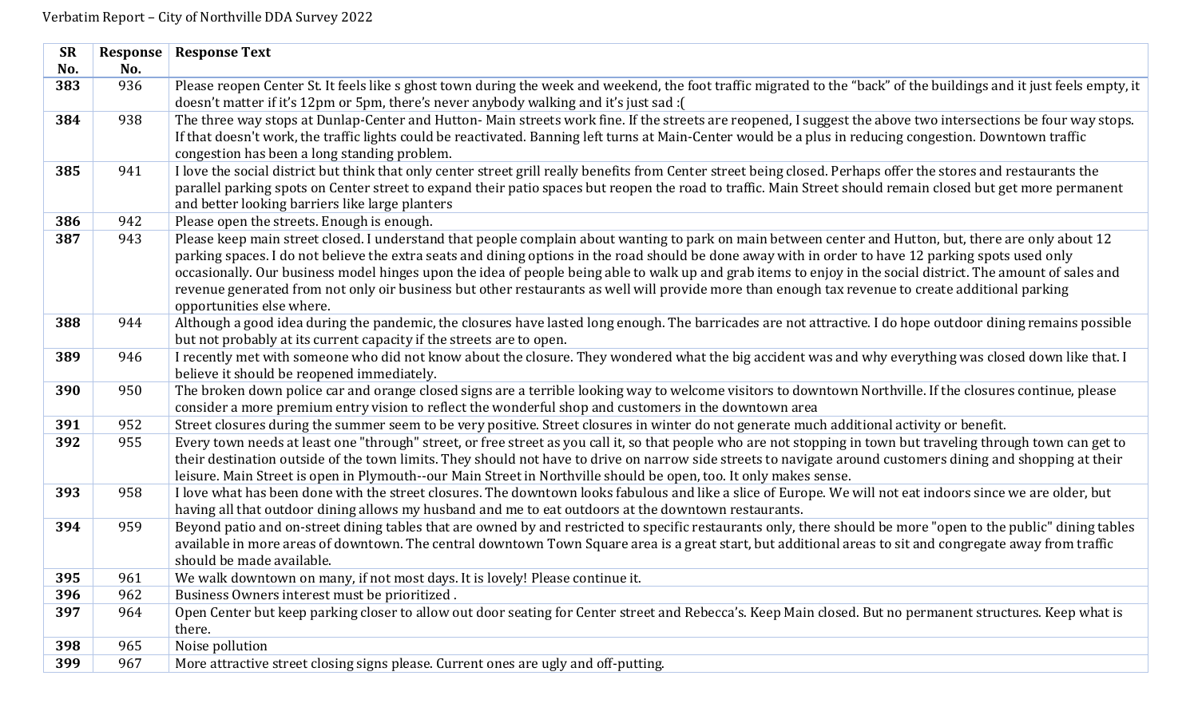Verbatim Report – City of Northville DDA Survey 2022

| SR No. | Response No. | Response Text |
|---|---|---|
| **383** | 936 | Please reopen Center St. It feels like s ghost town during the week and weekend, the foot traffic migrated to the "back" of the buildings and it just feels empty, it doesn't matter if it's 12pm or 5pm, there's never anybody walking and it's just sad :( |
| **384** | 938 | The three way stops at Dunlap-Center and Hutton- Main streets work fine. If the streets are reopened, I suggest the above two intersections be four way stops. If that doesn't work, the traffic lights could be reactivated. Banning left turns at Main-Center would be a plus in reducing congestion. Downtown traffic congestion has been a long standing problem. |
| **385** | 941 | I love the social district but think that only center street grill really benefits from Center street being closed. Perhaps offer the stores and restaurants the parallel parking spots on Center street to expand their patio spaces but reopen the road to traffic. Main Street should remain closed but get more permanent and better looking barriers like large planters |
| **386** | 942 | Please open the streets. Enough is enough. |
| **387** | 943 | Please keep main street closed. I understand that people complain about wanting to park on main between center and Hutton, but, there are only about 12 parking spaces. I do not believe the extra seats and dining options in the road should be done away with in order to have 12 parking spots used only occasionally. Our business model hinges upon the idea of people being able to walk up and grab items to enjoy in the social district. The amount of sales and revenue generated from not only oir business but other restaurants as well will provide more than enough tax revenue to create additional parking opportunities else where. |
| **388** | 944 | Although a good idea during the pandemic, the closures have lasted long enough. The barricades are not attractive. I do hope outdoor dining remains possible but not probably at its current capacity if the streets are to open. |
| **389** | 946 | I recently met with someone who did not know about the closure. They wondered what the big accident was and why everything was closed down like that. I believe it should be reopened immediately. |
| **390** | 950 | The broken down police car and orange closed signs are a terrible looking way to welcome visitors to downtown Northville. If the closures continue, please consider a more premium entry vision to reflect the wonderful shop and customers in the downtown area |
| **391** | 952 | Street closures during the summer seem to be very positive. Street closures in winter do not generate much additional activity or benefit. |
| **392** | 955 | Every town needs at least one "through" street, or free street as you call it, so that people who are not stopping in town but traveling through town can get to their destination outside of the town limits. They should not have to drive on narrow side streets to navigate around customers dining and shopping at their leisure. Main Street is open in Plymouth--our Main Street in Northville should be open, too. It only makes sense. |
| **393** | 958 | I love what has been done with the street closures. The downtown looks fabulous and like a slice of Europe. We will not eat indoors since we are older, but having all that outdoor dining allows my husband and me to eat outdoors at the downtown restaurants. |
| **394** | 959 | Beyond patio and on-street dining tables that are owned by and restricted to specific restaurants only, there should be more "open to the public" dining tables available in more areas of downtown. The central downtown Town Square area is a great start, but additional areas to sit and congregate away from traffic should be made available. |
| **395** | 961 | We walk downtown on many, if not most days. It is lovely! Please continue it. |
| **396** | 962 | Business Owners interest must be prioritized . |
| **397** | 964 | Open Center but keep parking closer to allow out door seating for Center street and Rebecca's. Keep Main closed. But no permanent structures. Keep what is there. |
| **398** | 965 | Noise pollution |
| **399** | 967 | More attractive street closing signs please. Current ones are ugly and off-putting. |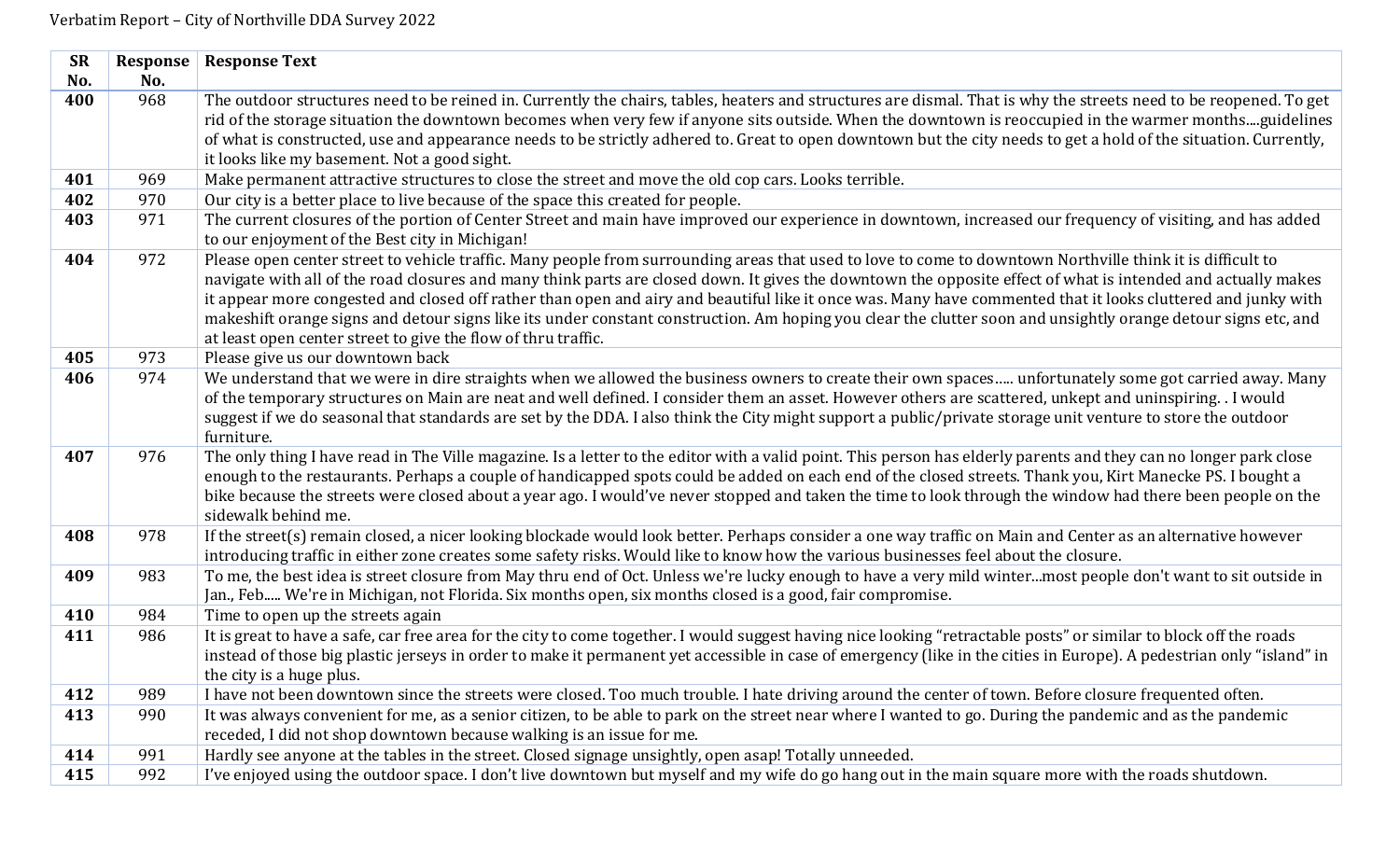| SR No. | Response No. | Response Text |
|---|---|---|
| **400** | 968 | The outdoor structures need to be reined in. Currently the chairs, tables, heaters and structures are dismal. That is why the streets need to be reopened. To get rid of the storage situation the downtown becomes when very few if anyone sits outside. When the downtown is reoccupied in the warmer months....guidelines of what is constructed, use and appearance needs to be strictly adhered to. Great to open downtown but the city needs to get a hold of the situation. Currently, it looks like my basement. Not a good sight. |
| **401** | 969 | Make permanent attractive structures to close the street and move the old cop cars. Looks terrible. |
| **402** | 970 | Our city is a better place to live because of the space this created for people. |
| **403** | 971 | The current closures of the portion of Center Street and main have improved our experience in downtown, increased our frequency of visiting, and has added to our enjoyment of the Best city in Michigan! |
| **404** | 972 | Please open center street to vehicle traffic. Many people from surrounding areas that used to love to come to downtown Northville think it is difficult to navigate with all of the road closures and many think parts are closed down. It gives the downtown the opposite effect of what is intended and actually makes it appear more congested and closed off rather than open and airy and beautiful like it once was. Many have commented that it looks cluttered and junky with makeshift orange signs and detour signs like its under constant construction. Am hoping you clear the clutter soon and unsightly orange detour signs etc, and at least open center street to give the flow of thru traffic. |
| **405** | 973 | Please give us our downtown back |
| **406** | 974 | We understand that we were in dire straights when we allowed the business owners to create their own spaces..... unfortunately some got carried away. Many of the temporary structures on Main are neat and well defined. I consider them an asset. However others are scattered, unkept and uninspiring. . I would suggest if we do seasonal that standards are set by the DDA. I also think the City might support a public/private storage unit venture to store the outdoor furniture. |
| **407** | 976 | The only thing I have read in The Ville magazine. Is a letter to the editor with a valid point. This person has elderly parents and they can no longer park close enough to the restaurants. Perhaps a couple of handicapped spots could be added on each end of the closed streets. Thank you, Kirt Manecke PS. I bought a bike because the streets were closed about a year ago. I would've never stopped and taken the time to look through the window had there been people on the sidewalk behind me. |
| **408** | 978 | If the street(s) remain closed, a nicer looking blockade would look better. Perhaps consider a one way traffic on Main and Center as an alternative however introducing traffic in either zone creates some safety risks. Would like to know how the various businesses feel about the closure. |
| **409** | 983 | To me, the best idea is street closure from May thru end of Oct. Unless we're lucky enough to have a very mild winter...most people don't want to sit outside in Jan., Feb..... We're in Michigan, not Florida. Six months open, six months closed is a good, fair compromise. |
| **410** | 984 | Time to open up the streets again |
| **411** | 986 | It is great to have a safe, car free area for the city to come together. I would suggest having nice looking "retractable posts" or similar to block off the roads instead of those big plastic jerseys in order to make it permanent yet accessible in case of emergency (like in the cities in Europe). A pedestrian only "island" in the city is a huge plus. |
| **412** | 989 | I have not been downtown since the streets were closed. Too much trouble. I hate driving around the center of town. Before closure frequented often. |
| **413** | 990 | It was always convenient for me, as a senior citizen, to be able to park on the street near where I wanted to go. During the pandemic and as the pandemic receded, I did not shop downtown because walking is an issue for me. |
| **414** | 991 | Hardly see anyone at the tables in the street. Closed signage unsightly, open asap! Totally unneeded. |
| **415** | 992 | I've enjoyed using the outdoor space. I don't live downtown but myself and my wife do go hang out in the main square more with the roads shutdown. |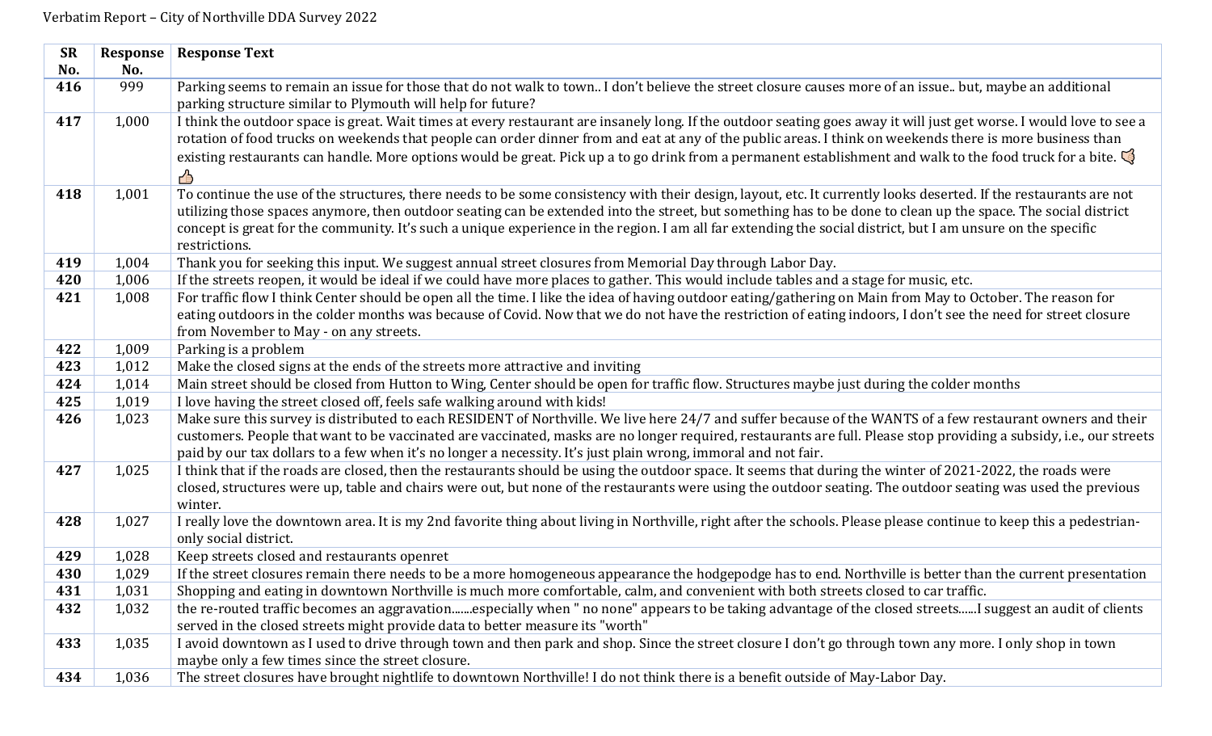Verbatim Report – City of Northville DDA Survey 2022

| SR No. | Response No. | Response Text |
|---|---|---|
| **416** | 999 | Parking seems to remain an issue for those that do not walk to town.. I don't believe the street closure causes more of an issue.. but, maybe an additional parking structure similar to Plymouth will help for future? |
| **417** | 1,000 | I think the outdoor space is great. Wait times at every restaurant are insanely long. If the outdoor seating goes away it will just get worse. I would love to see a rotation of food trucks on weekends that people can order dinner from and eat at any of the public areas. I think on weekends there is more business than existing restaurants can handle. More options would be great. Pick up a to go drink from a permanent establishment and walk to the food truck for a bite. 👌 👍 |
| **418** | 1,001 | To continue the use of the structures, there needs to be some consistency with their design, layout, etc. It currently looks deserted. If the restaurants are not utilizing those spaces anymore, then outdoor seating can be extended into the street, but something has to be done to clean up the space. The social district concept is great for the community. It's such a unique experience in the region. I am all far extending the social district, but I am unsure on the specific restrictions. |
| **419** | 1,004 | Thank you for seeking this input. We suggest annual street closures from Memorial Day through Labor Day. |
| **420** | 1,006 | If the streets reopen, it would be ideal if we could have more places to gather. This would include tables and a stage for music, etc. |
| **421** | 1,008 | For traffic flow I think Center should be open all the time. I like the idea of having outdoor eating/gathering on Main from May to October. The reason for eating outdoors in the colder months was because of Covid. Now that we do not have the restriction of eating indoors, I don't see the need for street closure from November to May - on any streets. |
| **422** | 1,009 | Parking is a problem |
| **423** | 1,012 | Make the closed signs at the ends of the streets more attractive and inviting |
| **424** | 1,014 | Main street should be closed from Hutton to Wing, Center should be open for traffic flow. Structures maybe just during the colder months |
| **425** | 1,019 | I love having the street closed off, feels safe walking around with kids! |
| **426** | 1,023 | Make sure this survey is distributed to each RESIDENT of Northville. We live here 24/7 and suffer because of the WANTS of a few restaurant owners and their customers. People that want to be vaccinated are vaccinated, masks are no longer required, restaurants are full. Please stop providing a subsidy, i.e., our streets paid by our tax dollars to a few when it's no longer a necessity. It's just plain wrong, immoral and not fair. |
| **427** | 1,025 | I think that if the roads are closed, then the restaurants should be using the outdoor space. It seems that during the winter of 2021-2022, the roads were closed, structures were up, table and chairs were out, but none of the restaurants were using the outdoor seating. The outdoor seating was used the previous winter. |
| **428** | 1,027 | I really love the downtown area. It is my 2nd favorite thing about living in Northville, right after the schools. Please please continue to keep this a pedestrian-only social district. |
| **429** | 1,028 | Keep streets closed and restaurants openret |
| **430** | 1,029 | If the street closures remain there needs to be a more homogeneous appearance the hodgepodge has to end. Northville is better than the current presentation |
| **431** | 1,031 | Shopping and eating in downtown Northville is much more comfortable, calm, and convenient with both streets closed to car traffic. |
| **432** | 1,032 | the re-routed traffic becomes an aggravation.......especially when " no none" appears to be taking advantage of the closed streets......I suggest an audit of clients served in the closed streets might provide data to better measure its "worth" |
| **433** | 1,035 | I avoid downtown as I used to drive through town and then park and shop. Since the street closure I don't go through town any more. I only shop in town maybe only a few times since the street closure. |
| **434** | 1,036 | The street closures have brought nightlife to downtown Northville! I do not think there is a benefit outside of May-Labor Day. |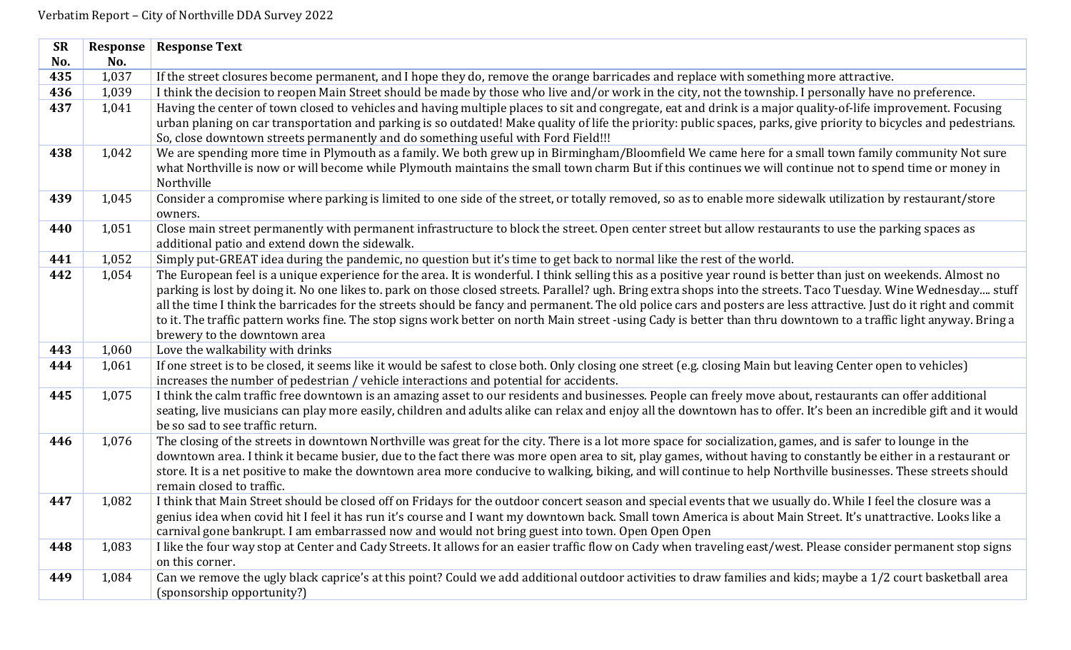Verbatim Report – City of Northville DDA Survey 2022

| SR No. | Response No. | Response Text |
|---|---|---|
| **435** | 1,037 | If the street closures become permanent, and I hope they do, remove the orange barricades and replace with something more attractive. |
| **436** | 1,039 | I think the decision to reopen Main Street should be made by those who live and/or work in the city, not the township. I personally have no preference. |
| **437** | 1,041 | Having the center of town closed to vehicles and having multiple places to sit and congregate, eat and drink is a major quality-of-life improvement. Focusing urban planing on car transportation and parking is so outdated! Make quality of life the priority: public spaces, parks, give priority to bicycles and pedestrians. So, close downtown streets permanently and do something useful with Ford Field!!! |
| **438** | 1,042 | We are spending more time in Plymouth as a family. We both grew up in Birmingham/Bloomfield We came here for a small town family community Not sure what Northville is now or will become while Plymouth maintains the small town charm But if this continues we will continue not to spend time or money in Northville |
| **439** | 1,045 | Consider a compromise where parking is limited to one side of the street, or totally removed, so as to enable more sidewalk utilization by restaurant/store owners. |
| **440** | 1,051 | Close main street permanently with permanent infrastructure to block the street. Open center street but allow restaurants to use the parking spaces as additional patio and extend down the sidewalk. |
| **441** | 1,052 | Simply put-GREAT idea during the pandemic, no question but it's time to get back to normal like the rest of the world. |
| **442** | 1,054 | The European feel is a unique experience for the area. It is wonderful. I think selling this as a positive year round is better than just on weekends. Almost no parking is lost by doing it. No one likes to. park on those closed streets. Parallel? ugh. Bring extra shops into the streets. Taco Tuesday. Wine Wednesday.... stuff all the time I think the barricades for the streets should be fancy and permanent. The old police cars and posters are less attractive. Just do it right and commit to it. The traffic pattern works fine. The stop signs work better on north Main street -using Cady is better than thru downtown to a traffic light anyway. Bring a brewery to the downtown area |
| **443** | 1,060 | Love the walkability with drinks |
| **444** | 1,061 | If one street is to be closed, it seems like it would be safest to close both. Only closing one street (e.g. closing Main but leaving Center open to vehicles) increases the number of pedestrian / vehicle interactions and potential for accidents. |
| **445** | 1,075 | I think the calm traffic free downtown is an amazing asset to our residents and businesses. People can freely move about, restaurants can offer additional seating, live musicians can play more easily, children and adults alike can relax and enjoy all the downtown has to offer. It's been an incredible gift and it would be so sad to see traffic return. |
| **446** | 1,076 | The closing of the streets in downtown Northville was great for the city. There is a lot more space for socialization, games, and is safer to lounge in the downtown area. I think it became busier, due to the fact there was more open area to sit, play games, without having to constantly be either in a restaurant or store. It is a net positive to make the downtown area more conducive to walking, biking, and will continue to help Northville businesses. These streets should remain closed to traffic. |
| **447** | 1,082 | I think that Main Street should be closed off on Fridays for the outdoor concert season and special events that we usually do. While I feel the closure was a genius idea when covid hit I feel it has run it's course and I want my downtown back. Small town America is about Main Street. It's unattractive. Looks like a carnival gone bankrupt. I am embarrassed now and would not bring guest into town. Open Open Open |
| **448** | 1,083 | I like the four way stop at Center and Cady Streets. It allows for an easier traffic flow on Cady when traveling east/west. Please consider permanent stop signs on this corner. |
| **449** | 1,084 | Can we remove the ugly black caprice's at this point? Could we add additional outdoor activities to draw families and kids; maybe a 1/2 court basketball area (sponsorship opportunity?) |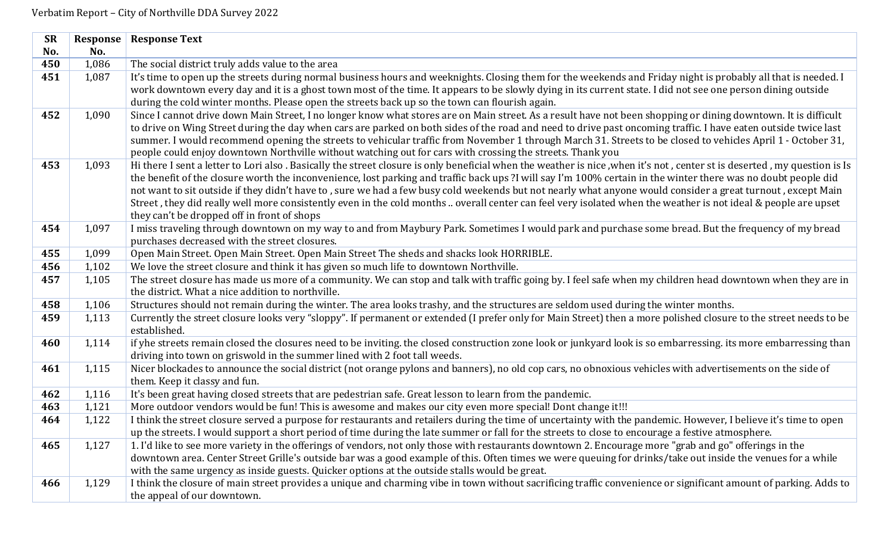Verbatim Report – City of Northville DDA Survey 2022

| SR No. | Response No. | Response Text |
|---|---|---|
| 450 | 1,086 | The social district truly adds value to the area |
| 451 | 1,087 | It's time to open up the streets during normal business hours and weeknights. Closing them for the weekends and Friday night is probably all that is needed. I work downtown every day and it is a ghost town most of the time. It appears to be slowly dying in its current state. I did not see one person dining outside during the cold winter months. Please open the streets back up so the town can flourish again. |
| 452 | 1,090 | Since I cannot drive down Main Street, I no longer know what stores are on Main street. As a result have not been shopping or dining downtown. It is difficult to drive on Wing Street during the day when cars are parked on both sides of the road and need to drive past oncoming traffic. I have eaten outside twice last summer. I would recommend opening the streets to vehicular traffic from November 1 through March 31. Streets to be closed to vehicles April 1 - October 31, people could enjoy downtown Northville without watching out for cars with crossing the streets. Thank you |
| 453 | 1,093 | Hi there I sent a letter to Lori also . Basically the street closure is only beneficial when the weather is nice ,when it's not , center st is deserted , my question is Is the benefit of the closure worth the inconvenience, lost parking and traffic back ups ?I will say I'm 100% certain in the winter there was no doubt people did not want to sit outside if they didn't have to , sure we had a few busy cold weekends but not nearly what anyone would consider a great turnout , except Main Street , they did really well more consistently even in the cold months .. overall center can feel very isolated when the weather is not ideal & people are upset they can't be dropped off in front of shops |
| 454 | 1,097 | I miss traveling through downtown on my way to and from Maybury Park. Sometimes I would park and purchase some bread. But the frequency of my bread purchases decreased with the street closures. |
| 455 | 1,099 | Open Main Street. Open Main Street. Open Main Street The sheds and shacks look HORRIBLE. |
| 456 | 1,102 | We love the street closure and think it has given so much life to downtown Northville. |
| 457 | 1,105 | The street closure has made us more of a community. We can stop and talk with traffic going by. I feel safe when my children head downtown when they are in the district. What a nice addition to northville. |
| 458 | 1,106 | Structures should not remain during the winter. The area looks trashy, and the structures are seldom used during the winter months. |
| 459 | 1,113 | Currently the street closure looks very "sloppy". If permanent or extended (I prefer only for Main Street) then a more polished closure to the street needs to be established. |
| 460 | 1,114 | if yhe streets remain closed the closures need to be inviting. the closed construction zone look or junkyard look is so embarressing. its more embarressing than driving into town on griswold in the summer lined with 2 foot tall weeds. |
| 461 | 1,115 | Nicer blockades to announce the social district (not orange pylons and banners), no old cop cars, no obnoxious vehicles with advertisements on the side of them. Keep it classy and fun. |
| 462 | 1,116 | It's been great having closed streets that are pedestrian safe. Great lesson to learn from the pandemic. |
| 463 | 1,121 | More outdoor vendors would be fun! This is awesome and makes our city even more special! Dont change it!!! |
| 464 | 1,122 | I think the street closure served a purpose for restaurants and retailers during the time of uncertainty with the pandemic. However, I believe it's time to open up the streets. I would support a short period of time during the late summer or fall for the streets to close to encourage a festive atmosphere. |
| 465 | 1,127 | 1. I'd like to see more variety in the offerings of vendors, not only those with restaurants downtown 2. Encourage more "grab and go" offerings in the downtown area. Center Street Grille's outside bar was a good example of this. Often times we were queuing for drinks/take out inside the venues for a while with the same urgency as inside guests. Quicker options at the outside stalls would be great. |
| 466 | 1,129 | I think the closure of main street provides a unique and charming vibe in town without sacrificing traffic convenience or significant amount of parking. Adds to the appeal of our downtown. |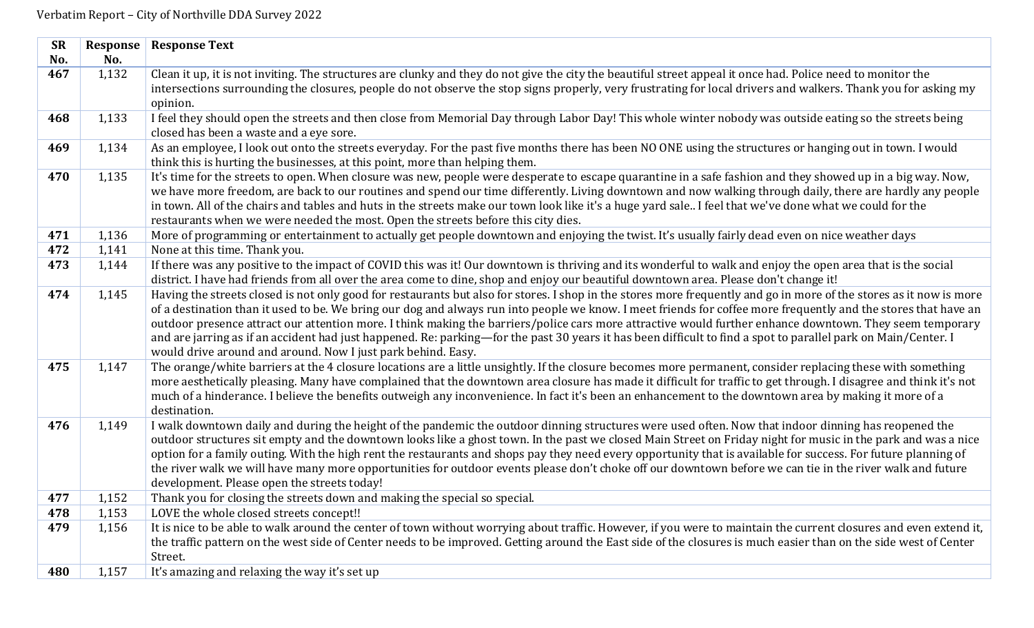Verbatim Report – City of Northville DDA Survey 2022

| SR No. | Response No. | Response Text |
|---|---|---|
| **467** | 1,132 | Clean it up, it is not inviting. The structures are clunky and they do not give the city the beautiful street appeal it once had. Police need to monitor the intersections surrounding the closures, people do not observe the stop signs properly, very frustrating for local drivers and walkers. Thank you for asking my opinion. |
| **468** | 1,133 | I feel they should open the streets and then close from Memorial Day through Labor Day! This whole winter nobody was outside eating so the streets being closed has been a waste and a eye sore. |
| **469** | 1,134 | As an employee, I look out onto the streets everyday. For the past five months there has been NO ONE using the structures or hanging out in town. I would think this is hurting the businesses, at this point, more than helping them. |
| **470** | 1,135 | It's time for the streets to open. When closure was new, people were desperate to escape quarantine in a safe fashion and they showed up in a big way. Now, we have more freedom, are back to our routines and spend our time differently. Living downtown and now walking through daily, there are hardly any people in town. All of the chairs and tables and huts in the streets make our town look like it's a huge yard sale.. I feel that we've done what we could for the restaurants when we were needed the most. Open the streets before this city dies. |
| **471** | 1,136 | More of programming or entertainment to actually get people downtown and enjoying the twist. It's usually fairly dead even on nice weather days |
| **472** | 1,141 | None at this time. Thank you. |
| **473** | 1,144 | If there was any positive to the impact of COVID this was it! Our downtown is thriving and its wonderful to walk and enjoy the open area that is the social district. I have had friends from all over the area come to dine, shop and enjoy our beautiful downtown area. Please don't change it! |
| **474** | 1,145 | Having the streets closed is not only good for restaurants but also for stores. I shop in the stores more frequently and go in more of the stores as it now is more of a destination than it used to be. We bring our dog and always run into people we know. I meet friends for coffee more frequently and the stores that have an outdoor presence attract our attention more. I think making the barriers/police cars more attractive would further enhance downtown. They seem temporary and are jarring as if an accident had just happened. Re: parking—for the past 30 years it has been difficult to find a spot to parallel park on Main/Center. I would drive around and around. Now I just park behind. Easy. |
| **475** | 1,147 | The orange/white barriers at the 4 closure locations are a little unsightly. If the closure becomes more permanent, consider replacing these with something more aesthetically pleasing. Many have complained that the downtown area closure has made it difficult for traffic to get through. I disagree and think it's not much of a hinderance. I believe the benefits outweigh any inconvenience. In fact it's been an enhancement to the downtown area by making it more of a destination. |
| **476** | 1,149 | I walk downtown daily and during the height of the pandemic the outdoor dinning structures were used often. Now that indoor dinning has reopened the outdoor structures sit empty and the downtown looks like a ghost town. In the past we closed Main Street on Friday night for music in the park and was a nice option for a family outing. With the high rent the restaurants and shops pay they need every opportunity that is available for success. For future planning of the river walk we will have many more opportunities for outdoor events please don't choke off our downtown before we can tie in the river walk and future development. Please open the streets today! |
| **477** | 1,152 | Thank you for closing the streets down and making the special so special. |
| **478** | 1,153 | LOVE the whole closed streets concept!! |
| **479** | 1,156 | It is nice to be able to walk around the center of town without worrying about traffic. However, if you were to maintain the current closures and even extend it, the traffic pattern on the west side of Center needs to be improved. Getting around the East side of the closures is much easier than on the side west of Center Street. |
| **480** | 1,157 | It's amazing and relaxing the way it's set up |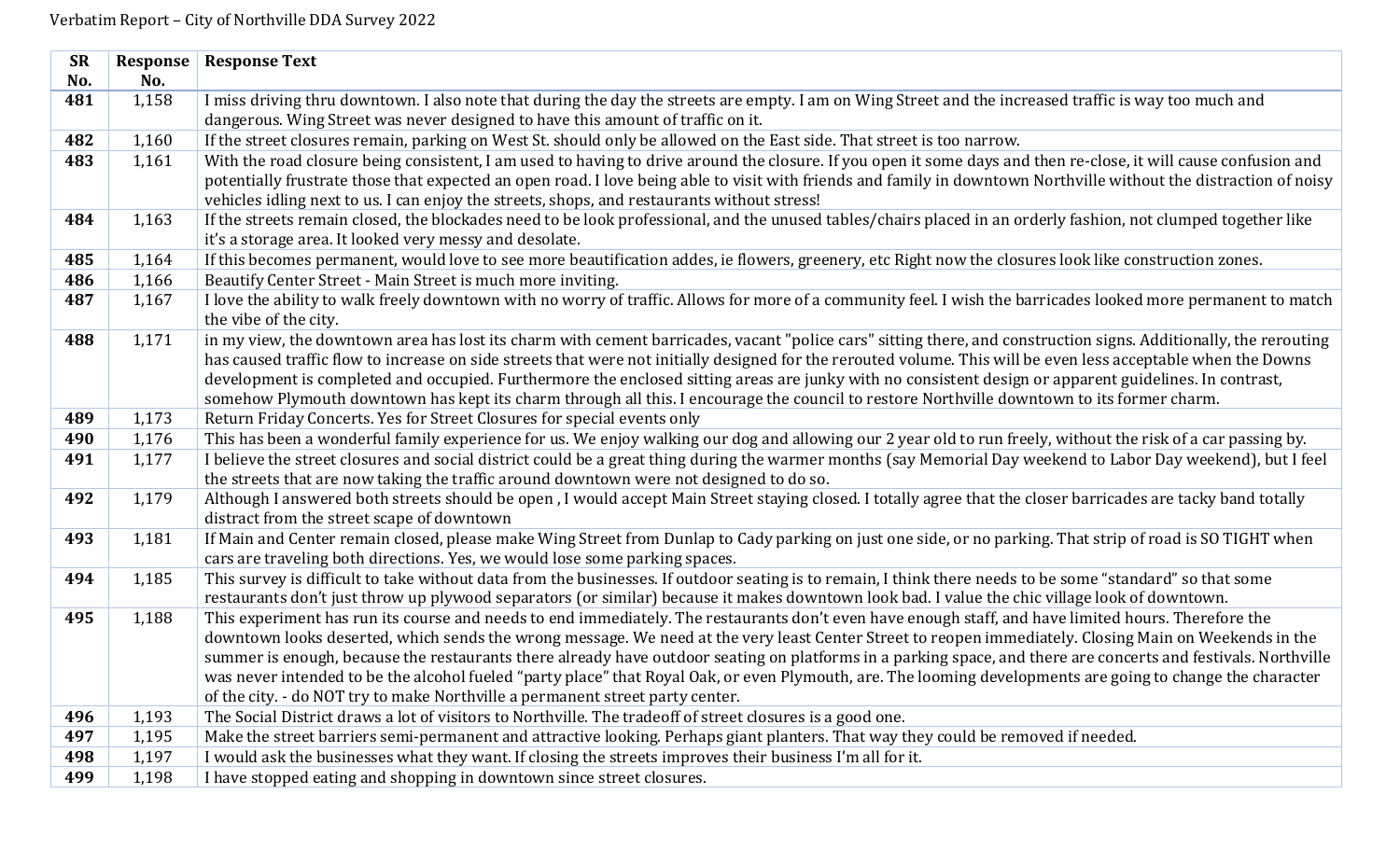Verbatim Report – City of Northville DDA Survey 2022

| SR No. | Response No. | Response Text |
|---|---|---|
| **481** | 1,158 | I miss driving thru downtown. I also note that during the day the streets are empty. I am on Wing Street and the increased traffic is way too much and dangerous. Wing Street was never designed to have this amount of traffic on it. |
| **482** | 1,160 | If the street closures remain, parking on West St. should only be allowed on the East side. That street is too narrow. |
| **483** | 1,161 | With the road closure being consistent, I am used to having to drive around the closure. If you open it some days and then re-close, it will cause confusion and potentially frustrate those that expected an open road. I love being able to visit with friends and family in downtown Northville without the distraction of noisy vehicles idling next to us. I can enjoy the streets, shops, and restaurants without stress! |
| **484** | 1,163 | If the streets remain closed, the blockades need to be look professional, and the unused tables/chairs placed in an orderly fashion, not clumped together like it's a storage area. It looked very messy and desolate. |
| **485** | 1,164 | If this becomes permanent, would love to see more beautification addes, ie flowers, greenery, etc Right now the closures look like construction zones. |
| **486** | 1,166 | Beautify Center Street - Main Street is much more inviting. |
| **487** | 1,167 | I love the ability to walk freely downtown with no worry of traffic. Allows for more of a community feel. I wish the barricades looked more permanent to match the vibe of the city. |
| **488** | 1,171 | in my view, the downtown area has lost its charm with cement barricades, vacant "police cars" sitting there, and construction signs. Additionally, the rerouting has caused traffic flow to increase on side streets that were not initially designed for the rerouted volume. This will be even less acceptable when the Downs development is completed and occupied. Furthermore the enclosed sitting areas are junky with no consistent design or apparent guidelines. In contrast, somehow Plymouth downtown has kept its charm through all this. I encourage the council to restore Northville downtown to its former charm. |
| **489** | 1,173 | Return Friday Concerts. Yes for Street Closures for special events only |
| **490** | 1,176 | This has been a wonderful family experience for us. We enjoy walking our dog and allowing our 2 year old to run freely, without the risk of a car passing by. |
| **491** | 1,177 | I believe the street closures and social district could be a great thing during the warmer months (say Memorial Day weekend to Labor Day weekend), but I feel the streets that are now taking the traffic around downtown were not designed to do so. |
| **492** | 1,179 | Although I answered both streets should be open , I would accept Main Street staying closed. I totally agree that the closer barricades are tacky band totally distract from the street scape of downtown |
| **493** | 1,181 | If Main and Center remain closed, please make Wing Street from Dunlap to Cady parking on just one side, or no parking. That strip of road is SO TIGHT when cars are traveling both directions. Yes, we would lose some parking spaces. |
| **494** | 1,185 | This survey is difficult to take without data from the businesses. If outdoor seating is to remain, I think there needs to be some "standard" so that some restaurants don't just throw up plywood separators (or similar) because it makes downtown look bad. I value the chic village look of downtown. |
| **495** | 1,188 | This experiment has run its course and needs to end immediately. The restaurants don't even have enough staff, and have limited hours. Therefore the downtown looks deserted, which sends the wrong message. We need at the very least Center Street to reopen immediately. Closing Main on Weekends in the summer is enough, because the restaurants there already have outdoor seating on platforms in a parking space, and there are concerts and festivals. Northville was never intended to be the alcohol fueled "party place" that Royal Oak, or even Plymouth, are. The looming developments are going to change the character of the city. - do NOT try to make Northville a permanent street party center. |
| **496** | 1,193 | The Social District draws a lot of visitors to Northville. The tradeoff of street closures is a good one. |
| **497** | 1,195 | Make the street barriers semi-permanent and attractive looking. Perhaps giant planters. That way they could be removed if needed. |
| **498** | 1,197 | I would ask the businesses what they want. If closing the streets improves their business I'm all for it. |
| **499** | 1,198 | I have stopped eating and shopping in downtown since street closures. |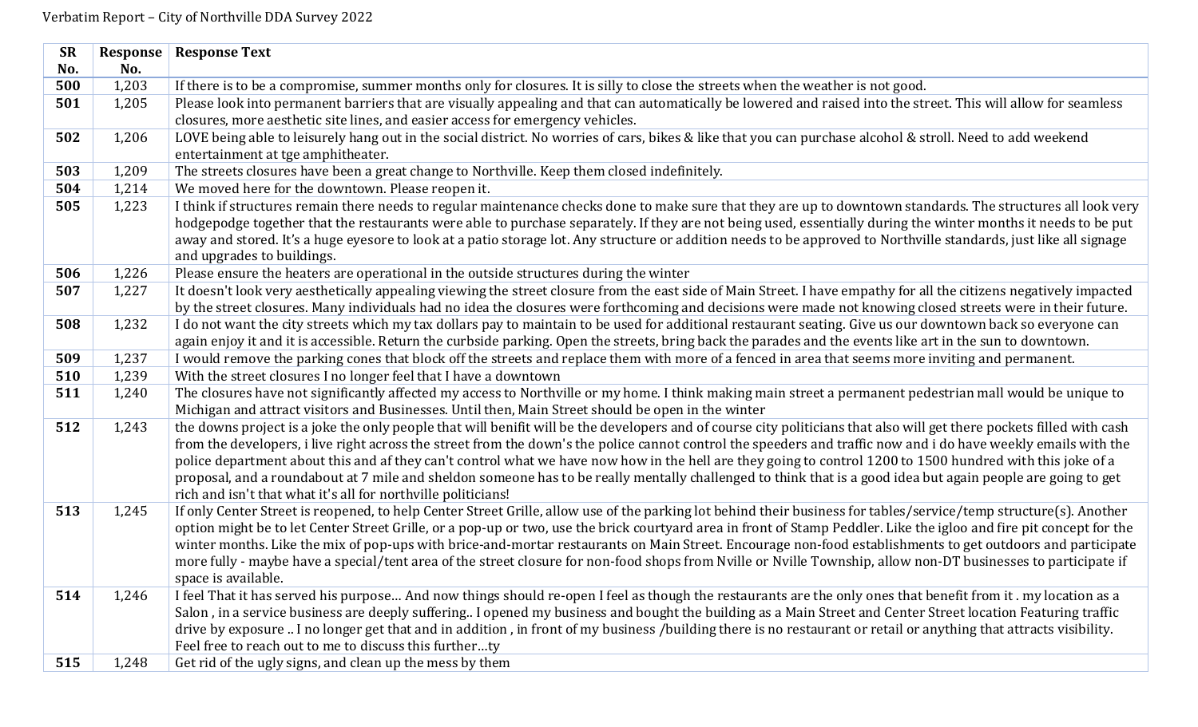Verbatim Report – City of Northville DDA Survey 2022

| SR No. | Response No. | Response Text |
|---|---|---|
| 500 | 1,203 | If there is to be a compromise, summer months only for closures. It is silly to close the streets when the weather is not good. |
| 501 | 1,205 | Please look into permanent barriers that are visually appealing and that can automatically be lowered and raised into the street. This will allow for seamless closures, more aesthetic site lines, and easier access for emergency vehicles. |
| 502 | 1,206 | LOVE being able to leisurely hang out in the social district. No worries of cars, bikes & like that you can purchase alcohol & stroll. Need to add weekend entertainment at tge amphitheater. |
| 503 | 1,209 | The streets closures have been a great change to Northville. Keep them closed indefinitely. |
| 504 | 1,214 | We moved here for the downtown. Please reopen it. |
| 505 | 1,223 | I think if structures remain there needs to regular maintenance checks done to make sure that they are up to downtown standards. The structures all look very hodgepodge together that the restaurants were able to purchase separately. If they are not being used, essentially during the winter months it needs to be put away and stored. It's a huge eyesore to look at a patio storage lot. Any structure or addition needs to be approved to Northville standards, just like all signage and upgrades to buildings. |
| 506 | 1,226 | Please ensure the heaters are operational in the outside structures during the winter |
| 507 | 1,227 | It doesn't look very aesthetically appealing viewing the street closure from the east side of Main Street. I have empathy for all the citizens negatively impacted by the street closures. Many individuals had no idea the closures were forthcoming and decisions were made not knowing closed streets were in their future. |
| 508 | 1,232 | I do not want the city streets which my tax dollars pay to maintain to be used for additional restaurant seating. Give us our downtown back so everyone can again enjoy it and it is accessible. Return the curbside parking. Open the streets, bring back the parades and the events like art in the sun to downtown. |
| 509 | 1,237 | I would remove the parking cones that block off the streets and replace them with more of a fenced in area that seems more inviting and permanent. |
| 510 | 1,239 | With the street closures I no longer feel that I have a downtown |
| 511 | 1,240 | The closures have not significantly affected my access to Northville or my home. I think making main street a permanent pedestrian mall would be unique to Michigan and attract visitors and Businesses. Until then, Main Street should be open in the winter |
| 512 | 1,243 | the downs project is a joke the only people that will benifit will be the developers and of course city politicians that also will get there pockets filled with cash from the developers, i live right across the street from the down's the police cannot control the speeders and traffic now and i do have weekly emails with the police department about this and af they can't control what we have now how in the hell are they going to control 1200 to 1500 hundred with this joke of a proposal, and a roundabout at 7 mile and sheldon someone has to be really mentally challenged to think that is a good idea but again people are going to get rich and isn't that what it's all for northville politicians! |
| 513 | 1,245 | If only Center Street is reopened, to help Center Street Grille, allow use of the parking lot behind their business for tables/service/temp structure(s). Another option might be to let Center Street Grille, or a pop-up or two, use the brick courtyard area in front of Stamp Peddler. Like the igloo and fire pit concept for the winter months. Like the mix of pop-ups with brice-and-mortar restaurants on Main Street. Encourage non-food establishments to get outdoors and participate more fully - maybe have a special/tent area of the street closure for non-food shops from Nville or Nville Township, allow non-DT businesses to participate if space is available. |
| 514 | 1,246 | I feel That it has served his purpose… And now things should re-open I feel as though the restaurants are the only ones that benefit from it . my location as a Salon , in a service business are deeply suffering.. I opened my business and bought the building as a Main Street and Center Street location Featuring traffic drive by exposure .. I no longer get that and in addition , in front of my business /building there is no restaurant or retail or anything that attracts visibility. Feel free to reach out to me to discuss this further…ty |
| 515 | 1,248 | Get rid of the ugly signs, and clean up the mess by them |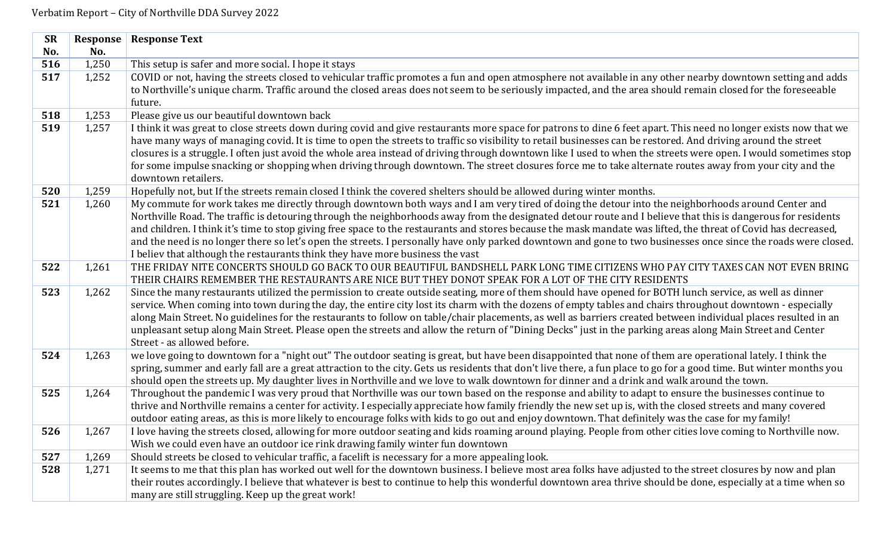Verbatim Report – City of Northville DDA Survey 2022

| SR No. | Response No. | Response Text |
|---|---|---|
| **516** | 1,250 | This setup is safer and more social. I hope it stays |
| **517** | 1,252 | COVID or not, having the streets closed to vehicular traffic promotes a fun and open atmosphere not available in any other nearby downtown setting and adds to Northville's unique charm. Traffic around the closed areas does not seem to be seriously impacted, and the area should remain closed for the foreseeable future. |
| **518** | 1,253 | Please give us our beautiful downtown back |
| **519** | 1,257 | I think it was great to close streets down during covid and give restaurants more space for patrons to dine 6 feet apart. This need no longer exists now that we have many ways of managing covid. It is time to open the streets to traffic so visibility to retail businesses can be restored. And driving around the street closures is a struggle. I often just avoid the whole area instead of driving through downtown like I used to when the streets were open. I would sometimes stop for some impulse snacking or shopping when driving through downtown. The street closures force me to take alternate routes away from your city and the downtown retailers. |
| **520** | 1,259 | Hopefully not, but If the streets remain closed I think the covered shelters should be allowed during winter months. |
| **521** | 1,260 | My commute for work takes me directly through downtown both ways and I am very tired of doing the detour into the neighborhoods around Center and Northville Road. The traffic is detouring through the neighborhoods away from the designated detour route and I believe that this is dangerous for residents and children. I think it's time to stop giving free space to the restaurants and stores because the mask mandate was lifted, the threat of Covid has decreased, and the need is no longer there so let's open the streets. I personally have only parked downtown and gone to two businesses once since the roads were closed. I believ that although the restaurants think they have more business the vast |
| **522** | 1,261 | THE FRIDAY NITE CONCERTS SHOULD GO BACK TO OUR BEAUTIFUL BANDSHELL PARK LONG TIME CITIZENS WHO PAY CITY TAXES CAN NOT EVEN BRING THEIR CHAIRS REMEMBER THE RESTAURANTS ARE NICE BUT THEY DONOT SPEAK FOR A LOT OF THE CITY RESIDENTS |
| **523** | 1,262 | Since the many restaurants utilized the permission to create outside seating, more of them should have opened for BOTH lunch service, as well as dinner service. When coming into town during the day, the entire city lost its charm with the dozens of empty tables and chairs throughout downtown - especially along Main Street. No guidelines for the restaurants to follow on table/chair placements, as well as barriers created between individual places resulted in an unpleasant setup along Main Street. Please open the streets and allow the return of "Dining Decks" just in the parking areas along Main Street and Center Street - as allowed before. |
| **524** | 1,263 | we love going to downtown for a "night out" The outdoor seating is great, but have been disappointed that none of them are operational lately. I think the spring, summer and early fall are a great attraction to the city. Gets us residents that don't live there, a fun place to go for a good time. But winter months you should open the streets up. My daughter lives in Northville and we love to walk downtown for dinner and a drink and walk around the town. |
| **525** | 1,264 | Throughout the pandemic I was very proud that Northville was our town based on the response and ability to adapt to ensure the businesses continue to thrive and Northville remains a center for activity. I especially appreciate how family friendly the new set up is, with the closed streets and many covered outdoor eating areas, as this is more likely to encourage folks with kids to go out and enjoy downtown. That definitely was the case for my family! |
| **526** | 1,267 | I love having the streets closed, allowing for more outdoor seating and kids roaming around playing. People from other cities love coming to Northville now. Wish we could even have an outdoor ice rink drawing family winter fun downtown |
| **527** | 1,269 | Should streets be closed to vehicular traffic, a facelift is necessary for a more appealing look. |
| **528** | 1,271 | It seems to me that this plan has worked out well for the downtown business. I believe most area folks have adjusted to the street closures by now and plan their routes accordingly. I believe that whatever is best to continue to help this wonderful downtown area thrive should be done, especially at a time when so many are still struggling. Keep up the great work! |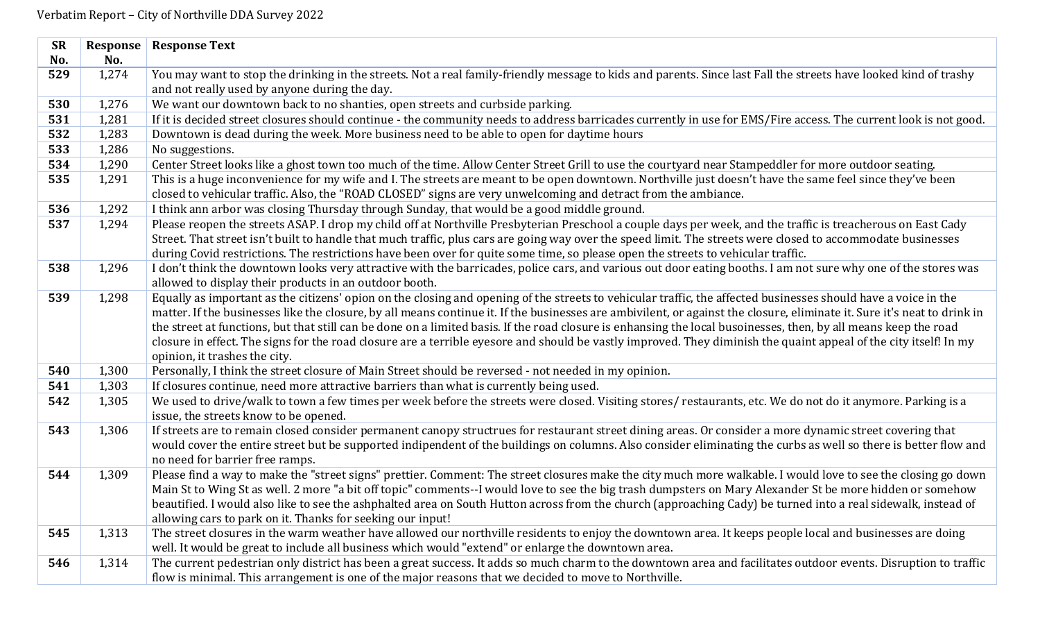Verbatim Report – City of Northville DDA Survey 2022

| SR No. | Response No. | Response Text |
|---|---|---|
| **529** | 1,274 | You may want to stop the drinking in the streets. Not a real family-friendly message to kids and parents. Since last Fall the streets have looked kind of trashy and not really used by anyone during the day. |
| **530** | 1,276 | We want our downtown back to no shanties, open streets and curbside parking. |
| **531** | 1,281 | If it is decided street closures should continue - the community needs to address barricades currently in use for EMS/Fire access. The current look is not good. |
| **532** | 1,283 | Downtown is dead during the week. More business need to be able to open for daytime hours |
| **533** | 1,286 | No suggestions. |
| **534** | 1,290 | Center Street looks like a ghost town too much of the time. Allow Center Street Grill to use the courtyard near Stampeddler for more outdoor seating. |
| **535** | 1,291 | This is a huge inconvenience for my wife and I. The streets are meant to be open downtown. Northville just doesn't have the same feel since they've been closed to vehicular traffic. Also, the "ROAD CLOSED" signs are very unwelcoming and detract from the ambiance. |
| **536** | 1,292 | I think ann arbor was closing Thursday through Sunday, that would be a good middle ground. |
| **537** | 1,294 | Please reopen the streets ASAP. I drop my child off at Northville Presbyterian Preschool a couple days per week, and the traffic is treacherous on East Cady Street. That street isn't built to handle that much traffic, plus cars are going way over the speed limit. The streets were closed to accommodate businesses during Covid restrictions. The restrictions have been over for quite some time, so please open the streets to vehicular traffic. |
| **538** | 1,296 | I don't think the downtown looks very attractive with the barricades, police cars, and various out door eating booths. I am not sure why one of the stores was allowed to display their products in an outdoor booth. |
| **539** | 1,298 | Equally as important as the citizens' opion on the closing and opening of the streets to vehicular traffic, the affected businesses should have a voice in the matter. If the businesses like the closure, by all means continue it. If the businesses are ambivilent, or against the closure, eliminate it. Sure it's neat to drink in the street at functions, but that still can be done on a limited basis. If the road closure is enhansing the local busoinesses, then, by all means keep the road closure in effect. The signs for the road closure are a terrible eyesore and should be vastly improved. They diminish the quaint appeal of the city itself! In my opinion, it trashes the city. |
| **540** | 1,300 | Personally, I think the street closure of Main Street should be reversed - not needed in my opinion. |
| **541** | 1,303 | If closures continue, need more attractive barriers than what is currently being used. |
| **542** | 1,305 | We used to drive/walk to town a few times per week before the streets were closed. Visiting stores/ restaurants, etc. We do not do it anymore. Parking is a issue, the streets know to be opened. |
| **543** | 1,306 | If streets are to remain closed consider permanent canopy structrues for restaurant street dining areas. Or consider a more dynamic street covering that would cover the entire street but be supported indipendent of the buildings on columns. Also consider eliminating the curbs as well so there is better flow and no need for barrier free ramps. |
| **544** | 1,309 | Please find a way to make the "street signs" prettier. Comment: The street closures make the city much more walkable. I would love to see the closing go down Main St to Wing St as well. 2 more "a bit off topic" comments--I would love to see the big trash dumpsters on Mary Alexander St be more hidden or somehow beautified. I would also like to see the ashphalted area on South Hutton across from the church (approaching Cady) be turned into a real sidewalk, instead of allowing cars to park on it. Thanks for seeking our input! |
| **545** | 1,313 | The street closures in the warm weather have allowed our northville residents to enjoy the downtown area. It keeps people local and businesses are doing well. It would be great to include all business which would "extend" or enlarge the downtown area. |
| **546** | 1,314 | The current pedestrian only district has been a great success. It adds so much charm to the downtown area and facilitates outdoor events. Disruption to traffic flow is minimal. This arrangement is one of the major reasons that we decided to move to Northville. |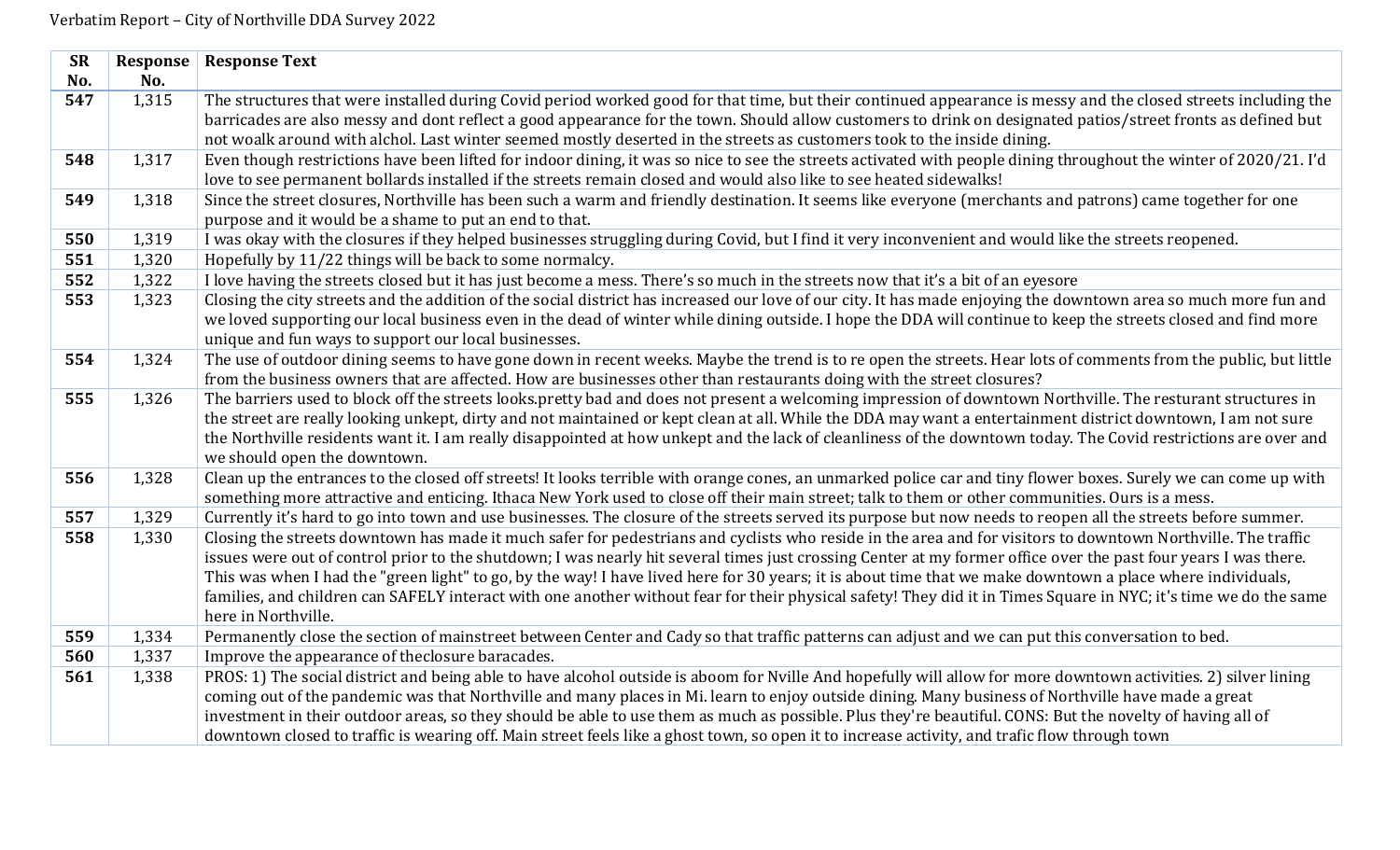Verbatim Report – City of Northville DDA Survey 2022

| SR No. | Response No. | Response Text |
|---|---|---|
| **547** | 1,315 | The structures that were installed during Covid period worked good for that time, but their continued appearance is messy and the closed streets including the barricades are also messy and dont reflect a good appearance for the town. Should allow customers to drink on designated patios/street fronts as defined but not woalk around with alchol. Last winter seemed mostly deserted in the streets as customers took to the inside dining. |
| **548** | 1,317 | Even though restrictions have been lifted for indoor dining, it was so nice to see the streets activated with people dining throughout the winter of 2020/21. I'd love to see permanent bollards installed if the streets remain closed and would also like to see heated sidewalks! |
| **549** | 1,318 | Since the street closures, Northville has been such a warm and friendly destination. It seems like everyone (merchants and patrons) came together for one purpose and it would be a shame to put an end to that. |
| **550** | 1,319 | I was okay with the closures if they helped businesses struggling during Covid, but I find it very inconvenient and would like the streets reopened. |
| **551** | 1,320 | Hopefully by 11/22 things will be back to some normalcy. |
| **552** | 1,322 | I love having the streets closed but it has just become a mess. There's so much in the streets now that it's a bit of an eyesore |
| **553** | 1,323 | Closing the city streets and the addition of the social district has increased our love of our city. It has made enjoying the downtown area so much more fun and we loved supporting our local business even in the dead of winter while dining outside. I hope the DDA will continue to keep the streets closed and find more unique and fun ways to support our local businesses. |
| **554** | 1,324 | The use of outdoor dining seems to have gone down in recent weeks. Maybe the trend is to re open the streets. Hear lots of comments from the public, but little from the business owners that are affected. How are businesses other than restaurants doing with the street closures? |
| **555** | 1,326 | The barriers used to block off the streets looks.pretty bad and does not present a welcoming impression of downtown Northville. The resturant structures in the street are really looking unkept, dirty and not maintained or kept clean at all. While the DDA may want a entertainment district downtown, I am not sure the Northville residents want it. I am really disappointed at how unkept and the lack of cleanliness of the downtown today. The Covid restrictions are over and we should open the downtown. |
| **556** | 1,328 | Clean up the entrances to the closed off streets! It looks terrible with orange cones, an unmarked police car and tiny flower boxes. Surely we can come up with something more attractive and enticing. Ithaca New York used to close off their main street; talk to them or other communities. Ours is a mess. |
| **557** | 1,329 | Currently it's hard to go into town and use businesses. The closure of the streets served its purpose but now needs to reopen all the streets before summer. |
| **558** | 1,330 | Closing the streets downtown has made it much safer for pedestrians and cyclists who reside in the area and for visitors to downtown Northville. The traffic issues were out of control prior to the shutdown; I was nearly hit several times just crossing Center at my former office over the past four years I was there. This was when I had the "green light" to go, by the way! I have lived here for 30 years; it is about time that we make downtown a place where individuals, families, and children can SAFELY interact with one another without fear for their physical safety! They did it in Times Square in NYC; it's time we do the same here in Northville. |
| **559** | 1,334 | Permanently close the section of mainstreet between Center and Cady so that traffic patterns can adjust and we can put this conversation to bed. |
| **560** | 1,337 | Improve the appearance of theclosure baracades. |
| **561** | 1,338 | PROS: 1) The social district and being able to have alcohol outside is aboom for Nville And hopefully will allow for more downtown activities. 2) silver lining coming out of the pandemic was that Northville and many places in Mi. learn to enjoy outside dining. Many business of Northville have made a great investment in their outdoor areas, so they should be able to use them as much as possible. Plus they're beautiful. CONS: But the novelty of having all of downtown closed to traffic is wearing off. Main street feels like a ghost town, so open it to increase activity, and trafic flow through town |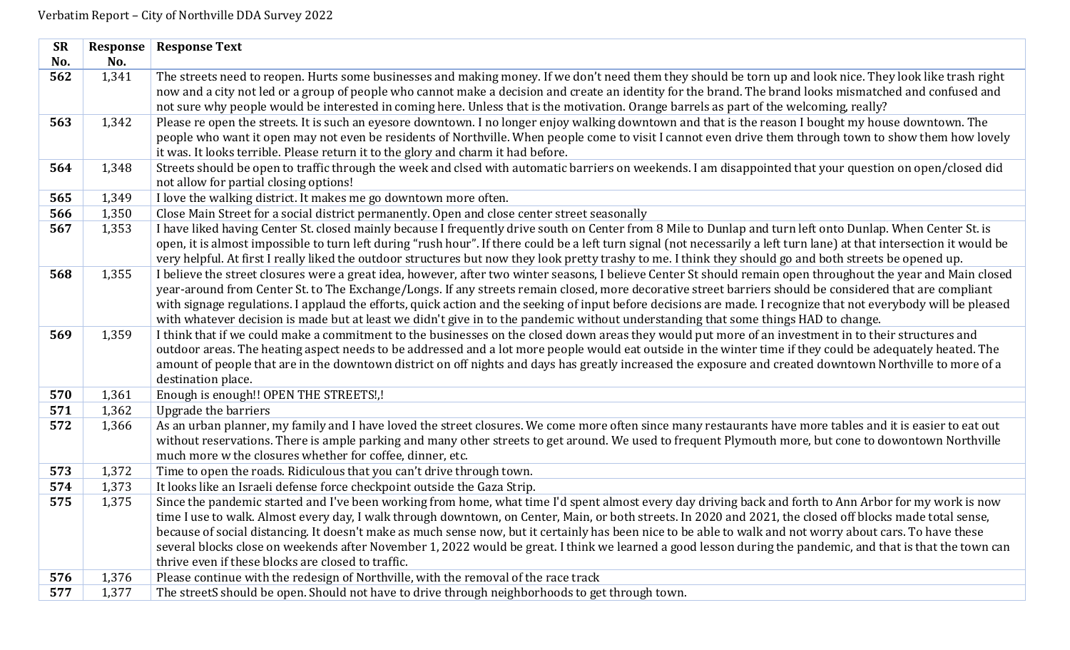Verbatim Report – City of Northville DDA Survey 2022

| SR No. | Response No. | Response Text |
|---|---|---|
| **562** | 1,341 | The streets need to reopen. Hurts some businesses and making money. If we don't need them they should be torn up and look nice. They look like trash right now and a city not led or a group of people who cannot make a decision and create an identity for the brand. The brand looks mismatched and confused and not sure why people would be interested in coming here. Unless that is the motivation. Orange barrels as part of the welcoming, really? |
| **563** | 1,342 | Please re open the streets. It is such an eyesore downtown. I no longer enjoy walking downtown and that is the reason I bought my house downtown. The people who want it open may not even be residents of Northville. When people come to visit I cannot even drive them through town to show them how lovely it was. It looks terrible. Please return it to the glory and charm it had before. |
| **564** | 1,348 | Streets should be open to traffic through the week and clsed with automatic barriers on weekends. I am disappointed that your question on open/closed did not allow for partial closing options! |
| **565** | 1,349 | I love the walking district. It makes me go downtown more often. |
| **566** | 1,350 | Close Main Street for a social district permanently. Open and close center street seasonally |
| **567** | 1,353 | I have liked having Center St. closed mainly because I frequently drive south on Center from 8 Mile to Dunlap and turn left onto Dunlap. When Center St. is open, it is almost impossible to turn left during "rush hour". If there could be a left turn signal (not necessarily a left turn lane) at that intersection it would be very helpful. At first I really liked the outdoor structures but now they look pretty trashy to me. I think they should go and both streets be opened up. |
| **568** | 1,355 | I believe the street closures were a great idea, however, after two winter seasons, I believe Center St should remain open throughout the year and Main closed year-around from Center St. to The Exchange/Longs. If any streets remain closed, more decorative street barriers should be considered that are compliant with signage regulations. I applaud the efforts, quick action and the seeking of input before decisions are made. I recognize that not everybody will be pleased with whatever decision is made but at least we didn't give in to the pandemic without understanding that some things HAD to change. |
| **569** | 1,359 | I think that if we could make a commitment to the businesses on the closed down areas they would put more of an investment in to their structures and outdoor areas. The heating aspect needs to be addressed and a lot more people would eat outside in the winter time if they could be adequately heated. The amount of people that are in the downtown district on off nights and days has greatly increased the exposure and created downtown Northville to more of a destination place. |
| **570** | 1,361 | Enough is enough!! OPEN THE STREETS!,! |
| **571** | 1,362 | Upgrade the barriers |
| **572** | 1,366 | As an urban planner, my family and I have loved the street closures. We come more often since many restaurants have more tables and it is easier to eat out without reservations. There is ample parking and many other streets to get around. We used to frequent Plymouth more, but cone to dowontown Northville much more w the closures whether for coffee, dinner, etc. |
| **573** | 1,372 | Time to open the roads. Ridiculous that you can't drive through town. |
| **574** | 1,373 | It looks like an Israeli defense force checkpoint outside the Gaza Strip. |
| **575** | 1,375 | Since the pandemic started and I've been working from home, what time I'd spent almost every day driving back and forth to Ann Arbor for my work is now time I use to walk. Almost every day, I walk through downtown, on Center, Main, or both streets. In 2020 and 2021, the closed off blocks made total sense, because of social distancing. It doesn't make as much sense now, but it certainly has been nice to be able to walk and not worry about cars. To have these several blocks close on weekends after November 1, 2022 would be great. I think we learned a good lesson during the pandemic, and that is that the town can thrive even if these blocks are closed to traffic. |
| **576** | 1,376 | Please continue with the redesign of Northville, with the removal of the race track |
| **577** | 1,377 | The streetS should be open. Should not have to drive through neighborhoods to get through town. |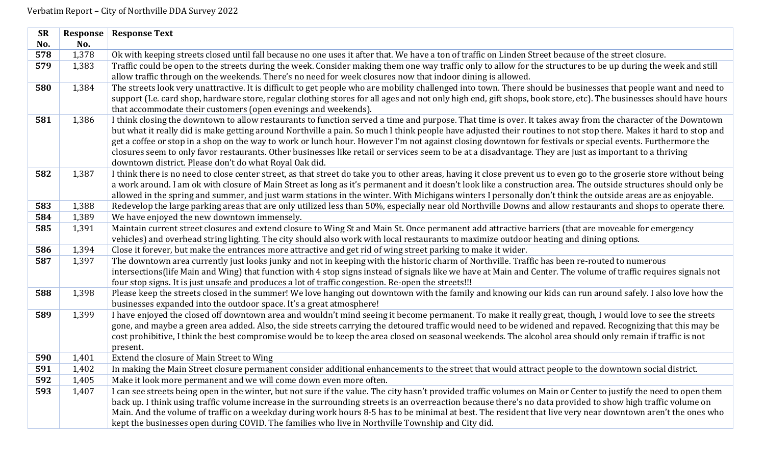Verbatim Report – City of Northville DDA Survey 2022

| SR No. | Response No. | Response Text |
|---|---|---|
| **578** | 1,378 | Ok with keeping streets closed until fall because no one uses it after that. We have a ton of traffic on Linden Street because of the street closure. |
| **579** | 1,383 | Traffic could be open to the streets during the week. Consider making them one way traffic only to allow for the structures to be up during the week and still allow traffic through on the weekends. There's no need for week closures now that indoor dining is allowed. |
| **580** | 1,384 | The streets look very unattractive. It is difficult to get people who are mobility challenged into town. There should be businesses that people want and need to support (I.e. card shop, hardware store, regular clothing stores for all ages and not only high end, gift shops, book store, etc). The businesses should have hours that accommodate their customers (open evenings and weekends). |
| **581** | 1,386 | I think closing the downtown to allow restaurants to function served a time and purpose. That time is over. It takes away from the character of the Downtown but what it really did is make getting around Northville a pain. So much I think people have adjusted their routines to not stop there. Makes it hard to stop and get a coffee or stop in a shop on the way to work or lunch hour. However I'm not against closing downtown for festivals or special events. Furthermore the closures seem to only favor restaurants. Other businesses like retail or services seem to be at a disadvantage. They are just as important to a thriving downtown district. Please don't do what Royal Oak did. |
| **582** | 1,387 | I think there is no need to close center street, as that street do take you to other areas, having it close prevent us to even go to the groserie store without being a work around. I am ok with closure of Main Street as long as it's permanent and it doesn't look like a construction area. The outside structures should only be allowed in the spring and summer, and just warm stations in the winter. With Michigans winters I personally don't think the outside areas are as enjoyable. |
| **583** | 1,388 | Redevelop the large parking areas that are only utilized less than 50%, especially near old Northville Downs and allow restaurants and shops to operate there. |
| **584** | 1,389 | We have enjoyed the new downtown immensely. |
| **585** | 1,391 | Maintain current street closures and extend closure to Wing St and Main St. Once permanent add attractive barriers (that are moveable for emergency vehicles) and overhead string lighting. The city should also work with local restaurants to maximize outdoor heating and dining options. |
| **586** | 1,394 | Close it forever, but make the entrances more attractive and get rid of wing street parking to make it wider. |
| **587** | 1,397 | The downtown area currently just looks junky and not in keeping with the historic charm of Northville. Traffic has been re-routed to numerous intersections(life Main and Wing) that function with 4 stop signs instead of signals like we have at Main and Center. The volume of traffic requires signals not four stop signs. It is just unsafe and produces a lot of traffic congestion. Re-open the streets!!! |
| **588** | 1,398 | Please keep the streets closed in the summer! We love hanging out downtown with the family and knowing our kids can run around safely. I also love how the businesses expanded into the outdoor space. It's a great atmosphere! |
| **589** | 1,399 | I have enjoyed the closed off downtown area and wouldn't mind seeing it become permanent. To make it really great, though, I would love to see the streets gone, and maybe a green area added. Also, the side streets carrying the detoured traffic would need to be widened and repaved. Recognizing that this may be cost prohibitive, I think the best compromise would be to keep the area closed on seasonal weekends. The alcohol area should only remain if traffic is not present. |
| **590** | 1,401 | Extend the closure of Main Street to Wing |
| **591** | 1,402 | In making the Main Street closure permanent consider additional enhancements to the street that would attract people to the downtown social district. |
| **592** | 1,405 | Make it look more permanent and we will come down even more often. |
| **593** | 1,407 | I can see streets being open in the winter, but not sure if the value. The city hasn't provided traffic volumes on Main or Center to justify the need to open them back up. I think using traffic volume increase in the surrounding streets is an overreaction because there's no data provided to show high traffic volume on Main. And the volume of traffic on a weekday during work hours 8-5 has to be minimal at best. The resident that live very near downtown aren't the ones who kept the businesses open during COVID. The families who live in Northville Township and City did. |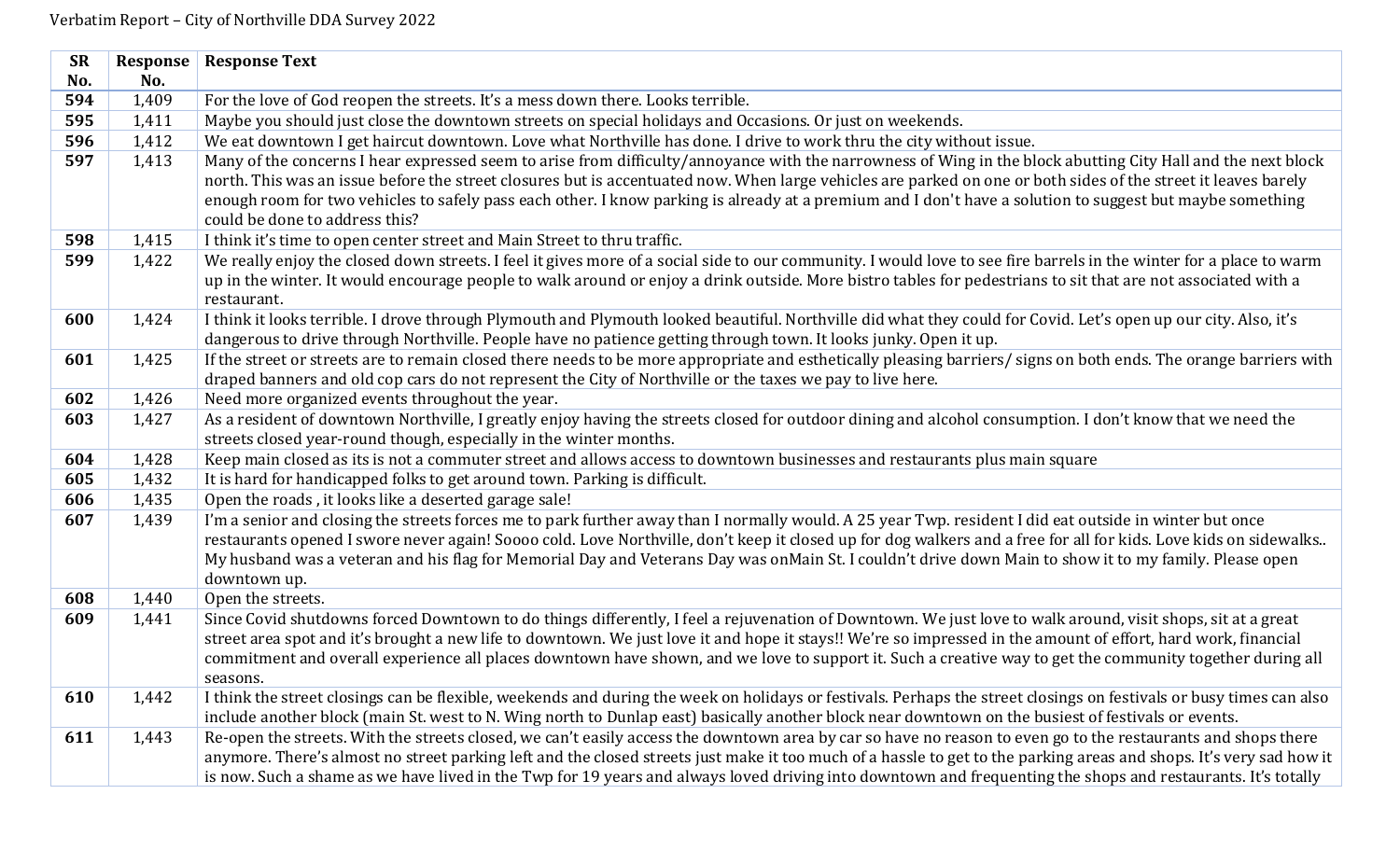Verbatim Report – City of Northville DDA Survey 2022

| SR No. | Response No. | Response Text |
|---|---|---|
| **594** | 1,409 | For the love of God reopen the streets. It's a mess down there. Looks terrible. |
| **595** | 1,411 | Maybe you should just close the downtown streets on special holidays and Occasions. Or just on weekends. |
| **596** | 1,412 | We eat downtown I get haircut downtown. Love what Northville has done. I drive to work thru the city without issue. |
| **597** | 1,413 | Many of the concerns I hear expressed seem to arise from difficulty/annoyance with the narrowness of Wing in the block abutting City Hall and the next block north. This was an issue before the street closures but is accentuated now. When large vehicles are parked on one or both sides of the street it leaves barely enough room for two vehicles to safely pass each other. I know parking is already at a premium and I don't have a solution to suggest but maybe something could be done to address this? |
| **598** | 1,415 | I think it's time to open center street and Main Street to thru traffic. |
| **599** | 1,422 | We really enjoy the closed down streets. I feel it gives more of a social side to our community. I would love to see fire barrels in the winter for a place to warm up in the winter. It would encourage people to walk around or enjoy a drink outside. More bistro tables for pedestrians to sit that are not associated with a restaurant. |
| **600** | 1,424 | I think it looks terrible. I drove through Plymouth and Plymouth looked beautiful. Northville did what they could for Covid. Let's open up our city. Also, it's dangerous to drive through Northville. People have no patience getting through town. It looks junky. Open it up. |
| **601** | 1,425 | If the street or streets are to remain closed there needs to be more appropriate and esthetically pleasing barriers/ signs on both ends. The orange barriers with draped banners and old cop cars do not represent the City of Northville or the taxes we pay to live here. |
| **602** | 1,426 | Need more organized events throughout the year. |
| **603** | 1,427 | As a resident of downtown Northville, I greatly enjoy having the streets closed for outdoor dining and alcohol consumption. I don't know that we need the streets closed year-round though, especially in the winter months. |
| **604** | 1,428 | Keep main closed as its is not a commuter street and allows access to downtown businesses and restaurants plus main square |
| **605** | 1,432 | It is hard for handicapped folks to get around town. Parking is difficult. |
| **606** | 1,435 | Open the roads , it looks like a deserted garage sale! |
| **607** | 1,439 | I'm a senior and closing the streets forces me to park further away than I normally would. A 25 year Twp. resident I did eat outside in winter but once restaurants opened I swore never again! Soooo cold. Love Northville, don't keep it closed up for dog walkers and a free for all for kids. Love kids on sidewalks.. My husband was a veteran and his flag for Memorial Day and Veterans Day was onMain St. I couldn't drive down Main to show it to my family. Please open downtown up. |
| **608** | 1,440 | Open the streets. |
| **609** | 1,441 | Since Covid shutdowns forced Downtown to do things differently, I feel a rejuvenation of Downtown. We just love to walk around, visit shops, sit at a great street area spot and it's brought a new life to downtown. We just love it and hope it stays!! We're so impressed in the amount of effort, hard work, financial commitment and overall experience all places downtown have shown, and we love to support it. Such a creative way to get the community together during all seasons. |
| **610** | 1,442 | I think the street closings can be flexible, weekends and during the week on holidays or festivals. Perhaps the street closings on festivals or busy times can also include another block (main St. west to N. Wing north to Dunlap east) basically another block near downtown on the busiest of festivals or events. |
| **611** | 1,443 | Re-open the streets. With the streets closed, we can't easily access the downtown area by car so have no reason to even go to the restaurants and shops there anymore. There's almost no street parking left and the closed streets just make it too much of a hassle to get to the parking areas and shops. It's very sad how it is now. Such a shame as we have lived in the Twp for 19 years and always loved driving into downtown and frequenting the shops and restaurants. It's totally |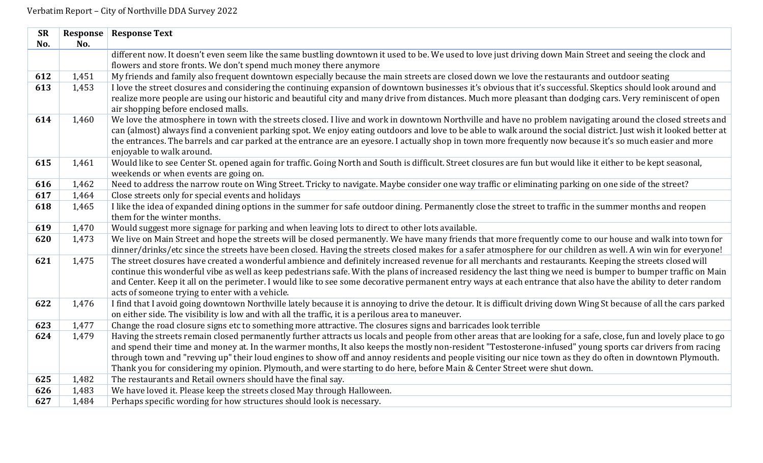| SR No. | Response No. | Response Text |
|---|---|---|
| | | different now. It doesn't even seem like the same bustling downtown it used to be. We used to love just driving down Main Street and seeing the clock and flowers and store fronts. We don't spend much money there anymore |
| **612** | 1,451 | My friends and family also frequent downtown especially because the main streets are closed down we love the restaurants and outdoor seating |
| **613** | 1,453 | I love the street closures and considering the continuing expansion of downtown businesses it's obvious that it's successful. Skeptics should look around and realize more people are using our historic and beautiful city and many drive from distances. Much more pleasant than dodging cars. Very reminiscent of open air shopping before enclosed malls. |
| **614** | 1,460 | We love the atmosphere in town with the streets closed. I live and work in downtown Northville and have no problem navigating around the closed streets and can (almost) always find a convenient parking spot. We enjoy eating outdoors and love to be able to walk around the social district. Just wish it looked better at the entrances. The barrels and car parked at the entrance are an eyesore. I actually shop in town more frequently now because it's so much easier and more enjoyable to walk around. |
| **615** | 1,461 | Would like to see Center St. opened again for traffic. Going North and South is difficult. Street closures are fun but would like it either to be kept seasonal, weekends or when events are going on. |
| **616** | 1,462 | Need to address the narrow route on Wing Street. Tricky to navigate. Maybe consider one way traffic or eliminating parking on one side of the street? |
| **617** | 1,464 | Close streets only for special events and holidays |
| **618** | 1,465 | I like the idea of expanded dining options in the summer for safe outdoor dining. Permanently close the street to traffic in the summer months and reopen them for the winter months. |
| **619** | 1,470 | Would suggest more signage for parking and when leaving lots to direct to other lots available. |
| **620** | 1,473 | We live on Main Street and hope the streets will be closed permanently. We have many friends that more frequently come to our house and walk into town for dinner/drinks/etc since the streets have been closed. Having the streets closed makes for a safer atmosphere for our children as well. A win win for everyone! |
| **621** | 1,475 | The street closures have created a wonderful ambience and definitely increased revenue for all merchants and restaurants. Keeping the streets closed will continue this wonderful vibe as well as keep pedestrians safe. With the plans of increased residency the last thing we need is bumper to bumper traffic on Main and Center. Keep it all on the perimeter. I would like to see some decorative permanent entry ways at each entrance that also have the ability to deter random acts of someone trying to enter with a vehicle. |
| **622** | 1,476 | I find that I avoid going downtown Northville lately because it is annoying to drive the detour. It is difficult driving down Wing St because of all the cars parked on either side. The visibility is low and with all the traffic, it is a perilous area to maneuver. |
| **623** | 1,477 | Change the road closure signs etc to something more attractive. The closures signs and barricades look terrible |
| **624** | 1,479 | Having the streets remain closed permanently further attracts us locals and people from other areas that are looking for a safe, close, fun and lovely place to go and spend their time and money at. In the warmer months, It also keeps the mostly non-resident "Testosterone-infused" young sports car drivers from racing through town and "revving up" their loud engines to show off and annoy residents and people visiting our nice town as they do often in downtown Plymouth. Thank you for considering my opinion. Plymouth, and were starting to do here, before Main & Center Street were shut down. |
| **625** | 1,482 | The restaurants and Retail owners should have the final say. |
| **626** | 1,483 | We have loved it. Please keep the streets closed May through Halloween. |
| **627** | 1,484 | Perhaps specific wording for how structures should look is necessary. |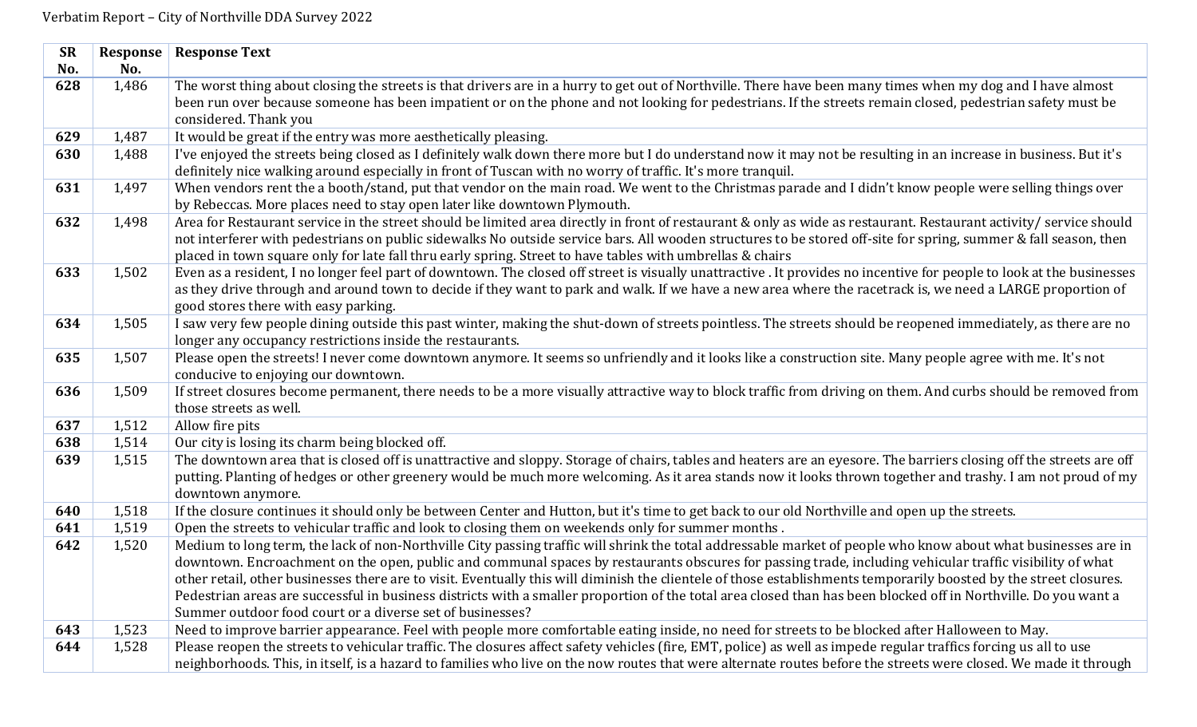Verbatim Report – City of Northville DDA Survey 2022

| SR No. | Response No. | Response Text |
|---|---|---|
| **628** | 1,486 | The worst thing about closing the streets is that drivers are in a hurry to get out of Northville. There have been many times when my dog and I have almost been run over because someone has been impatient or on the phone and not looking for pedestrians. If the streets remain closed, pedestrian safety must be considered. Thank you |
| **629** | 1,487 | It would be great if the entry was more aesthetically pleasing. |
| **630** | 1,488 | I've enjoyed the streets being closed as I definitely walk down there more but I do understand now it may not be resulting in an increase in business. But it's definitely nice walking around especially in front of Tuscan with no worry of traffic. It's more tranquil. |
| **631** | 1,497 | When vendors rent the a booth/stand, put that vendor on the main road. We went to the Christmas parade and I didn't know people were selling things over by Rebeccas. More places need to stay open later like downtown Plymouth. |
| **632** | 1,498 | Area for Restaurant service in the street should be limited area directly in front of restaurant & only as wide as restaurant. Restaurant activity/ service should not interferer with pedestrians on public sidewalks No outside service bars. All wooden structures to be stored off-site for spring, summer & fall season, then placed in town square only for late fall thru early spring. Street to have tables with umbrellas & chairs |
| **633** | 1,502 | Even as a resident, I no longer feel part of downtown. The closed off street is visually unattractive . It provides no incentive for people to look at the businesses as they drive through and around town to decide if they want to park and walk. If we have a new area where the racetrack is, we need a LARGE proportion of good stores there with easy parking. |
| **634** | 1,505 | I saw very few people dining outside this past winter, making the shut-down of streets pointless. The streets should be reopened immediately, as there are no longer any occupancy restrictions inside the restaurants. |
| **635** | 1,507 | Please open the streets! I never come downtown anymore. It seems so unfriendly and it looks like a construction site. Many people agree with me. It's not conducive to enjoying our downtown. |
| **636** | 1,509 | If street closures become permanent, there needs to be a more visually attractive way to block traffic from driving on them. And curbs should be removed from those streets as well. |
| **637** | 1,512 | Allow fire pits |
| **638** | 1,514 | Our city is losing its charm being blocked off. |
| **639** | 1,515 | The downtown area that is closed off is unattractive and sloppy. Storage of chairs, tables and heaters are an eyesore. The barriers closing off the streets are off putting. Planting of hedges or other greenery would be much more welcoming. As it area stands now it looks thrown together and trashy. I am not proud of my downtown anymore. |
| **640** | 1,518 | If the closure continues it should only be between Center and Hutton, but it's time to get back to our old Northville and open up the streets. |
| **641** | 1,519 | Open the streets to vehicular traffic and look to closing them on weekends only for summer months . |
| **642** | 1,520 | Medium to long term, the lack of non-Northville City passing traffic will shrink the total addressable market of people who know about what businesses are in downtown. Encroachment on the open, public and communal spaces by restaurants obscures for passing trade, including vehicular traffic visibility of what other retail, other businesses there are to visit. Eventually this will diminish the clientele of those establishments temporarily boosted by the street closures. Pedestrian areas are successful in business districts with a smaller proportion of the total area closed than has been blocked off in Northville. Do you want a Summer outdoor food court or a diverse set of businesses? |
| **643** | 1,523 | Need to improve barrier appearance. Feel with people more comfortable eating inside, no need for streets to be blocked after Halloween to May. |
| **644** | 1,528 | Please reopen the streets to vehicular traffic. The closures affect safety vehicles (fire, EMT, police) as well as impede regular traffics forcing us all to use neighborhoods. This, in itself, is a hazard to families who live on the now routes that were alternate routes before the streets were closed. We made it through |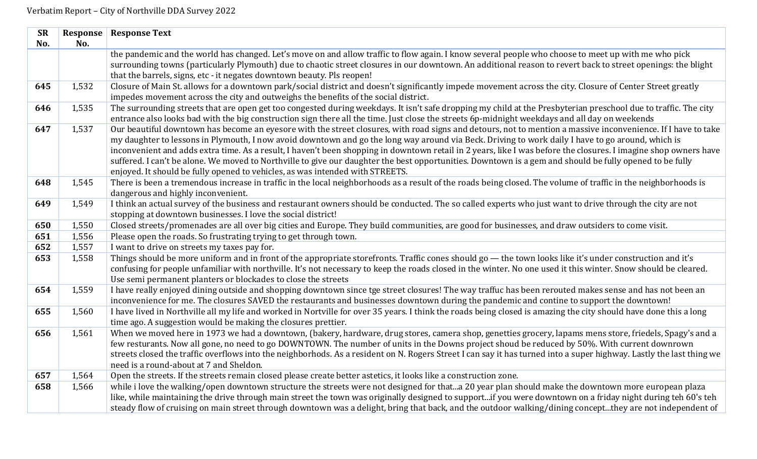| SR No. | Response No. | Response Text |
| --- | --- | --- |
| | | the pandemic and the world has changed. Let's move on and allow traffic to flow again. I know several people who choose to meet up with me who pick surrounding towns (particularly Plymouth) due to chaotic street closures in our downtown. An additional reason to revert back to street openings: the blight that the barrels, signs, etc - it negates downtown beauty. Pls reopen! |
| **645** | 1,532 | Closure of Main St. allows for a downtown park/social district and doesn't significantly impede movement across the city. Closure of Center Street greatly impedes movement across the city and outweighs the benefits of the social district. |
| **646** | 1,535 | The surrounding streets that are open get too congested during weekdays. It isn't safe dropping my child at the Presbyterian preschool due to traffic. The city entrance also looks bad with the big construction sign there all the time. Just close the streets 6p-midnight weekdays and all day on weekends |
| **647** | 1,537 | Our beautiful downtown has become an eyesore with the street closures, with road signs and detours, not to mention a massive inconvenience. If I have to take my daughter to lessons in Plymouth, I now avoid downtown and go the long way around via Beck. Driving to work daily I have to go around, which is inconvenient and adds extra time. As a result, I haven't been shopping in downtown retail in 2 years, like I was before the closures. I imagine shop owners have suffered. I can't be alone. We moved to Northville to give our daughter the best opportunities. Downtown is a gem and should be fully opened to be fully enjoyed. It should be fully opened to vehicles, as was intended with STREETS. |
| **648** | 1,545 | There is been a tremendous increase in traffic in the local neighborhoods as a result of the roads being closed. The volume of traffic in the neighborhoods is dangerous and highly inconvenient. |
| **649** | 1,549 | I think an actual survey of the business and restaurant owners should be conducted. The so called experts who just want to drive through the city are not stopping at downtown businesses. I love the social district! |
| **650** | 1,550 | Closed streets/promenades are all over big cities and Europe. They build communities, are good for businesses, and draw outsiders to come visit. |
| **651** | 1,556 | Please open the roads. So frustrating trying to get through town. |
| **652** | 1,557 | I want to drive on streets my taxes pay for. |
| **653** | 1,558 | Things should be more uniform and in front of the appropriate storefronts. Traffic cones should go — the town looks like it's under construction and it's confusing for people unfamiliar with northville. It's not necessary to keep the roads closed in the winter. No one used it this winter. Snow should be cleared. Use semi permanent planters or blockades to close the streets |
| **654** | 1,559 | I have really enjoyed dining outside and shopping downtown since tge street closures! The way traffuc has been rerouted makes sense and has not been an inconvenience for me. The closures SAVED the restaurants and businesses downtown during the pandemic and contine to support the downtown! |
| **655** | 1,560 | I have lived in Northville all my life and worked in Nortville for over 35 years. I think the roads being closed is amazing the city should have done this a long time ago. A suggestion would be making the closures prettier. |
| **656** | 1,561 | When we moved here in 1973 we had a downtown, (bakery, hardware, drug stores, camera shop, genetties grocery, lapams mens store, friedels, Spagy's and a few resturants. Now all gone, no need to go DOWNTOWN. The number of units in the Downs project shoud be reduced by 50%. With current downrown streets closed the traffic overflows into the neighborhods. As a resident on N. Rogers Street I can say it has turned into a super highway. Lastly the last thing we need is a round-about at 7 and Sheldon. |
| **657** | 1,564 | Open the streets. If the streets remain closed please create better astetics, it looks like a construction zone. |
| **658** | 1,566 | while i love the walking/open downtown structure the streets were not designed for that...a 20 year plan should make the downtown more european plaza like, while maintaining the drive through main street the town was originally designed to support...if you were downtown on a friday night during teh 60's teh steady flow of cruising on main street through downtown was a delight, bring that back, and the outdoor walking/dining concept...they are not independent of |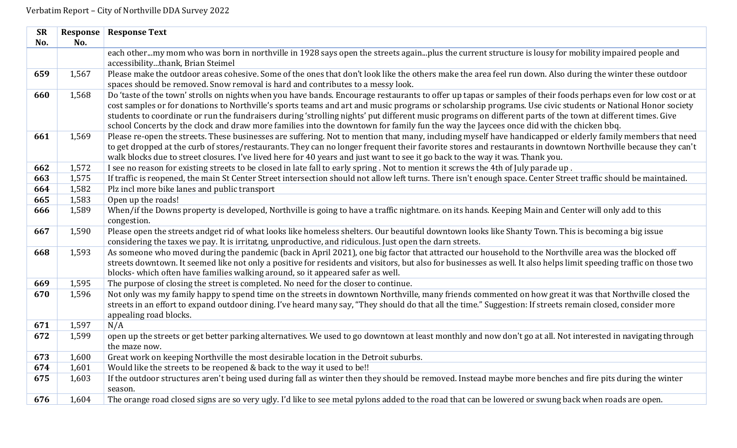Verbatim Report – City of Northville DDA Survey 2022

| SR No. | Response No. | Response Text |
|---|---|---|
| | | each other...my mom who was born in northville in 1928 says open the streets again...plus the current structure is lousy for mobility impaired people and accessibility...thank, Brian Steimel |
| **659** | 1,567 | Please make the outdoor areas cohesive. Some of the ones that don't look like the others make the area feel run down. Also during the winter these outdoor spaces should be removed. Snow removal is hard and contributes to a messy look. |
| **660** | 1,568 | Do 'taste of the town' strolls on nights when you have bands. Encourage restaurants to offer up tapas or samples of their foods perhaps even for low cost or at cost samples or for donations to Northville's sports teams and art and music programs or scholarship programs. Use civic students or National Honor society students to coordinate or run the fundraisers during 'strolling nights' put different music programs on different parts of the town at different times. Give school Concerts by the clock and draw more families into the downtown for family fun the way the Jaycees once did with the chicken bbq. |
| **661** | 1,569 | Please re-open the streets. These businesses are suffering. Not to mention that many, including myself have handicapped or elderly family members that need to get dropped at the curb of stores/restaurants. They can no longer frequent their favorite stores and restaurants in downtown Northville because they can't walk blocks due to street closures. I've lived here for 40 years and just want to see it go back to the way it was. Thank you. |
| **662** | 1,572 | I see no reason for existing streets to be closed in late fall to early spring . Not to mention it screws the 4th of July parade up . |
| **663** | 1,575 | If traffic is reopened, the main St Center Street intersection should not allow left turns. There isn't enough space. Center Street traffic should be maintained. |
| **664** | 1,582 | Plz incl more bike lanes and public transport |
| **665** | 1,583 | Open up the roads! |
| **666** | 1,589 | When/if the Downs property is developed, Northville is going to have a traffic nightmare. on its hands. Keeping Main and Center will only add to this congestion. |
| **667** | 1,590 | Please open the streets andget rid of what looks like homeless shelters. Our beautiful downtown looks like Shanty Town. This is becoming a big issue considering the taxes we pay. It is irritatng, unproductive, and ridiculous. Just open the darn streets. |
| **668** | 1,593 | As someone who moved during the pandemic (back in April 2021), one big factor that attracted our household to the Northville area was the blocked off streets downtown. It seemed like not only a positive for residents and visitors, but also for businesses as well. It also helps limit speeding traffic on those two blocks- which often have families walking around, so it appeared safer as well. |
| **669** | 1,595 | The purpose of closing the street is completed. No need for the closer to continue. |
| **670** | 1,596 | Not only was my family happy to spend time on the streets in downtown Northville, many friends commented on how great it was that Northville closed the streets in an effort to expand outdoor dining. I've heard many say, "They should do that all the time." Suggestion: If streets remain closed, consider more appealing road blocks. |
| **671** | 1,597 | N/A |
| **672** | 1,599 | open up the streets or get better parking alternatives. We used to go downtown at least monthly and now don't go at all. Not interested in navigating through the maze now. |
| **673** | 1,600 | Great work on keeping Northville the most desirable location in the Detroit suburbs. |
| **674** | 1,601 | Would like the streets to be reopened & back to the way it used to be!! |
| **675** | 1,603 | If the outdoor structures aren't being used during fall as winter then they should be removed. Instead maybe more benches and fire pits during the winter season. |
| **676** | 1,604 | The orange road closed signs are so very ugly. I'd like to see metal pylons added to the road that can be lowered or swung back when roads are open. |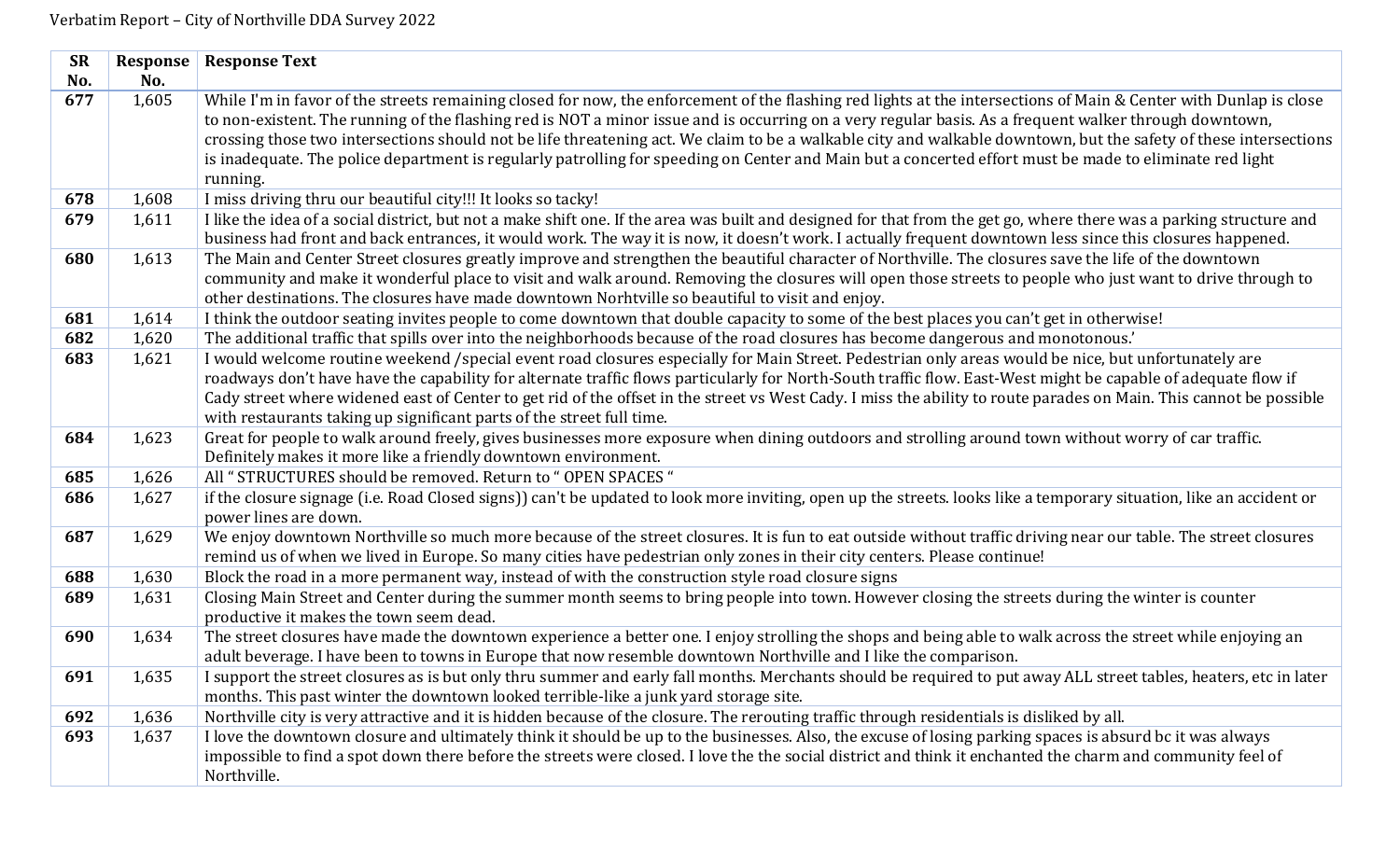Verbatim Report – City of Northville DDA Survey 2022

| SR No. | Response No. | Response Text |
|---|---|---|
| **677** | 1,605 | While I'm in favor of the streets remaining closed for now, the enforcement of the flashing red lights at the intersections of Main & Center with Dunlap is close to non-existent. The running of the flashing red is NOT a minor issue and is occurring on a very regular basis. As a frequent walker through downtown, crossing those two intersections should not be life threatening act. We claim to be a walkable city and walkable downtown, but the safety of these intersections is inadequate. The police department is regularly patrolling for speeding on Center and Main but a concerted effort must be made to eliminate red light running. |
| **678** | 1,608 | I miss driving thru our beautiful city!!! It looks so tacky! |
| **679** | 1,611 | I like the idea of a social district, but not a make shift one. If the area was built and designed for that from the get go, where there was a parking structure and business had front and back entrances, it would work. The way it is now, it doesn't work. I actually frequent downtown less since this closures happened. |
| **680** | 1,613 | The Main and Center Street closures greatly improve and strengthen the beautiful character of Northville. The closures save the life of the downtown community and make it wonderful place to visit and walk around. Removing the closures will open those streets to people who just want to drive through to other destinations. The closures have made downtown Norhtville so beautiful to visit and enjoy. |
| **681** | 1,614 | I think the outdoor seating invites people to come downtown that double capacity to some of the best places you can't get in otherwise! |
| **682** | 1,620 | The additional traffic that spills over into the neighborhoods because of the road closures has become dangerous and monotonous.' |
| **683** | 1,621 | I would welcome routine weekend /special event road closures especially for Main Street. Pedestrian only areas would be nice, but unfortunately are roadways don't have have the capability for alternate traffic flows particularly for North-South traffic flow. East-West might be capable of adequate flow if Cady street where widened east of Center to get rid of the offset in the street vs West Cady. I miss the ability to route parades on Main. This cannot be possible with restaurants taking up significant parts of the street full time. |
| **684** | 1,623 | Great for people to walk around freely, gives businesses more exposure when dining outdoors and strolling around town without worry of car traffic. Definitely makes it more like a friendly downtown environment. |
| **685** | 1,626 | All " STRUCTURES should be removed. Return to " OPEN SPACES " |
| **686** | 1,627 | if the closure signage (i.e. Road Closed signs)) can't be updated to look more inviting, open up the streets. looks like a temporary situation, like an accident or power lines are down. |
| **687** | 1,629 | We enjoy downtown Northville so much more because of the street closures. It is fun to eat outside without traffic driving near our table. The street closures remind us of when we lived in Europe. So many cities have pedestrian only zones in their city centers. Please continue! |
| **688** | 1,630 | Block the road in a more permanent way, instead of with the construction style road closure signs |
| **689** | 1,631 | Closing Main Street and Center during the summer month seems to bring people into town. However closing the streets during the winter is counter productive it makes the town seem dead. |
| **690** | 1,634 | The street closures have made the downtown experience a better one. I enjoy strolling the shops and being able to walk across the street while enjoying an adult beverage. I have been to towns in Europe that now resemble downtown Northville and I like the comparison. |
| **691** | 1,635 | I support the street closures as is but only thru summer and early fall months. Merchants should be required to put away ALL street tables, heaters, etc in later months. This past winter the downtown looked terrible-like a junk yard storage site. |
| **692** | 1,636 | Northville city is very attractive and it is hidden because of the closure. The rerouting traffic through residentials is disliked by all. |
| **693** | 1,637 | I love the downtown closure and ultimately think it should be up to the businesses. Also, the excuse of losing parking spaces is absurd bc it was always impossible to find a spot down there before the streets were closed. I love the the social district and think it enchanted the charm and community feel of Northville. |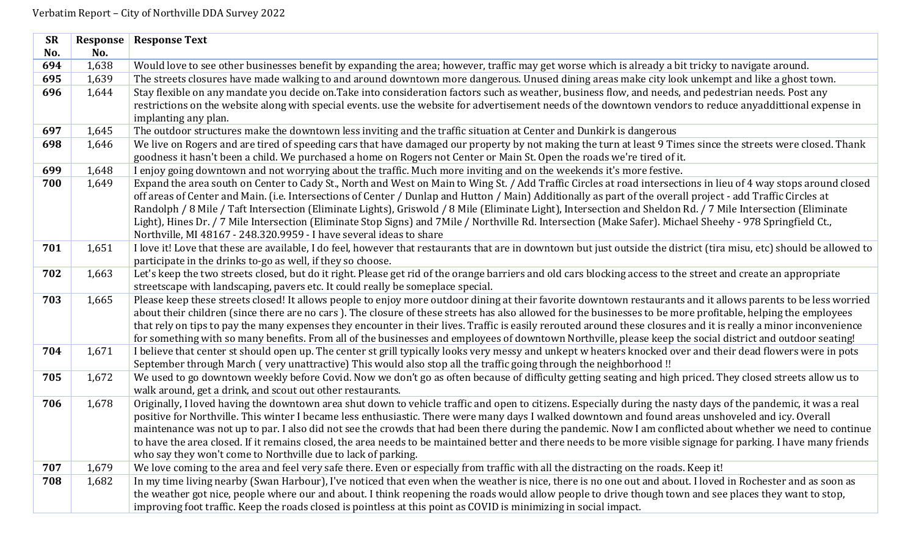Verbatim Report – City of Northville DDA Survey 2022

| SR No. | Response No. | Response Text |
|---|---|---|
| **694** | 1,638 | Would love to see other businesses benefit by expanding the area; however, traffic may get worse which is already a bit tricky to navigate around. |
| **695** | 1,639 | The streets closures have made walking to and around downtown more dangerous. Unused dining areas make city look unkempt and like a ghost town. |
| **696** | 1,644 | Stay flexible on any mandate you decide on.Take into consideration factors such as weather, business flow, and needs, and pedestrian needs. Post any restrictions on the website along with special events. use the website for advertisement needs of the downtown vendors to reduce anyadditional expense in implanting any plan. |
| **697** | 1,645 | The outdoor structures make the downtown less inviting and the traffic situation at Center and Dunkirk is dangerous |
| **698** | 1,646 | We live on Rogers and are tired of speeding cars that have damaged our property by not making the turn at least 9 Times since the streets were closed. Thank goodness it hasn't been a child. We purchased a home on Rogers not Center or Main St. Open the roads we're tired of it. |
| **699** | 1,648 | I enjoy going downtown and not worrying about the traffic. Much more inviting and on the weekends it's more festive. |
| **700** | 1,649 | Expand the area south on Center to Cady St., North and West on Main to Wing St. / Add Traffic Circles at road intersections in lieu of 4 way stops around closed off areas of Center and Main. (i.e. Intersections of Center / Dunlap and Hutton / Main) Additionally as part of the overall project - add Traffic Circles at Randolph / 8 Mile / Taft Intersection (Eliminate Lights), Griswold / 8 Mile (Eliminate Light), Intersection and Sheldon Rd. / 7 Mile Intersection (Eliminate Light), Hines Dr. / 7 Mile Intersection (Eliminate Stop Signs) and 7Mile / Northville Rd. Intersection (Make Safer). Michael Sheehy - 978 Springfield Ct., Northville, MI 48167 - 248.320.9959 - I have several ideas to share |
| **701** | 1,651 | I love it! Love that these are available, I do feel, however that restaurants that are in downtown but just outside the district (tira misu, etc) should be allowed to participate in the drinks to-go as well, if they so choose. |
| **702** | 1,663 | Let's keep the two streets closed, but do it right. Please get rid of the orange barriers and old cars blocking access to the street and create an appropriate streetscape with landscaping, pavers etc. It could really be someplace special. |
| **703** | 1,665 | Please keep these streets closed! It allows people to enjoy more outdoor dining at their favorite downtown restaurants and it allows parents to be less worried about their children (since there are no cars ). The closure of these streets has also allowed for the businesses to be more profitable, helping the employees that rely on tips to pay the many expenses they encounter in their lives. Traffic is easily rerouted around these closures and it is really a minor inconvenience for something with so many benefits. From all of the businesses and employees of downtown Northville, please keep the social district and outdoor seating! |
| **704** | 1,671 | I believe that center st should open up. The center st grill typically looks very messy and unkept w heaters knocked over and their dead flowers were in pots September through March ( very unattractive) This would also stop all the traffic going through the neighborhood !! |
| **705** | 1,672 | We used to go downtown weekly before Covid. Now we don't go as often because of difficulty getting seating and high priced. They closed streets allow us to walk around, get a drink, and scout out other restaurants. |
| **706** | 1,678 | Originally, I loved having the downtown area shut down to vehicle traffic and open to citizens. Especially during the nasty days of the pandemic, it was a real positive for Northville. This winter I became less enthusiastic. There were many days I walked downtown and found areas unshoveled and icy. Overall maintenance was not up to par. I also did not see the crowds that had been there during the pandemic. Now I am conflicted about whether we need to continue to have the area closed. If it remains closed, the area needs to be maintained better and there needs to be more visible signage for parking. I have many friends who say they won't come to Northville due to lack of parking. |
| **707** | 1,679 | We love coming to the area and feel very safe there. Even or especially from traffic with all the distracting on the roads. Keep it! |
| **708** | 1,682 | In my time living nearby (Swan Harbour), I've noticed that even when the weather is nice, there is no one out and about. I loved in Rochester and as soon as the weather got nice, people where our and about. I think reopening the roads would allow people to drive though town and see places they want to stop, improving foot traffic. Keep the roads closed is pointless at this point as COVID is minimizing in social impact. |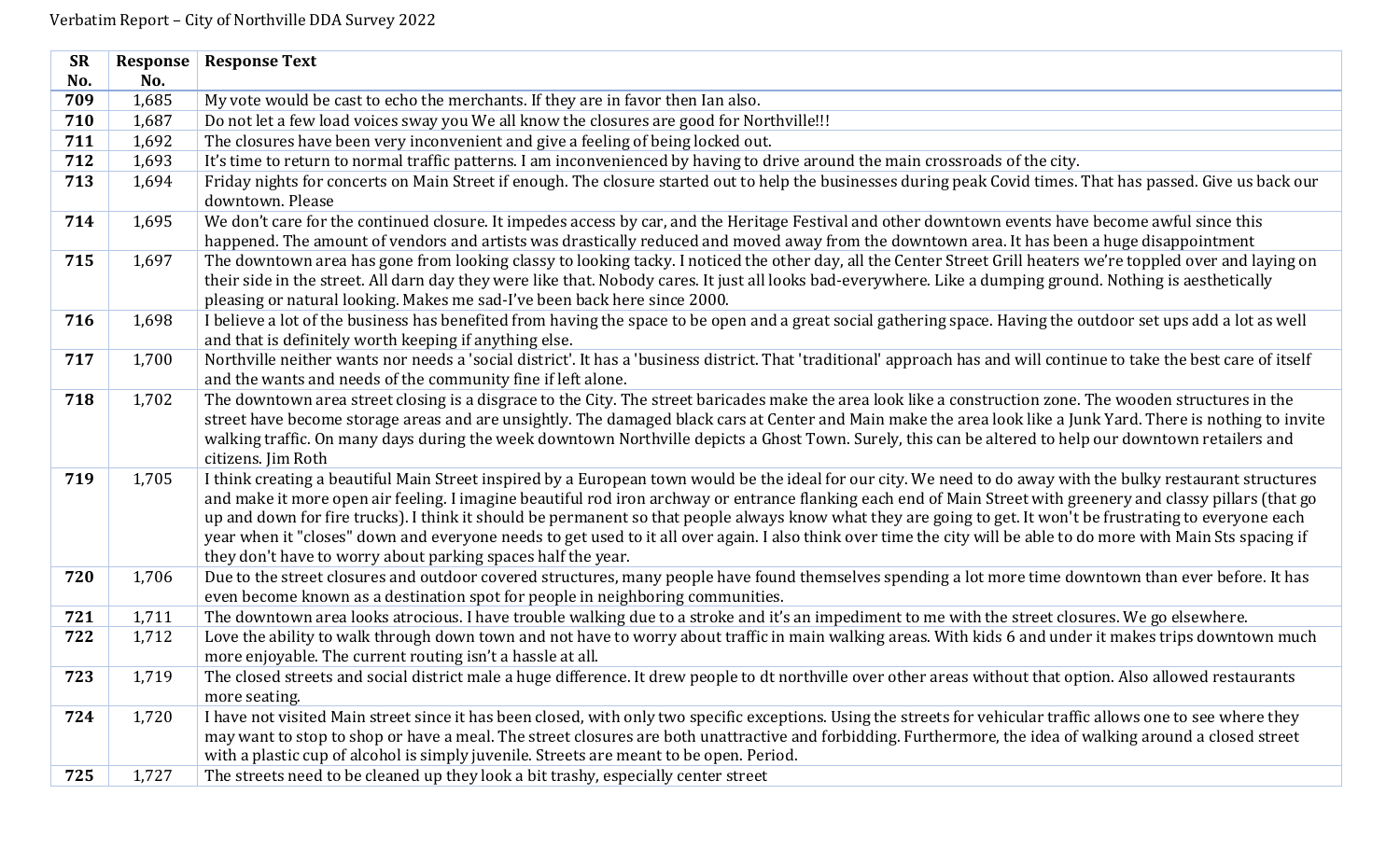Verbatim Report – City of Northville DDA Survey 2022

| SR No. | Response No. | Response Text |
|---|---|---|
| **709** | 1,685 | My vote would be cast to echo the merchants. If they are in favor then Ian also. |
| **710** | 1,687 | Do not let a few load voices sway you We all know the closures are good for Northville!!! |
| **711** | 1,692 | The closures have been very inconvenient and give a feeling of being locked out. |
| **712** | 1,693 | It's time to return to normal traffic patterns. I am inconvenienced by having to drive around the main crossroads of the city. |
| **713** | 1,694 | Friday nights for concerts on Main Street if enough. The closure started out to help the businesses during peak Covid times. That has passed. Give us back our downtown. Please |
| **714** | 1,695 | We don't care for the continued closure. It impedes access by car, and the Heritage Festival and other downtown events have become awful since this happened. The amount of vendors and artists was drastically reduced and moved away from the downtown area. It has been a huge disappointment |
| **715** | 1,697 | The downtown area has gone from looking classy to looking tacky. I noticed the other day, all the Center Street Grill heaters we're toppled over and laying on their side in the street. All darn day they were like that. Nobody cares. It just all looks bad-everywhere. Like a dumping ground. Nothing is aesthetically pleasing or natural looking. Makes me sad-I've been back here since 2000. |
| **716** | 1,698 | I believe a lot of the business has benefited from having the space to be open and a great social gathering space. Having the outdoor set ups add a lot as well and that is definitely worth keeping if anything else. |
| **717** | 1,700 | Northville neither wants nor needs a 'social district'. It has a 'business district. That 'traditional' approach has and will continue to take the best care of itself and the wants and needs of the community fine if left alone. |
| **718** | 1,702 | The downtown area street closing is a disgrace to the City. The street baricades make the area look like a construction zone. The wooden structures in the street have become storage areas and are unsightly. The damaged black cars at Center and Main make the area look like a Junk Yard. There is nothing to invite walking traffic. On many days during the week downtown Northville depicts a Ghost Town. Surely, this can be altered to help our downtown retailers and citizens. Jim Roth |
| **719** | 1,705 | I think creating a beautiful Main Street inspired by a European town would be the ideal for our city. We need to do away with the bulky restaurant structures and make it more open air feeling. I imagine beautiful rod iron archway or entrance flanking each end of Main Street with greenery and classy pillars (that go up and down for fire trucks). I think it should be permanent so that people always know what they are going to get. It won't be frustrating to everyone each year when it "closes" down and everyone needs to get used to it all over again. I also think over time the city will be able to do more with Main Sts spacing if they don't have to worry about parking spaces half the year. |
| **720** | 1,706 | Due to the street closures and outdoor covered structures, many people have found themselves spending a lot more time downtown than ever before. It has even become known as a destination spot for people in neighboring communities. |
| **721** | 1,711 | The downtown area looks atrocious. I have trouble walking due to a stroke and it's an impediment to me with the street closures. We go elsewhere. |
| **722** | 1,712 | Love the ability to walk through down town and not have to worry about traffic in main walking areas. With kids 6 and under it makes trips downtown much more enjoyable. The current routing isn't a hassle at all. |
| **723** | 1,719 | The closed streets and social district male a huge difference. It drew people to dt northville over other areas without that option. Also allowed restaurants more seating. |
| **724** | 1,720 | I have not visited Main street since it has been closed, with only two specific exceptions. Using the streets for vehicular traffic allows one to see where they may want to stop to shop or have a meal. The street closures are both unattractive and forbidding. Furthermore, the idea of walking around a closed street with a plastic cup of alcohol is simply juvenile. Streets are meant to be open. Period. |
| **725** | 1,727 | The streets need to be cleaned up they look a bit trashy, especially center street |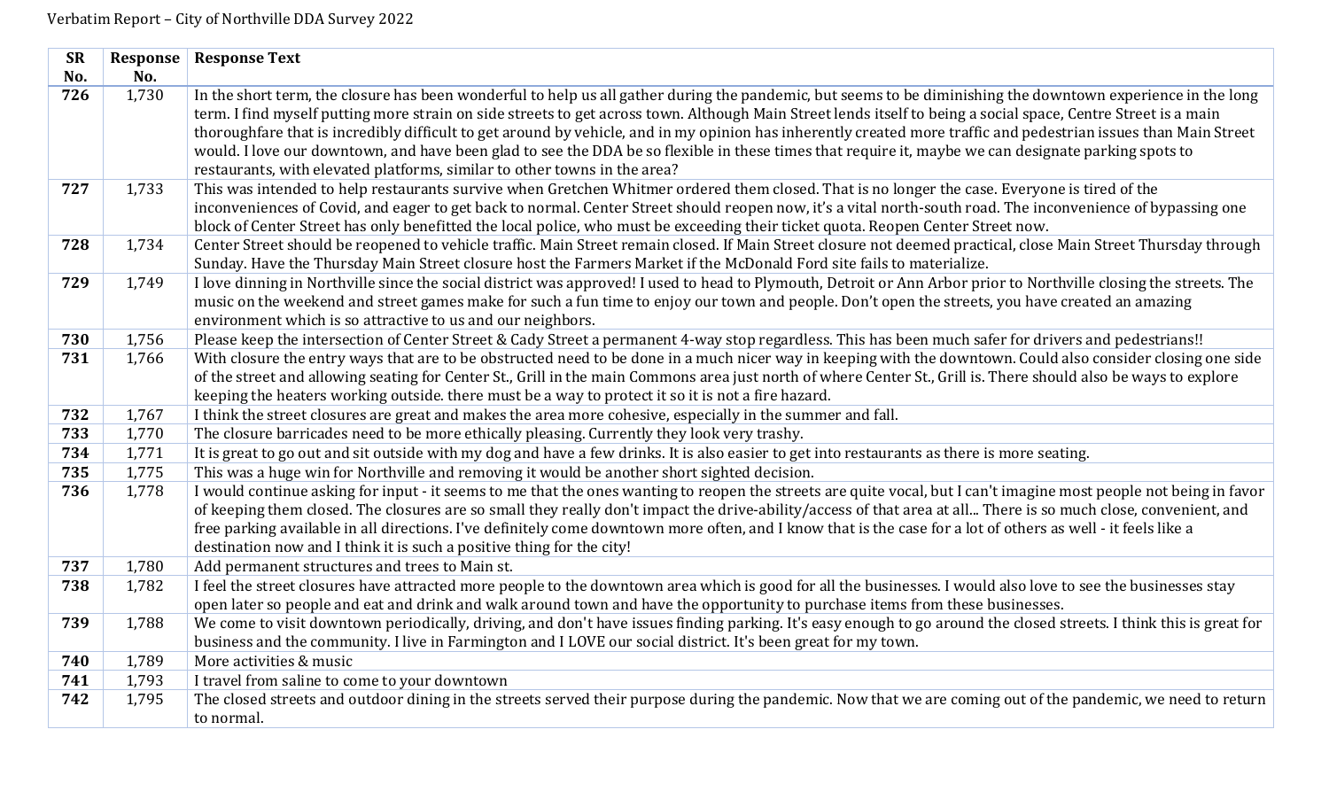Verbatim Report – City of Northville DDA Survey 2022

| SR No. | Response No. | Response Text |
|---|---|---|
| **726** | 1,730 | In the short term, the closure has been wonderful to help us all gather during the pandemic, but seems to be diminishing the downtown experience in the long term. I find myself putting more strain on side streets to get across town. Although Main Street lends itself to being a social space, Centre Street is a main thoroughfare that is incredibly difficult to get around by vehicle, and in my opinion has inherently created more traffic and pedestrian issues than Main Street would. I love our downtown, and have been glad to see the DDA be so flexible in these times that require it, maybe we can designate parking spots to restaurants, with elevated platforms, similar to other towns in the area? |
| **727** | 1,733 | This was intended to help restaurants survive when Gretchen Whitmer ordered them closed. That is no longer the case. Everyone is tired of the inconveniences of Covid, and eager to get back to normal. Center Street should reopen now, it's a vital north-south road. The inconvenience of bypassing one block of Center Street has only benefitted the local police, who must be exceeding their ticket quota. Reopen Center Street now. |
| **728** | 1,734 | Center Street should be reopened to vehicle traffic. Main Street remain closed. If Main Street closure not deemed practical, close Main Street Thursday through Sunday. Have the Thursday Main Street closure host the Farmers Market if the McDonald Ford site fails to materialize. |
| **729** | 1,749 | I love dinning in Northville since the social district was approved! I used to head to Plymouth, Detroit or Ann Arbor prior to Northville closing the streets. The music on the weekend and street games make for such a fun time to enjoy our town and people. Don't open the streets, you have created an amazing environment which is so attractive to us and our neighbors. |
| **730** | 1,756 | Please keep the intersection of Center Street & Cady Street a permanent 4-way stop regardless. This has been much safer for drivers and pedestrians!! |
| **731** | 1,766 | With closure the entry ways that are to be obstructed need to be done in a much nicer way in keeping with the downtown. Could also consider closing one side of the street and allowing seating for Center St., Grill in the main Commons area just north of where Center St., Grill is. There should also be ways to explore keeping the heaters working outside. there must be a way to protect it so it is not a fire hazard. |
| **732** | 1,767 | I think the street closures are great and makes the area more cohesive, especially in the summer and fall. |
| **733** | 1,770 | The closure barricades need to be more ethically pleasing. Currently they look very trashy. |
| **734** | 1,771 | It is great to go out and sit outside with my dog and have a few drinks. It is also easier to get into restaurants as there is more seating. |
| **735** | 1,775 | This was a huge win for Northville and removing it would be another short sighted decision. |
| **736** | 1,778 | I would continue asking for input - it seems to me that the ones wanting to reopen the streets are quite vocal, but I can't imagine most people not being in favor of keeping them closed. The closures are so small they really don't impact the drive-ability/access of that area at all... There is so much close, convenient, and free parking available in all directions. I've definitely come downtown more often, and I know that is the case for a lot of others as well - it feels like a destination now and I think it is such a positive thing for the city! |
| **737** | 1,780 | Add permanent structures and trees to Main st. |
| **738** | 1,782 | I feel the street closures have attracted more people to the downtown area which is good for all the businesses. I would also love to see the businesses stay open later so people and eat and drink and walk around town and have the opportunity to purchase items from these businesses. |
| **739** | 1,788 | We come to visit downtown periodically, driving, and don't have issues finding parking. It's easy enough to go around the closed streets. I think this is great for business and the community. I live in Farmington and I LOVE our social district. It's been great for my town. |
| **740** | 1,789 | More activities & music |
| **741** | 1,793 | I travel from saline to come to your downtown |
| **742** | 1,795 | The closed streets and outdoor dining in the streets served their purpose during the pandemic. Now that we are coming out of the pandemic, we need to return to normal. |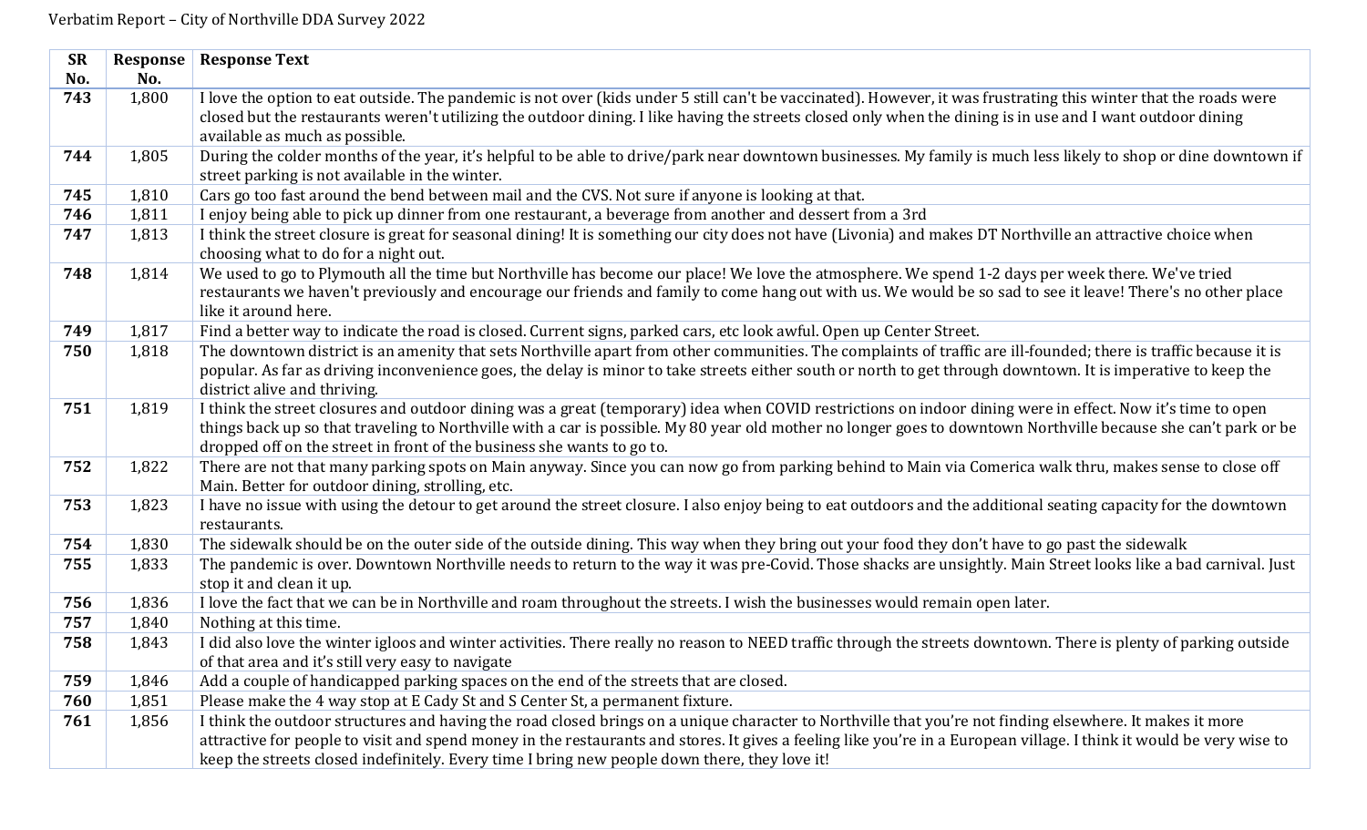Verbatim Report – City of Northville DDA Survey 2022

| SR No. | Response No. | Response Text |
|---|---|---|
| **743** | 1,800 | I love the option to eat outside. The pandemic is not over (kids under 5 still can't be vaccinated). However, it was frustrating this winter that the roads were closed but the restaurants weren't utilizing the outdoor dining. I like having the streets closed only when the dining is in use and I want outdoor dining available as much as possible. |
| **744** | 1,805 | During the colder months of the year, it's helpful to be able to drive/park near downtown businesses. My family is much less likely to shop or dine downtown if street parking is not available in the winter. |
| **745** | 1,810 | Cars go too fast around the bend between mail and the CVS. Not sure if anyone is looking at that. |
| **746** | 1,811 | I enjoy being able to pick up dinner from one restaurant, a beverage from another and dessert from a 3rd |
| **747** | 1,813 | I think the street closure is great for seasonal dining! It is something our city does not have (Livonia) and makes DT Northville an attractive choice when choosing what to do for a night out. |
| **748** | 1,814 | We used to go to Plymouth all the time but Northville has become our place! We love the atmosphere. We spend 1-2 days per week there. We've tried restaurants we haven't previously and encourage our friends and family to come hang out with us. We would be so sad to see it leave! There's no other place like it around here. |
| **749** | 1,817 | Find a better way to indicate the road is closed. Current signs, parked cars, etc look awful. Open up Center Street. |
| **750** | 1,818 | The downtown district is an amenity that sets Northville apart from other communities. The complaints of traffic are ill-founded; there is traffic because it is popular. As far as driving inconvenience goes, the delay is minor to take streets either south or north to get through downtown. It is imperative to keep the district alive and thriving. |
| **751** | 1,819 | I think the street closures and outdoor dining was a great (temporary) idea when COVID restrictions on indoor dining were in effect. Now it's time to open things back up so that traveling to Northville with a car is possible. My 80 year old mother no longer goes to downtown Northville because she can't park or be dropped off on the street in front of the business she wants to go to. |
| **752** | 1,822 | There are not that many parking spots on Main anyway. Since you can now go from parking behind to Main via Comerica walk thru, makes sense to close off Main. Better for outdoor dining, strolling, etc. |
| **753** | 1,823 | I have no issue with using the detour to get around the street closure. I also enjoy being to eat outdoors and the additional seating capacity for the downtown restaurants. |
| **754** | 1,830 | The sidewalk should be on the outer side of the outside dining. This way when they bring out your food they don't have to go past the sidewalk |
| **755** | 1,833 | The pandemic is over. Downtown Northville needs to return to the way it was pre-Covid. Those shacks are unsightly. Main Street looks like a bad carnival. Just stop it and clean it up. |
| **756** | 1,836 | I love the fact that we can be in Northville and roam throughout the streets. I wish the businesses would remain open later. |
| **757** | 1,840 | Nothing at this time. |
| **758** | 1,843 | I did also love the winter igloos and winter activities. There really no reason to NEED traffic through the streets downtown. There is plenty of parking outside of that area and it's still very easy to navigate |
| **759** | 1,846 | Add a couple of handicapped parking spaces on the end of the streets that are closed. |
| **760** | 1,851 | Please make the 4 way stop at E Cady St and S Center St, a permanent fixture. |
| **761** | 1,856 | I think the outdoor structures and having the road closed brings on a unique character to Northville that you're not finding elsewhere. It makes it more attractive for people to visit and spend money in the restaurants and stores. It gives a feeling like you're in a European village. I think it would be very wise to keep the streets closed indefinitely. Every time I bring new people down there, they love it! |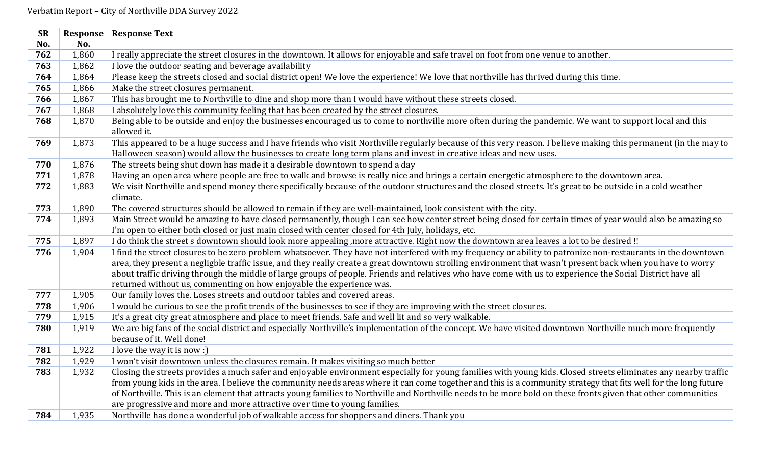Verbatim Report – City of Northville DDA Survey 2022

| SR No. | Response No. | Response Text |
|---|---|---|
| **762** | 1,860 | I really appreciate the street closures in the downtown. It allows for enjoyable and safe travel on foot from one venue to another. |
| **763** | 1,862 | I love the outdoor seating and beverage availability |
| **764** | 1,864 | Please keep the streets closed and social district open! We love the experience! We love that northville has thrived during this time. |
| **765** | 1,866 | Make the street closures permanent. |
| **766** | 1,867 | This has brought me to Northville to dine and shop more than I would have without these streets closed. |
| **767** | 1,868 | I absolutely love this community feeling that has been created by the street closures. |
| **768** | 1,870 | Being able to be outside and enjoy the businesses encouraged us to come to northville more often during the pandemic. We want to support local and this allowed it. |
| **769** | 1,873 | This appeared to be a huge success and I have friends who visit Northville regularly because of this very reason. I believe making this permanent (in the may to Halloween season) would allow the businesses to create long term plans and invest in creative ideas and new uses. |
| **770** | 1,876 | The streets being shut down has made it a desirable downtown to spend a day |
| **771** | 1,878 | Having an open area where people are free to walk and browse is really nice and brings a certain energetic atmosphere to the downtown area. |
| **772** | 1,883 | We visit Northville and spend money there specifically because of the outdoor structures and the closed streets. It's great to be outside in a cold weather climate. |
| **773** | 1,890 | The covered structures should be allowed to remain if they are well-maintained, look consistent with the city. |
| **774** | 1,893 | Main Street would be amazing to have closed permanently, though I can see how center street being closed for certain times of year would also be amazing so I'm open to either both closed or just main closed with center closed for 4th July, holidays, etc. |
| **775** | 1,897 | I do think the street s downtown should look more appealing ,more attractive. Right now the downtown area leaves a lot to be desired !! |
| **776** | 1,904 | I find the street closures to be zero problem whatsoever. They have not interfered with my frequency or ability to patronize non-restaurants in the downtown area, they present a negligble traffic issue, and they really create a great downtown strolling environment that wasn't present back when you have to worry about traffic driving through the middle of large groups of people. Friends and relatives who have come with us to experience the Social District have all returned without us, commenting on how enjoyable the experience was. |
| **777** | 1,905 | Our family loves the. Loses streets and outdoor tables and covered areas. |
| **778** | 1,906 | I would be curious to see the profit trends of the businesses to see if they are improving with the street closures. |
| **779** | 1,915 | It's a great city great atmosphere and place to meet friends. Safe and well lit and so very walkable. |
| **780** | 1,919 | We are big fans of the social district and especially Northville's implementation of the concept. We have visited downtown Northville much more frequently because of it. Well done! |
| **781** | 1,922 | I love the way it is now :) |
| **782** | 1,929 | I won't visit downtown unless the closures remain. It makes visiting so much better |
| **783** | 1,932 | Closing the streets provides a much safer and enjoyable environment especially for young families with young kids. Closed streets eliminates any nearby traffic from young kids in the area. I believe the community needs areas where it can come together and this is a community strategy that fits well for the long future of Northville. This is an element that attracts young families to Northville and Northville needs to be more bold on these fronts given that other communities are progressive and more and more attractive over time to young families. |
| **784** | 1,935 | Northville has done a wonderful job of walkable access for shoppers and diners. Thank you |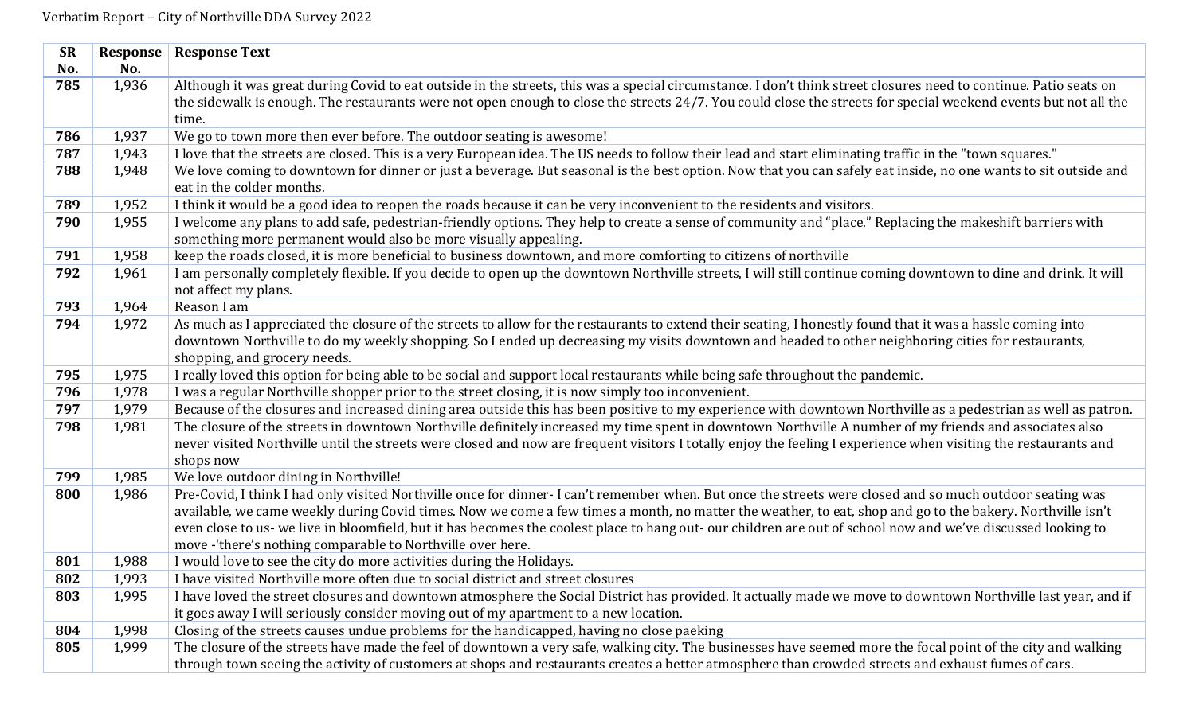Verbatim Report – City of Northville DDA Survey 2022

| SR No. | Response No. | Response Text |
|---|---|---|
| **785** | 1,936 | Although it was great during Covid to eat outside in the streets, this was a special circumstance. I don't think street closures need to continue. Patio seats on the sidewalk is enough. The restaurants were not open enough to close the streets 24/7. You could close the streets for special weekend events but not all the time. |
| **786** | 1,937 | We go to town more then ever before. The outdoor seating is awesome! |
| **787** | 1,943 | I love that the streets are closed. This is a very European idea. The US needs to follow their lead and start eliminating traffic in the "town squares." |
| **788** | 1,948 | We love coming to downtown for dinner or just a beverage. But seasonal is the best option. Now that you can safely eat inside, no one wants to sit outside and eat in the colder months. |
| **789** | 1,952 | I think it would be a good idea to reopen the roads because it can be very inconvenient to the residents and visitors. |
| **790** | 1,955 | I welcome any plans to add safe, pedestrian-friendly options. They help to create a sense of community and "place." Replacing the makeshift barriers with something more permanent would also be more visually appealing. |
| **791** | 1,958 | keep the roads closed, it is more beneficial to business downtown, and more comforting to citizens of northville |
| **792** | 1,961 | I am personally completely flexible. If you decide to open up the downtown Northville streets, I will still continue coming downtown to dine and drink. It will not affect my plans. |
| **793** | 1,964 | Reason I am |
| **794** | 1,972 | As much as I appreciated the closure of the streets to allow for the restaurants to extend their seating, I honestly found that it was a hassle coming into downtown Northville to do my weekly shopping. So I ended up decreasing my visits downtown and headed to other neighboring cities for restaurants, shopping, and grocery needs. |
| **795** | 1,975 | I really loved this option for being able to be social and support local restaurants while being safe throughout the pandemic. |
| **796** | 1,978 | I was a regular Northville shopper prior to the street closing, it is now simply too inconvenient. |
| **797** | 1,979 | Because of the closures and increased dining area outside this has been positive to my experience with downtown Northville as a pedestrian as well as patron. |
| **798** | 1,981 | The closure of the streets in downtown Northville definitely increased my time spent in downtown Northville A number of my friends and associates also never visited Northville until the streets were closed and now are frequent visitors I totally enjoy the feeling I experience when visiting the restaurants and shops now |
| **799** | 1,985 | We love outdoor dining in Northville! |
| **800** | 1,986 | Pre-Covid, I think I had only visited Northville once for dinner- I can't remember when. But once the streets were closed and so much outdoor seating was available, we came weekly during Covid times. Now we come a few times a month, no matter the weather, to eat, shop and go to the bakery. Northville isn't even close to us- we live in bloomfield, but it has becomes the coolest place to hang out- our children are out of school now and we've discussed looking to move -'there's nothing comparable to Northville over here. |
| **801** | 1,988 | I would love to see the city do more activities during the Holidays. |
| **802** | 1,993 | I have visited Northville more often due to social district and street closures |
| **803** | 1,995 | I have loved the street closures and downtown atmosphere the Social District has provided. It actually made we move to downtown Northville last year, and if it goes away I will seriously consider moving out of my apartment to a new location. |
| **804** | 1,998 | Closing of the streets causes undue problems for the handicapped, having no close paeking |
| **805** | 1,999 | The closure of the streets have made the feel of downtown a very safe, walking city. The businesses have seemed more the focal point of the city and walking through town seeing the activity of customers at shops and restaurants creates a better atmosphere than crowded streets and exhaust fumes of cars. |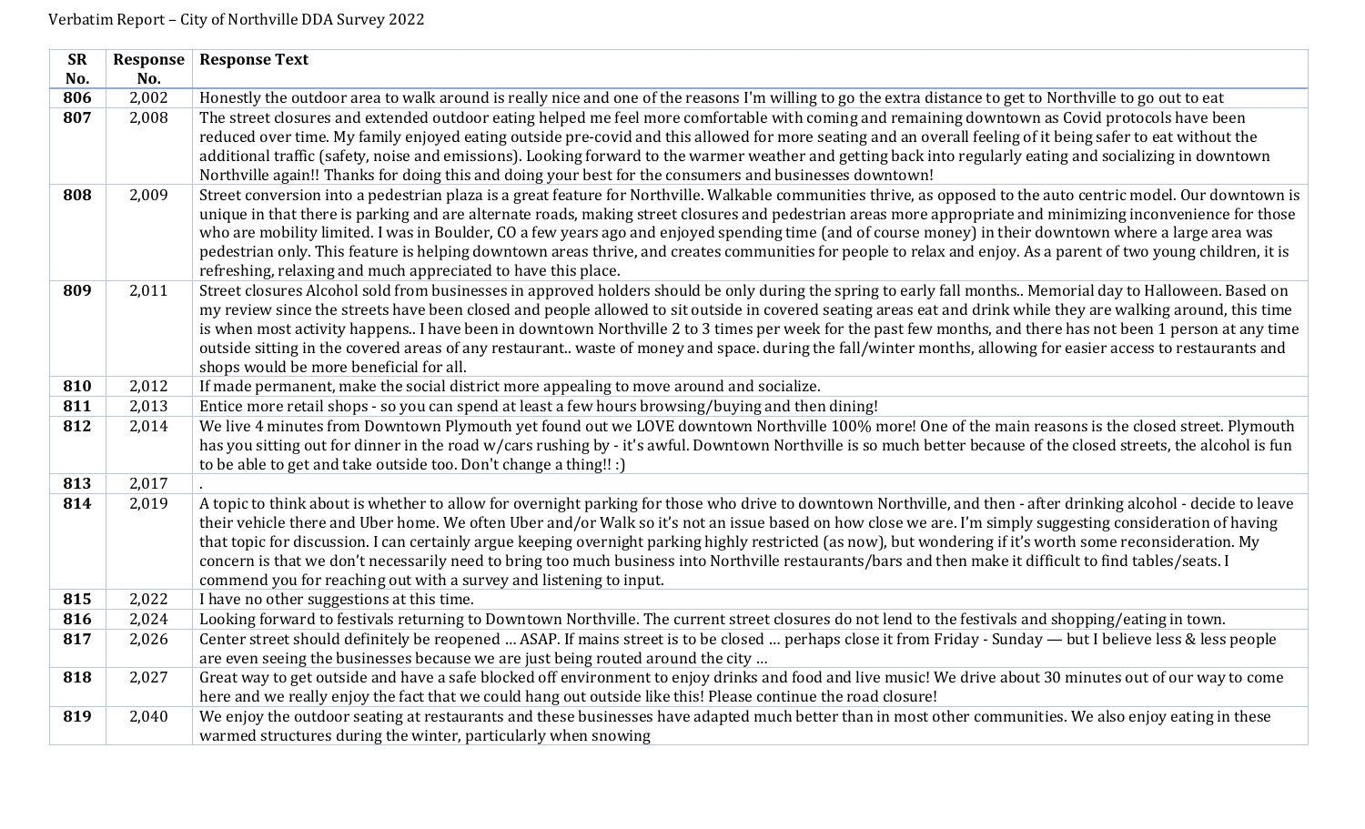Verbatim Report – City of Northville DDA Survey 2022

| SR No. | Response No. | Response Text |
|---|---|---|
| **806** | 2,002 | Honestly the outdoor area to walk around is really nice and one of the reasons I'm willing to go the extra distance to get to Northville to go out to eat |
| **807** | 2,008 | The street closures and extended outdoor eating helped me feel more comfortable with coming and remaining downtown as Covid protocols have been reduced over time. My family enjoyed eating outside pre-covid and this allowed for more seating and an overall feeling of it being safer to eat without the additional traffic (safety, noise and emissions). Looking forward to the warmer weather and getting back into regularly eating and socializing in downtown Northville again!! Thanks for doing this and doing your best for the consumers and businesses downtown! |
| **808** | 2,009 | Street conversion into a pedestrian plaza is a great feature for Northville. Walkable communities thrive, as opposed to the auto centric model. Our downtown is unique in that there is parking and are alternate roads, making street closures and pedestrian areas more appropriate and minimizing inconvenience for those who are mobility limited. I was in Boulder, CO a few years ago and enjoyed spending time (and of course money) in their downtown where a large area was pedestrian only. This feature is helping downtown areas thrive, and creates communities for people to relax and enjoy. As a parent of two young children, it is refreshing, relaxing and much appreciated to have this place. |
| **809** | 2,011 | Street closures Alcohol sold from businesses in approved holders should be only during the spring to early fall months.. Memorial day to Halloween. Based on my review since the streets have been closed and people allowed to sit outside in covered seating areas eat and drink while they are walking around, this time is when most activity happens.. I have been in downtown Northville 2 to 3 times per week for the past few months, and there has not been 1 person at any time outside sitting in the covered areas of any restaurant.. waste of money and space. during the fall/winter months, allowing for easier access to restaurants and shops would be more beneficial for all. |
| **810** | 2,012 | If made permanent, make the social district more appealing to move around and socialize. |
| **811** | 2,013 | Entice more retail shops - so you can spend at least a few hours browsing/buying and then dining! |
| **812** | 2,014 | We live 4 minutes from Downtown Plymouth yet found out we LOVE downtown Northville 100% more! One of the main reasons is the closed street. Plymouth has you sitting out for dinner in the road w/cars rushing by - it's awful. Downtown Northville is so much better because of the closed streets, the alcohol is fun to be able to get and take outside too. Don't change a thing!! :) |
| **813** | 2,017 | . |
| **814** | 2,019 | A topic to think about is whether to allow for overnight parking for those who drive to downtown Northville, and then - after drinking alcohol - decide to leave their vehicle there and Uber home. We often Uber and/or Walk so it's not an issue based on how close we are. I'm simply suggesting consideration of having that topic for discussion. I can certainly argue keeping overnight parking highly restricted (as now), but wondering if it's worth some reconsideration. My concern is that we don't necessarily need to bring too much business into Northville restaurants/bars and then make it difficult to find tables/seats. I commend you for reaching out with a survey and listening to input. |
| **815** | 2,022 | I have no other suggestions at this time. |
| **816** | 2,024 | Looking forward to festivals returning to Downtown Northville. The current street closures do not lend to the festivals and shopping/eating in town. |
| **817** | 2,026 | Center street should definitely be reopened … ASAP. If mains street is to be closed … perhaps close it from Friday - Sunday — but I believe less & less people are even seeing the businesses because we are just being routed around the city … |
| **818** | 2,027 | Great way to get outside and have a safe blocked off environment to enjoy drinks and food and live music! We drive about 30 minutes out of our way to come here and we really enjoy the fact that we could hang out outside like this! Please continue the road closure! |
| **819** | 2,040 | We enjoy the outdoor seating at restaurants and these businesses have adapted much better than in most other communities. We also enjoy eating in these warmed structures during the winter, particularly when snowing |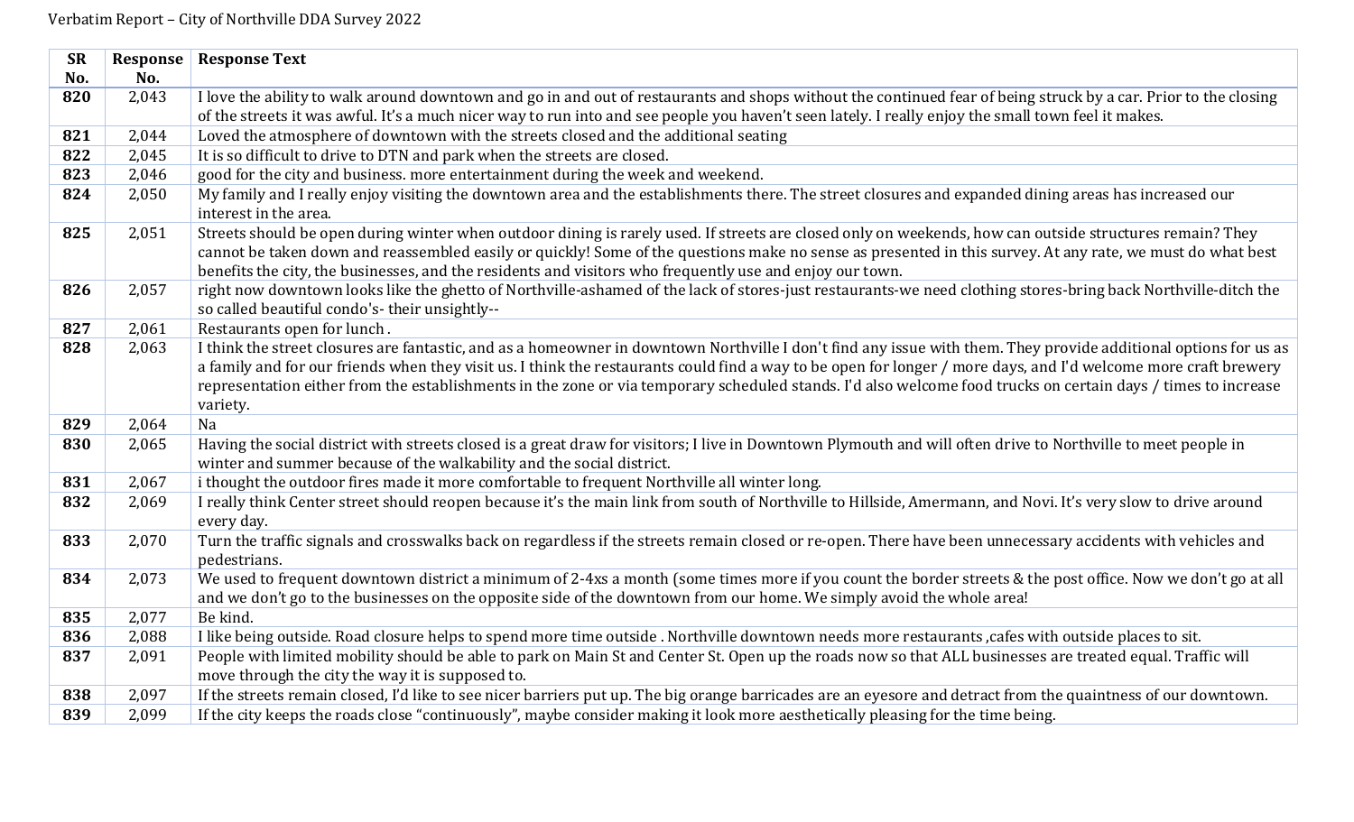Verbatim Report – City of Northville DDA Survey 2022

| SR No. | Response No. | Response Text |
|---|---|---|
| 820 | 2,043 | I love the ability to walk around downtown and go in and out of restaurants and shops without the continued fear of being struck by a car. Prior to the closing of the streets it was awful. It's a much nicer way to run into and see people you haven't seen lately. I really enjoy the small town feel it makes. |
| 821 | 2,044 | Loved the atmosphere of downtown with the streets closed and the additional seating |
| 822 | 2,045 | It is so difficult to drive to DTN and park when the streets are closed. |
| 823 | 2,046 | good for the city and business. more entertainment during the week and weekend. |
| 824 | 2,050 | My family and I really enjoy visiting the downtown area and the establishments there. The street closures and expanded dining areas has increased our interest in the area. |
| 825 | 2,051 | Streets should be open during winter when outdoor dining is rarely used. If streets are closed only on weekends, how can outside structures remain? They cannot be taken down and reassembled easily or quickly! Some of the questions make no sense as presented in this survey. At any rate, we must do what best benefits the city, the businesses, and the residents and visitors who frequently use and enjoy our town. |
| 826 | 2,057 | right now downtown looks like the ghetto of Northville-ashamed of the lack of stores-just restaurants-we need clothing stores-bring back Northville-ditch the so called beautiful condo's- their unsightly-- |
| 827 | 2,061 | Restaurants open for lunch . |
| 828 | 2,063 | I think the street closures are fantastic, and as a homeowner in downtown Northville I don't find any issue with them. They provide additional options for us as a family and for our friends when they visit us. I think the restaurants could find a way to be open for longer / more days, and I'd welcome more craft brewery representation either from the establishments in the zone or via temporary scheduled stands. I'd also welcome food trucks on certain days / times to increase variety. |
| 829 | 2,064 | Na |
| 830 | 2,065 | Having the social district with streets closed is a great draw for visitors; I live in Downtown Plymouth and will often drive to Northville to meet people in winter and summer because of the walkability and the social district. |
| 831 | 2,067 | i thought the outdoor fires made it more comfortable to frequent Northville all winter long. |
| 832 | 2,069 | I really think Center street should reopen because it's the main link from south of Northville to Hillside, Amermann, and Novi. It's very slow to drive around every day. |
| 833 | 2,070 | Turn the traffic signals and crosswalks back on regardless if the streets remain closed or re-open. There have been unnecessary accidents with vehicles and pedestrians. |
| 834 | 2,073 | We used to frequent downtown district a minimum of 2-4xs a month (some times more if you count the border streets & the post office. Now we don't go at all and we don't go to the businesses on the opposite side of the downtown from our home. We simply avoid the whole area! |
| 835 | 2,077 | Be kind. |
| 836 | 2,088 | I like being outside. Road closure helps to spend more time outside . Northville downtown needs more restaurants ,cafes with outside places to sit. |
| 837 | 2,091 | People with limited mobility should be able to park on Main St and Center St. Open up the roads now so that ALL businesses are treated equal. Traffic will move through the city the way it is supposed to. |
| 838 | 2,097 | If the streets remain closed, I'd like to see nicer barriers put up. The big orange barricades are an eyesore and detract from the quaintness of our downtown. |
| 839 | 2,099 | If the city keeps the roads close "continuously", maybe consider making it look more aesthetically pleasing for the time being. |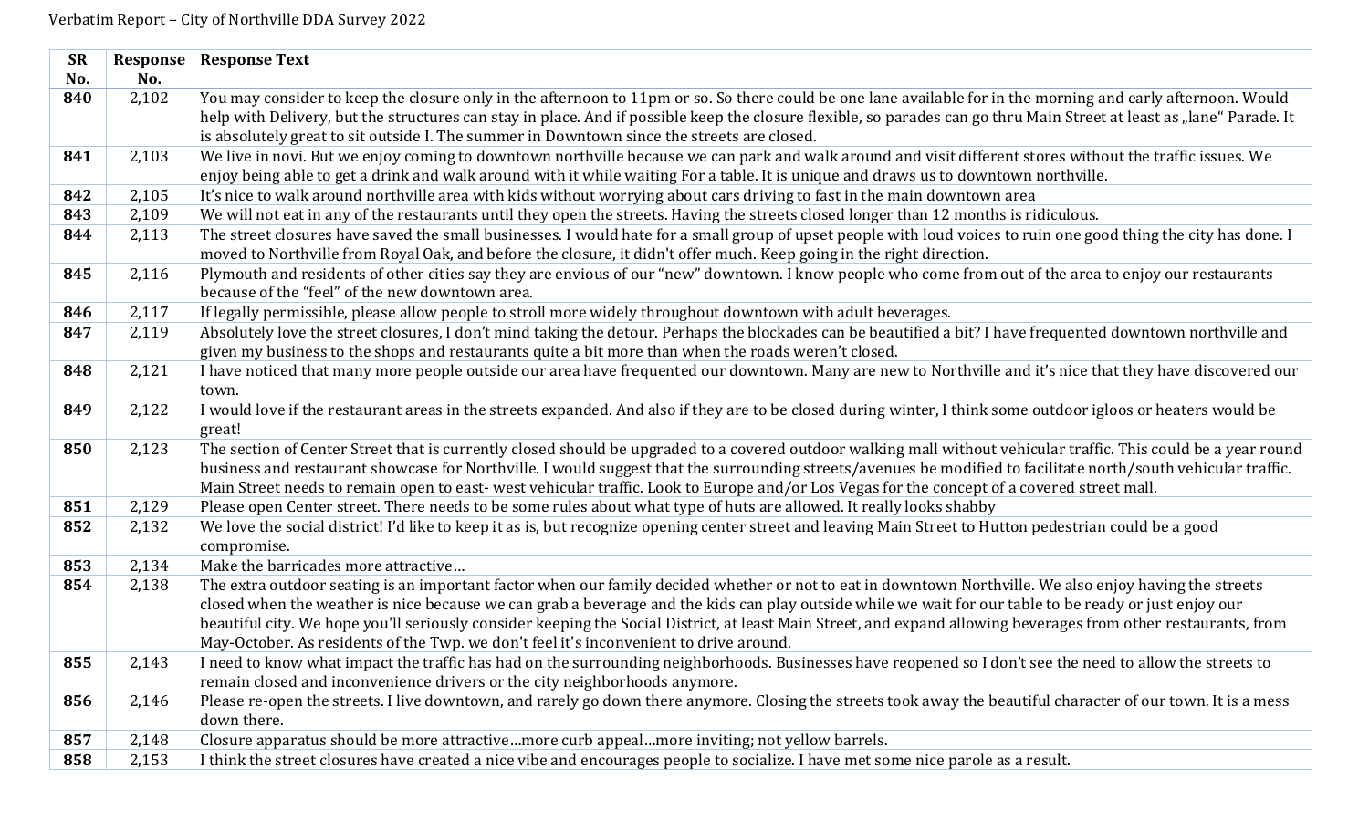Verbatim Report – City of Northville DDA Survey 2022

| SR No. | Response No. | Response Text |
|---|---|---|
| **840** | 2,102 | You may consider to keep the closure only in the afternoon to 11pm or so. So there could be one lane available for in the morning and early afternoon. Would help with Delivery, but the structures can stay in place. And if possible keep the closure flexible, so parades can go thru Main Street at least as „lane" Parade. It is absolutely great to sit outside I. The summer in Downtown since the streets are closed. |
| **841** | 2,103 | We live in novi. But we enjoy coming to downtown northville because we can park and walk around and visit different stores without the traffic issues. We enjoy being able to get a drink and walk around with it while waiting For a table. It is unique and draws us to downtown northville. |
| **842** | 2,105 | It's nice to walk around northville area with kids without worrying about cars driving to fast in the main downtown area |
| **843** | 2,109 | We will not eat in any of the restaurants until they open the streets. Having the streets closed longer than 12 months is ridiculous. |
| **844** | 2,113 | The street closures have saved the small businesses. I would hate for a small group of upset people with loud voices to ruin one good thing the city has done. I moved to Northville from Royal Oak, and before the closure, it didn't offer much. Keep going in the right direction. |
| **845** | 2,116 | Plymouth and residents of other cities say they are envious of our "new" downtown. I know people who come from out of the area to enjoy our restaurants because of the "feel" of the new downtown area. |
| **846** | 2,117 | If legally permissible, please allow people to stroll more widely throughout downtown with adult beverages. |
| **847** | 2,119 | Absolutely love the street closures, I don't mind taking the detour. Perhaps the blockades can be beautified a bit? I have frequented downtown northville and given my business to the shops and restaurants quite a bit more than when the roads weren't closed. |
| **848** | 2,121 | I have noticed that many more people outside our area have frequented our downtown. Many are new to Northville and it's nice that they have discovered our town. |
| **849** | 2,122 | I would love if the restaurant areas in the streets expanded. And also if they are to be closed during winter, I think some outdoor igloos or heaters would be great! |
| **850** | 2,123 | The section of Center Street that is currently closed should be upgraded to a covered outdoor walking mall without vehicular traffic. This could be a year round business and restaurant showcase for Northville. I would suggest that the surrounding streets/avenues be modified to facilitate north/south vehicular traffic. Main Street needs to remain open to east- west vehicular traffic. Look to Europe and/or Los Vegas for the concept of a covered street mall. |
| **851** | 2,129 | Please open Center street. There needs to be some rules about what type of huts are allowed. It really looks shabby |
| **852** | 2,132 | We love the social district! I'd like to keep it as is, but recognize opening center street and leaving Main Street to Hutton pedestrian could be a good compromise. |
| **853** | 2,134 | Make the barricades more attractive… |
| **854** | 2,138 | The extra outdoor seating is an important factor when our family decided whether or not to eat in downtown Northville. We also enjoy having the streets closed when the weather is nice because we can grab a beverage and the kids can play outside while we wait for our table to be ready or just enjoy our beautiful city. We hope you'll seriously consider keeping the Social District, at least Main Street, and expand allowing beverages from other restaurants, from May-October. As residents of the Twp. we don't feel it's inconvenient to drive around. |
| **855** | 2,143 | I need to know what impact the traffic has had on the surrounding neighborhoods. Businesses have reopened so I don't see the need to allow the streets to remain closed and inconvenience drivers or the city neighborhoods anymore. |
| **856** | 2,146 | Please re-open the streets. I live downtown, and rarely go down there anymore. Closing the streets took away the beautiful character of our town. It is a mess down there. |
| **857** | 2,148 | Closure apparatus should be more attractive…more curb appeal…more inviting; not yellow barrels. |
| **858** | 2,153 | I think the street closures have created a nice vibe and encourages people to socialize. I have met some nice parole as a result. |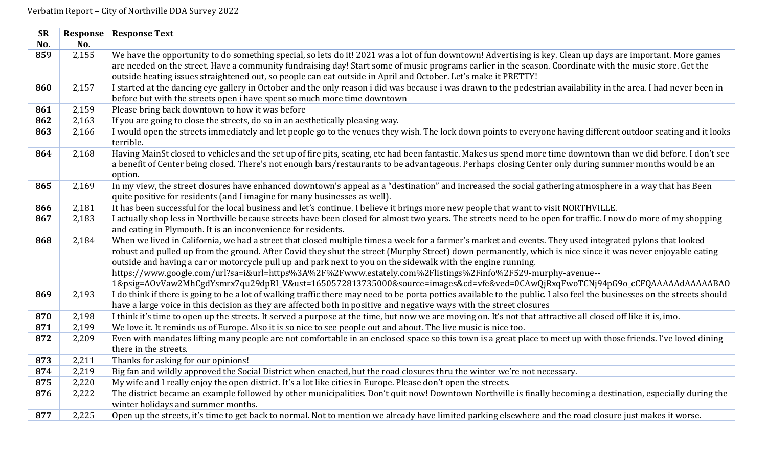Verbatim Report – City of Northville DDA Survey 2022

| SR No. | Response No. | Response Text |
|---|---|---|
| **859** | 2,155 | We have the opportunity to do something special, so lets do it! 2021 was a lot of fun downtown! Advertising is key. Clean up days are important. More games are needed on the street. Have a community fundraising day! Start some of music programs earlier in the season. Coordinate with the music store. Get the outside heating issues straightened out, so people can eat outside in April and October. Let's make it PRETTY! |
| **860** | 2,157 | I started at the dancing eye gallery in October and the only reason i did was because i was drawn to the pedestrian availability in the area. I had never been in before but with the streets open i have spent so much more time downtown |
| **861** | 2,159 | Please bring back downtown to how it was before |
| **862** | 2,163 | If you are going to close the streets, do so in an aesthetically pleasing way. |
| **863** | 2,166 | I would open the streets immediately and let people go to the venues they wish. The lock down points to everyone having different outdoor seating and it looks terrible. |
| **864** | 2,168 | Having MainSt closed to vehicles and the set up of fire pits, seating, etc had been fantastic. Makes us spend more time downtown than we did before. I don't see a benefit of Center being closed. There's not enough bars/restaurants to be advantageous. Perhaps closing Center only during summer months would be an option. |
| **865** | 2,169 | In my view, the street closures have enhanced downtown's appeal as a "destination" and increased the social gathering atmosphere in a way that has Been quite positive for residents (and I imagine for many businesses as well). |
| **866** | 2,181 | It has been successful for the local business and let's continue. I believe it brings more new people that want to visit NORTHVILLE. |
| **867** | 2,183 | I actually shop less in Northville because streets have been closed for almost two years. The streets need to be open for traffic. I now do more of my shopping and eating in Plymouth. It is an inconvenience for residents. |
| **868** | 2,184 | When we lived in California, we had a street that closed multiple times a week for a farmer's market and events. They used integrated pylons that looked robust and pulled up from the ground. After Covid they shut the street (Murphy Street) down permanently, which is nice since it was never enjoyable eating outside and having a car or motorcycle pull up and park next to you on the sidewalk with the engine running. https://www.google.com/url?sa=i&url=https%3A%2F%2Fwww.estately.com%2Flistings%2Finfo%2F529-murphy-avenue--1&psig=AOvVaw2MhCgdYsmrx7qu29dpRI_V&ust=1650572813735000&source=images&cd=vfe&ved=0CAwQjRxqFwoTCNj94pG9o_cCFQAAAAAdAAAAABAO |
| **869** | 2,193 | I do think if there is going to be a lot of walking traffic there may need to be porta potties available to the public. I also feel the businesses on the streets should have a large voice in this decision as they are affected both in positive and negative ways with the street closures |
| **870** | 2,198 | I think it's time to open up the streets. It served a purpose at the time, but now we are moving on. It's not that attractive all closed off like it is, imo. |
| **871** | 2,199 | We love it. It reminds us of Europe. Also it is so nice to see people out and about. The live music is nice too. |
| **872** | 2,209 | Even with mandates lifting many people are not comfortable in an enclosed space so this town is a great place to meet up with those friends. I've loved dining there in the streets. |
| **873** | 2,211 | Thanks for asking for our opinions! |
| **874** | 2,219 | Big fan and wildly approved the Social District when enacted, but the road closures thru the winter we're not necessary. |
| **875** | 2,220 | My wife and I really enjoy the open district. It's a lot like cities in Europe. Please don't open the streets. |
| **876** | 2,222 | The district became an example followed by other municipalities. Don't quit now! Downtown Northville is finally becoming a destination, especially during the winter holidays and summer months. |
| **877** | 2,225 | Open up the streets, it's time to get back to normal. Not to mention we already have limited parking elsewhere and the road closure just makes it worse. |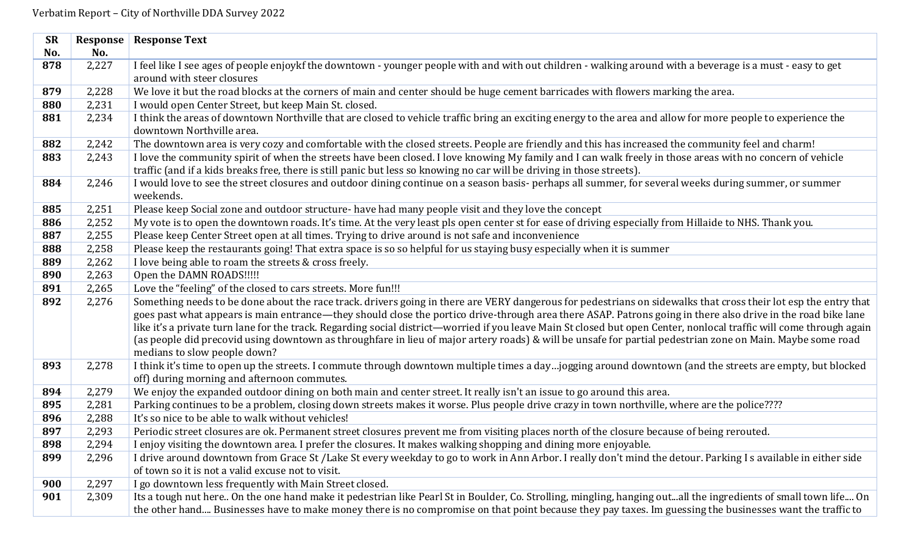Verbatim Report – City of Northville DDA Survey 2022

| SR No. | Response No. | Response Text |
|---|---|---|
| **878** | 2,227 | I feel like I see ages of people enjoykf the downtown - younger people with and with out children - walking around with a beverage is a must - easy to get around with steer closures |
| **879** | 2,228 | We love it but the road blocks at the corners of main and center should be huge cement barricades with flowers marking the area. |
| **880** | 2,231 | I would open Center Street, but keep Main St. closed. |
| **881** | 2,234 | I think the areas of downtown Northville that are closed to vehicle traffic bring an exciting energy to the area and allow for more people to experience the downtown Northville area. |
| **882** | 2,242 | The downtown area is very cozy and comfortable with the closed streets. People are friendly and this has increased the community feel and charm! |
| **883** | 2,243 | I love the community spirit of when the streets have been closed. I love knowing My family and I can walk freely in those areas with no concern of vehicle traffic (and if a kids breaks free, there is still panic but less so knowing no car will be driving in those streets). |
| **884** | 2,246 | I would love to see the street closures and outdoor dining continue on a season basis- perhaps all summer, for several weeks during summer, or summer weekends. |
| **885** | 2,251 | Please keep Social zone and outdoor structure- have had many people visit and they love the concept |
| **886** | 2,252 | My vote is to open the downtown roads. It's time. At the very least pls open center st for ease of driving especially from Hillaide to NHS. Thank you. |
| **887** | 2,255 | Please keep Center Street open at all times. Trying to drive around is not safe and inconvenience |
| **888** | 2,258 | Please keep the restaurants going! That extra space is so so helpful for us staying busy especially when it is summer |
| **889** | 2,262 | I love being able to roam the streets & cross freely. |
| **890** | 2,263 | Open the DAMN ROADS!!!!! |
| **891** | 2,265 | Love the "feeling" of the closed to cars streets. More fun!!! |
| **892** | 2,276 | Something needs to be done about the race track. drivers going in there are VERY dangerous for pedestrians on sidewalks that cross their lot esp the entry that goes past what appears is main entrance—they should close the portico drive-through area there ASAP. Patrons going in there also drive in the road bike lane like it's a private turn lane for the track. Regarding social district—worried if you leave Main St closed but open Center, nonlocal traffic will come through again (as people did precovid using downtown as throughfare in lieu of major artery roads) & will be unsafe for partial pedestrian zone on Main. Maybe some road medians to slow people down? |
| **893** | 2,278 | I think it's time to open up the streets. I commute through downtown multiple times a day…jogging around downtown (and the streets are empty, but blocked off) during morning and afternoon commutes. |
| **894** | 2,279 | We enjoy the expanded outdoor dining on both main and center street. It really isn't an issue to go around this area. |
| **895** | 2,281 | Parking continues to be a problem, closing down streets makes it worse. Plus people drive crazy in town northville, where are the police???? |
| **896** | 2,288 | It's so nice to be able to walk without vehicles! |
| **897** | 2,293 | Periodic street closures are ok. Permanent street closures prevent me from visiting places north of the closure because of being rerouted. |
| **898** | 2,294 | I enjoy visiting the downtown area. I prefer the closures. It makes walking shopping and dining more enjoyable. |
| **899** | 2,296 | I drive around downtown from Grace St /Lake St every weekday to go to work in Ann Arbor. I really don't mind the detour. Parking I s available in either side of town so it is not a valid excuse not to visit. |
| **900** | 2,297 | I go downtown less frequently with Main Street closed. |
| **901** | 2,309 | Its a tough nut here.. On the one hand make it pedestrian like Pearl St in Boulder, Co. Strolling, mingling, hanging out...all the ingredients of small town life.... On the other hand.... Businesses have to make money there is no compromise on that point because they pay taxes. Im guessing the businesses want the traffic to |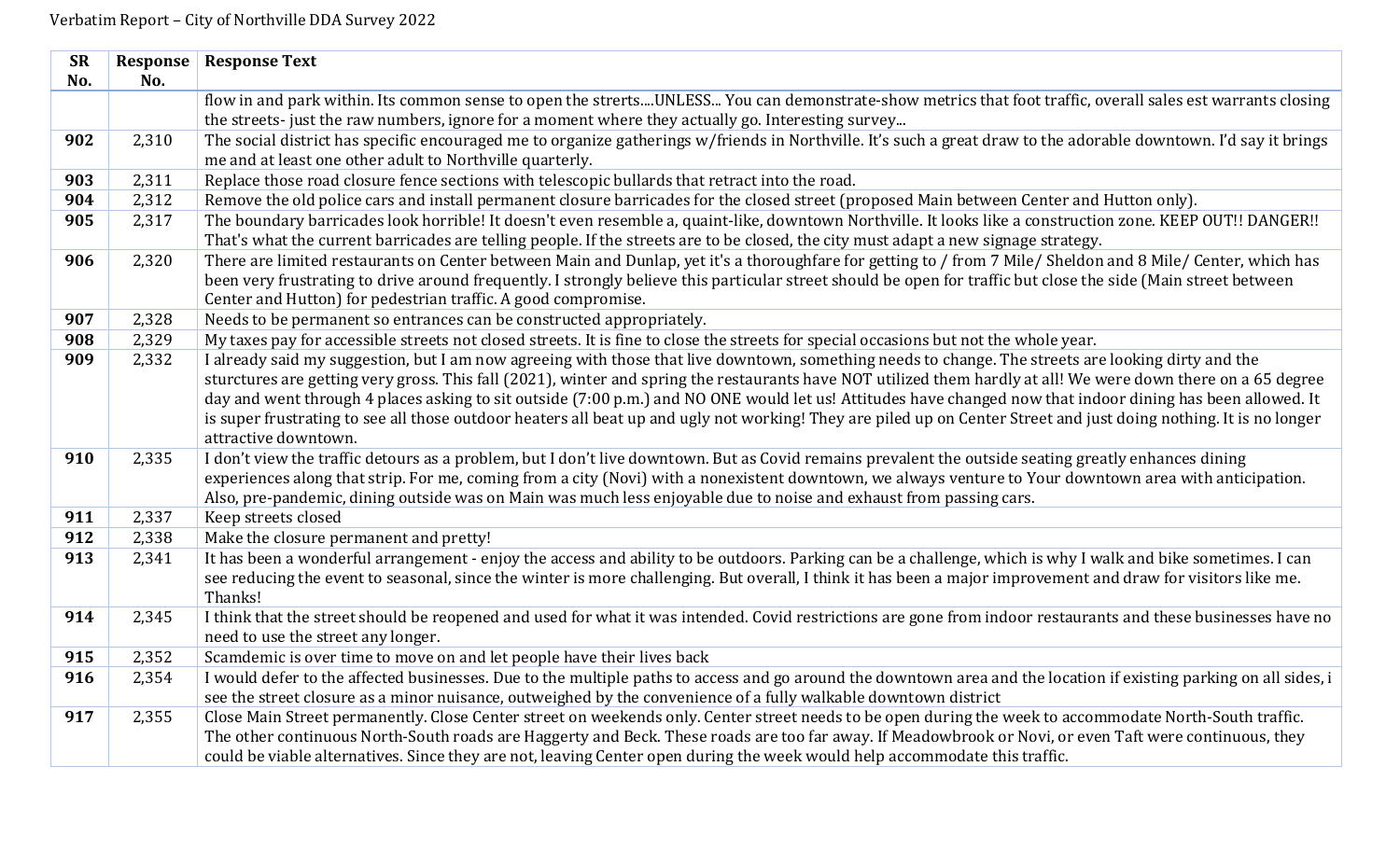Verbatim Report – City of Northville DDA Survey 2022

| SR No. | Response No. | Response Text |
|---|---|---|
| | | flow in and park within. Its common sense to open the strerts....UNLESS... You can demonstrate-show metrics that foot traffic, overall sales est warrants closing the streets- just the raw numbers, ignore for a moment where they actually go. Interesting survey... |
| **902** | 2,310 | The social district has specific encouraged me to organize gatherings w/friends in Northville. It's such a great draw to the adorable downtown. I'd say it brings me and at least one other adult to Northville quarterly. |
| **903** | 2,311 | Replace those road closure fence sections with telescopic bullards that retract into the road. |
| **904** | 2,312 | Remove the old police cars and install permanent closure barricades for the closed street (proposed Main between Center and Hutton only). |
| **905** | 2,317 | The boundary barricades look horrible! It doesn't even resemble a, quaint-like, downtown Northville. It looks like a construction zone. KEEP OUT!! DANGER!! That's what the current barricades are telling people. If the streets are to be closed, the city must adapt a new signage strategy. |
| **906** | 2,320 | There are limited restaurants on Center between Main and Dunlap, yet it's a thoroughfare for getting to / from 7 Mile/ Sheldon and 8 Mile/ Center, which has been very frustrating to drive around frequently. I strongly believe this particular street should be open for traffic but close the side (Main street between Center and Hutton) for pedestrian traffic. A good compromise. |
| **907** | 2,328 | Needs to be permanent so entrances can be constructed appropriately. |
| **908** | 2,329 | My taxes pay for accessible streets not closed streets. It is fine to close the streets for special occasions but not the whole year. |
| **909** | 2,332 | I already said my suggestion, but I am now agreeing with those that live downtown, something needs to change. The streets are looking dirty and the sturctures are getting very gross. This fall (2021), winter and spring the restaurants have NOT utilized them hardly at all! We were down there on a 65 degree day and went through 4 places asking to sit outside (7:00 p.m.) and NO ONE would let us! Attitudes have changed now that indoor dining has been allowed. It is super frustrating to see all those outdoor heaters all beat up and ugly not working! They are piled up on Center Street and just doing nothing. It is no longer attractive downtown. |
| **910** | 2,335 | I don't view the traffic detours as a problem, but I don't live downtown. But as Covid remains prevalent the outside seating greatly enhances dining experiences along that strip. For me, coming from a city (Novi) with a nonexistent downtown, we always venture to Your downtown area with anticipation. Also, pre-pandemic, dining outside was on Main was much less enjoyable due to noise and exhaust from passing cars. |
| **911** | 2,337 | Keep streets closed |
| **912** | 2,338 | Make the closure permanent and pretty! |
| **913** | 2,341 | It has been a wonderful arrangement - enjoy the access and ability to be outdoors. Parking can be a challenge, which is why I walk and bike sometimes. I can see reducing the event to seasonal, since the winter is more challenging. But overall, I think it has been a major improvement and draw for visitors like me. Thanks! |
| **914** | 2,345 | I think that the street should be reopened and used for what it was intended. Covid restrictions are gone from indoor restaurants and these businesses have no need to use the street any longer. |
| **915** | 2,352 | Scamdemic is over time to move on and let people have their lives back |
| **916** | 2,354 | I would defer to the affected businesses. Due to the multiple paths to access and go around the downtown area and the location if existing parking on all sides, i see the street closure as a minor nuisance, outweighed by the convenience of a fully walkable downtown district |
| **917** | 2,355 | Close Main Street permanently. Close Center street on weekends only. Center street needs to be open during the week to accommodate North-South traffic. The other continuous North-South roads are Haggerty and Beck. These roads are too far away. If Meadowbrook or Novi, or even Taft were continuous, they could be viable alternatives. Since they are not, leaving Center open during the week would help accommodate this traffic. |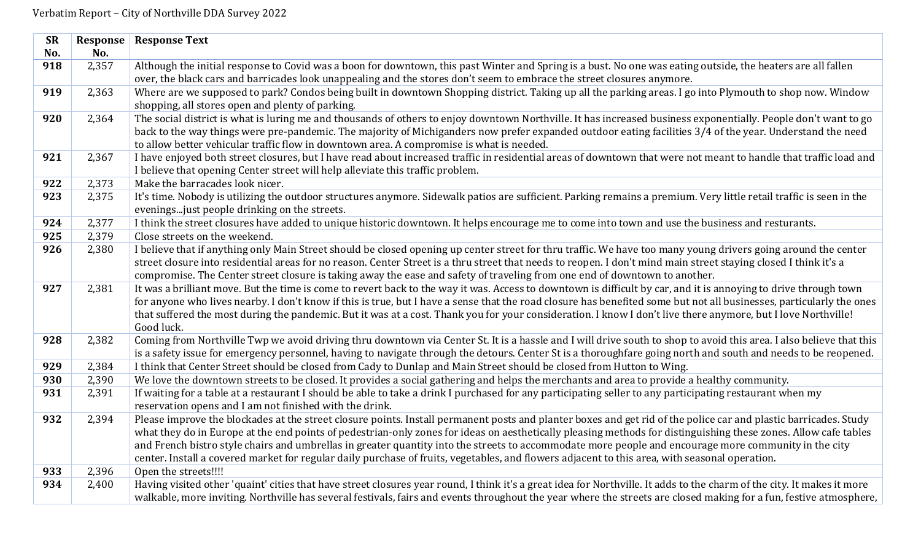Verbatim Report – City of Northville DDA Survey 2022

| SR No. | Response No. | Response Text |
|---|---|---|
| **918** | 2,357 | Although the initial response to Covid was a boon for downtown, this past Winter and Spring is a bust. No one was eating outside, the heaters are all fallen over, the black cars and barricades look unappealing and the stores don't seem to embrace the street closures anymore. |
| **919** | 2,363 | Where are we supposed to park? Condos being built in downtown Shopping district. Taking up all the parking areas. I go into Plymouth to shop now. Window shopping, all stores open and plenty of parking. |
| **920** | 2,364 | The social district is what is luring me and thousands of others to enjoy downtown Northville. It has increased business exponentially. People don't want to go back to the way things were pre-pandemic. The majority of Michiganders now prefer expanded outdoor eating facilities 3/4 of the year. Understand the need to allow better vehicular traffic flow in downtown area. A compromise is what is needed. |
| **921** | 2,367 | I have enjoyed both street closures, but I have read about increased traffic in residential areas of downtown that were not meant to handle that traffic load and I believe that opening Center street will help alleviate this traffic problem. |
| **922** | 2,373 | Make the barracades look nicer. |
| **923** | 2,375 | It's time. Nobody is utilizing the outdoor structures anymore. Sidewalk patios are sufficient. Parking remains a premium. Very little retail traffic is seen in the evenings...just people drinking on the streets. |
| **924** | 2,377 | I think the street closures have added to unique historic downtown. It helps encourage me to come into town and use the business and resturants. |
| **925** | 2,379 | Close streets on the weekend. |
| **926** | 2,380 | I believe that if anything only Main Street should be closed opening up center street for thru traffic. We have too many young drivers going around the center street closure into residential areas for no reason. Center Street is a thru street that needs to reopen. I don't mind main street staying closed I think it's a compromise. The Center street closure is taking away the ease and safety of traveling from one end of downtown to another. |
| **927** | 2,381 | It was a brilliant move. But the time is come to revert back to the way it was. Access to downtown is difficult by car, and it is annoying to drive through town for anyone who lives nearby. I don't know if this is true, but I have a sense that the road closure has benefited some but not all businesses, particularly the ones that suffered the most during the pandemic. But it was at a cost. Thank you for your consideration. I know I don't live there anymore, but I love Northville! Good luck. |
| **928** | 2,382 | Coming from Northville Twp we avoid driving thru downtown via Center St. It is a hassle and I will drive south to shop to avoid this area. I also believe that this is a safety issue for emergency personnel, having to navigate through the detours. Center St is a thoroughfare going north and south and needs to be reopened. |
| **929** | 2,384 | I think that Center Street should be closed from Cady to Dunlap and Main Street should be closed from Hutton to Wing. |
| **930** | 2,390 | We love the downtown streets to be closed. It provides a social gathering and helps the merchants and area to provide a healthy community. |
| **931** | 2,391 | If waiting for a table at a restaurant I should be able to take a drink I purchased for any participating seller to any participating restaurant when my reservation opens and I am not finished with the drink. |
| **932** | 2,394 | Please improve the blockades at the street closure points. Install permanent posts and planter boxes and get rid of the police car and plastic barricades. Study what they do in Europe at the end points of pedestrian-only zones for ideas on aesthetically pleasing methods for distinguishing these zones. Allow cafe tables and French bistro style chairs and umbrellas in greater quantity into the streets to accommodate more people and encourage more community in the city center. Install a covered market for regular daily purchase of fruits, vegetables, and flowers adjacent to this area, with seasonal operation. |
| **933** | 2,396 | Open the streets!!!! |
| **934** | 2,400 | Having visited other 'quaint' cities that have street closures year round, I think it's a great idea for Northville. It adds to the charm of the city. It makes it more walkable, more inviting. Northville has several festivals, fairs and events throughout the year where the streets are closed making for a fun, festive atmosphere, |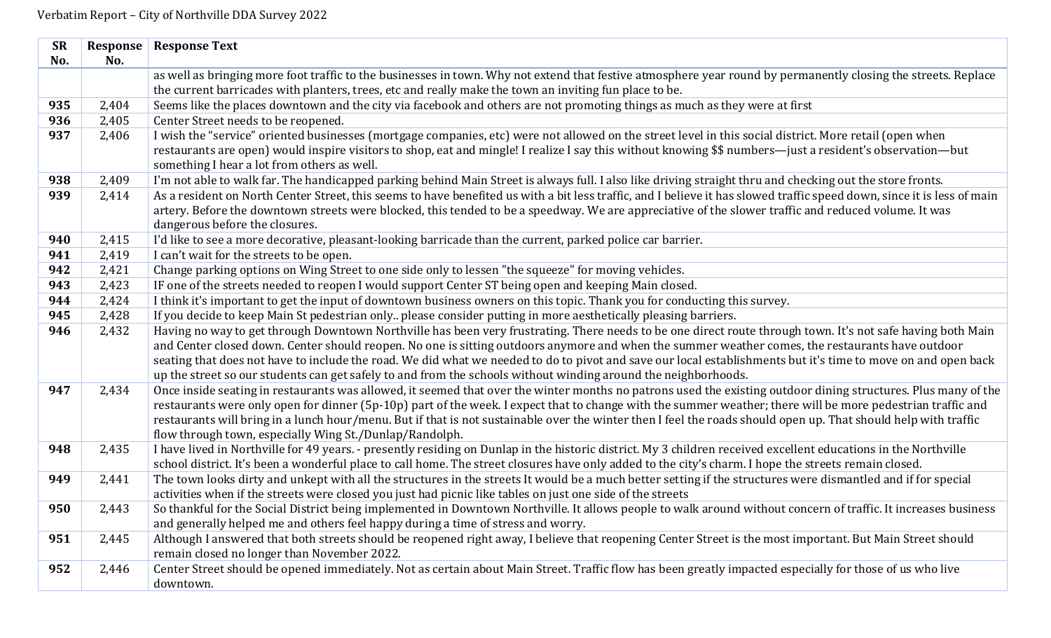| SR No. | Response No. | Response Text |
|---|---|---|
| | | as well as bringing more foot traffic to the businesses in town. Why not extend that festive atmosphere year round by permanently closing the streets. Replace the current barricades with planters, trees, etc and really make the town an inviting fun place to be. |
| **935** | 2,404 | Seems like the places downtown and the city via facebook and others are not promoting things as much as they were at first |
| **936** | 2,405 | Center Street needs to be reopened. |
| **937** | 2,406 | I wish the "service" oriented businesses (mortgage companies, etc) were not allowed on the street level in this social district. More retail (open when restaurants are open) would inspire visitors to shop, eat and mingle! I realize I say this without knowing $$ numbers—just a resident's observation—but something I hear a lot from others as well. |
| **938** | 2,409 | I'm not able to walk far. The handicapped parking behind Main Street is always full. I also like driving straight thru and checking out the store fronts. |
| **939** | 2,414 | As a resident on North Center Street, this seems to have benefited us with a bit less traffic, and I believe it has slowed traffic speed down, since it is less of main artery. Before the downtown streets were blocked, this tended to be a speedway. We are appreciative of the slower traffic and reduced volume. It was dangerous before the closures. |
| **940** | 2,415 | I'd like to see a more decorative, pleasant-looking barricade than the current, parked police car barrier. |
| **941** | 2,419 | I can't wait for the streets to be open. |
| **942** | 2,421 | Change parking options on Wing Street to one side only to lessen "the squeeze" for moving vehicles. |
| **943** | 2,423 | IF one of the streets needed to reopen I would support Center ST being open and keeping Main closed. |
| **944** | 2,424 | I think it's important to get the input of downtown business owners on this topic. Thank you for conducting this survey. |
| **945** | 2,428 | If you decide to keep Main St pedestrian only.. please consider putting in more aesthetically pleasing barriers. |
| **946** | 2,432 | Having no way to get through Downtown Northville has been very frustrating. There needs to be one direct route through town. It's not safe having both Main and Center closed down. Center should reopen. No one is sitting outdoors anymore and when the summer weather comes, the restaurants have outdoor seating that does not have to include the road. We did what we needed to do to pivot and save our local establishments but it's time to move on and open back up the street so our students can get safely to and from the schools without winding around the neighborhoods. |
| **947** | 2,434 | Once inside seating in restaurants was allowed, it seemed that over the winter months no patrons used the existing outdoor dining structures. Plus many of the restaurants were only open for dinner (5p-10p) part of the week. I expect that to change with the summer weather; there will be more pedestrian traffic and restaurants will bring in a lunch hour/menu. But if that is not sustainable over the winter then I feel the roads should open up. That should help with traffic flow through town, especially Wing St./Dunlap/Randolph. |
| **948** | 2,435 | I have lived in Northville for 49 years. - presently residing on Dunlap in the historic district. My 3 children received excellent educations in the Northville school district. It's been a wonderful place to call home. The street closures have only added to the city's charm. I hope the streets remain closed. |
| **949** | 2,441 | The town looks dirty and unkept with all the structures in the streets It would be a much better setting if the structures were dismantled and if for special activities when if the streets were closed you just had picnic like tables on just one side of the streets |
| **950** | 2,443 | So thankful for the Social District being implemented in Downtown Northville. It allows people to walk around without concern of traffic. It increases business and generally helped me and others feel happy during a time of stress and worry. |
| **951** | 2,445 | Although I answered that both streets should be reopened right away, I believe that reopening Center Street is the most important. But Main Street should remain closed no longer than November 2022. |
| **952** | 2,446 | Center Street should be opened immediately. Not as certain about Main Street. Traffic flow has been greatly impacted especially for those of us who live downtown. |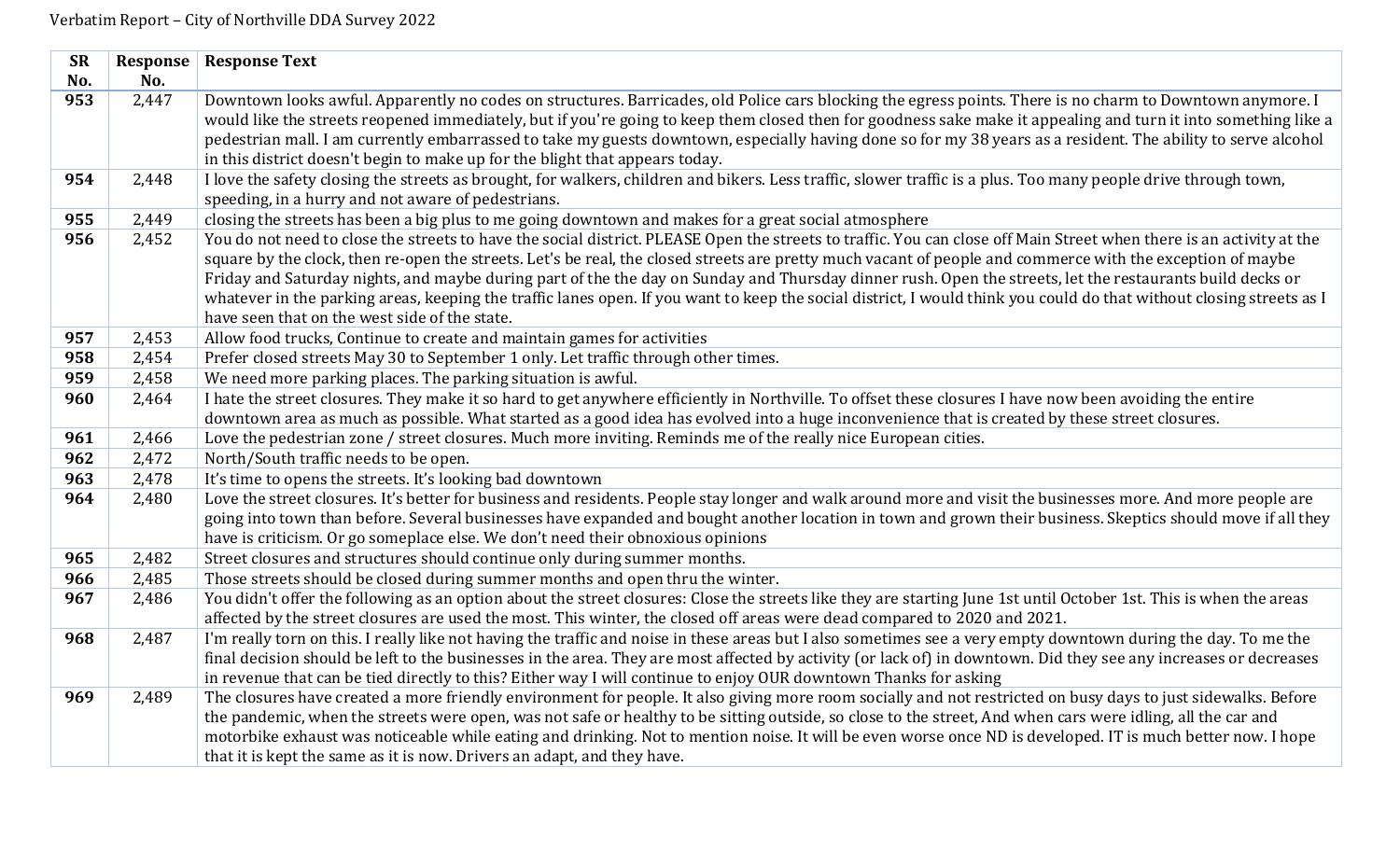Verbatim Report – City of Northville DDA Survey 2022

| SR No. | Response No. | Response Text |
|---|---|---|
| **953** | 2,447 | Downtown looks awful. Apparently no codes on structures. Barricades, old Police cars blocking the egress points. There is no charm to Downtown anymore. I would like the streets reopened immediately, but if you're going to keep them closed then for goodness sake make it appealing and turn it into something like a pedestrian mall. I am currently embarrassed to take my guests downtown, especially having done so for my 38 years as a resident. The ability to serve alcohol in this district doesn't begin to make up for the blight that appears today. |
| **954** | 2,448 | I love the safety closing the streets as brought, for walkers, children and bikers. Less traffic, slower traffic is a plus. Too many people drive through town, speeding, in a hurry and not aware of pedestrians. |
| **955** | 2,449 | closing the streets has been a big plus to me going downtown and makes for a great social atmosphere |
| **956** | 2,452 | You do not need to close the streets to have the social district. PLEASE Open the streets to traffic. You can close off Main Street when there is an activity at the square by the clock, then re-open the streets. Let's be real, the closed streets are pretty much vacant of people and commerce with the exception of maybe Friday and Saturday nights, and maybe during part of the the day on Sunday and Thursday dinner rush. Open the streets, let the restaurants build decks or whatever in the parking areas, keeping the traffic lanes open. If you want to keep the social district, I would think you could do that without closing streets as I have seen that on the west side of the state. |
| **957** | 2,453 | Allow food trucks, Continue to create and maintain games for activities |
| **958** | 2,454 | Prefer closed streets May 30 to September 1 only. Let traffic through other times. |
| **959** | 2,458 | We need more parking places. The parking situation is awful. |
| **960** | 2,464 | I hate the street closures. They make it so hard to get anywhere efficiently in Northville. To offset these closures I have now been avoiding the entire downtown area as much as possible. What started as a good idea has evolved into a huge inconvenience that is created by these street closures. |
| **961** | 2,466 | Love the pedestrian zone / street closures. Much more inviting. Reminds me of the really nice European cities. |
| **962** | 2,472 | North/South traffic needs to be open. |
| **963** | 2,478 | It's time to opens the streets. It's looking bad downtown |
| **964** | 2,480 | Love the street closures. It's better for business and residents. People stay longer and walk around more and visit the businesses more. And more people are going into town than before. Several businesses have expanded and bought another location in town and grown their business. Skeptics should move if all they have is criticism. Or go someplace else. We don't need their obnoxious opinions |
| **965** | 2,482 | Street closures and structures should continue only during summer months. |
| **966** | 2,485 | Those streets should be closed during summer months and open thru the winter. |
| **967** | 2,486 | You didn't offer the following as an option about the street closures: Close the streets like they are starting June 1st until October 1st. This is when the areas affected by the street closures are used the most. This winter, the closed off areas were dead compared to 2020 and 2021. |
| **968** | 2,487 | I'm really torn on this. I really like not having the traffic and noise in these areas but I also sometimes see a very empty downtown during the day. To me the final decision should be left to the businesses in the area. They are most affected by activity (or lack of) in downtown. Did they see any increases or decreases in revenue that can be tied directly to this? Either way I will continue to enjoy OUR downtown Thanks for asking |
| **969** | 2,489 | The closures have created a more friendly environment for people. It also giving more room socially and not restricted on busy days to just sidewalks. Before the pandemic, when the streets were open, was not safe or healthy to be sitting outside, so close to the street, And when cars were idling, all the car and motorbike exhaust was noticeable while eating and drinking. Not to mention noise. It will be even worse once ND is developed. IT is much better now. I hope that it is kept the same as it is now. Drivers an adapt, and they have. |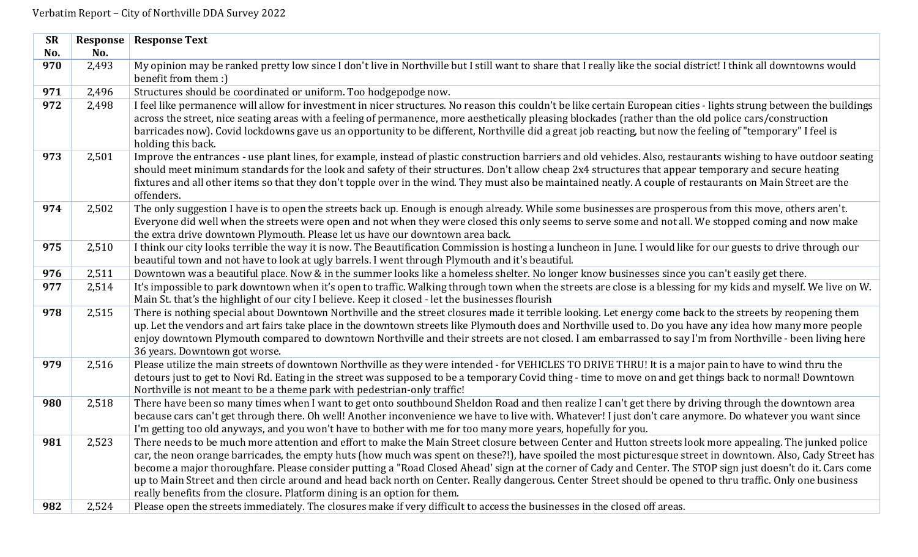| SR No. | Response No. | Response Text |
|---|---|---|
| 970 | 2,493 | My opinion may be ranked pretty low since I don't live in Northville but I still want to share that I really like the social district! I think all downtowns would benefit from them :) |
| 971 | 2,496 | Structures should be coordinated or uniform. Too hodgepodge now. |
| 972 | 2,498 | I feel like permanence will allow for investment in nicer structures. No reason this couldn't be like certain European cities - lights strung between the buildings across the street, nice seating areas with a feeling of permanence, more aesthetically pleasing blockades (rather than the old police cars/construction barricades now). Covid lockdowns gave us an opportunity to be different, Northville did a great job reacting, but now the feeling of "temporary" I feel is holding this back. |
| 973 | 2,501 | Improve the entrances - use plant lines, for example, instead of plastic construction barriers and old vehicles. Also, restaurants wishing to have outdoor seating should meet minimum standards for the look and safety of their structures. Don't allow cheap 2x4 structures that appear temporary and secure heating fixtures and all other items so that they don't topple over in the wind. They must also be maintained neatly. A couple of restaurants on Main Street are the offenders. |
| 974 | 2,502 | The only suggestion I have is to open the streets back up. Enough is enough already. While some businesses are prosperous from this move, others aren't. Everyone did well when the streets were open and not when they were closed this only seems to serve some and not all. We stopped coming and now make the extra drive downtown Plymouth. Please let us have our downtown area back. |
| 975 | 2,510 | I think our city looks terrible the way it is now. The Beautification Commission is hosting a luncheon in June. I would like for our guests to drive through our beautiful town and not have to look at ugly barrels. I went through Plymouth and it's beautiful. |
| 976 | 2,511 | Downtown was a beautiful place. Now & in the summer looks like a homeless shelter. No longer know businesses since you can't easily get there. |
| 977 | 2,514 | It's impossible to park downtown when it's open to traffic. Walking through town when the streets are close is a blessing for my kids and myself. We live on W. Main St. that's the highlight of our city I believe. Keep it closed - let the businesses flourish |
| 978 | 2,515 | There is nothing special about Downtown Northville and the street closures made it terrible looking. Let energy come back to the streets by reopening them up. Let the vendors and art fairs take place in the downtown streets like Plymouth does and Northville used to. Do you have any idea how many more people enjoy downtown Plymouth compared to downtown Northville and their streets are not closed. I am embarrassed to say I'm from Northville - been living here 36 years. Downtown got worse. |
| 979 | 2,516 | Please utilize the main streets of downtown Northville as they were intended - for VEHICLES TO DRIVE THRU! It is a major pain to have to wind thru the detours just to get to Novi Rd. Eating in the street was supposed to be a temporary Covid thing - time to move on and get things back to normal! Downtown Northville is not meant to be a theme park with pedestrian-only traffic! |
| 980 | 2,518 | There have been so many times when I want to get onto southbound Sheldon Road and then realize I can't get there by driving through the downtown area because cars can't get through there. Oh well! Another inconvenience we have to live with. Whatever! I just don't care anymore. Do whatever you want since I'm getting too old anyways, and you won't have to bother with me for too many more years, hopefully for you. |
| 981 | 2,523 | There needs to be much more attention and effort to make the Main Street closure between Center and Hutton streets look more appealing. The junked police car, the neon orange barricades, the empty huts (how much was spent on these?!), have spoiled the most picturesque street in downtown. Also, Cady Street has become a major thoroughfare. Please consider putting a "Road Closed Ahead' sign at the corner of Cady and Center. The STOP sign just doesn't do it. Cars come up to Main Street and then circle around and head back north on Center. Really dangerous. Center Street should be opened to thru traffic. Only one business really benefits from the closure. Platform dining is an option for them. |
| 982 | 2,524 | Please open the streets immediately. The closures make if very difficult to access the businesses in the closed off areas. |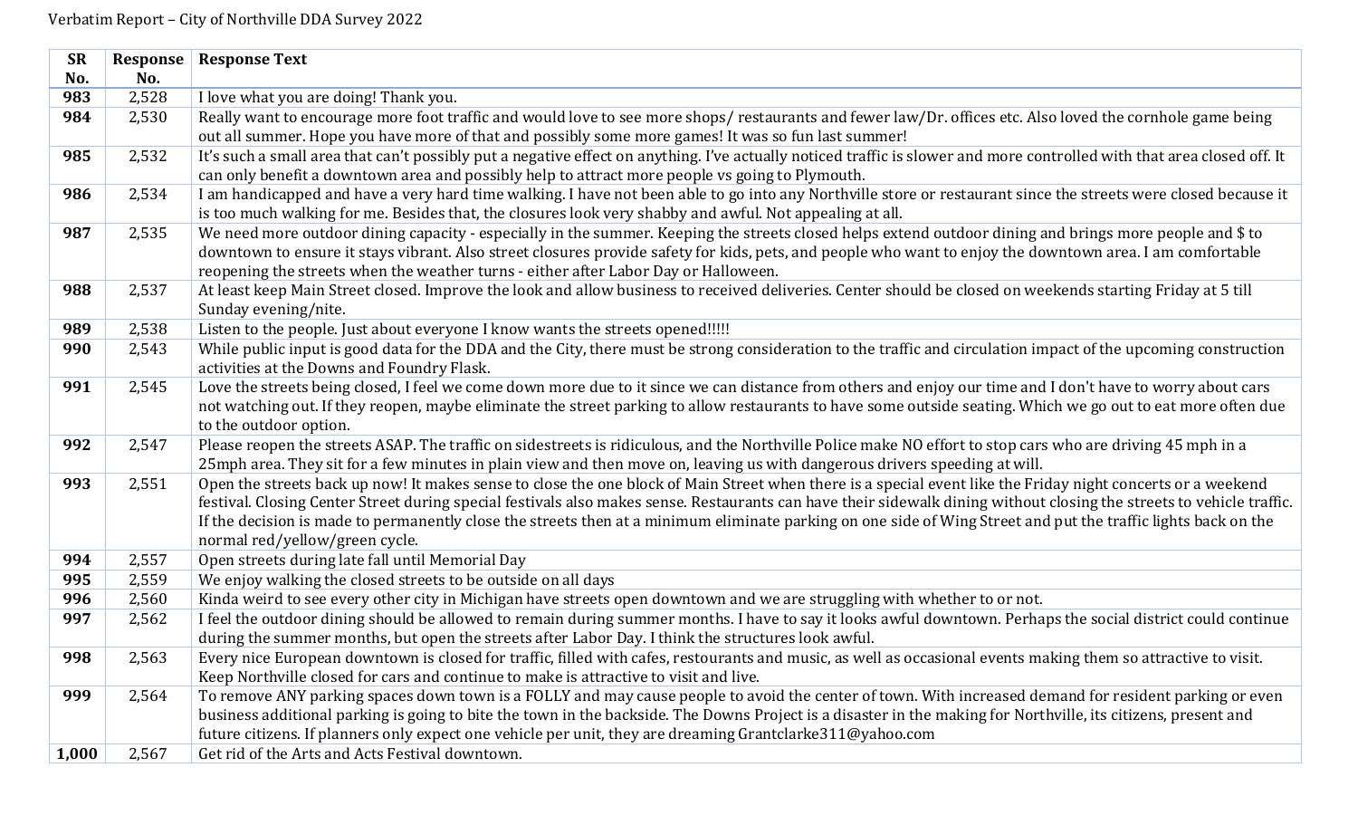Verbatim Report – City of Northville DDA Survey 2022

| SR No. | Response No. | Response Text |
|---|---|---|
| 983 | 2,528 | I love what you are doing! Thank you. |
| 984 | 2,530 | Really want to encourage more foot traffic and would love to see more shops/ restaurants and fewer law/Dr. offices etc. Also loved the cornhole game being out all summer. Hope you have more of that and possibly some more games! It was so fun last summer! |
| 985 | 2,532 | It's such a small area that can't possibly put a negative effect on anything. I've actually noticed traffic is slower and more controlled with that area closed off. It can only benefit a downtown area and possibly help to attract more people vs going to Plymouth. |
| 986 | 2,534 | I am handicapped and have a very hard time walking. I have not been able to go into any Northville store or restaurant since the streets were closed because it is too much walking for me. Besides that, the closures look very shabby and awful. Not appealing at all. |
| 987 | 2,535 | We need more outdoor dining capacity - especially in the summer. Keeping the streets closed helps extend outdoor dining and brings more people and $ to downtown to ensure it stays vibrant. Also street closures provide safety for kids, pets, and people who want to enjoy the downtown area. I am comfortable reopening the streets when the weather turns - either after Labor Day or Halloween. |
| 988 | 2,537 | At least keep Main Street closed. Improve the look and allow business to received deliveries. Center should be closed on weekends starting Friday at 5 till Sunday evening/nite. |
| 989 | 2,538 | Listen to the people. Just about everyone I know wants the streets opened!!!!! |
| 990 | 2,543 | While public input is good data for the DDA and the City, there must be strong consideration to the traffic and circulation impact of the upcoming construction activities at the Downs and Foundry Flask. |
| 991 | 2,545 | Love the streets being closed, I feel we come down more due to it since we can distance from others and enjoy our time and I don't have to worry about cars not watching out. If they reopen, maybe eliminate the street parking to allow restaurants to have some outside seating. Which we go out to eat more often due to the outdoor option. |
| 992 | 2,547 | Please reopen the streets ASAP. The traffic on sidestreets is ridiculous, and the Northville Police make NO effort to stop cars who are driving 45 mph in a 25mph area. They sit for a few minutes in plain view and then move on, leaving us with dangerous drivers speeding at will. |
| 993 | 2,551 | Open the streets back up now! It makes sense to close the one block of Main Street when there is a special event like the Friday night concerts or a weekend festival. Closing Center Street during special festivals also makes sense. Restaurants can have their sidewalk dining without closing the streets to vehicle traffic. If the decision is made to permanently close the streets then at a minimum eliminate parking on one side of Wing Street and put the traffic lights back on the normal red/yellow/green cycle. |
| 994 | 2,557 | Open streets during late fall until Memorial Day |
| 995 | 2,559 | We enjoy walking the closed streets to be outside on all days |
| 996 | 2,560 | Kinda weird to see every other city in Michigan have streets open downtown and we are struggling with whether to or not. |
| 997 | 2,562 | I feel the outdoor dining should be allowed to remain during summer months. I have to say it looks awful downtown. Perhaps the social district could continue during the summer months, but open the streets after Labor Day. I think the structures look awful. |
| 998 | 2,563 | Every nice European downtown is closed for traffic, filled with cafes, restourants and music, as well as occasional events making them so attractive to visit. Keep Northville closed for cars and continue to make is attractive to visit and live. |
| 999 | 2,564 | To remove ANY parking spaces down town is a FOLLY and may cause people to avoid the center of town. With increased demand for resident parking or even business additional parking is going to bite the town in the backside. The Downs Project is a disaster in the making for Northville, its citizens, present and future citizens. If planners only expect one vehicle per unit, they are dreaming Grantclarke311@yahoo.com |
| 1,000 | 2,567 | Get rid of the Arts and Acts Festival downtown. |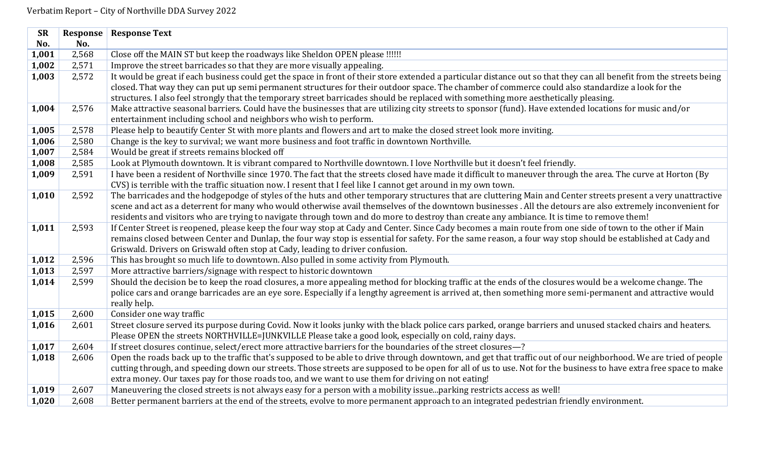Verbatim Report – City of Northville DDA Survey 2022

| SR No. | Response No. | Response Text |
|---|---|---|
| **1,001** | 2,568 | Close off the MAIN ST but keep the roadways like Sheldon OPEN please !!!!!! |
| **1,002** | 2,571 | Improve the street barricades so that they are more visually appealing. |
| **1,003** | 2,572 | It would be great if each business could get the space in front of their store extended a particular distance out so that they can all benefit from the streets being closed. That way they can put up semi permanent structures for their outdoor space. The chamber of commerce could also standardize a look for the structures. I also feel strongly that the temporary street barricades should be replaced with something more aesthetically pleasing. |
| **1,004** | 2,576 | Make attractive seasonal barriers. Could have the businesses that are utilizing city streets to sponsor (fund). Have extended locations for music and/or entertainment including school and neighbors who wish to perform. |
| **1,005** | 2,578 | Please help to beautify Center St with more plants and flowers and art to make the closed street look more inviting. |
| **1,006** | 2,580 | Change is the key to survival; we want more business and foot traffic in downtown Northville. |
| **1,007** | 2,584 | Would be great if streets remains blocked off |
| **1,008** | 2,585 | Look at Plymouth downtown. It is vibrant compared to Northville downtown. I love Northville but it doesn't feel friendly. |
| **1,009** | 2,591 | I have been a resident of Northville since 1970. The fact that the streets closed have made it difficult to maneuver through the area. The curve at Horton (By CVS) is terrible with the traffic situation now. I resent that I feel like I cannot get around in my own town. |
| **1,010** | 2,592 | The barricades and the hodgepodge of styles of the huts and other temporary structures that are cluttering Main and Center streets present a very unattractive scene and act as a deterrent for many who would otherwise avail themselves of the downtown businesses . All the detours are also extremely inconvenient for residents and visitors who are trying to navigate through town and do more to destroy than create any ambiance. It is time to remove them! |
| **1,011** | 2,593 | If Center Street is reopened, please keep the four way stop at Cady and Center. Since Cady becomes a main route from one side of town to the other if Main remains closed between Center and Dunlap, the four way stop is essential for safety. For the same reason, a four way stop should be established at Cady and Griswald. Drivers on Griswald often stop at Cady, leading to driver confusion. |
| **1,012** | 2,596 | This has brought so much life to downtown. Also pulled in some activity from Plymouth. |
| **1,013** | 2,597 | More attractive barriers/signage with respect to historic downtown |
| **1,014** | 2,599 | Should the decision be to keep the road closures, a more appealing method for blocking traffic at the ends of the closures would be a welcome change. The police cars and orange barricades are an eye sore. Especially if a lengthy agreement is arrived at, then something more semi-permanent and attractive would really help. |
| **1,015** | 2,600 | Consider one way traffic |
| **1,016** | 2,601 | Street closure served its purpose during Covid. Now it looks junky with the black police cars parked, orange barriers and unused stacked chairs and heaters. Please OPEN the streets NORTHVILLE=JUNKVILLE Please take a good look, especially on cold, rainy days. |
| **1,017** | 2,604 | If street closures continue, select/erect more attractive barriers for the boundaries of the street closures—? |
| **1,018** | 2,606 | Open the roads back up to the traffic that's supposed to be able to drive through downtown, and get that traffic out of our neighborhood. We are tried of people cutting through, and speeding down our streets. Those streets are supposed to be open for all of us to use. Not for the business to have extra free space to make extra money. Our taxes pay for those roads too, and we want to use them for driving on not eating! |
| **1,019** | 2,607 | Maneuvering the closed streets is not always easy for a person with a mobility issue...parking restricts access as well! |
| **1,020** | 2,608 | Better permanent barriers at the end of the streets, evolve to more permanent approach to an integrated pedestrian friendly environment. |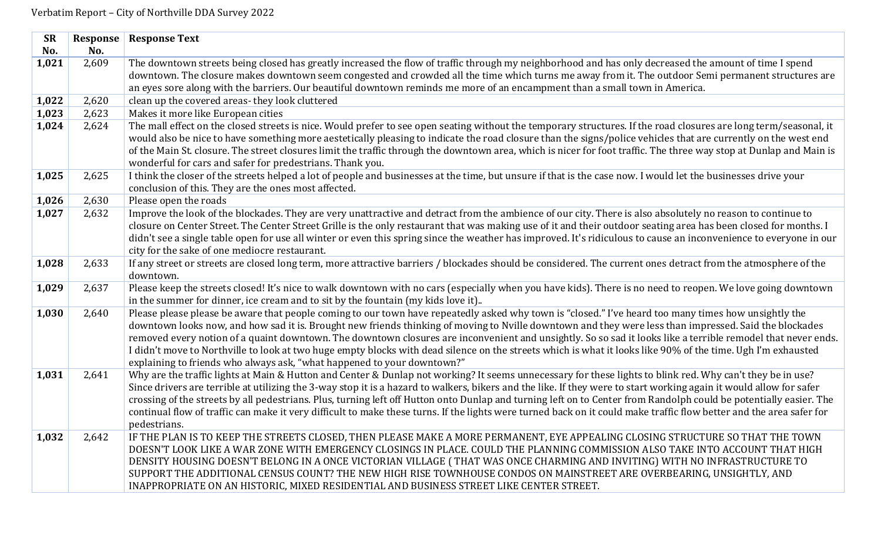Verbatim Report – City of Northville DDA Survey 2022

| SR No. | Response No. | Response Text |
|---|---|---|
| **1,021** | 2,609 | The downtown streets being closed has greatly increased the flow of traffic through my neighborhood and has only decreased the amount of time I spend downtown. The closure makes downtown seem congested and crowded all the time which turns me away from it. The outdoor Semi permanent structures are an eyes sore along with the barriers. Our beautiful downtown reminds me more of an encampment than a small town in America. |
| **1,022** | 2,620 | clean up the covered areas- they look cluttered |
| **1,023** | 2,623 | Makes it more like European cities |
| **1,024** | 2,624 | The mall effect on the closed streets is nice. Would prefer to see open seating without the temporary structures. If the road closures are long term/seasonal, it would also be nice to have something more aestetically pleasing to indicate the road closure than the signs/police vehicles that are currently on the west end of the Main St. closure. The street closures limit the traffic through the downtown area, which is nicer for foot traffic. The three way stop at Dunlap and Main is wonderful for cars and safer for predestrians. Thank you. |
| **1,025** | 2,625 | I think the closer of the streets helped a lot of people and businesses at the time, but unsure if that is the case now. I would let the businesses drive your conclusion of this. They are the ones most affected. |
| **1,026** | 2,630 | Please open the roads |
| **1,027** | 2,632 | Improve the look of the blockades. They are very unattractive and detract from the ambience of our city. There is also absolutely no reason to continue to closure on Center Street. The Center Street Grille is the only restaurant that was making use of it and their outdoor seating area has been closed for months. I didn't see a single table open for use all winter or even this spring since the weather has improved. It's ridiculous to cause an inconvenience to everyone in our city for the sake of one mediocre restaurant. |
| **1,028** | 2,633 | If any street or streets are closed long term, more attractive barriers / blockades should be considered. The current ones detract from the atmosphere of the downtown. |
| **1,029** | 2,637 | Please keep the streets closed! It's nice to walk downtown with no cars (especially when you have kids). There is no need to reopen. We love going downtown in the summer for dinner, ice cream and to sit by the fountain (my kids love it).. |
| **1,030** | 2,640 | Please please please be aware that people coming to our town have repeatedly asked why town is "closed." I've heard too many times how unsightly the downtown looks now, and how sad it is. Brought new friends thinking of moving to Nville downtown and they were less than impressed. Said the blockades removed every notion of a quaint downtown. The downtown closures are inconvenient and unsightly. So so sad it looks like a terrible remodel that never ends. I didn't move to Northville to look at two huge empty blocks with dead silence on the streets which is what it looks like 90% of the time. Ugh I'm exhausted explaining to friends who always ask, "what happened to your downtown?" |
| **1,031** | 2,641 | Why are the traffic lights at Main & Hutton and Center & Dunlap not working? It seems unnecessary for these lights to blink red. Why can't they be in use? Since drivers are terrible at utilizing the 3-way stop it is a hazard to walkers, bikers and the like. If they were to start working again it would allow for safer crossing of the streets by all pedestrians. Plus, turning left off Hutton onto Dunlap and turning left on to Center from Randolph could be potentially easier. The continual flow of traffic can make it very difficult to make these turns. If the lights were turned back on it could make traffic flow better and the area safer for pedestrians. |
| **1,032** | 2,642 | IF THE PLAN IS TO KEEP THE STREETS CLOSED, THEN PLEASE MAKE A MORE PERMANENT, EYE APPEALING CLOSING STRUCTURE SO THAT THE TOWN DOESN'T LOOK LIKE A WAR ZONE WITH EMERGENCY CLOSINGS IN PLACE. COULD THE PLANNING COMMISSION ALSO TAKE INTO ACCOUNT THAT HIGH DENSITY HOUSING DOESN'T BELONG IN A ONCE VICTORIAN VILLAGE ( THAT WAS ONCE CHARMING AND INVITING) WITH NO INFRASTRUCTURE TO SUPPORT THE ADDITIONAL CENSUS COUNT? THE NEW HIGH RISE TOWNHOUSE CONDOS ON MAINSTREET ARE OVERBEARING, UNSIGHTLY, AND INAPPROPRIATE ON AN HISTORIC, MIXED RESIDENTIAL AND BUSINESS STREET LIKE CENTER STREET. |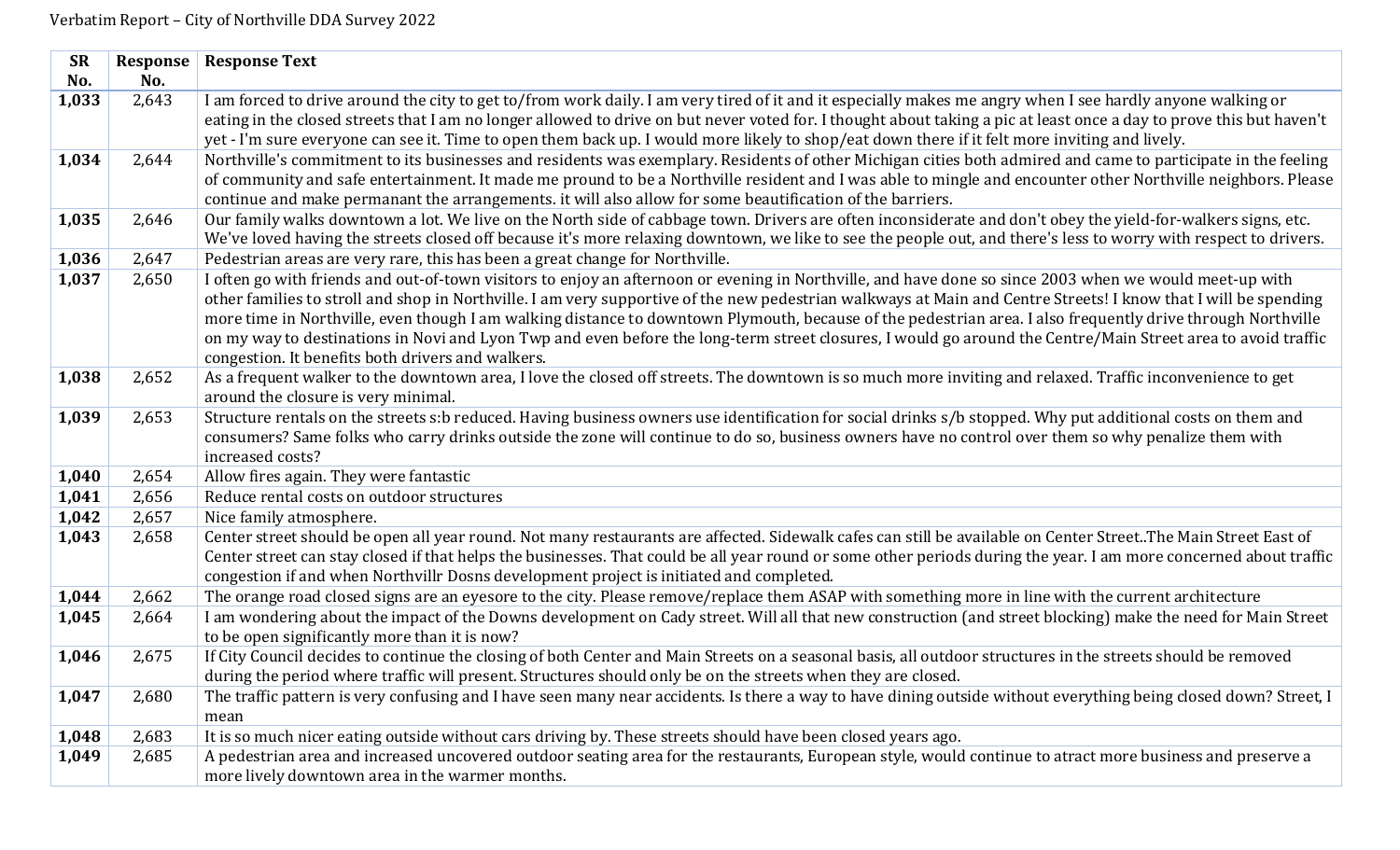Verbatim Report – City of Northville DDA Survey 2022

| SR No. | Response No. | Response Text |
|---|---|---|
| **1,033** | 2,643 | I am forced to drive around the city to get to/from work daily. I am very tired of it and it especially makes me angry when I see hardly anyone walking or eating in the closed streets that I am no longer allowed to drive on but never voted for. I thought about taking a pic at least once a day to prove this but haven't yet - I'm sure everyone can see it. Time to open them back up. I would more likely to shop/eat down there if it felt more inviting and lively. |
| **1,034** | 2,644 | Northville's commitment to its businesses and residents was exemplary. Residents of other Michigan cities both admired and came to participate in the feeling of community and safe entertainment. It made me proud to be a Northville resident and I was able to mingle and encounter other Northville neighbors. Please continue and make permanant the arrangements. it will also allow for some beautification of the barriers. |
| **1,035** | 2,646 | Our family walks downtown a lot. We live on the North side of cabbage town. Drivers are often inconsiderate and don't obey the yield-for-walkers signs, etc. We've loved having the streets closed off because it's more relaxing downtown, we like to see the people out, and there's less to worry with respect to drivers. |
| **1,036** | 2,647 | Pedestrian areas are very rare, this has been a great change for Northville. |
| **1,037** | 2,650 | I often go with friends and out-of-town visitors to enjoy an afternoon or evening in Northville, and have done so since 2003 when we would meet-up with other families to stroll and shop in Northville. I am very supportive of the new pedestrian walkways at Main and Centre Streets! I know that I will be spending more time in Northville, even though I am walking distance to downtown Plymouth, because of the pedestrian area. I also frequently drive through Northville on my way to destinations in Novi and Lyon Twp and even before the long-term street closures, I would go around the Centre/Main Street area to avoid traffic congestion. It benefits both drivers and walkers. |
| **1,038** | 2,652 | As a frequent walker to the downtown area, I love the closed off streets. The downtown is so much more inviting and relaxed. Traffic inconvenience to get around the closure is very minimal. |
| **1,039** | 2,653 | Structure rentals on the streets s:b reduced. Having business owners use identification for social drinks s/b stopped. Why put additional costs on them and consumers? Same folks who carry drinks outside the zone will continue to do so, business owners have no control over them so why penalize them with increased costs? |
| **1,040** | 2,654 | Allow fires again. They were fantastic |
| **1,041** | 2,656 | Reduce rental costs on outdoor structures |
| **1,042** | 2,657 | Nice family atmosphere. |
| **1,043** | 2,658 | Center street should be open all year round. Not many restaurants are affected. Sidewalk cafes can still be available on Center Street..The Main Street East of Center street can stay closed if that helps the businesses. That could be all year round or some other periods during the year. I am more concerned about traffic congestion if and when Northvillr Dosns development project is initiated and completed. |
| **1,044** | 2,662 | The orange road closed signs are an eyesore to the city. Please remove/replace them ASAP with something more in line with the current architecture |
| **1,045** | 2,664 | I am wondering about the impact of the Downs development on Cady street. Will all that new construction (and street blocking) make the need for Main Street to be open significantly more than it is now? |
| **1,046** | 2,675 | If City Council decides to continue the closing of both Center and Main Streets on a seasonal basis, all outdoor structures in the streets should be removed during the period where traffic will present. Structures should only be on the streets when they are closed. |
| **1,047** | 2,680 | The traffic pattern is very confusing and I have seen many near accidents. Is there a way to have dining outside without everything being closed down? Street, I mean |
| **1,048** | 2,683 | It is so much nicer eating outside without cars driving by. These streets should have been closed years ago. |
| **1,049** | 2,685 | A pedestrian area and increased uncovered outdoor seating area for the restaurants, European style, would continue to atract more business and preserve a more lively downtown area in the warmer months. |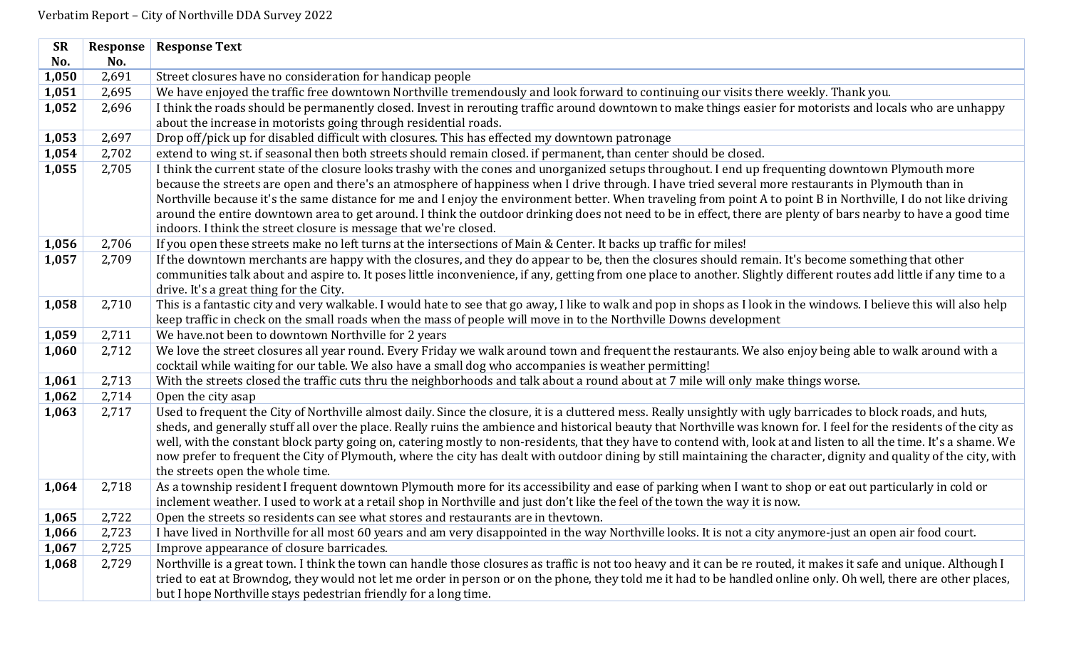Verbatim Report – City of Northville DDA Survey 2022

| SR No. | Response No. | Response Text |
|---|---|---|
| **1,050** | 2,691 | Street closures have no consideration for handicap people |
| **1,051** | 2,695 | We have enjoyed the traffic free downtown Northville tremendously and look forward to continuing our visits there weekly. Thank you. |
| **1,052** | 2,696 | I think the roads should be permanently closed. Invest in rerouting traffic around downtown to make things easier for motorists and locals who are unhappy about the increase in motorists going through residential roads. |
| **1,053** | 2,697 | Drop off/pick up for disabled difficult with closures. This has effected my downtown patronage |
| **1,054** | 2,702 | extend to wing st. if seasonal then both streets should remain closed. if permanent, than center should be closed. |
| **1,055** | 2,705 | I think the current state of the closure looks trashy with the cones and unorganized setups throughout. I end up frequenting downtown Plymouth more because the streets are open and there's an atmosphere of happiness when I drive through. I have tried several more restaurants in Plymouth than in Northville because it's the same distance for me and I enjoy the environment better. When traveling from point A to point B in Northville, I do not like driving around the entire downtown area to get around. I think the outdoor drinking does not need to be in effect, there are plenty of bars nearby to have a good time indoors. I think the street closure is message that we're closed. |
| **1,056** | 2,706 | If you open these streets make no left turns at the intersections of Main & Center. It backs up traffic for miles! |
| **1,057** | 2,709 | If the downtown merchants are happy with the closures, and they do appear to be, then the closures should remain. It's become something that other communities talk about and aspire to. It poses little inconvenience, if any, getting from one place to another. Slightly different routes add little if any time to a drive. It's a great thing for the City. |
| **1,058** | 2,710 | This is a fantastic city and very walkable. I would hate to see that go away, I like to walk and pop in shops as I look in the windows. I believe this will also help keep traffic in check on the small roads when the mass of people will move in to the Northville Downs development |
| **1,059** | 2,711 | We have.not been to downtown Northville for 2 years |
| **1,060** | 2,712 | We love the street closures all year round. Every Friday we walk around town and frequent the restaurants. We also enjoy being able to walk around with a cocktail while waiting for our table. We also have a small dog who accompanies is weather permitting! |
| **1,061** | 2,713 | With the streets closed the traffic cuts thru the neighborhoods and talk about a round about at 7 mile will only make things worse. |
| **1,062** | 2,714 | Open the city asap |
| **1,063** | 2,717 | Used to frequent the City of Northville almost daily. Since the closure, it is a cluttered mess. Really unsightly with ugly barricades to block roads, and huts, sheds, and generally stuff all over the place. Really ruins the ambience and historical beauty that Northville was known for. I feel for the residents of the city as well, with the constant block party going on, catering mostly to non-residents, that they have to contend with, look at and listen to all the time. It's a shame. We now prefer to frequent the City of Plymouth, where the city has dealt with outdoor dining by still maintaining the character, dignity and quality of the city, with the streets open the whole time. |
| **1,064** | 2,718 | As a township resident I frequent downtown Plymouth more for its accessibility and ease of parking when I want to shop or eat out particularly in cold or inclement weather. I used to work at a retail shop in Northville and just don't like the feel of the town the way it is now. |
| **1,065** | 2,722 | Open the streets so residents can see what stores and restaurants are in thevtown. |
| **1,066** | 2,723 | I have lived in Northville for all most 60 years and am very disappointed in the way Northville looks. It is not a city anymore-just an open air food court. |
| **1,067** | 2,725 | Improve appearance of closure barricades. |
| **1,068** | 2,729 | Northville is a great town. I think the town can handle those closures as traffic is not too heavy and it can be re routed, it makes it safe and unique. Although I tried to eat at Browndog, they would not let me order in person or on the phone, they told me it had to be handled online only. Oh well, there are other places, but I hope Northville stays pedestrian friendly for a long time. |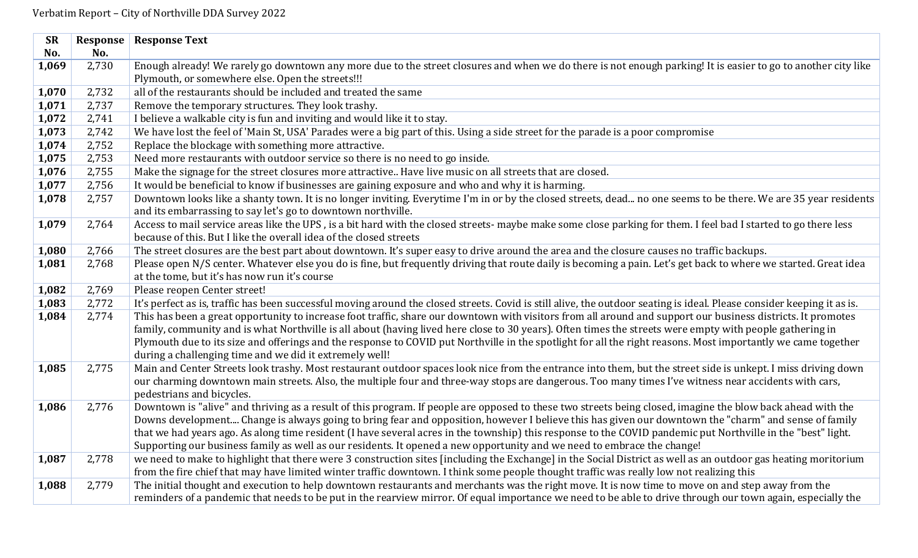Verbatim Report – City of Northville DDA Survey 2022

| SR No. | Response No. | Response Text |
|---|---|---|
| **1,069** | 2,730 | Enough already! We rarely go downtown any more due to the street closures and when we do there is not enough parking! It is easier to go to another city like Plymouth, or somewhere else. Open the streets!!! |
| **1,070** | 2,732 | all of the restaurants should be included and treated the same |
| **1,071** | 2,737 | Remove the temporary structures. They look trashy. |
| **1,072** | 2,741 | I believe a walkable city is fun and inviting and would like it to stay. |
| **1,073** | 2,742 | We have lost the feel of 'Main St, USA' Parades were a big part of this. Using a side street for the parade is a poor compromise |
| **1,074** | 2,752 | Replace the blockage with something more attractive. |
| **1,075** | 2,753 | Need more restaurants with outdoor service so there is no need to go inside. |
| **1,076** | 2,755 | Make the signage for the street closures more attractive.. Have live music on all streets that are closed. |
| **1,077** | 2,756 | It would be beneficial to know if businesses are gaining exposure and who and why it is harming. |
| **1,078** | 2,757 | Downtown looks like a shanty town. It is no longer inviting. Everytime I'm in or by the closed streets, dead... no one seems to be there. We are 35 year residents and its embarrassing to say let's go to downtown northville. |
| **1,079** | 2,764 | Access to mail service areas like the UPS , is a bit hard with the closed streets- maybe make some close parking for them. I feel bad I started to go there less because of this. But I like the overall idea of the closed streets |
| **1,080** | 2,766 | The street closures are the best part about downtown. It's super easy to drive around the area and the closure causes no traffic backups. |
| **1,081** | 2,768 | Please open N/S center. Whatever else you do is fine, but frequently driving that route daily is becoming a pain. Let's get back to where we started. Great idea at the tome, but it's has now run it's course |
| **1,082** | 2,769 | Please reopen Center street! |
| **1,083** | 2,772 | It's perfect as is, traffic has been successful moving around the closed streets. Covid is still alive, the outdoor seating is ideal. Please consider keeping it as is. |
| **1,084** | 2,774 | This has been a great opportunity to increase foot traffic, share our downtown with visitors from all around and support our business districts. It promotes family, community and is what Northville is all about (having lived here close to 30 years). Often times the streets were empty with people gathering in Plymouth due to its size and offerings and the response to COVID put Northville in the spotlight for all the right reasons. Most importantly we came together during a challenging time and we did it extremely well! |
| **1,085** | 2,775 | Main and Center Streets look trashy. Most restaurant outdoor spaces look nice from the entrance into them, but the street side is unkept. I miss driving down our charming downtown main streets. Also, the multiple four and three-way stops are dangerous. Too many times I've witness near accidents with cars, pedestrians and bicycles. |
| **1,086** | 2,776 | Downtown is "alive" and thriving as a result of this program. If people are opposed to these two streets being closed, imagine the blow back ahead with the Downs development.... Change is always going to bring fear and opposition, however I believe this has given our downtown the "charm" and sense of family that we had years ago. As along time resident (I have several acres in the township) this response to the COVID pandemic put Northville in the "best" light. Supporting our business family as well as our residents. It opened a new opportunity and we need to embrace the change! |
| **1,087** | 2,778 | we need to make to highlight that there were 3 construction sites [including the Exchange] in the Social District as well as an outdoor gas heating moritorium from the fire chief that may have limited winter traffic downtown. I think some people thought traffic was really low not realizing this |
| **1,088** | 2,779 | The initial thought and execution to help downtown restaurants and merchants was the right move. It is now time to move on and step away from the reminders of a pandemic that needs to be put in the rearview mirror. Of equal importance we need to be able to drive through our town again, especially the |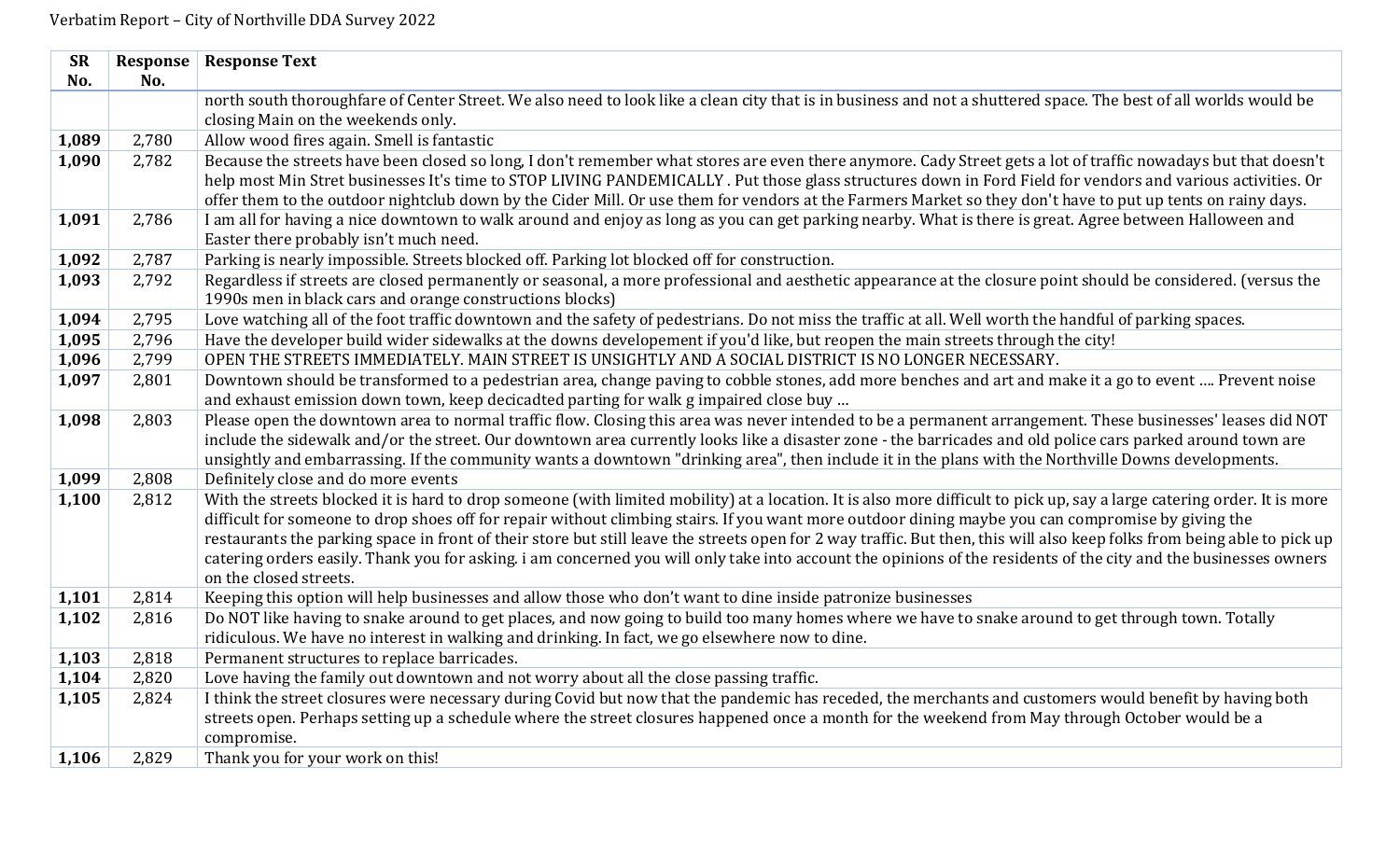Verbatim Report – City of Northville DDA Survey 2022

| SR No. | Response No. | Response Text |
|---|---|---|
| | | north south thoroughfare of Center Street. We also need to look like a clean city that is in business and not a shuttered space. The best of all worlds would be closing Main on the weekends only. |
| **1,089** | 2,780 | Allow wood fires again. Smell is fantastic |
| **1,090** | 2,782 | Because the streets have been closed so long, I don't remember what stores are even there anymore. Cady Street gets a lot of traffic nowadays but that doesn't help most Min Stret businesses It's time to STOP LIVING PANDEMICALLY . Put those glass structures down in Ford Field for vendors and various activities. Or offer them to the outdoor nightclub down by the Cider Mill. Or use them for vendors at the Farmers Market so they don't have to put up tents on rainy days. |
| **1,091** | 2,786 | I am all for having a nice downtown to walk around and enjoy as long as you can get parking nearby. What is there is great. Agree between Halloween and Easter there probably isn't much need. |
| **1,092** | 2,787 | Parking is nearly impossible. Streets blocked off. Parking lot blocked off for construction. |
| **1,093** | 2,792 | Regardless if streets are closed permanently or seasonal, a more professional and aesthetic appearance at the closure point should be considered. (versus the 1990s men in black cars and orange constructions blocks) |
| **1,094** | 2,795 | Love watching all of the foot traffic downtown and the safety of pedestrians. Do not miss the traffic at all. Well worth the handful of parking spaces. |
| **1,095** | 2,796 | Have the developer build wider sidewalks at the downs developement if you'd like, but reopen the main streets through the city! |
| **1,096** | 2,799 | OPEN THE STREETS IMMEDIATELY. MAIN STREET IS UNSIGHTLY AND A SOCIAL DISTRICT IS NO LONGER NECESSARY. |
| **1,097** | 2,801 | Downtown should be transformed to a pedestrian area, change paving to cobble stones, add more benches and art and make it a go to event .... Prevent noise and exhaust emission down town, keep decicadted parting for walk g impaired close buy ... |
| **1,098** | 2,803 | Please open the downtown area to normal traffic flow. Closing this area was never intended to be a permanent arrangement. These businesses' leases did NOT include the sidewalk and/or the street. Our downtown area currently looks like a disaster zone - the barricades and old police cars parked around town are unsightly and embarrassing. If the community wants a downtown "drinking area", then include it in the plans with the Northville Downs developments. |
| **1,099** | 2,808 | Definitely close and do more events |
| **1,100** | 2,812 | With the streets blocked it is hard to drop someone (with limited mobility) at a location. It is also more difficult to pick up, say a large catering order. It is more difficult for someone to drop shoes off for repair without climbing stairs. If you want more outdoor dining maybe you can compromise by giving the restaurants the parking space in front of their store but still leave the streets open for 2 way traffic. But then, this will also keep folks from being able to pick up catering orders easily. Thank you for asking. i am concerned you will only take into account the opinions of the residents of the city and the businesses owners on the closed streets. |
| **1,101** | 2,814 | Keeping this option will help businesses and allow those who don't want to dine inside patronize businesses |
| **1,102** | 2,816 | Do NOT like having to snake around to get places, and now going to build too many homes where we have to snake around to get through town. Totally ridiculous. We have no interest in walking and drinking. In fact, we go elsewhere now to dine. |
| **1,103** | 2,818 | Permanent structures to replace barricades. |
| **1,104** | 2,820 | Love having the family out downtown and not worry about all the close passing traffic. |
| **1,105** | 2,824 | I think the street closures were necessary during Covid but now that the pandemic has receded, the merchants and customers would benefit by having both streets open. Perhaps setting up a schedule where the street closures happened once a month for the weekend from May through October would be a compromise. |
| **1,106** | 2,829 | Thank you for your work on this! |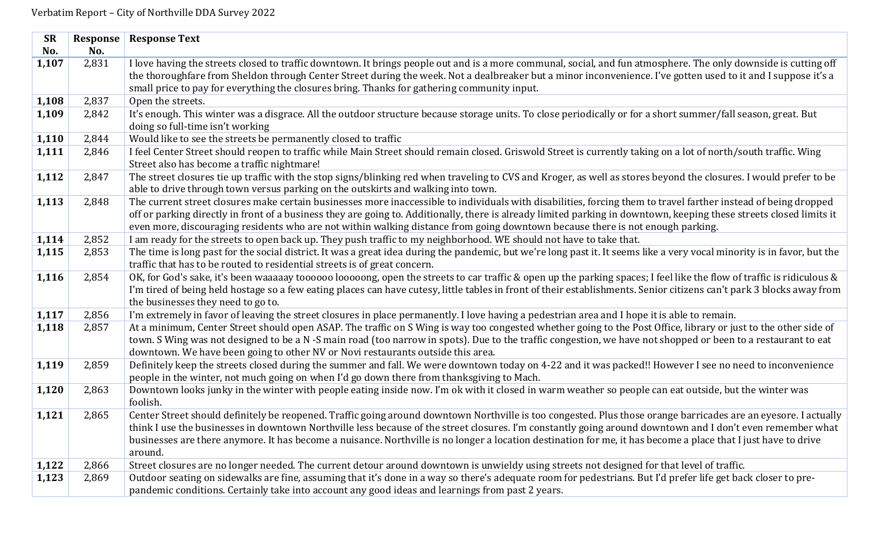Verbatim Report – City of Northville DDA Survey 2022

| SR No. | Response No. | Response Text |
|---|---|---|
| **1,107** | 2,831 | I love having the streets closed to traffic downtown. It brings people out and is a more communal, social, and fun atmosphere. The only downside is cutting off the thoroughfare from Sheldon through Center Street during the week. Not a dealbreaker but a minor inconvenience. I've gotten used to it and I suppose it's a small price to pay for everything the closures bring. Thanks for gathering community input. |
| **1,108** | 2,837 | Open the streets. |
| **1,109** | 2,842 | It's enough. This winter was a disgrace. All the outdoor structure because storage units. To close periodically or for a short summer/fall season, great. But doing so full-time isn't working |
| **1,110** | 2,844 | Would like to see the streets be permanently closed to traffic |
| **1,111** | 2,846 | I feel Center Street should reopen to traffic while Main Street should remain closed. Griswold Street is currently taking on a lot of north/south traffic. Wing Street also has become a traffic nightmare! |
| **1,112** | 2,847 | The street closures tie up traffic with the stop signs/blinking red when traveling to CVS and Kroger, as well as stores beyond the closures. I would prefer to be able to drive through town versus parking on the outskirts and walking into town. |
| **1,113** | 2,848 | The current street closures make certain businesses more inaccessible to individuals with disabilities, forcing them to travel farther instead of being dropped off or parking directly in front of a business they are going to. Additionally, there is already limited parking in downtown, keeping these streets closed limits it even more, discouraging residents who are not within walking distance from going downtown because there is not enough parking. |
| **1,114** | 2,852 | I am ready for the streets to open back up. They push traffic to my neighborhood. WE should not have to take that. |
| **1,115** | 2,853 | The time is long past for the social district. It was a great idea during the pandemic, but we're long past it. It seems like a very vocal minority is in favor, but the traffic that has to be routed to residential streets is of great concern. |
| **1,116** | 2,854 | OK, for God's sake, it's been waaaaay toooooo looooong, open the streets to car traffic & open up the parking spaces; I feel like the flow of traffic is ridiculous & I'm tired of being held hostage so a few eating places can have cutesy, little tables in front of their establishments. Senior citizens can't park 3 blocks away from the businesses they need to go to. |
| **1,117** | 2,856 | I'm extremely in favor of leaving the street closures in place permanently. I love having a pedestrian area and I hope it is able to remain. |
| **1,118** | 2,857 | At a minimum, Center Street should open ASAP. The traffic on S Wing is way too congested whether going to the Post Office, library or just to the other side of town. S Wing was not designed to be a N -S main road (too narrow in spots). Due to the traffic congestion, we have not shopped or been to a restaurant to eat downtown. We have been going to other NV or Novi restaurants outside this area. |
| **1,119** | 2,859 | Definitely keep the streets closed during the summer and fall. We were downtown today on 4-22 and it was packed!! However I see no need to inconvenience people in the winter, not much going on when I'd go down there from thanksgiving to Mach. |
| **1,120** | 2,863 | Downtown looks junky in the winter with people eating inside now. I'm ok with it closed in warm weather so people can eat outside, but the winter was foolish. |
| **1,121** | 2,865 | Center Street should definitely be reopened. Traffic going around downtown Northville is too congested. Plus those orange barricades are an eyesore. I actually think I use the businesses in downtown Northville less because of the street closures. I'm constantly going around downtown and I don't even remember what businesses are there anymore. It has become a nuisance. Northville is no longer a location destination for me, it has become a place that I just have to drive around. |
| **1,122** | 2,866 | Street closures are no longer needed. The current detour around downtown is unwieldy using streets not designed for that level of traffic. |
| **1,123** | 2,869 | Outdoor seating on sidewalks are fine, assuming that it's done in a way so there's adequate room for pedestrians. But I'd prefer life get back closer to pre-pandemic conditions. Certainly take into account any good ideas and learnings from past 2 years. |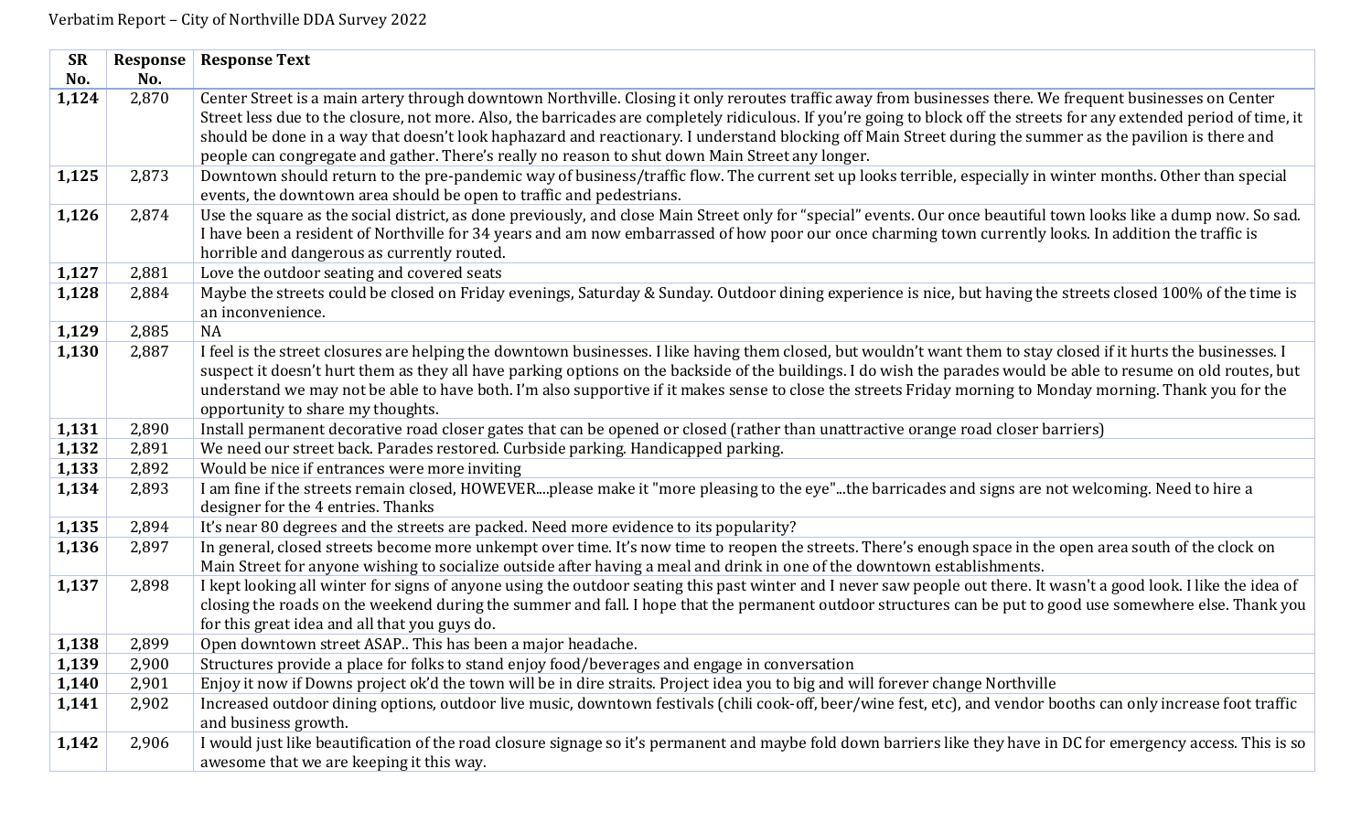Verbatim Report – City of Northville DDA Survey 2022

| SR No. | Response No. | Response Text |
|---|---|---|
| **1,124** | 2,870 | Center Street is a main artery through downtown Northville. Closing it only reroutes traffic away from businesses there. We frequent businesses on Center Street less due to the closure, not more. Also, the barricades are completely ridiculous. If you're going to block off the streets for any extended period of time, it should be done in a way that doesn't look haphazard and reactionary. I understand blocking off Main Street during the summer as the pavilion is there and people can congregate and gather. There's really no reason to shut down Main Street any longer. |
| **1,125** | 2,873 | Downtown should return to the pre-pandemic way of business/traffic flow. The current set up looks terrible, especially in winter months. Other than special events, the downtown area should be open to traffic and pedestrians. |
| **1,126** | 2,874 | Use the square as the social district, as done previously, and close Main Street only for "special" events. Our once beautiful town looks like a dump now. So sad. I have been a resident of Northville for 34 years and am now embarrassed of how poor our once charming town currently looks. In addition the traffic is horrible and dangerous as currently routed. |
| **1,127** | 2,881 | Love the outdoor seating and covered seats |
| **1,128** | 2,884 | Maybe the streets could be closed on Friday evenings, Saturday & Sunday. Outdoor dining experience is nice, but having the streets closed 100% of the time is an inconvenience. |
| **1,129** | 2,885 | NA |
| **1,130** | 2,887 | I feel is the street closures are helping the downtown businesses. I like having them closed, but wouldn't want them to stay closed if it hurts the businesses. I suspect it doesn't hurt them as they all have parking options on the backside of the buildings. I do wish the parades would be able to resume on old routes, but understand we may not be able to have both. I'm also supportive if it makes sense to close the streets Friday morning to Monday morning. Thank you for the opportunity to share my thoughts. |
| **1,131** | 2,890 | Install permanent decorative road closer gates that can be opened or closed (rather than unattractive orange road closer barriers) |
| **1,132** | 2,891 | We need our street back. Parades restored. Curbside parking. Handicapped parking. |
| **1,133** | 2,892 | Would be nice if entrances were more inviting |
| **1,134** | 2,893 | I am fine if the streets remain closed, HOWEVER....please make it "more pleasing to the eye"...the barricades and signs are not welcoming. Need to hire a designer for the 4 entries. Thanks |
| **1,135** | 2,894 | It's near 80 degrees and the streets are packed. Need more evidence to its popularity? |
| **1,136** | 2,897 | In general, closed streets become more unkempt over time. It's now time to reopen the streets. There's enough space in the open area south of the clock on Main Street for anyone wishing to socialize outside after having a meal and drink in one of the downtown establishments. |
| **1,137** | 2,898 | I kept looking all winter for signs of anyone using the outdoor seating this past winter and I never saw people out there. It wasn't a good look. I like the idea of closing the roads on the weekend during the summer and fall. I hope that the permanent outdoor structures can be put to good use somewhere else. Thank you for this great idea and all that you guys do. |
| **1,138** | 2,899 | Open downtown street ASAP.. This has been a major headache. |
| **1,139** | 2,900 | Structures provide a place for folks to stand enjoy food/beverages and engage in conversation |
| **1,140** | 2,901 | Enjoy it now if Downs project ok'd the town will be in dire straits. Project idea you to big and will forever change Northville |
| **1,141** | 2,902 | Increased outdoor dining options, outdoor live music, downtown festivals (chili cook-off, beer/wine fest, etc), and vendor booths can only increase foot traffic and business growth. |
| **1,142** | 2,906 | I would just like beautification of the road closure signage so it's permanent and maybe fold down barriers like they have in DC for emergency access. This is so awesome that we are keeping it this way. |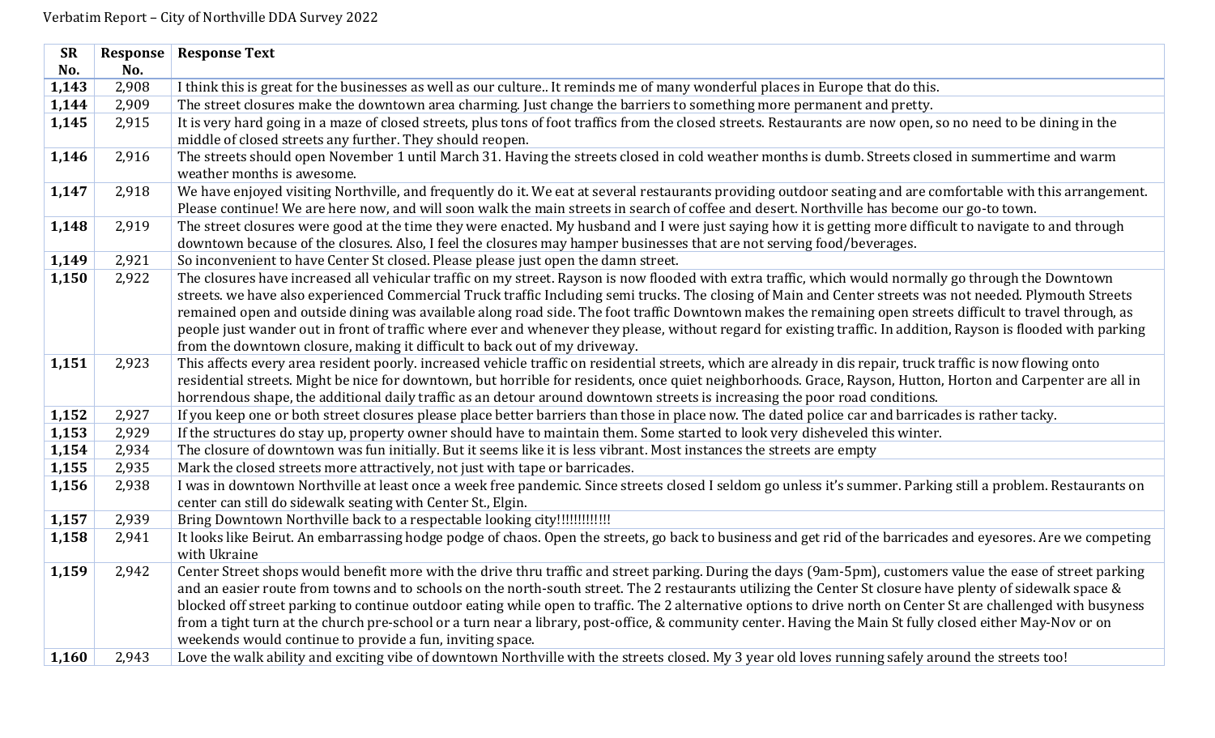Verbatim Report – City of Northville DDA Survey 2022

| SR No. | Response No. | Response Text |
|---|---|---|
| **1,143** | 2,908 | I think this is great for the businesses as well as our culture.. It reminds me of many wonderful places in Europe that do this. |
| **1,144** | 2,909 | The street closures make the downtown area charming. Just change the barriers to something more permanent and pretty. |
| **1,145** | 2,915 | It is very hard going in a maze of closed streets, plus tons of foot traffics from the closed streets. Restaurants are now open, so no need to be dining in the middle of closed streets any further. They should reopen. |
| **1,146** | 2,916 | The streets should open November 1 until March 31. Having the streets closed in cold weather months is dumb. Streets closed in summertime and warm weather months is awesome. |
| **1,147** | 2,918 | We have enjoyed visiting Northville, and frequently do it. We eat at several restaurants providing outdoor seating and are comfortable with this arrangement. Please continue! We are here now, and will soon walk the main streets in search of coffee and desert. Northville has become our go-to town. |
| **1,148** | 2,919 | The street closures were good at the time they were enacted. My husband and I were just saying how it is getting more difficult to navigate to and through downtown because of the closures. Also, I feel the closures may hamper businesses that are not serving food/beverages. |
| **1,149** | 2,921 | So inconvenient to have Center St closed. Please please just open the damn street. |
| **1,150** | 2,922 | The closures have increased all vehicular traffic on my street. Rayson is now flooded with extra traffic, which would normally go through the Downtown streets. we have also experienced Commercial Truck traffic Including semi trucks. The closing of Main and Center streets was not needed. Plymouth Streets remained open and outside dining was available along road side. The foot traffic Downtown makes the remaining open streets difficult to travel through, as people just wander out in front of traffic where ever and whenever they please, without regard for existing traffic. In addition, Rayson is flooded with parking from the downtown closure, making it difficult to back out of my driveway. |
| **1,151** | 2,923 | This affects every area resident poorly. increased vehicle traffic on residential streets, which are already in dis repair, truck traffic is now flowing onto residential streets. Might be nice for downtown, but horrible for residents, once quiet neighborhoods. Grace, Rayson, Hutton, Horton and Carpenter are all in horrendous shape, the additional daily traffic as an detour around downtown streets is increasing the poor road conditions. |
| **1,152** | 2,927 | If you keep one or both street closures please place better barriers than those in place now. The dated police car and barricades is rather tacky. |
| **1,153** | 2,929 | If the structures do stay up, property owner should have to maintain them. Some started to look very disheveled this winter. |
| **1,154** | 2,934 | The closure of downtown was fun initially. But it seems like it is less vibrant. Most instances the streets are empty |
| **1,155** | 2,935 | Mark the closed streets more attractively, not just with tape or barricades. |
| **1,156** | 2,938 | I was in downtown Northville at least once a week free pandemic. Since streets closed I seldom go unless it's summer. Parking still a problem. Restaurants on center can still do sidewalk seating with Center St., Elgin. |
| **1,157** | 2,939 | Bring Downtown Northville back to a respectable looking city!!!!!!!!!!!! |
| **1,158** | 2,941 | It looks like Beirut. An embarrassing hodge podge of chaos. Open the streets, go back to business and get rid of the barricades and eyesores. Are we competing with Ukraine |
| **1,159** | 2,942 | Center Street shops would benefit more with the drive thru traffic and street parking. During the days (9am-5pm), customers value the ease of street parking and an easier route from towns and to schools on the north-south street. The 2 restaurants utilizing the Center St closure have plenty of sidewalk space & blocked off street parking to continue outdoor eating while open to traffic. The 2 alternative options to drive north on Center St are challenged with busyness from a tight turn at the church pre-school or a turn near a library, post-office, & community center. Having the Main St fully closed either May-Nov or on weekends would continue to provide a fun, inviting space. |
| **1,160** | 2,943 | Love the walk ability and exciting vibe of downtown Northville with the streets closed. My 3 year old loves running safely around the streets too! |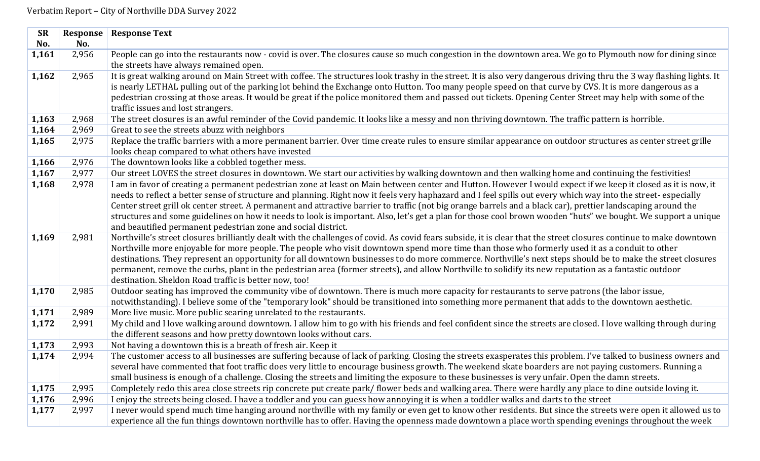Verbatim Report – City of Northville DDA Survey 2022

| SR No. | Response No. | Response Text |
|---|---|---|
| **1,161** | 2,956 | People can go into the restaurants now - covid is over. The closures cause so much congestion in the downtown area. We go to Plymouth now for dining since the streets have always remained open. |
| **1,162** | 2,965 | It is great walking around on Main Street with coffee. The structures look trashy in the street. It is also very dangerous driving thru the 3 way flashing lights. It is nearly LETHAL pulling out of the parking lot behind the Exchange onto Hutton. Too many people speed on that curve by CVS. It is more dangerous as a pedestrian crossing at those areas. It would be great if the police monitored them and passed out tickets. Opening Center Street may help with some of the traffic issues and lost strangers. |
| **1,163** | 2,968 | The street closures is an awful reminder of the Covid pandemic. It looks like a messy and non thriving downtown. The traffic pattern is horrible. |
| **1,164** | 2,969 | Great to see the streets abuzz with neighbors |
| **1,165** | 2,975 | Replace the traffic barriers with a more permanent barrier. Over time create rules to ensure similar appearance on outdoor structures as center street grille looks cheap compared to what others have invested |
| **1,166** | 2,976 | The downtown looks like a cobbled together mess. |
| **1,167** | 2,977 | Our street LOVES the street closures in downtown. We start our activities by walking downtown and then walking home and continuing the festivities! |
| **1,168** | 2,978 | I am in favor of creating a permanent pedestrian zone at least on Main between center and Hutton. However I would expect if we keep it closed as it is now, it needs to reflect a better sense of structure and planning. Right now it feels very haphazard and I feel spills out every which way into the street- especially Center street grill ok center street. A permanent and attractive barrier to traffic (not big orange barrels and a black car), prettier landscaping around the structures and some guidelines on how it needs to look is important. Also, let's get a plan for those cool brown wooden "huts" we bought. We support a unique and beautified permanent pedestrian zone and social district. |
| **1,169** | 2,981 | Northville's street closures brilliantly dealt with the challenges of covid. As covid fears subside, it is clear that the street closures continue to make downtown Northville more enjoyable for more people. The people who visit downtown spend more time than those who formerly used it as a conduit to other destinations. They represent an opportunity for all downtown businesses to do more commerce. Northville's next steps should be to make the street closures permanent, remove the curbs, plant in the pedestrian area (former streets), and allow Northville to solidify its new reputation as a fantastic outdoor destination. Sheldon Road traffic is better now, too! |
| **1,170** | 2,985 | Outdoor seating has improved the community vibe of downtown. There is much more capacity for restaurants to serve patrons (the labor issue, notwithstanding). I believe some of the "temporary look" should be transitioned into something more permanent that adds to the downtown aesthetic. |
| **1,171** | 2,989 | More live music. More public searing unrelated to the restaurants. |
| **1,172** | 2,991 | My child and I love walking around downtown. I allow him to go with his friends and feel confident since the streets are closed. I love walking through during the different seasons and how pretty downtown looks without cars. |
| **1,173** | 2,993 | Not having a downtown this is a breath of fresh air. Keep it |
| **1,174** | 2,994 | The customer access to all businesses are suffering because of lack of parking. Closing the streets exasperates this problem. I've talked to business owners and several have commented that foot traffic does very little to encourage business growth. The weekend skate boarders are not paying customers. Running a small business is enough of a challenge. Closing the streets and limiting the exposure to these businesses is very unfair. Open the damn streets. |
| **1,175** | 2,995 | Completely redo this area close streets rip concrete put create park/ flower beds and walking area. There were hardly any place to dine outside loving it. |
| **1,176** | 2,996 | I enjoy the streets being closed. I have a toddler and you can guess how annoying it is when a toddler walks and darts to the street |
| **1,177** | 2,997 | I never would spend much time hanging around northville with my family or even get to know other residents. But since the streets were open it allowed us to experience all the fun things downtown northville has to offer. Having the openness made downtown a place worth spending evenings throughout the week |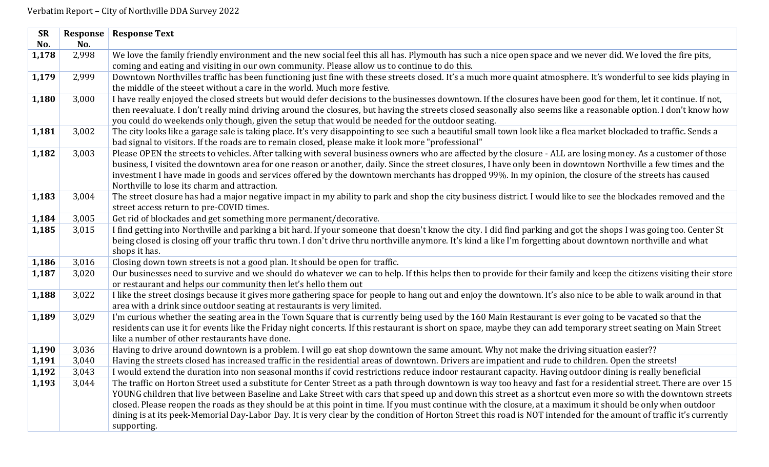Verbatim Report – City of Northville DDA Survey 2022

| SR No. | Response No. | Response Text |
|---|---|---|
| **1,178** | 2,998 | We love the family friendly environment and the new social feel this all has. Plymouth has such a nice open space and we never did. We loved the fire pits, coming and eating and visiting in our own community. Please allow us to continue to do this. |
| **1,179** | 2,999 | Downtown Northvilles traffic has been functioning just fine with these streets closed. It's a much more quaint atmosphere. It's wonderful to see kids playing in the middle of the steeet without a care in the world. Much more festive. |
| **1,180** | 3,000 | I have really enjoyed the closed streets but would defer decisions to the businesses downtown. If the closures have been good for them, let it continue. If not, then reevaluate. I don't really mind driving around the closures, but having the streets closed seasonally also seems like a reasonable option. I don't know how you could do weekends only though, given the setup that would be needed for the outdoor seating. |
| **1,181** | 3,002 | The city looks like a garage sale is taking place. It's very disappointing to see such a beautiful small town look like a flea market blockaded to traffic. Sends a bad signal to visitors. If the roads are to remain closed, please make it look more "professional" |
| **1,182** | 3,003 | Please OPEN the streets to vehicles. After talking with several business owners who are affected by the closure - ALL are losing money. As a customer of those business, I visited the downtown area for one reason or another, daily. Since the street closures, I have only been in downtown Northville a few times and the investment I have made in goods and services offered by the downtown merchants has dropped 99%. In my opinion, the closure of the streets has caused Northville to lose its charm and attraction. |
| **1,183** | 3,004 | The street closure has had a major negative impact in my ability to park and shop the city business district. I would like to see the blockades removed and the street access return to pre-COVID times. |
| **1,184** | 3,005 | Get rid of blockades and get something more permanent/decorative. |
| **1,185** | 3,015 | I find getting into Northville and parking a bit hard. If your someone that doesn't know the city. I did find parking and got the shops I was going too. Center St being closed is closing off your traffic thru town. I don't drive thru northville anymore. It's kinda a like I'm forgetting about downtown northville and what shops it has. |
| **1,186** | 3,016 | Closing down town streets is not a good plan. It should be open for traffic. |
| **1,187** | 3,020 | Our businesses need to survive and we should do whatever we can to help. If this helps then to provide for their family and keep the citizens visiting their store or restaurant and helps our community then let's hello them out |
| **1,188** | 3,022 | I like the street closings because it gives more gathering space for people to hang out and enjoy the downtown. It's also nice to be able to walk around in that area with a drink since outdoor seating at restaurants is very limited. |
| **1,189** | 3,029 | I'm curious whether the seating area in the Town Square that is currently being used by the 160 Main Restaurant is ever going to be vacated so that the residents can use it for events like the Friday night concerts. If this restaurant is short on space, maybe they can add temporary street seating on Main Street like a number of other restaurants have done. |
| **1,190** | 3,036 | Having to drive around downtown is a problem. I will go eat shop downtown the same amount. Why not make the driving situation easier?? |
| **1,191** | 3,040 | Having the streets closed has increased traffic in the residential areas of downtown. Drivers are impatient and rude to children. Open the streets! |
| **1,192** | 3,043 | I would extend the duration into non seasonal months if covid restrictions reduce indoor restaurant capacity. Having outdoor dining is really beneficial |
| **1,193** | 3,044 | The traffic on Horton Street used a substitute for Center Street as a path through downtown is way too heavy and fast for a residential street. There are over 15 YOUNG children that live between Baseline and Lake Street with cars that speed up and down this street as a shortcut even more so with the downtown streets closed. Please reopen the roads as they should be at this point in time. If you must continue with the closure, at a maximum it should be only when outdoor dining is at its peek-Memorial Day-Labor Day. It is very clear by the condition of Horton Street this road is NOT intended for the amount of traffic it's currently supporting. |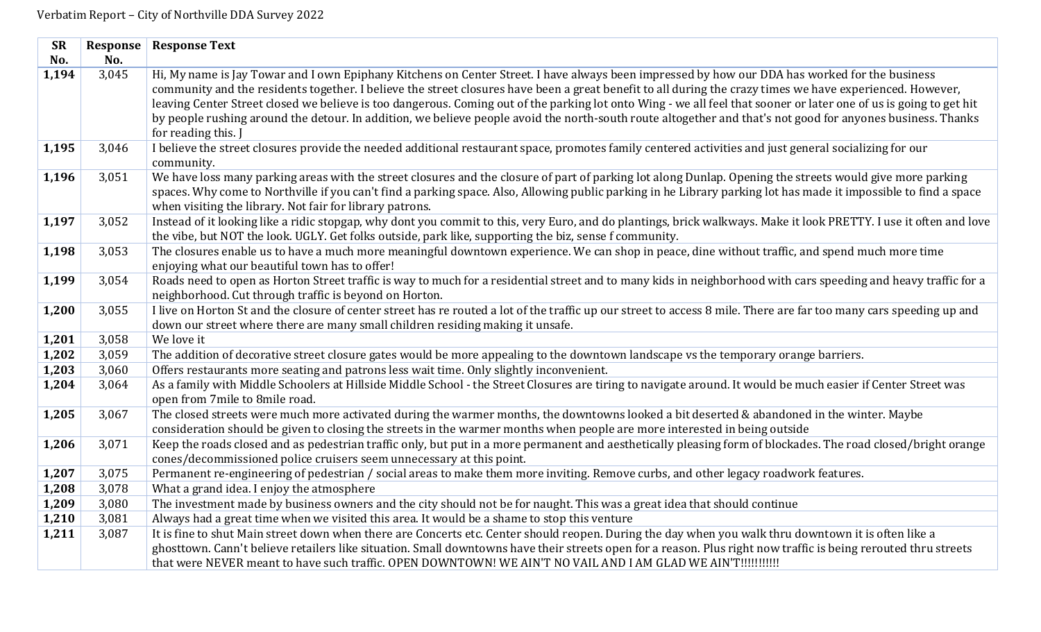Verbatim Report – City of Northville DDA Survey 2022

| SR No. | Response No. | Response Text |
|---|---|---|
| **1,194** | 3,045 | Hi, My name is Jay Towar and I own Epiphany Kitchens on Center Street. I have always been impressed by how our DDA has worked for the business community and the residents together. I believe the street closures have been a great benefit to all during the crazy times we have experienced. However, leaving Center Street closed we believe is too dangerous. Coming out of the parking lot onto Wing - we all feel that sooner or later one of us is going to get hit by people rushing around the detour. In addition, we believe people avoid the north-south route altogether and that's not good for anyones business. Thanks for reading this. J |
| **1,195** | 3,046 | I believe the street closures provide the needed additional restaurant space, promotes family centered activities and just general socializing for our community. |
| **1,196** | 3,051 | We have loss many parking areas with the street closures and the closure of part of parking lot along Dunlap. Opening the streets would give more parking spaces. Why come to Northville if you can't find a parking space. Also, Allowing public parking in he Library parking lot has made it impossible to find a space when visiting the library. Not fair for library patrons. |
| **1,197** | 3,052 | Instead of it looking like a ridic stopgap, why dont you commit to this, very Euro, and do plantings, brick walkways. Make it look PRETTY. I use it often and love the vibe, but NOT the look. UGLY. Get folks outside, park like, supporting the biz, sense f community. |
| **1,198** | 3,053 | The closures enable us to have a much more meaningful downtown experience. We can shop in peace, dine without traffic, and spend much more time enjoying what our beautiful town has to offer! |
| **1,199** | 3,054 | Roads need to open as Horton Street traffic is way to much for a residential street and to many kids in neighborhood with cars speeding and heavy traffic for a neighborhood. Cut through traffic is beyond on Horton. |
| **1,200** | 3,055 | I live on Horton St and the closure of center street has re routed a lot of the traffic up our street to access 8 mile. There are far too many cars speeding up and down our street where there are many small children residing making it unsafe. |
| **1,201** | 3,058 | We love it |
| **1,202** | 3,059 | The addition of decorative street closure gates would be more appealing to the downtown landscape vs the temporary orange barriers. |
| **1,203** | 3,060 | Offers restaurants more seating and patrons less wait time. Only slightly inconvenient. |
| **1,204** | 3,064 | As a family with Middle Schoolers at Hillside Middle School - the Street Closures are tiring to navigate around. It would be much easier if Center Street was open from 7mile to 8mile road. |
| **1,205** | 3,067 | The closed streets were much more activated during the warmer months, the downtowns looked a bit deserted & abandoned in the winter. Maybe consideration should be given to closing the streets in the warmer months when people are more interested in being outside |
| **1,206** | 3,071 | Keep the roads closed and as pedestrian traffic only, but put in a more permanent and aesthetically pleasing form of blockades. The road closed/bright orange cones/decommissioned police cruisers seem unnecessary at this point. |
| **1,207** | 3,075 | Permanent re-engineering of pedestrian / social areas to make them more inviting. Remove curbs, and other legacy roadwork features. |
| **1,208** | 3,078 | What a grand idea. I enjoy the atmosphere |
| **1,209** | 3,080 | The investment made by business owners and the city should not be for naught. This was a great idea that should continue |
| **1,210** | 3,081 | Always had a great time when we visited this area. It would be a shame to stop this venture |
| **1,211** | 3,087 | It is fine to shut Main street down when there are Concerts etc. Center should reopen. During the day when you walk thru downtown it is often like a ghosttown. Cann't believe retailers like situation. Small downtowns have their streets open for a reason. Plus right now traffic is being rerouted thru streets that were NEVER meant to have such traffic. OPEN DOWNTOWN! WE AIN'T NO VAIL AND I AM GLAD WE AIN'T!!!!!!!!!!! |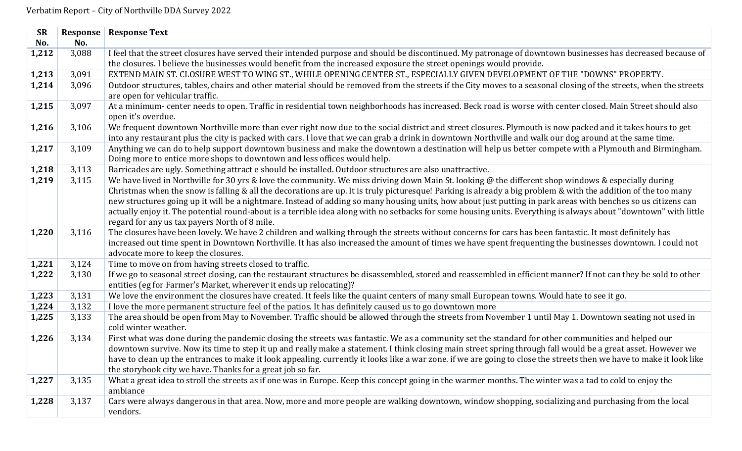Verbatim Report – City of Northville DDA Survey 2022

| SR No. | Response No. | Response Text |
|---|---|---|
| **1,212** | 3,088 | I feel that the street closures have served their intended purpose and should be discontinued. My patronage of downtown businesses has decreased because of the closures. I believe the businesses would benefit from the increased exposure the street openings would provide. |
| **1,213** | 3,091 | EXTEND MAIN ST. CLOSURE WEST TO WING ST., WHILE OPENING CENTER ST., ESPECIALLY GIVEN DEVELOPMENT OF THE "DOWNS" PROPERTY. |
| **1,214** | 3,096 | Outdoor structures, tables, chairs and other material should be removed from the streets if the City moves to a seasonal closing of the streets, when the streets are open for vehicular traffic. |
| **1,215** | 3,097 | At a minimum- center needs to open. Traffic in residential town neighborhoods has increased. Beck road is worse with center closed. Main Street should also open it's overdue. |
| **1,216** | 3,106 | We frequent downtown Northville more than ever right now due to the social district and street closures. Plymouth is now packed and it takes hours to get into any restaurant plus the city is packed with cars. I love that we can grab a drink in downtown Northville and walk our dog around at the same time. |
| **1,217** | 3,109 | Anything we can do to help support downtown business and make the downtown a destination will help us better compete with a Plymouth and Birmingham. Doing more to entice more shops to downtown and less offices would help. |
| **1,218** | 3,113 | Barricades are ugly. Something attract e should be installed. Outdoor structures are also unattractive. |
| **1,219** | 3,115 | We have lived in Northville for 30 yrs & love the community. We miss driving down Main St. looking @ the different shop windows & especially during Christmas when the snow is falling & all the decorations are up. It is truly picturesque! Parking is already a big problem & with the addition of the too many new structures going up it will be a nightmare. Instead of adding so many housing units, how about just putting in park areas with benches so us citizens can actually enjoy it. The potential round-about is a terrible idea along with no setbacks for some housing units. Everything is always about "downtown" with little regard for any us tax payers North of 8 mile. |
| **1,220** | 3,116 | The closures have been lovely. We have 2 children and walking through the streets without concerns for cars has been fantastic. It most definitely has increased out time spent in Downtown Northville. It has also increased the amount of times we have spent frequenting the businesses downtown. I could not advocate more to keep the closures. |
| **1,221** | 3,124 | Time to move on from having streets closed to traffic. |
| **1,222** | 3,130 | If we go to seasonal street closing, can the restaurant structures be disassembled, stored and reassembled in efficient manner? If not can they be sold to other entities (eg for Farmer's Market, wherever it ends up relocating)? |
| **1,223** | 3,131 | We love the environment the closures have created. It feels like the quaint centers of many small European towns. Would hate to see it go. |
| **1,224** | 3,132 | I love the more permanent structure feel of the patios. It has definitely caused us to go downtown more |
| **1,225** | 3,133 | The area should be open from May to November. Traffic should be allowed through the streets from November 1 until May 1. Downtown seating not used in cold winter weather. |
| **1,226** | 3,134 | First what was done during the pandemic closing the streets was fantastic. We as a community set the standard for other communities and helped our downtown survive. Now its time to step it up and really make a statement. I think closing main street spring through fall would be a great asset. However we have to clean up the entrances to make it look appealing. currently it looks like a war zone. if we are going to close the streets then we have to make it look like the storybook city we have. Thanks for a great job so far. |
| **1,227** | 3,135 | What a great idea to stroll the streets as if one was in Europe. Keep this concept going in the warmer months. The winter was a tad to cold to enjoy the ambiance |
| **1,228** | 3,137 | Cars were always dangerous in that area. Now, more and more people are walking downtown, window shopping, socializing and purchasing from the local vendors. |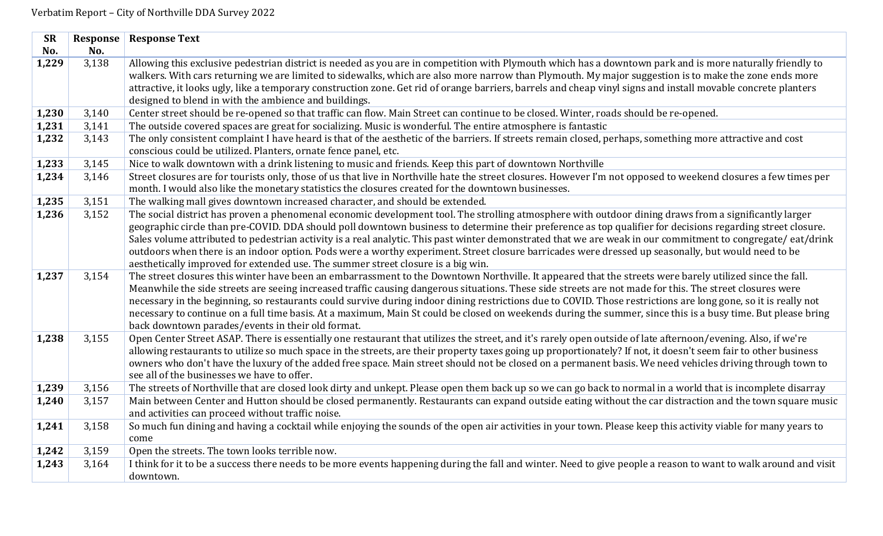Verbatim Report – City of Northville DDA Survey 2022

| SR No. | Response No. | Response Text |
|---|---|---|
| **1,229** | 3,138 | Allowing this exclusive pedestrian district is needed as you are in competition with Plymouth which has a downtown park and is more naturally friendly to walkers. With cars returning we are limited to sidewalks, which are also more narrow than Plymouth. My major suggestion is to make the zone ends more attractive, it looks ugly, like a temporary construction zone. Get rid of orange barriers, barrels and cheap vinyl signs and install movable concrete planters designed to blend in with the ambience and buildings. |
| **1,230** | 3,140 | Center street should be re-opened so that traffic can flow. Main Street can continue to be closed. Winter, roads should be re-opened. |
| **1,231** | 3,141 | The outside covered spaces are great for socializing. Music is wonderful. The entire atmosphere is fantastic |
| **1,232** | 3,143 | The only consistent complaint I have heard is that of the aesthetic of the barriers. If streets remain closed, perhaps, something more attractive and cost conscious could be utilized. Planters, ornate fence panel, etc. |
| **1,233** | 3,145 | Nice to walk downtown with a drink listening to music and friends. Keep this part of downtown Northville |
| **1,234** | 3,146 | Street closures are for tourists only, those of us that live in Northville hate the street closures. However I'm not opposed to weekend closures a few times per month. I would also like the monetary statistics the closures created for the downtown businesses. |
| **1,235** | 3,151 | The walking mall gives downtown increased character, and should be extended. |
| **1,236** | 3,152 | The social district has proven a phenomenal economic development tool. The strolling atmosphere with outdoor dining draws from a significantly larger geographic circle than pre-COVID. DDA should poll downtown business to determine their preference as top qualifier for decisions regarding street closure. Sales volume attributed to pedestrian activity is a real analytic. This past winter demonstrated that we are weak in our commitment to congregate/ eat/drink outdoors when there is an indoor option. Pods were a worthy experiment. Street closure barricades were dressed up seasonally, but would need to be aesthetically improved for extended use. The summer street closure is a big win. |
| **1,237** | 3,154 | The street closures this winter have been an embarrassment to the Downtown Northville. It appeared that the streets were barely utilized since the fall. Meanwhile the side streets are seeing increased traffic causing dangerous situations. These side streets are not made for this. The street closures were necessary in the beginning, so restaurants could survive during indoor dining restrictions due to COVID. Those restrictions are long gone, so it is really not necessary to continue on a full time basis. At a maximum, Main St could be closed on weekends during the summer, since this is a busy time. But please bring back downtown parades/events in their old format. |
| **1,238** | 3,155 | Open Center Street ASAP. There is essentially one restaurant that utilizes the street, and it's rarely open outside of late afternoon/evening. Also, if we're allowing restaurants to utilize so much space in the streets, are their property taxes going up proportionately? If not, it doesn't seem fair to other business owners who don't have the luxury of the added free space. Main street should not be closed on a permanent basis. We need vehicles driving through town to see all of the businesses we have to offer. |
| **1,239** | 3,156 | The streets of Northville that are closed look dirty and unkept. Please open them back up so we can go back to normal in a world that is incomplete disarray |
| **1,240** | 3,157 | Main between Center and Hutton should be closed permanently. Restaurants can expand outside eating without the car distraction and the town square music and activities can proceed without traffic noise. |
| **1,241** | 3,158 | So much fun dining and having a cocktail while enjoying the sounds of the open air activities in your town. Please keep this activity viable for many years to come |
| **1,242** | 3,159 | Open the streets. The town looks terrible now. |
| **1,243** | 3,164 | I think for it to be a success there needs to be more events happening during the fall and winter. Need to give people a reason to want to walk around and visit downtown. |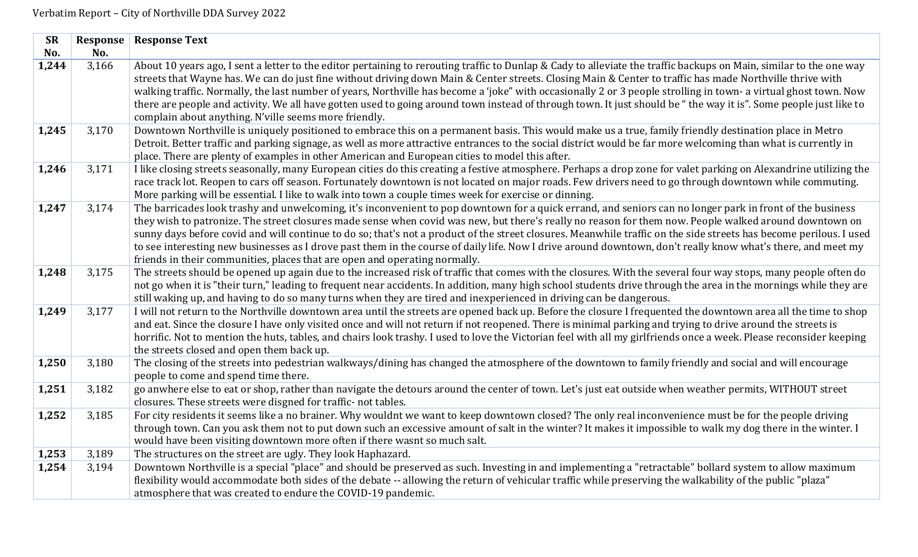Verbatim Report – City of Northville DDA Survey 2022

| SR No. | Response No. | Response Text |
|---|---|---|
| **1,244** | 3,166 | About 10 years ago, I sent a letter to the editor pertaining to rerouting traffic to Dunlap & Cady to alleviate the traffic backups on Main, similar to the one way streets that Wayne has. We can do just fine without driving down Main & Center streets. Closing Main & Center to traffic has made Northville thrive with walking traffic. Normally, the last number of years, Northville has become a 'joke" with occasionally 2 or 3 people strolling in town- a virtual ghost town. Now there are people and activity. We all have gotten used to going around town instead of through town. It just should be " the way it is". Some people just like to complain about anything. N'ville seems more friendly. |
| **1,245** | 3,170 | Downtown Northville is uniquely positioned to embrace this on a permanent basis. This would make us a true, family friendly destination place in Metro Detroit. Better traffic and parking signage, as well as more attractive entrances to the social district would be far more welcoming than what is currently in place. There are plenty of examples in other American and European cities to model this after. |
| **1,246** | 3,171 | I like closing streets seasonally, many European cities do this creating a festive atmosphere. Perhaps a drop zone for valet parking on Alexandrine utilizing the race track lot. Reopen to cars off season. Fortunately downtown is not located on major roads. Few drivers need to go through downtown while commuting. More parking will be essential. I like to walk into town a couple times week for exercise or dinning. |
| **1,247** | 3,174 | The barricades look trashy and unwelcoming, it's inconvenient to pop downtown for a quick errand, and seniors can no longer park in front of the business they wish to patronize. The street closures made sense when covid was new, but there's really no reason for them now. People walked around downtown on sunny days before covid and will continue to do so; that's not a product of the street closures. Meanwhile traffic on the side streets has become perilous. I used to see interesting new businesses as I drove past them in the course of daily life. Now I drive around downtown, don't really know what's there, and meet my friends in their communities, places that are open and operating normally. |
| **1,248** | 3,175 | The streets should be opened up again due to the increased risk of traffic that comes with the closures. With the several four way stops, many people often do not go when it is "their turn," leading to frequent near accidents. In addition, many high school students drive through the area in the mornings while they are still waking up, and having to do so many turns when they are tired and inexperienced in driving can be dangerous. |
| **1,249** | 3,177 | I will not return to the Northville downtown area until the streets are opened back up. Before the closure I frequented the downtown area all the time to shop and eat. Since the closure I have only visited once and will not return if not reopened. There is minimal parking and trying to drive around the streets is horrific. Not to mention the huts, tables, and chairs look trashy. I used to love the Victorian feel with all my girlfriends once a week. Please reconsider keeping the streets closed and open them back up. |
| **1,250** | 3,180 | The closing of the streets into pedestrian walkways/dining has changed the atmosphere of the downtown to family friendly and social and will encourage people to come and spend time there. |
| **1,251** | 3,182 | go anwhere else to eat or shop, rather than navigate the detours around the center of town. Let's just eat outside when weather permits, WITHOUT street closures. These streets were disgned for traffic- not tables. |
| **1,252** | 3,185 | For city residents it seems like a no brainer. Why wouldnt we want to keep downtown closed? The only real inconvenience must be for the people driving through town. Can you ask them not to put down such an excessive amount of salt in the winter? It makes it impossible to walk my dog there in the winter. I would have been visiting downtown more often if there wasnt so much salt. |
| **1,253** | 3,189 | The structures on the street are ugly. They look Haphazard. |
| **1,254** | 3,194 | Downtown Northville is a special "place" and should be preserved as such. Investing in and implementing a "retractable" bollard system to allow maximum flexibility would accommodate both sides of the debate -- allowing the return of vehicular traffic while preserving the walkability of the public "plaza" atmosphere that was created to endure the COVID-19 pandemic. |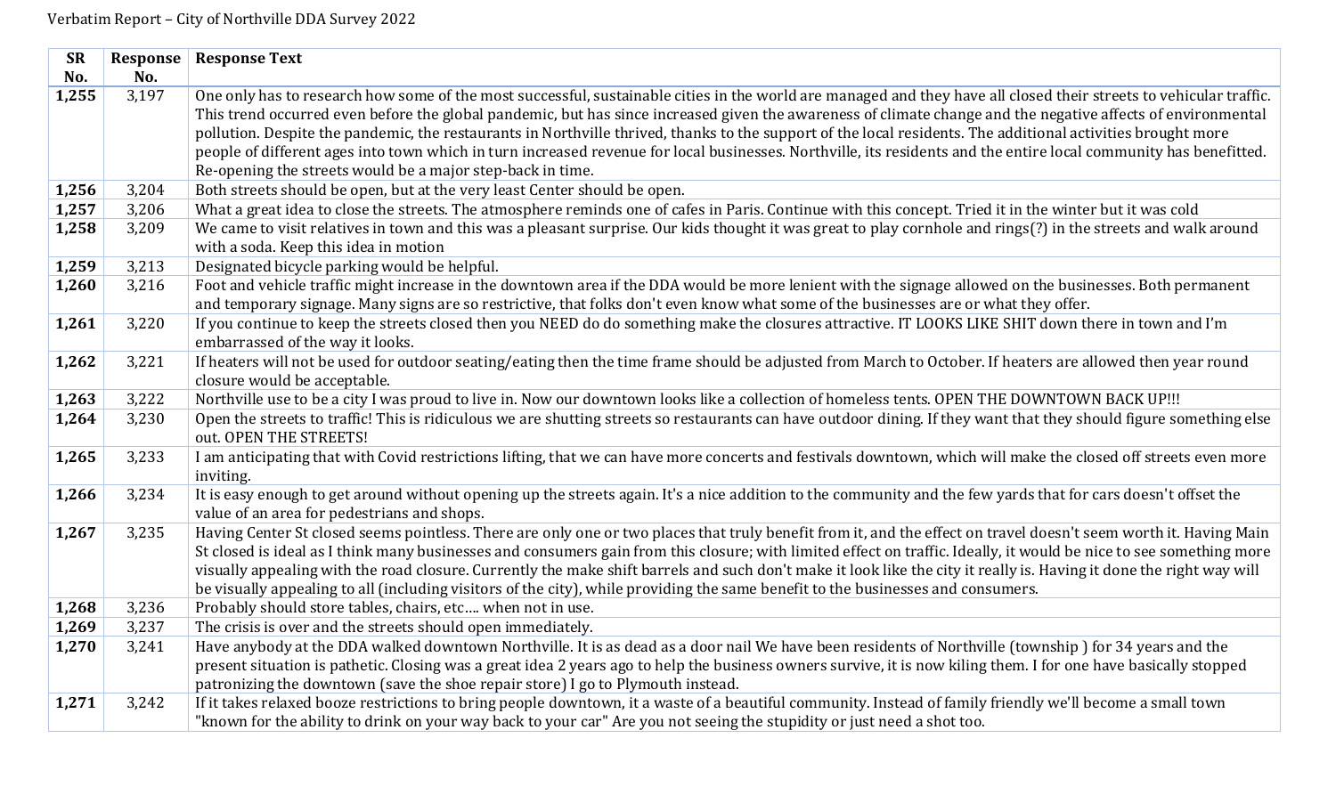Verbatim Report – City of Northville DDA Survey 2022

| SR No. | Response No. | Response Text |
|---|---|---|
| **1,255** | 3,197 | One only has to research how some of the most successful, sustainable cities in the world are managed and they have all closed their streets to vehicular traffic. This trend occurred even before the global pandemic, but has since increased given the awareness of climate change and the negative affects of environmental pollution. Despite the pandemic, the restaurants in Northville thrived, thanks to the support of the local residents. The additional activities brought more people of different ages into town which in turn increased revenue for local businesses. Northville, its residents and the entire local community has benefitted. Re-opening the streets would be a major step-back in time. |
| **1,256** | 3,204 | Both streets should be open, but at the very least Center should be open. |
| **1,257** | 3,206 | What a great idea to close the streets. The atmosphere reminds one of cafes in Paris. Continue with this concept. Tried it in the winter but it was cold |
| **1,258** | 3,209 | We came to visit relatives in town and this was a pleasant surprise. Our kids thought it was great to play cornhole and rings(?) in the streets and walk around with a soda. Keep this idea in motion |
| **1,259** | 3,213 | Designated bicycle parking would be helpful. |
| **1,260** | 3,216 | Foot and vehicle traffic might increase in the downtown area if the DDA would be more lenient with the signage allowed on the businesses. Both permanent and temporary signage. Many signs are so restrictive, that folks don't even know what some of the businesses are or what they offer. |
| **1,261** | 3,220 | If you continue to keep the streets closed then you NEED do do something make the closures attractive. IT LOOKS LIKE SHIT down there in town and I'm embarrassed of the way it looks. |
| **1,262** | 3,221 | If heaters will not be used for outdoor seating/eating then the time frame should be adjusted from March to October. If heaters are allowed then year round closure would be acceptable. |
| **1,263** | 3,222 | Northville use to be a city I was proud to live in. Now our downtown looks like a collection of homeless tents. OPEN THE DOWNTOWN BACK UP!!! |
| **1,264** | 3,230 | Open the streets to traffic! This is ridiculous we are shutting streets so restaurants can have outdoor dining. If they want that they should figure something else out. OPEN THE STREETS! |
| **1,265** | 3,233 | I am anticipating that with Covid restrictions lifting, that we can have more concerts and festivals downtown, which will make the closed off streets even more inviting. |
| **1,266** | 3,234 | It is easy enough to get around without opening up the streets again. It's a nice addition to the community and the few yards that for cars doesn't offset the value of an area for pedestrians and shops. |
| **1,267** | 3,235 | Having Center St closed seems pointless. There are only one or two places that truly benefit from it, and the effect on travel doesn't seem worth it. Having Main St closed is ideal as I think many businesses and consumers gain from this closure; with limited effect on traffic. Ideally, it would be nice to see something more visually appealing with the road closure. Currently the make shift barrels and such don't make it look like the city it really is. Having it done the right way will be visually appealing to all (including visitors of the city), while providing the same benefit to the businesses and consumers. |
| **1,268** | 3,236 | Probably should store tables, chairs, etc…. when not in use. |
| **1,269** | 3,237 | The crisis is over and the streets should open immediately. |
| **1,270** | 3,241 | Have anybody at the DDA walked downtown Northville. It is as dead as a door nail We have been residents of Northville (township ) for 34 years and the present situation is pathetic. Closing was a great idea 2 years ago to help the business owners survive, it is now kiling them. I for one have basically stopped patronizing the downtown (save the shoe repair store) I go to Plymouth instead. |
| **1,271** | 3,242 | If it takes relaxed booze restrictions to bring people downtown, it a waste of a beautiful community. Instead of family friendly we'll become a small town "known for the ability to drink on your way back to your car" Are you not seeing the stupidity or just need a shot too. |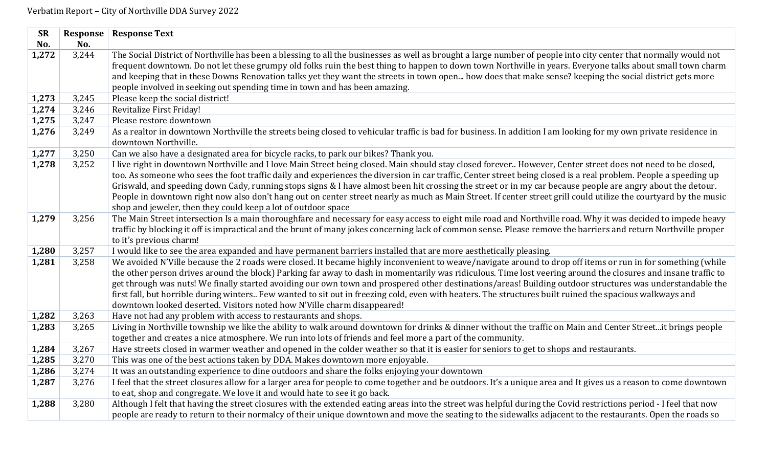Verbatim Report – City of Northville DDA Survey 2022

| SR No. | Response No. | Response Text |
|---|---|---|
| **1,272** | 3,244 | The Social District of Northville has been a blessing to all the businesses as well as brought a large number of people into city center that normally would not frequent downtown. Do not let these grumpy old folks ruin the best thing to happen to down town Northville in years. Everyone talks about small town charm and keeping that in these Downs Renovation talks yet they want the streets in town open... how does that make sense? keeping the social district gets more people involved in seeking out spending time in town and has been amazing. |
| **1,273** | 3,245 | Please keep the social district! |
| **1,274** | 3,246 | Revitalize First Friday! |
| **1,275** | 3,247 | Please restore downtown |
| **1,276** | 3,249 | As a realtor in downtown Northville the streets being closed to vehicular traffic is bad for business. In addition I am looking for my own private residence in downtown Northville. |
| **1,277** | 3,250 | Can we also have a designated area for bicycle racks, to park our bikes? Thank you. |
| **1,278** | 3,252 | I live right in downtown Northville and I love Main Street being closed. Main should stay closed forever.. However, Center street does not need to be closed, too. As someone who sees the foot traffic daily and experiences the diversion in car traffic, Center street being closed is a real problem. People a speeding up Griswald, and speeding down Cady, running stops signs & I have almost been hit crossing the street or in my car because people are angry about the detour. People in downtown right now also don't hang out on center street nearly as much as Main Street. If center street grill could utilize the courtyard by the music shop and jeweler, then they could keep a lot of outdoor space |
| **1,279** | 3,256 | The Main Street intersection Is a main thoroughfare and necessary for easy access to eight mile road and Northville road. Why it was decided to impede heavy traffic by blocking it off is impractical and the brunt of many jokes concerning lack of common sense. Please remove the barriers and return Northville proper to it's previous charm! |
| **1,280** | 3,257 | I would like to see the area expanded and have permanent barriers installed that are more aesthetically pleasing. |
| **1,281** | 3,258 | We avoided N'Ville because the 2 roads were closed. It became highly inconvenient to weave/navigate around to drop off items or run in for something (while the other person drives around the block) Parking far away to dash in momentarily was ridiculous. Time lost veering around the closures and insane traffic to get through was nuts! We finally started avoiding our own town and prospered other destinations/areas! Building outdoor structures was understandable the first fall, but horrible during winters.. Few wanted to sit out in freezing cold, even with heaters. The structures built ruined the spacious walkways and downtown looked deserted. Visitors noted how N'Ville charm disappeared! |
| **1,282** | 3,263 | Have not had any problem with access to restaurants and shops. |
| **1,283** | 3,265 | Living in Northville township we like the ability to walk around downtown for drinks & dinner without the traffic on Main and Center Street...it brings people together and creates a nice atmosphere. We run into lots of friends and feel more a part of the community. |
| **1,284** | 3,267 | Have streets closed in warmer weather and opened in the colder weather so that it is easier for seniors to get to shops and restaurants. |
| **1,285** | 3,270 | This was one of the best actions taken by DDA. Makes downtown more enjoyable. |
| **1,286** | 3,274 | It was an outstanding experience to dine outdoors and share the folks enjoying your downtown |
| **1,287** | 3,276 | I feel that the street closures allow for a larger area for people to come together and be outdoors. It's a unique area and It gives us a reason to come downtown to eat, shop and congregate. We love it and would hate to see it go back. |
| **1,288** | 3,280 | Although I felt that having the street closures with the extended eating areas into the street was helpful during the Covid restrictions period - I feel that now people are ready to return to their normalcy of their unique downtown and move the seating to the sidewalks adjacent to the restaurants. Open the roads so |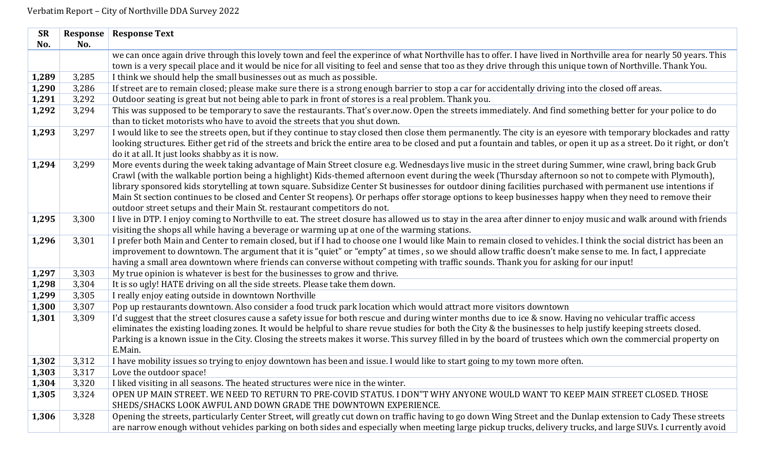Verbatim Report – City of Northville DDA Survey 2022

| SR No. | Response No. | Response Text |
|---|---|---|
| | | we can once again drive through this lovely town and feel the experince of what Northville has to offer. I have lived in Northville area for nearly 50 years. This town is a very specail place and it would be nice for all visiting to feel and sense that too as they drive through this unique town of Northville. Thank You. |
| **1,289** | 3,285 | I think we should help the small businesses out as much as possible. |
| **1,290** | 3,286 | If street are to remain closed; please make sure there is a strong enough barrier to stop a car for accidentally driving into the closed off areas. |
| **1,291** | 3,292 | Outdoor seating is great but not being able to park in front of stores is a real problem. Thank you. |
| **1,292** | 3,294 | This was supposed to be temporary to save the restaurants. That's over.now. Open the streets immediately. And find something better for your police to do than to ticket motorists who have to avoid the streets that you shut down. |
| **1,293** | 3,297 | I would like to see the streets open, but if they continue to stay closed then close them permanently. The city is an eyesore with temporary blockades and ratty looking structures. Either get rid of the streets and brick the entire area to be closed and put a fountain and tables, or open it up as a street. Do it right, or don't do it at all. It just looks shabby as it is now. |
| **1,294** | 3,299 | More events during the week taking advantage of Main Street closure e.g. Wednesdays live music in the street during Summer, wine crawl, bring back Grub Crawl (with the walkable portion being a highlight) Kids-themed afternoon event during the week (Thursday afternoon so not to compete with Plymouth), library sponsored kids storytelling at town square. Subsidize Center St businesses for outdoor dining facilities purchased with permanent use intentions if Main St section continues to be closed and Center St reopens). Or perhaps offer storage options to keep businesses happy when they need to remove their outdoor street setups and their Main St. restaurant competitors do not. |
| **1,295** | 3,300 | I live in DTP. I enjoy coming to Northville to eat. The street closure has allowed us to stay in the area after dinner to enjoy music and walk around with friends visiting the shops all while having a beverage or warming up at one of the warming stations. |
| **1,296** | 3,301 | I prefer both Main and Center to remain closed, but if I had to choose one I would like Main to remain closed to vehicles. I think the social district has been an improvement to downtown. The argument that it is "quiet" or "empty" at times , so we should allow traffic doesn't make sense to me. In fact, I appreciate having a small area downtown where friends can converse without competing with traffic sounds. Thank you for asking for our input! |
| **1,297** | 3,303 | My true opinion is whatever is best for the businesses to grow and thrive. |
| **1,298** | 3,304 | It is so ugly! HATE driving on all the side streets. Please take them down. |
| **1,299** | 3,305 | I really enjoy eating outside in downtown Northville |
| **1,300** | 3,307 | Pop up restaurants downtown. Also consider a food truck park location which would attract more visitors downtown |
| **1,301** | 3,309 | I'd suggest that the street closures cause a safety issue for both rescue and during winter months due to ice & snow. Having no vehicular traffic access eliminates the existing loading zones. It would be helpful to share revue studies for both the City & the businesses to help justify keeping streets closed. Parking is a known issue in the City. Closing the streets makes it worse. This survey filled in by the board of trustees which own the commercial property on E.Main. |
| **1,302** | 3,312 | I have mobility issues so trying to enjoy downtown has been and issue. I would like to start going to my town more often. |
| **1,303** | 3,317 | Love the outdoor space! |
| **1,304** | 3,320 | I liked visiting in all seasons. The heated structures were nice in the winter. |
| **1,305** | 3,324 | OPEN UP MAIN STREET. WE NEED TO RETURN TO PRE-COVID STATUS. I DON"T WHY ANYONE WOULD WANT TO KEEP MAIN STREET CLOSED. THOSE SHEDS/SHACKS LOOK AWFUL AND DOWN GRADE THE DOWNTOWN EXPERIENCE. |
| **1,306** | 3,328 | Opening the streets, particularly Center Street, will greatly cut down on traffic having to go down Wing Street and the Dunlap extension to Cady These streets are narrow enough without vehicles parking on both sides and especially when meeting large pickup trucks, delivery trucks, and large SUVs. I currently avoid |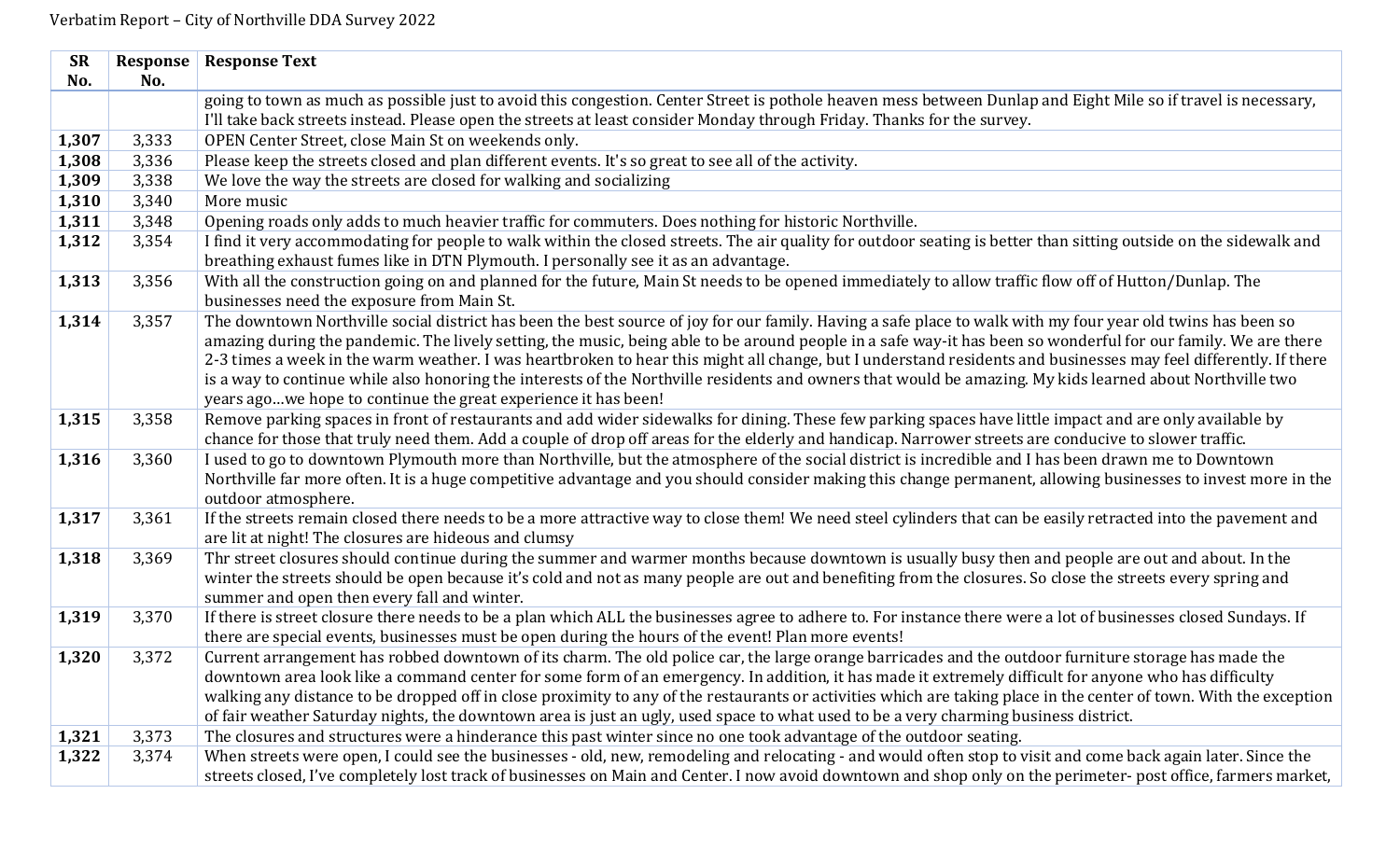Verbatim Report – City of Northville DDA Survey 2022

| SR No. | Response No. | Response Text |
|---|---|---|
| | | going to town as much as possible just to avoid this congestion. Center Street is pothole heaven mess between Dunlap and Eight Mile so if travel is necessary, I'll take back streets instead. Please open the streets at least consider Monday through Friday. Thanks for the survey. |
| **1,307** | 3,333 | OPEN Center Street, close Main St on weekends only. |
| **1,308** | 3,336 | Please keep the streets closed and plan different events. It's so great to see all of the activity. |
| **1,309** | 3,338 | We love the way the streets are closed for walking and socializing |
| **1,310** | 3,340 | More music |
| **1,311** | 3,348 | Opening roads only adds to much heavier traffic for commuters. Does nothing for historic Northville. |
| **1,312** | 3,354 | I find it very accommodating for people to walk within the closed streets. The air quality for outdoor seating is better than sitting outside on the sidewalk and breathing exhaust fumes like in DTN Plymouth. I personally see it as an advantage. |
| **1,313** | 3,356 | With all the construction going on and planned for the future, Main St needs to be opened immediately to allow traffic flow off of Hutton/Dunlap. The businesses need the exposure from Main St. |
| **1,314** | 3,357 | The downtown Northville social district has been the best source of joy for our family. Having a safe place to walk with my four year old twins has been so amazing during the pandemic. The lively setting, the music, being able to be around people in a safe way-it has been so wonderful for our family. We are there 2-3 times a week in the warm weather. I was heartbroken to hear this might all change, but I understand residents and businesses may feel differently. If there is a way to continue while also honoring the interests of the Northville residents and owners that would be amazing. My kids learned about Northville two years ago…we hope to continue the great experience it has been! |
| **1,315** | 3,358 | Remove parking spaces in front of restaurants and add wider sidewalks for dining. These few parking spaces have little impact and are only available by chance for those that truly need them. Add a couple of drop off areas for the elderly and handicap. Narrower streets are conducive to slower traffic. |
| **1,316** | 3,360 | I used to go to downtown Plymouth more than Northville, but the atmosphere of the social district is incredible and I has been drawn me to Downtown Northville far more often. It is a huge competitive advantage and you should consider making this change permanent, allowing businesses to invest more in the outdoor atmosphere. |
| **1,317** | 3,361 | If the streets remain closed there needs to be a more attractive way to close them! We need steel cylinders that can be easily retracted into the pavement and are lit at night! The closures are hideous and clumsy |
| **1,318** | 3,369 | Thr street closures should continue during the summer and warmer months because downtown is usually busy then and people are out and about. In the winter the streets should be open because it's cold and not as many people are out and benefiting from the closures. So close the streets every spring and summer and open then every fall and winter. |
| **1,319** | 3,370 | If there is street closure there needs to be a plan which ALL the businesses agree to adhere to. For instance there were a lot of businesses closed Sundays. If there are special events, businesses must be open during the hours of the event! Plan more events! |
| **1,320** | 3,372 | Current arrangement has robbed downtown of its charm. The old police car, the large orange barricades and the outdoor furniture storage has made the downtown area look like a command center for some form of an emergency. In addition, it has made it extremely difficult for anyone who has difficulty walking any distance to be dropped off in close proximity to any of the restaurants or activities which are taking place in the center of town. With the exception of fair weather Saturday nights, the downtown area is just an ugly, used space to what used to be a very charming business district. |
| **1,321** | 3,373 | The closures and structures were a hinderance this past winter since no one took advantage of the outdoor seating. |
| **1,322** | 3,374 | When streets were open, I could see the businesses - old, new, remodeling and relocating - and would often stop to visit and come back again later. Since the streets closed, I've completely lost track of businesses on Main and Center. I now avoid downtown and shop only on the perimeter- post office, farmers market, |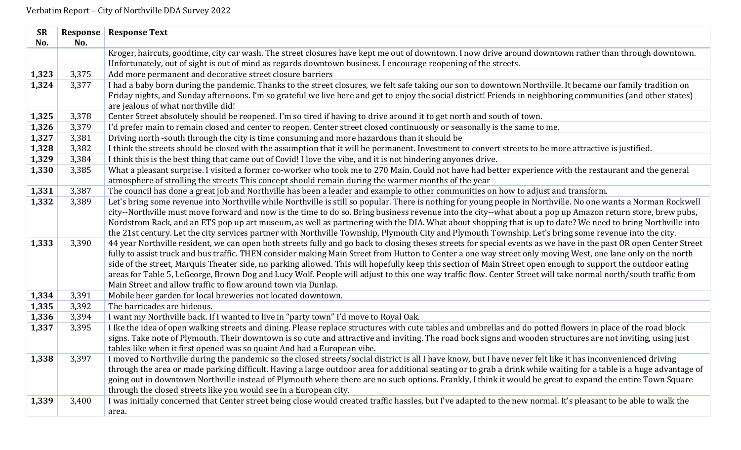Verbatim Report – City of Northville DDA Survey 2022

| SR No. | Response No. | Response Text |
|---|---|---|
| | | Kroger, haircuts, goodtime, city car wash. The street closures have kept me out of downtown. I now drive around downtown rather than through downtown. Unfortunately, out of sight is out of mind as regards downtown business. I encourage reopening of the streets. |
| **1,323** | 3,375 | Add more permanent and decorative street closure barriers |
| **1,324** | 3,377 | I had a baby born during the pandemic. Thanks to the street closures, we felt safe taking our son to downtown Northville. It became our family tradition on Friday nights, and Sunday afternoons. I'm so grateful we live here and get to enjoy the social district! Friends in neighboring communities (and other states) are jealous of what northville did! |
| **1,325** | 3,378 | Center Street absolutely should be reopened. I'm so tired if having to drive around it to get north and south of town. |
| **1,326** | 3,379 | I'd prefer main to remain closed and center to reopen. Center street closed continuously or seasonally is the same to me. |
| **1,327** | 3,381 | Driving north -south through the city is time consuming and more hazardous than it should be |
| **1,328** | 3,382 | I think the streets should be closed with the assumption that it will be permanent. Investment to convert streets to be more attractive is justified. |
| **1,329** | 3,384 | I think this is the best thing that came out of Covid! I love the vibe, and it is not hindering anyones drive. |
| **1,330** | 3,385 | What a pleasant surprise. I visited a former co-worker who took me to 270 Main. Could not have had better experience with the restaurant and the general atmosphere of strolling the streets This concept should remain during the warmer months of the year |
| **1,331** | 3,387 | The council has done a great job and Northville has been a leader and example to other communities on how to adjust and transform. |
| **1,332** | 3,389 | Let's bring some revenue into Northville while Northville is still so popular. There is nothing for young people in Northville. No one wants a Norman Rockwell city--Northville must move forward and now is the time to do so. Bring business revenue into the city--what about a pop up Amazon return store, brew pubs, Nordstrom Rack, and an ETS pop up art museum, as well as partnering with the DIA. What about shopping that is up to date? We need to bring Northville into the 21st century. Let the city services partner with Northville Township, Plymouth City and Plymouth Township. Let's bring some revenue into the city. |
| **1,333** | 3,390 | 44 year Northville resident, we can open both streets fully and go back to closing theses streets for special events as we have in the past OR open Center Street fully to assist truck and bus traffic. THEN consider making Main Street from Hutton to Center a one way street only moving West, one lane only on the north side of the street, Marquis Theater side, no parking allowed. This will hopefully keep this section of Main Street open enough to support the outdoor eating areas for Table 5, LeGeorge, Brown Dog and Lucy Wolf. People will adjust to this one way traffic flow. Center Street will take normal north/south traffic from Main Street and allow traffic to flow around town via Dunlap. |
| **1,334** | 3,391 | Mobile beer garden for local breweries not located downtown. |
| **1,335** | 3,392 | The barricades are hideous. |
| **1,336** | 3,394 | I want my Northville back. If I wanted to live in "party town" I'd move to Royal Oak. |
| **1,337** | 3,395 | I Ike the idea of open walking streets and dining. Please replace structures with cute tables and umbrellas and do potted flowers in place of the road block signs. Take note of Plymouth. Their downtown is so cute and attractive and inviting. The road bock signs and wooden structures are not inviting, using just tables like when it first opened was so quaint And had a European vibe. |
| **1,338** | 3,397 | I moved to Northville during the pandemic so the closed streets/social district is all I have know, but I have never felt like it has inconvenienced driving through the area or made parking difficult. Having a large outdoor area for additional seating or to grab a drink while waiting for a table is a huge advantage of going out in downtown Northville instead of Plymouth where there are no such options. Frankly, I think it would be great to expand the entire Town Square through the closed streets like you would see in a European city. |
| **1,339** | 3,400 | I was initially concerned that Center street being close would created traffic hassles, but I've adapted to the new normal. It's pleasant to be able to walk the area. |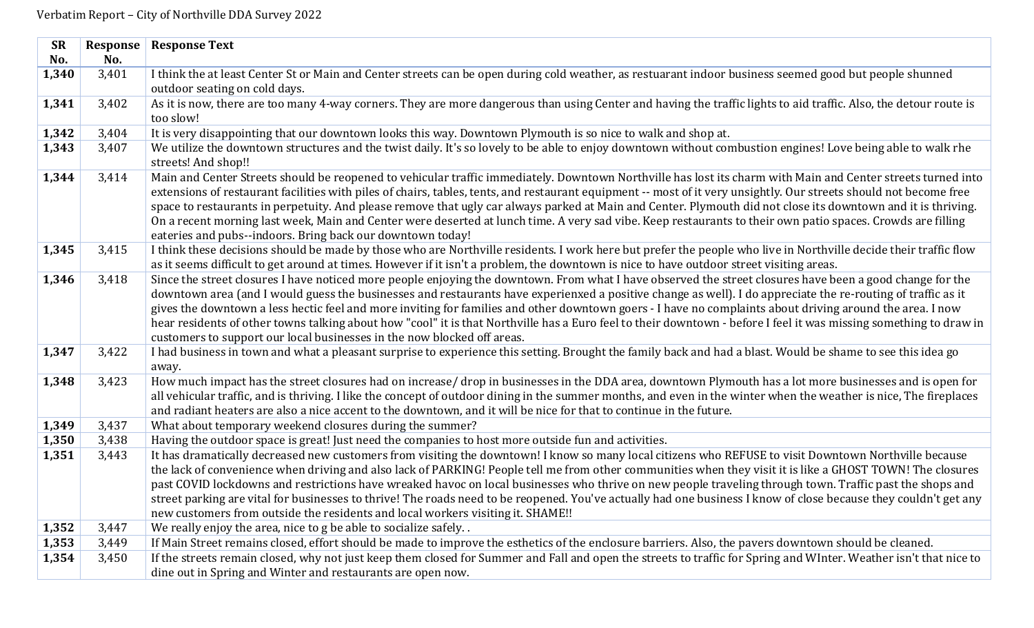Verbatim Report – City of Northville DDA Survey 2022

| SR No. | Response No. | Response Text |
|---|---|---|
| **1,340** | 3,401 | I think the at least Center St or Main and Center streets can be open during cold weather, as restuarant indoor business seemed good but people shunned outdoor seating on cold days. |
| **1,341** | 3,402 | As it is now, there are too many 4-way corners. They are more dangerous than using Center and having the traffic lights to aid traffic. Also, the detour route is too slow! |
| **1,342** | 3,404 | It is very disappointing that our downtown looks this way. Downtown Plymouth is so nice to walk and shop at. |
| **1,343** | 3,407 | We utilize the downtown structures and the twist daily. It's so lovely to be able to enjoy downtown without combustion engines! Love being able to walk rhe streets! And shop!! |
| **1,344** | 3,414 | Main and Center Streets should be reopened to vehicular traffic immediately. Downtown Northville has lost its charm with Main and Center streets turned into extensions of restaurant facilities with piles of chairs, tables, tents, and restaurant equipment -- most of it very unsightly. Our streets should not become free space to restaurants in perpetuity. And please remove that ugly car always parked at Main and Center. Plymouth did not close its downtown and it is thriving. On a recent morning last week, Main and Center were deserted at lunch time. A very sad vibe. Keep restaurants to their own patio spaces. Crowds are filling eateries and pubs--indoors. Bring back our downtown today! |
| **1,345** | 3,415 | I think these decisions should be made by those who are Northville residents. I work here but prefer the people who live in Northville decide their traffic flow as it seems difficult to get around at times. However if it isn't a problem, the downtown is nice to have outdoor street visiting areas. |
| **1,346** | 3,418 | Since the street closures I have noticed more people enjoying the downtown. From what I have observed the street closures have been a good change for the downtown area (and I would guess the businesses and restaurants have experienxed a positive change as well). I do appreciate the re-routing of traffic as it gives the downtown a less hectic feel and more inviting for families and other downtown goers - I have no complaints about driving around the area. I now hear residents of other towns talking about how "cool" it is that Northville has a Euro feel to their downtown - before I feel it was missing something to draw in customers to support our local businesses in the now blocked off areas. |
| **1,347** | 3,422 | I had business in town and what a pleasant surprise to experience this setting. Brought the family back and had a blast. Would be shame to see this idea go away. |
| **1,348** | 3,423 | How much impact has the street closures had on increase/ drop in businesses in the DDA area, downtown Plymouth has a lot more businesses and is open for all vehicular traffic, and is thriving. I like the concept of outdoor dining in the summer months, and even in the winter when the weather is nice, The fireplaces and radiant heaters are also a nice accent to the downtown, and it will be nice for that to continue in the future. |
| **1,349** | 3,437 | What about temporary weekend closures during the summer? |
| **1,350** | 3,438 | Having the outdoor space is great! Just need the companies to host more outside fun and activities. |
| **1,351** | 3,443 | It has dramatically decreased new customers from visiting the downtown! I know so many local citizens who REFUSE to visit Downtown Northville because the lack of convenience when driving and also lack of PARKING! People tell me from other communities when they visit it is like a GHOST TOWN! The closures past COVID lockdowns and restrictions have wreaked havoc on local businesses who thrive on new people traveling through town. Traffic past the shops and street parking are vital for businesses to thrive! The roads need to be reopened. You've actually had one business I know of close because they couldn't get any new customers from outside the residents and local workers visiting it. SHAME!! |
| **1,352** | 3,447 | We really enjoy the area, nice to g be able to socialize safely. . |
| **1,353** | 3,449 | If Main Street remains closed, effort should be made to improve the esthetics of the enclosure barriers. Also, the pavers downtown should be cleaned. |
| **1,354** | 3,450 | If the streets remain closed, why not just keep them closed for Summer and Fall and open the streets to traffic for Spring and WInter. Weather isn't that nice to dine out in Spring and Winter and restaurants are open now. |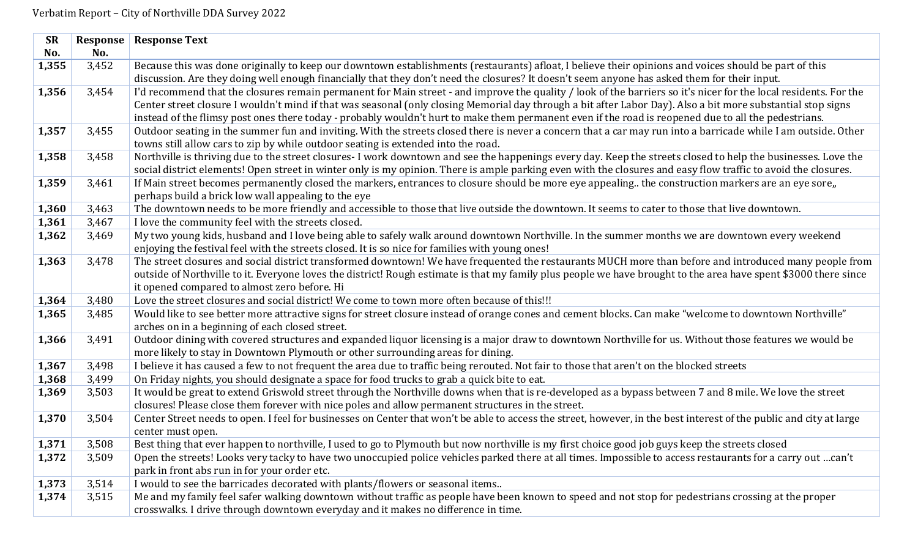Verbatim Report – City of Northville DDA Survey 2022

| SR No. | Response No. | Response Text |
|---|---|---|
| **1,355** | 3,452 | Because this was done originally to keep our downtown establishments (restaurants) afloat, I believe their opinions and voices should be part of this discussion. Are they doing well enough financially that they don't need the closures? It doesn't seem anyone has asked them for their input. |
| **1,356** | 3,454 | I'd recommend that the closures remain permanent for Main street - and improve the quality / look of the barriers so it's nicer for the local residents. For the Center street closure I wouldn't mind if that was seasonal (only closing Memorial day through a bit after Labor Day). Also a bit more substantial stop signs instead of the flimsy post ones there today - probably wouldn't hurt to make them permanent even if the road is reopened due to all the pedestrians. |
| **1,357** | 3,455 | Outdoor seating in the summer fun and inviting. With the streets closed there is never a concern that a car may run into a barricade while I am outside. Other towns still allow cars to zip by while outdoor seating is extended into the road. |
| **1,358** | 3,458 | Northville is thriving due to the street closures- I work downtown and see the happenings every day. Keep the streets closed to help the businesses. Love the social district elements! Open street in winter only is my opinion. There is ample parking even with the closures and easy flow traffic to avoid the closures. |
| **1,359** | 3,461 | If Main street becomes permanently closed the markers, entrances to closure should be more eye appealing.. the construction markers are an eye sore,, perhaps build a brick low wall appealing to the eye |
| **1,360** | 3,463 | The downtown needs to be more friendly and accessible to those that live outside the downtown. It seems to cater to those that live downtown. |
| **1,361** | 3,467 | I love the community feel with the streets closed. |
| **1,362** | 3,469 | My two young kids, husband and I love being able to safely walk around downtown Northville. In the summer months we are downtown every weekend enjoying the festival feel with the streets closed. It is so nice for families with young ones! |
| **1,363** | 3,478 | The street closures and social district transformed downtown! We have frequented the restaurants MUCH more than before and introduced many people from outside of Northville to it. Everyone loves the district! Rough estimate is that my family plus people we have brought to the area have spent $3000 there since it opened compared to almost zero before. Hi |
| **1,364** | 3,480 | Love the street closures and social district! We come to town more often because of this!!! |
| **1,365** | 3,485 | Would like to see better more attractive signs for street closure instead of orange cones and cement blocks. Can make "welcome to downtown Northville" arches on in a beginning of each closed street. |
| **1,366** | 3,491 | Outdoor dining with covered structures and expanded liquor licensing is a major draw to downtown Northville for us. Without those features we would be more likely to stay in Downtown Plymouth or other surrounding areas for dining. |
| **1,367** | 3,498 | I believe it has caused a few to not frequent the area due to traffic being rerouted. Not fair to those that aren't on the blocked streets |
| **1,368** | 3,499 | On Friday nights, you should designate a space for food trucks to grab a quick bite to eat. |
| **1,369** | 3,503 | It would be great to extend Griswold street through the Northville downs when that is re-developed as a bypass between 7 and 8 mile. We love the street closures! Please close them forever with nice poles and allow permanent structures in the street. |
| **1,370** | 3,504 | Center Street needs to open. I feel for businesses on Center that won't be able to access the street, however, in the best interest of the public and city at large center must open. |
| **1,371** | 3,508 | Best thing that ever happen to northville, I used to go to Plymouth but now northville is my first choice good job guys keep the streets closed |
| **1,372** | 3,509 | Open the streets! Looks very tacky to have two unoccupied police vehicles parked there at all times. Impossible to access restaurants for a carry out …can't park in front abs run in for your order etc. |
| **1,373** | 3,514 | I would to see the barricades decorated with plants/flowers or seasonal items.. |
| **1,374** | 3,515 | Me and my family feel safer walking downtown without traffic as people have been known to speed and not stop for pedestrians crossing at the proper crosswalks. I drive through downtown everyday and it makes no difference in time. |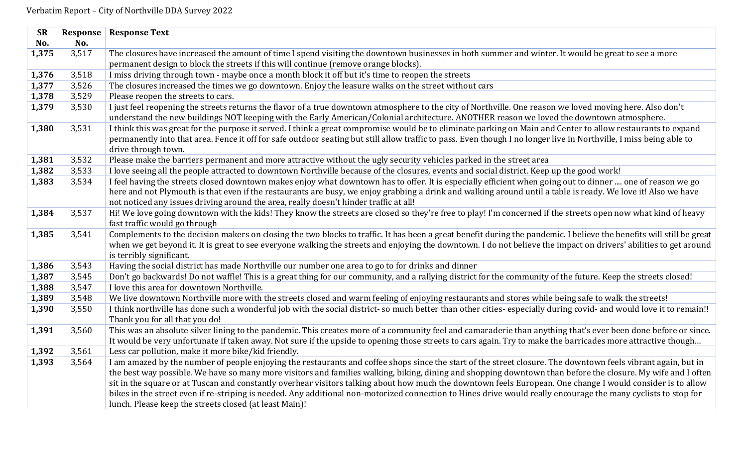Verbatim Report – City of Northville DDA Survey 2022

| SR No. | Response No. | Response Text |
|---|---|---|
| **1,375** | 3,517 | The closures have increased the amount of time I spend visiting the downtown businesses in both summer and winter. It would be great to see a more permanent design to block the streets if this will continue (remove orange blocks). |
| **1,376** | 3,518 | I miss driving through town - maybe once a month block it off but it's time to reopen the streets |
| **1,377** | 3,526 | The closures increased the times we go downtown. Enjoy the leasure walks on the street without cars |
| **1,378** | 3,529 | Please reopen the streets to cars. |
| **1,379** | 3,530 | I just feel reopening the streets returns the flavor of a true downtown atmosphere to the city of Northville. One reason we loved moving here. Also don't understand the new buildings NOT keeping with the Early American/Colonial architecture. ANOTHER reason we loved the downtown atmosphere. |
| **1,380** | 3,531 | I think this was great for the purpose it served. I think a great compromise would be to eliminate parking on Main and Center to allow restaurants to expand permanently into that area. Fence it off for safe outdoor seating but still allow traffic to pass. Even though I no longer live in Northville, I miss being able to drive through town. |
| **1,381** | 3,532 | Please make the barriers permanent and more attractive without the ugly security vehicles parked in the street area |
| **1,382** | 3,533 | I love seeing all the people attracted to downtown Northville because of the closures, events and social district. Keep up the good work! |
| **1,383** | 3,534 | I feel having the streets closed downtown makes enjoy what downtown has to offer. It is especially efficient when going out to dinner .... one of reason we go here and not Plymouth is that even if the restaurants are busy, we enjoy grabbing a drink and walking around until a table is ready. We love it! Also we have not noticed any issues driving around the area, really doesn't hinder traffic at all! |
| **1,384** | 3,537 | Hi! We love going downtown with the kids! They know the streets are closed so they're free to play! I'm concerned if the streets open now what kind of heavy fast traffic would go through |
| **1,385** | 3,541 | Complements to the decision makers on closing the two blocks to traffic. It has been a great benefit during the pandemic. I believe the benefits will still be great when we get beyond it. It is great to see everyone walking the streets and enjoying the downtown. I do not believe the impact on drivers' abilities to get around is terribly significant. |
| **1,386** | 3,543 | Having the social district has made Northville our number one area to go to for drinks and dinner |
| **1,387** | 3,545 | Don't go backwards! Do not waffle! This is a great thing for our community, and a rallying district for the community of the future. Keep the streets closed! |
| **1,388** | 3,547 | I love this area for downtown Northville. |
| **1,389** | 3,548 | We live downtown Northville more with the streets closed and warm feeling of enjoying restaurants and stores while being safe to walk the streets! |
| **1,390** | 3,550 | I think northville has done such a wonderful job with the social district- so much better than other cities- especially during covid- and would love it to remain!! Thank you for all that you do! |
| **1,391** | 3,560 | This was an absolute silver lining to the pandemic. This creates more of a community feel and camaraderie than anything that's ever been done before or since. It would be very unfortunate if taken away. Not sure if the upside to opening those streets to cars again. Try to make the barricades more attractive though… |
| **1,392** | 3,561 | Less car pollution, make it more bike/kid friendly. |
| **1,393** | 3,564 | I am amazed by the number of people enjoying the restaurants and coffee shops since the start of the street closure. The downtown feels vibrant again, but in the best way possible. We have so many more visitors and families walking, biking, dining and shopping downtown than before the closure. My wife and I often sit in the square or at Tuscan and constantly overhear visitors talking about how much the downtown feels European. One change I would consider is to allow bikes in the street even if re-striping is needed. Any additional non-motorized connection to Hines drive would really encourage the many cyclists to stop for lunch. Please keep the streets closed (at least Main)! |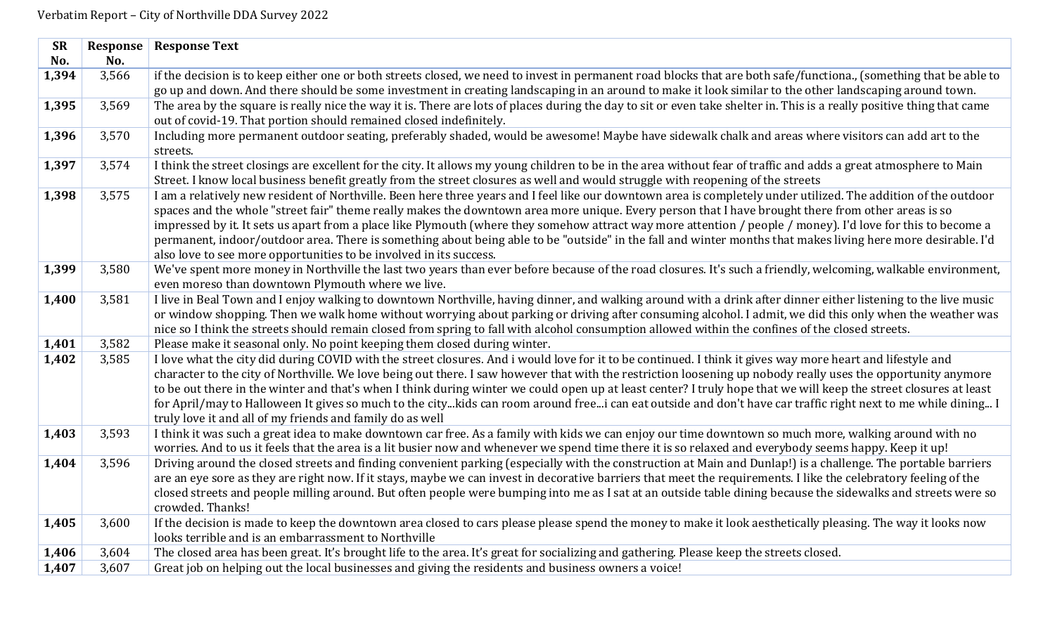Verbatim Report – City of Northville DDA Survey 2022

| SR No. | Response No. | Response Text |
|---|---|---|
| **1,394** | 3,566 | if the decision is to keep either one or both streets closed, we need to invest in permanent road blocks that are both safe/functiona., (something that be able to go up and down. And there should be some investment in creating landscaping in an around to make it look similar to the other landscaping around town. |
| **1,395** | 3,569 | The area by the square is really nice the way it is. There are lots of places during the day to sit or even take shelter in. This is a really positive thing that came out of covid-19. That portion should remained closed indefinitely. |
| **1,396** | 3,570 | Including more permanent outdoor seating, preferably shaded, would be awesome! Maybe have sidewalk chalk and areas where visitors can add art to the streets. |
| **1,397** | 3,574 | I think the street closings are excellent for the city. It allows my young children to be in the area without fear of traffic and adds a great atmosphere to Main Street. I know local business benefit greatly from the street closures as well and would struggle with reopening of the streets |
| **1,398** | 3,575 | I am a relatively new resident of Northville. Been here three years and I feel like our downtown area is completely under utilized. The addition of the outdoor spaces and the whole "street fair" theme really makes the downtown area more unique. Every person that I have brought there from other areas is so impressed by it. It sets us apart from a place like Plymouth (where they somehow attract way more attention / people / money). I'd love for this to become a permanent, indoor/outdoor area. There is something about being able to be "outside" in the fall and winter months that makes living here more desirable. I'd also love to see more opportunities to be involved in its success. |
| **1,399** | 3,580 | We've spent more money in Northville the last two years than ever before because of the road closures. It's such a friendly, welcoming, walkable environment, even moreso than downtown Plymouth where we live. |
| **1,400** | 3,581 | I live in Beal Town and I enjoy walking to downtown Northville, having dinner, and walking around with a drink after dinner either listening to the live music or window shopping. Then we walk home without worrying about parking or driving after consuming alcohol. I admit, we did this only when the weather was nice so I think the streets should remain closed from spring to fall with alcohol consumption allowed within the confines of the closed streets. |
| **1,401** | 3,582 | Please make it seasonal only. No point keeping them closed during winter. |
| **1,402** | 3,585 | I love what the city did during COVID with the street closures. And i would love for it to be continued. I think it gives way more heart and lifestyle and character to the city of Northville. We love being out there. I saw however that with the restriction loosening up nobody really uses the opportunity anymore to be out there in the winter and that's when I think during winter we could open up at least center? I truly hope that we will keep the street closures at least for April/may to Halloween It gives so much to the city...kids can room around free...i can eat outside and don't have car traffic right next to me while dining... I truly love it and all of my friends and family do as well |
| **1,403** | 3,593 | I think it was such a great idea to make downtown car free. As a family with kids we can enjoy our time downtown so much more, walking around with no worries. And to us it feels that the area is a lit busier now and whenever we spend time there it is so relaxed and everybody seems happy. Keep it up! |
| **1,404** | 3,596 | Driving around the closed streets and finding convenient parking (especially with the construction at Main and Dunlap!) is a challenge. The portable barriers are an eye sore as they are right now. If it stays, maybe we can invest in decorative barriers that meet the requirements. I like the celebratory feeling of the closed streets and people milling around. But often people were bumping into me as I sat at an outside table dining because the sidewalks and streets were so crowded. Thanks! |
| **1,405** | 3,600 | If the decision is made to keep the downtown area closed to cars please please spend the money to make it look aesthetically pleasing. The way it looks now looks terrible and is an embarrassment to Northville |
| **1,406** | 3,604 | The closed area has been great. It's brought life to the area. It's great for socializing and gathering. Please keep the streets closed. |
| **1,407** | 3,607 | Great job on helping out the local businesses and giving the residents and business owners a voice! |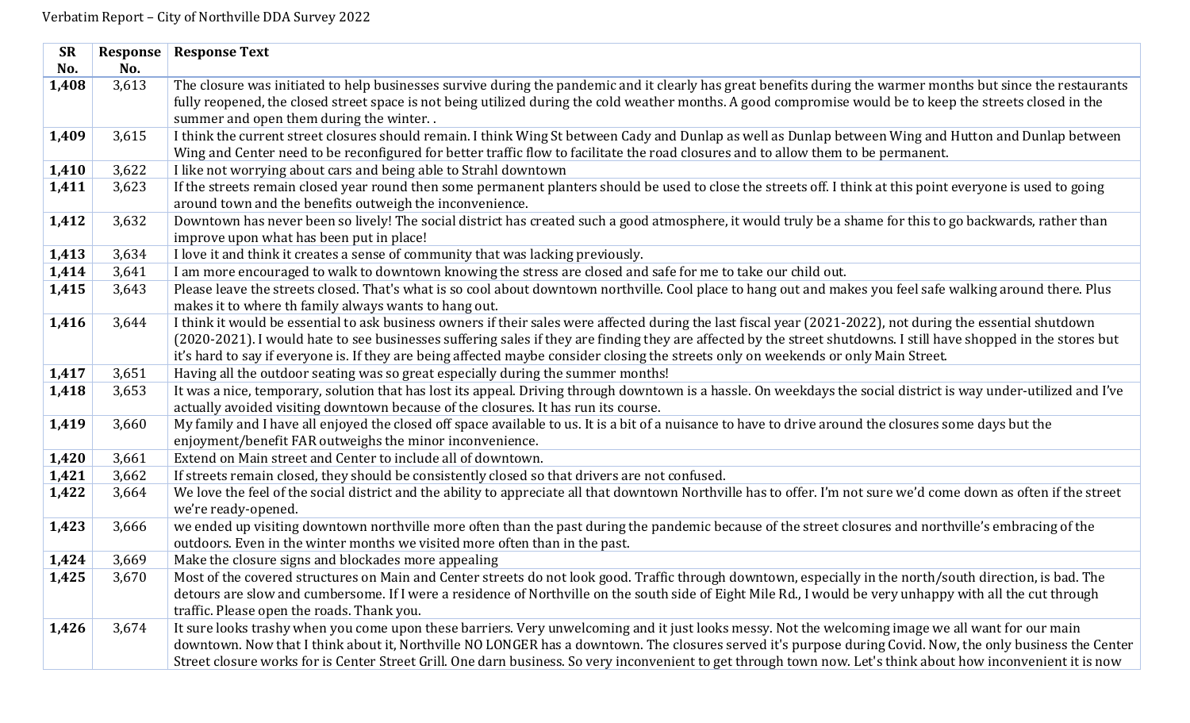Verbatim Report – City of Northville DDA Survey 2022

| SR No. | Response No. | Response Text |
|---|---|---|
| **1,408** | 3,613 | The closure was initiated to help businesses survive during the pandemic and it clearly has great benefits during the warmer months but since the restaurants fully reopened, the closed street space is not being utilized during the cold weather months. A good compromise would be to keep the streets closed in the summer and open them during the winter. . |
| **1,409** | 3,615 | I think the current street closures should remain. I think Wing St between Cady and Dunlap as well as Dunlap between Wing and Hutton and Dunlap between Wing and Center need to be reconfigured for better traffic flow to facilitate the road closures and to allow them to be permanent. |
| **1,410** | 3,622 | I like not worrying about cars and being able to Strahl downtown |
| **1,411** | 3,623 | If the streets remain closed year round then some permanent planters should be used to close the streets off. I think at this point everyone is used to going around town and the benefits outweigh the inconvenience. |
| **1,412** | 3,632 | Downtown has never been so lively! The social district has created such a good atmosphere, it would truly be a shame for this to go backwards, rather than improve upon what has been put in place! |
| **1,413** | 3,634 | I love it and think it creates a sense of community that was lacking previously. |
| **1,414** | 3,641 | I am more encouraged to walk to downtown knowing the stress are closed and safe for me to take our child out. |
| **1,415** | 3,643 | Please leave the streets closed. That's what is so cool about downtown northville. Cool place to hang out and makes you feel safe walking around there. Plus makes it to where th family always wants to hang out. |
| **1,416** | 3,644 | I think it would be essential to ask business owners if their sales were affected during the last fiscal year (2021-2022), not during the essential shutdown (2020-2021). I would hate to see businesses suffering sales if they are finding they are affected by the street shutdowns. I still have shopped in the stores but it's hard to say if everyone is. If they are being affected maybe consider closing the streets only on weekends or only Main Street. |
| **1,417** | 3,651 | Having all the outdoor seating was so great especially during the summer months! |
| **1,418** | 3,653 | It was a nice, temporary, solution that has lost its appeal. Driving through downtown is a hassle. On weekdays the social district is way under-utilized and I've actually avoided visiting downtown because of the closures. It has run its course. |
| **1,419** | 3,660 | My family and I have all enjoyed the closed off space available to us. It is a bit of a nuisance to have to drive around the closures some days but the enjoyment/benefit FAR outweighs the minor inconvenience. |
| **1,420** | 3,661 | Extend on Main street and Center to include all of downtown. |
| **1,421** | 3,662 | If streets remain closed, they should be consistently closed so that drivers are not confused. |
| **1,422** | 3,664 | We love the feel of the social district and the ability to appreciate all that downtown Northville has to offer. I'm not sure we'd come down as often if the street we're ready-opened. |
| **1,423** | 3,666 | we ended up visiting downtown northville more often than the past during the pandemic because of the street closures and northville's embracing of the outdoors. Even in the winter months we visited more often than in the past. |
| **1,424** | 3,669 | Make the closure signs and blockades more appealing |
| **1,425** | 3,670 | Most of the covered structures on Main and Center streets do not look good. Traffic through downtown, especially in the north/south direction, is bad. The detours are slow and cumbersome. If I were a residence of Northville on the south side of Eight Mile Rd., I would be very unhappy with all the cut through traffic. Please open the roads. Thank you. |
| **1,426** | 3,674 | It sure looks trashy when you come upon these barriers. Very unwelcoming and it just looks messy. Not the welcoming image we all want for our main downtown. Now that I think about it, Northville NO LONGER has a downtown. The closures served it's purpose during Covid. Now, the only business the Center Street closure works for is Center Street Grill. One darn business. So very inconvenient to get through town now. Let's think about how inconvenient it is now |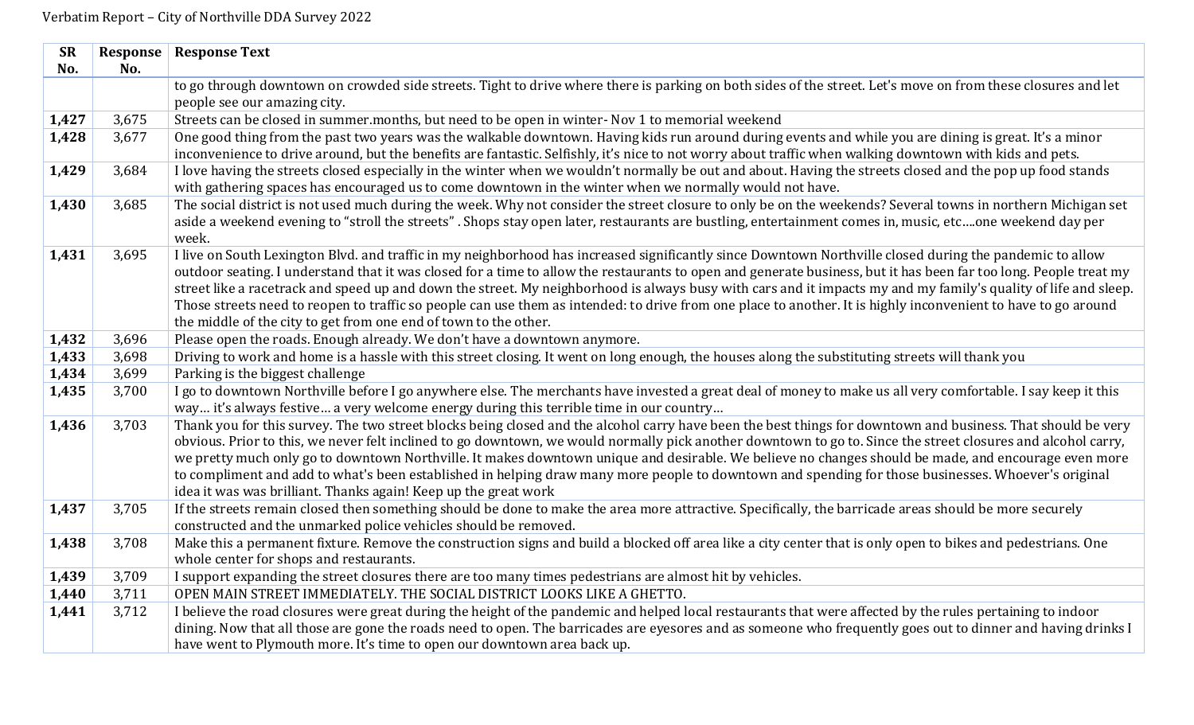| SR No. | Response No. | Response Text |
|---|---|---|
| | | to go through downtown on crowded side streets. Tight to drive where there is parking on both sides of the street. Let's move on from these closures and let people see our amazing city. |
| **1,427** | 3,675 | Streets can be closed in summer.months, but need to be open in winter- Nov 1 to memorial weekend |
| **1,428** | 3,677 | One good thing from the past two years was the walkable downtown. Having kids run around during events and while you are dining is great. It's a minor inconvenience to drive around, but the benefits are fantastic. Selfishly, it's nice to not worry about traffic when walking downtown with kids and pets. |
| **1,429** | 3,684 | I love having the streets closed especially in the winter when we wouldn't normally be out and about. Having the streets closed and the pop up food stands with gathering spaces has encouraged us to come downtown in the winter when we normally would not have. |
| **1,430** | 3,685 | The social district is not used much during the week. Why not consider the street closure to only be on the weekends? Several towns in northern Michigan set aside a weekend evening to "stroll the streets" . Shops stay open later, restaurants are bustling, entertainment comes in, music, etc….one weekend day per week. |
| **1,431** | 3,695 | I live on South Lexington Blvd. and traffic in my neighborhood has increased significantly since Downtown Northville closed during the pandemic to allow outdoor seating. I understand that it was closed for a time to allow the restaurants to open and generate business, but it has been far too long. People treat my street like a racetrack and speed up and down the street. My neighborhood is always busy with cars and it impacts my and my family's quality of life and sleep. Those streets need to reopen to traffic so people can use them as intended: to drive from one place to another. It is highly inconvenient to have to go around the middle of the city to get from one end of town to the other. |
| **1,432** | 3,696 | Please open the roads. Enough already. We don't have a downtown anymore. |
| **1,433** | 3,698 | Driving to work and home is a hassle with this street closing. It went on long enough, the houses along the substituting streets will thank you |
| **1,434** | 3,699 | Parking is the biggest challenge |
| **1,435** | 3,700 | I go to downtown Northville before I go anywhere else. The merchants have invested a great deal of money to make us all very comfortable. I say keep it this way… it's always festive… a very welcome energy during this terrible time in our country… |
| **1,436** | 3,703 | Thank you for this survey. The two street blocks being closed and the alcohol carry have been the best things for downtown and business. That should be very obvious. Prior to this, we never felt inclined to go downtown, we would normally pick another downtown to go to. Since the street closures and alcohol carry, we pretty much only go to downtown Northville. It makes downtown unique and desirable. We believe no changes should be made, and encourage even more to compliment and add to what's been established in helping draw many more people to downtown and spending for those businesses. Whoever's original idea it was was brilliant. Thanks again! Keep up the great work |
| **1,437** | 3,705 | If the streets remain closed then something should be done to make the area more attractive. Specifically, the barricade areas should be more securely constructed and the unmarked police vehicles should be removed. |
| **1,438** | 3,708 | Make this a permanent fixture. Remove the construction signs and build a blocked off area like a city center that is only open to bikes and pedestrians. One whole center for shops and restaurants. |
| **1,439** | 3,709 | I support expanding the street closures there are too many times pedestrians are almost hit by vehicles. |
| **1,440** | 3,711 | OPEN MAIN STREET IMMEDIATELY. THE SOCIAL DISTRICT LOOKS LIKE A GHETTO. |
| **1,441** | 3,712 | I believe the road closures were great during the height of the pandemic and helped local restaurants that were affected by the rules pertaining to indoor dining. Now that all those are gone the roads need to open. The barricades are eyesores and as someone who frequently goes out to dinner and having drinks I have went to Plymouth more. It's time to open our downtown area back up. |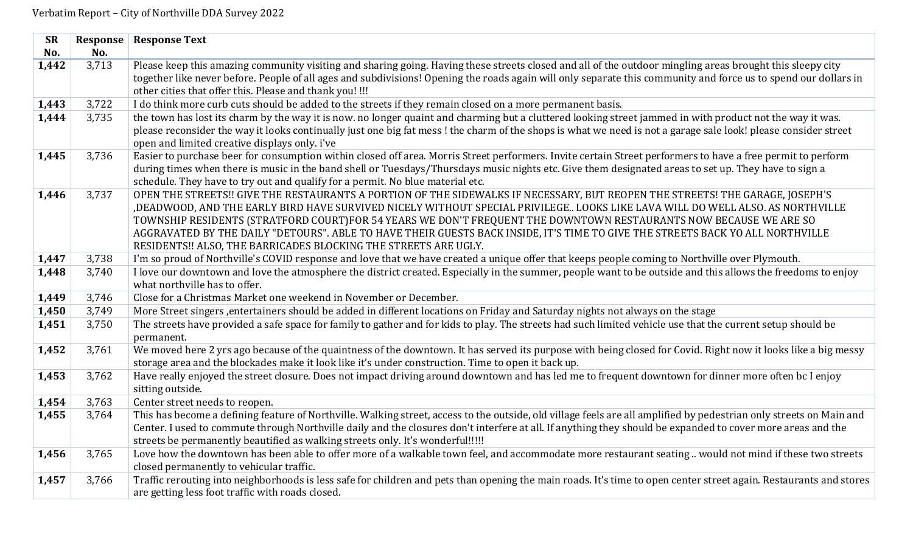Verbatim Report – City of Northville DDA Survey 2022

| SR No. | Response No. | Response Text |
|---|---|---|
| **1,442** | 3,713 | Please keep this amazing community visiting and sharing going. Having these streets closed and all of the outdoor mingling areas brought this sleepy city together like never before. People of all ages and subdivisions! Opening the roads again will only separate this community and force us to spend our dollars in other cities that offer this. Please and thank you! !!! |
| **1,443** | 3,722 | I do think more curb cuts should be added to the streets if they remain closed on a more permanent basis. |
| **1,444** | 3,735 | the town has lost its charm by the way it is now. no longer quaint and charming but a cluttered looking street jammed in with product not the way it was. please reconsider the way it looks continually just one big fat mess ! the charm of the shops is what we need is not a garage sale look! please consider street open and limited creative displays only. i've |
| **1,445** | 3,736 | Easier to purchase beer for consumption within closed off area. Morris Street performers. Invite certain Street performers to have a free permit to perform during times when there is music in the band shell or Tuesdays/Thursdays music nights etc. Give them designated areas to set up. They have to sign a schedule. They have to try out and qualify for a permit. No blue material etc. |
| **1,446** | 3,737 | OPEN THE STREETS!! GIVE THE RESTAURANTS A PORTION OF THE SIDEWALKS IF NECESSARY, BUT REOPEN THE STREETS! THE GARAGE, JOSEPH'S ,DEADWOOD, AND THE EARLY BIRD HAVE SURVIVED NICELY WITHOUT SPECIAL PRIVILEGE.. LOOKS LIKE LAVA WILL DO WELL ALSO. AS NORTHVILLE TOWNSHIP RESIDENTS (STRATFORD COURT)FOR 54 YEARS WE DON'T FREQUENT THE DOWNTOWN RESTAURANTS NOW BECAUSE WE ARE SO AGGRAVATED BY THE DAILY "DETOURS". ABLE TO HAVE THEIR GUESTS BACK INSIDE, IT'S TIME TO GIVE THE STREETS BACK YO ALL NORTHVILLE RESIDENTS!! ALSO, THE BARRICADES BLOCKING THE STREETS ARE UGLY. |
| **1,447** | 3,738 | I'm so proud of Northville's COVID response and love that we have created a unique offer that keeps people coming to Northville over Plymouth. |
| **1,448** | 3,740 | I love our downtown and love the atmosphere the district created. Especially in the summer, people want to be outside and this allows the freedoms to enjoy what northville has to offer. |
| **1,449** | 3,746 | Close for a Christmas Market one weekend in November or December. |
| **1,450** | 3,749 | More Street singers ,entertainers should be added in different locations on Friday and Saturday nights not always on the stage |
| **1,451** | 3,750 | The streets have provided a safe space for family to gather and for kids to play. The streets had such limited vehicle use that the current setup should be permanent. |
| **1,452** | 3,761 | We moved here 2 yrs ago because of the quaintness of the downtown. It has served its purpose with being closed for Covid. Right now it looks like a big messy storage area and the blockades make it look like it's under construction. Time to open it back up. |
| **1,453** | 3,762 | Have really enjoyed the street closure. Does not impact driving around downtown and has led me to frequent downtown for dinner more often bc I enjoy sitting outside. |
| **1,454** | 3,763 | Center street needs to reopen. |
| **1,455** | 3,764 | This has become a defining feature of Northville. Walking street, access to the outside, old village feels are all amplified by pedestrian only streets on Main and Center. I used to commute through Northville daily and the closures don't interfere at all. If anything they should be expanded to cover more areas and the streets be permanently beautified as walking streets only. It's wonderful!!!!! |
| **1,456** | 3,765 | Love how the downtown has been able to offer more of a walkable town feel, and accommodate more restaurant seating .. would not mind if these two streets closed permanently to vehicular traffic. |
| **1,457** | 3,766 | Traffic rerouting into neighborhoods is less safe for children and pets than opening the main roads. It's time to open center street again. Restaurants and stores are getting less foot traffic with roads closed. |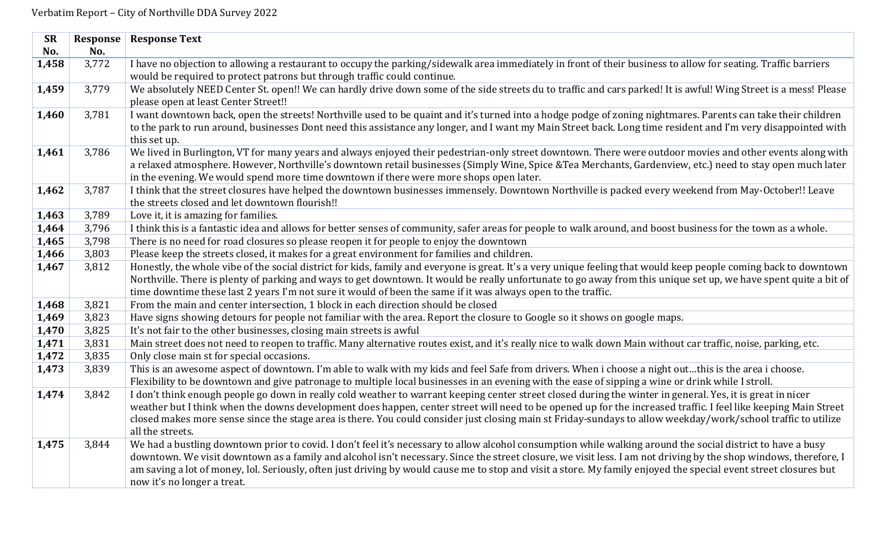Verbatim Report – City of Northville DDA Survey 2022

| SR No. | Response No. | Response Text |
|---|---|---|
| **1,458** | 3,772 | I have no objection to allowing a restaurant to occupy the parking/sidewalk area immediately in front of their business to allow for seating. Traffic barriers would be required to protect patrons but through traffic could continue. |
| **1,459** | 3,779 | We absolutely NEED Center St. open!! We can hardly drive down some of the side streets du to traffic and cars parked! It is awful! Wing Street is a mess! Please please open at least Center Street!! |
| **1,460** | 3,781 | I want downtown back, open the streets! Northville used to be quaint and it's turned into a hodge podge of zoning nightmares. Parents can take their children to the park to run around, businesses Dont need this assistance any longer, and I want my Main Street back. Long time resident and I'm very disappointed with this set up. |
| **1,461** | 3,786 | We lived in Burlington, VT for many years and always enjoyed their pedestrian-only street downtown. There were outdoor movies and other events along with a relaxed atmosphere. However, Northville's downtown retail businesses (Simply Wine, Spice &Tea Merchants, Gardenview, etc.) need to stay open much later in the evening. We would spend more time downtown if there were more shops open later. |
| **1,462** | 3,787 | I think that the street closures have helped the downtown businesses immensely. Downtown Northville is packed every weekend from May-October!! Leave the streets closed and let downtown flourish!! |
| **1,463** | 3,789 | Love it, it is amazing for families. |
| **1,464** | 3,796 | I think this is a fantastic idea and allows for better senses of community, safer areas for people to walk around, and boost business for the town as a whole. |
| **1,465** | 3,798 | There is no need for road closures so please reopen it for people to enjoy the downtown |
| **1,466** | 3,803 | Please keep the streets closed, it makes for a great environment for families and children. |
| **1,467** | 3,812 | Honestly, the whole vibe of the social district for kids, family and everyone is great. It's a very unique feeling that would keep people coming back to downtown Northville. There is plenty of parking and ways to get downtown. It would be really unfortunate to go away from this unique set up, we have spent quite a bit of time downtime these last 2 years I'm not sure it would of been the same if it was always open to the traffic. |
| **1,468** | 3,821 | From the main and center intersection, 1 block in each direction should be closed |
| **1,469** | 3,823 | Have signs showing detours for people not familiar with the area. Report the closure to Google so it shows on google maps. |
| **1,470** | 3,825 | It's not fair to the other businesses, closing main streets is awful |
| **1,471** | 3,831 | Main street does not need to reopen to traffic. Many alternative routes exist, and it's really nice to walk down Main without car traffic, noise, parking, etc. |
| **1,472** | 3,835 | Only close main st for special occasions. |
| **1,473** | 3,839 | This is an awesome aspect of downtown. I'm able to walk with my kids and feel Safe from drivers. When i choose a night out…this is the area i choose. Flexibility to be downtown and give patronage to multiple local businesses in an evening with the ease of sipping a wine or drink while I stroll. |
| **1,474** | 3,842 | I don't think enough people go down in really cold weather to warrant keeping center street closed during the winter in general. Yes, it is great in nicer weather but I think when the downs development does happen, center street will need to be opened up for the increased traffic. I feel like keeping Main Street closed makes more sense since the stage area is there. You could consider just closing main st Friday-sundays to allow weekday/work/school traffic to utilize all the streets. |
| **1,475** | 3,844 | We had a bustling downtown prior to covid. I don't feel it's necessary to allow alcohol consumption while walking around the social district to have a busy downtown. We visit downtown as a family and alcohol isn't necessary. Since the street closure, we visit less. I am not driving by the shop windows, therefore, I am saving a lot of money, lol. Seriously, often just driving by would cause me to stop and visit a store. My family enjoyed the special event street closures but now it's no longer a treat. |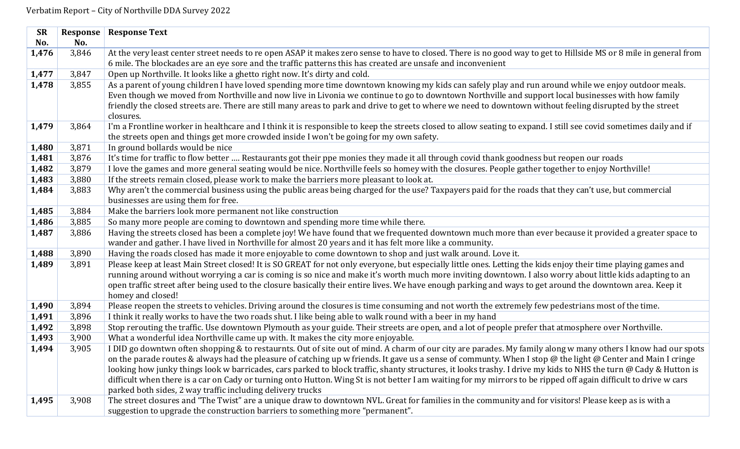Verbatim Report – City of Northville DDA Survey 2022

| SR No. | Response No. | Response Text |
|---|---|---|
| **1,476** | 3,846 | At the very least center street needs to re open ASAP it makes zero sense to have to closed. There is no good way to get to Hillside MS or 8 mile in general from 6 mile. The blockades are an eye sore and the traffic patterns this has created are unsafe and inconvenient |
| **1,477** | 3,847 | Open up Northville. It looks like a ghetto right now. It's dirty and cold. |
| **1,478** | 3,855 | As a parent of young children I have loved spending more time downtown knowing my kids can safely play and run around while we enjoy outdoor meals. Even though we moved from Northville and now live in Livonia we continue to go to downtown Northville and support local businesses with how family friendly the closed streets are. There are still many areas to park and drive to get to where we need to downtown without feeling disrupted by the street closures. |
| **1,479** | 3,864 | I'm a Frontline worker in healthcare and I think it is responsible to keep the streets closed to allow seating to expand. I still see covid sometimes daily and if the streets open and things get more crowded inside I won't be going for my own safety. |
| **1,480** | 3,871 | In ground bollards would be nice |
| **1,481** | 3,876 | It's time for traffic to flow better …. Restaurants got their ppe monies they made it all through covid thank goodness but reopen our roads |
| **1,482** | 3,879 | I love the games and more general seating would be nice. Northville feels so homey with the closures. People gather together to enjoy Northville! |
| **1,483** | 3,880 | If the streets remain closed, please work to make the barriers more pleasant to look at. |
| **1,484** | 3,883 | Why aren't the commercial business using the public areas being charged for the use? Taxpayers paid for the roads that they can't use, but commercial businesses are using them for free. |
| **1,485** | 3,884 | Make the barriers look more permanent not like construction |
| **1,486** | 3,885 | So many more people are coming to downtown and spending more time while there. |
| **1,487** | 3,886 | Having the streets closed has been a complete joy! We have found that we frequented downtown much more than ever because it provided a greater space to wander and gather. I have lived in Northville for almost 20 years and it has felt more like a community. |
| **1,488** | 3,890 | Having the roads closed has made it more enjoyable to come downtown to shop and just walk around. Love it. |
| **1,489** | 3,891 | Please keep at least Main Street closed! It is SO GREAT for not only everyone, but especially little ones. Letting the kids enjoy their time playing games and running around without worrying a car is coming is so nice and make it's worth much more inviting downtown. I also worry about little kids adapting to an open traffic street after being used to the closure basically their entire lives. We have enough parking and ways to get around the downtown area. Keep it homey and closed! |
| **1,490** | 3,894 | Please reopen the streets to vehicles. Driving around the closures is time consuming and not worth the extremely few pedestrians most of the time. |
| **1,491** | 3,896 | I think it really works to have the two roads shut. I like being able to walk round with a beer in my hand |
| **1,492** | 3,898 | Stop rerouting the traffic. Use downtown Plymouth as your guide. Their streets are open, and a lot of people prefer that atmosphere over Northville. |
| **1,493** | 3,900 | What a wonderful idea Northville came up with. It makes the city more enjoyable. |
| **1,494** | 3,905 | I DID go downtwn often shopping & to restaurnts. Out of site out of mind. A charm of our city are parades. My family along w many others I know had our spots on the parade routes & always had the pleasure of catching up w friends. It gave us a sense of communty. When I stop @ the light @ Center and Main I cringe looking how junky things look w barricades, cars parked to block traffic, shanty structures, it looks trashy. I drive my kids to NHS the turn @ Cady & Hutton is difficult when there is a car on Cady or turning onto Hutton. Wing St is not better I am waiting for my mirrors to be ripped off again difficult to drive w cars parked both sides, 2 way traffic including delivery trucks |
| **1,495** | 3,908 | The street closures and "The Twist" are a unique draw to downtown NVL. Great for families in the community and for visitors! Please keep as is with a suggestion to upgrade the construction barriers to something more "permanent". |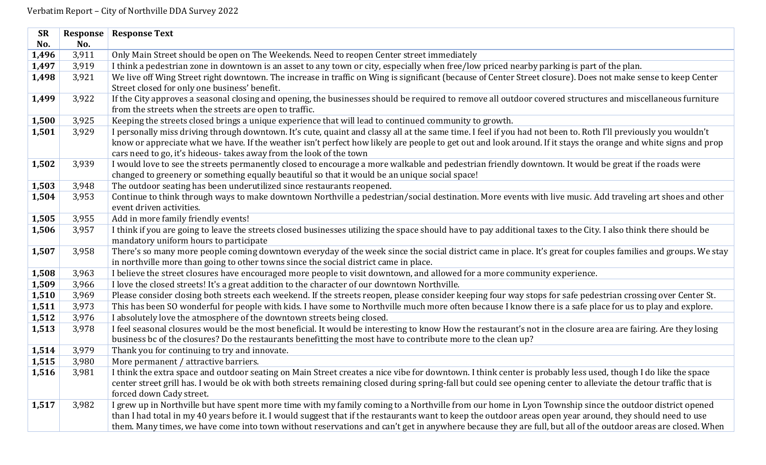Verbatim Report – City of Northville DDA Survey 2022

| SR No. | Response No. | Response Text |
|---|---|---|
| **1,496** | 3,911 | Only Main Street should be open on The Weekends. Need to reopen Center street immediately |
| **1,497** | 3,919 | I think a pedestrian zone in downtown is an asset to any town or city, especially when free/low priced nearby parking is part of the plan. |
| **1,498** | 3,921 | We live off Wing Street right downtown. The increase in traffic on Wing is significant (because of Center Street closure). Does not make sense to keep Center Street closed for only one business' benefit. |
| **1,499** | 3,922 | If the City approves a seasonal closing and opening, the businesses should be required to remove all outdoor covered structures and miscellaneous furniture from the streets when the streets are open to traffic. |
| **1,500** | 3,925 | Keeping the streets closed brings a unique experience that will lead to continued community to growth. |
| **1,501** | 3,929 | I personally miss driving through downtown. It's cute, quaint and classy all at the same time. I feel if you had not been to. Roth I'll previously you wouldn't know or appreciate what we have. If the weather isn't perfect how likely are people to get out and look around. If it stays the orange and white signs and prop cars need to go, it's hideous- takes away from the look of the town |
| **1,502** | 3,939 | I would love to see the streets permanently closed to encourage a more walkable and pedestrian friendly downtown. It would be great if the roads were changed to greenery or something equally beautiful so that it would be an unique social space! |
| **1,503** | 3,948 | The outdoor seating has been underutilized since restaurants reopened. |
| **1,504** | 3,953 | Continue to think through ways to make downtown Northville a pedestrian/social destination. More events with live music. Add traveling art shoes and other event driven activities. |
| **1,505** | 3,955 | Add in more family friendly events! |
| **1,506** | 3,957 | I think if you are going to leave the streets closed businesses utilizing the space should have to pay additional taxes to the City. I also think there should be mandatory uniform hours to participate |
| **1,507** | 3,958 | There's so many more people coming downtown everyday of the week since the social district came in place. It's great for couples families and groups. We stay in northville more than going to other towns since the social district came in place. |
| **1,508** | 3,963 | I believe the street closures have encouraged more people to visit downtown, and allowed for a more community experience. |
| **1,509** | 3,966 | I love the closed streets! It's a great addition to the character of our downtown Northville. |
| **1,510** | 3,969 | Please consider closing both streets each weekend. If the streets reopen, please consider keeping four way stops for safe pedestrian crossing over Center St. |
| **1,511** | 3,973 | This has been SO wonderful for people with kids. I have some to Northville much more often because I know there is a safe place for us to play and explore. |
| **1,512** | 3,976 | I absolutely love the atmosphere of the downtown streets being closed. |
| **1,513** | 3,978 | I feel seasonal closures would be the most beneficial. It would be interesting to know How the restaurant's not in the closure area are fairing. Are they losing business bc of the closures? Do the restaurants benefitting the most have to contribute more to the clean up? |
| **1,514** | 3,979 | Thank you for continuing to try and innovate. |
| **1,515** | 3,980 | More permanent / attractive barriers. |
| **1,516** | 3,981 | I think the extra space and outdoor seating on Main Street creates a nice vibe for downtown. I think center is probably less used, though I do like the space center street grill has. I would be ok with both streets remaining closed during spring-fall but could see opening center to alleviate the detour traffic that is forced down Cady street. |
| **1,517** | 3,982 | I grew up in Northville but have spent more time with my family coming to a Northville from our home in Lyon Township since the outdoor district opened than I had total in my 40 years before it. I would suggest that if the restaurants want to keep the outdoor areas open year around, they should need to use them. Many times, we have come into town without reservations and can't get in anywhere because they are full, but all of the outdoor areas are closed. When |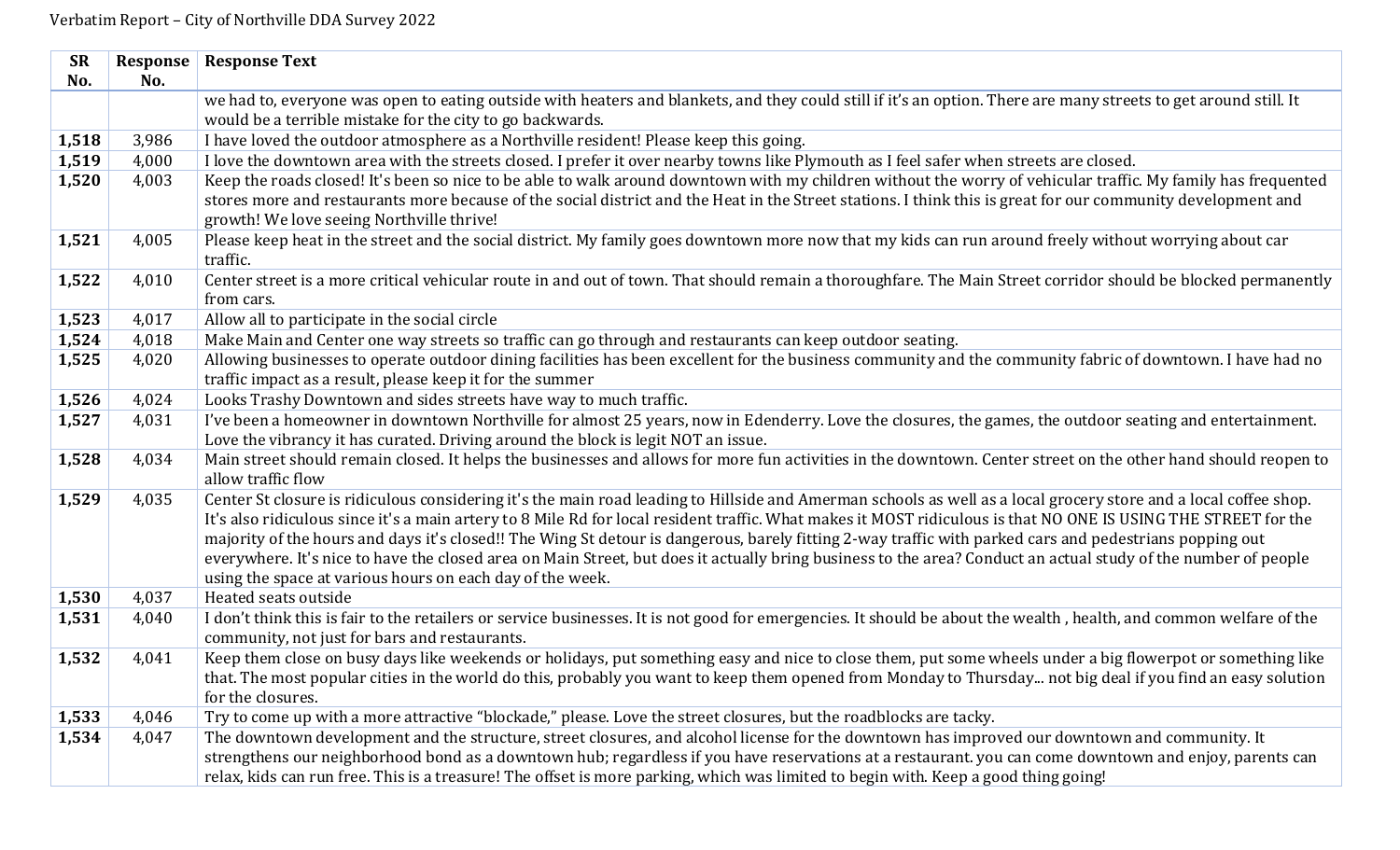Verbatim Report – City of Northville DDA Survey 2022

| SR No. | Response No. | Response Text |
|---|---|---|
| | | we had to, everyone was open to eating outside with heaters and blankets, and they could still if it's an option. There are many streets to get around still. It would be a terrible mistake for the city to go backwards. |
| **1,518** | 3,986 | I have loved the outdoor atmosphere as a Northville resident! Please keep this going. |
| **1,519** | 4,000 | I love the downtown area with the streets closed. I prefer it over nearby towns like Plymouth as I feel safer when streets are closed. |
| **1,520** | 4,003 | Keep the roads closed! It's been so nice to be able to walk around downtown with my children without the worry of vehicular traffic. My family has frequented stores more and restaurants more because of the social district and the Heat in the Street stations. I think this is great for our community development and growth! We love seeing Northville thrive! |
| **1,521** | 4,005 | Please keep heat in the street and the social district. My family goes downtown more now that my kids can run around freely without worrying about car traffic. |
| **1,522** | 4,010 | Center street is a more critical vehicular route in and out of town. That should remain a thoroughfare. The Main Street corridor should be blocked permanently from cars. |
| **1,523** | 4,017 | Allow all to participate in the social circle |
| **1,524** | 4,018 | Make Main and Center one way streets so traffic can go through and restaurants can keep outdoor seating. |
| **1,525** | 4,020 | Allowing businesses to operate outdoor dining facilities has been excellent for the business community and the community fabric of downtown. I have had no traffic impact as a result, please keep it for the summer |
| **1,526** | 4,024 | Looks Trashy Downtown and sides streets have way to much traffic. |
| **1,527** | 4,031 | I've been a homeowner in downtown Northville for almost 25 years, now in Edenderry. Love the closures, the games, the outdoor seating and entertainment. Love the vibrancy it has curated. Driving around the block is legit NOT an issue. |
| **1,528** | 4,034 | Main street should remain closed. It helps the businesses and allows for more fun activities in the downtown. Center street on the other hand should reopen to allow traffic flow |
| **1,529** | 4,035 | Center St closure is ridiculous considering it's the main road leading to Hillside and Amerman schools as well as a local grocery store and a local coffee shop. It's also ridiculous since it's a main artery to 8 Mile Rd for local resident traffic. What makes it MOST ridiculous is that NO ONE IS USING THE STREET for the majority of the hours and days it's closed!! The Wing St detour is dangerous, barely fitting 2-way traffic with parked cars and pedestrians popping out everywhere. It's nice to have the closed area on Main Street, but does it actually bring business to the area? Conduct an actual study of the number of people using the space at various hours on each day of the week. |
| **1,530** | 4,037 | Heated seats outside |
| **1,531** | 4,040 | I don't think this is fair to the retailers or service businesses. It is not good for emergencies. It should be about the wealth , health, and common welfare of the community, not just for bars and restaurants. |
| **1,532** | 4,041 | Keep them close on busy days like weekends or holidays, put something easy and nice to close them, put some wheels under a big flowerpot or something like that. The most popular cities in the world do this, probably you want to keep them opened from Monday to Thursday... not big deal if you find an easy solution for the closures. |
| **1,533** | 4,046 | Try to come up with a more attractive "blockade," please. Love the street closures, but the roadblocks are tacky. |
| **1,534** | 4,047 | The downtown development and the structure, street closures, and alcohol license for the downtown has improved our downtown and community. It strengthens our neighborhood bond as a downtown hub; regardless if you have reservations at a restaurant. you can come downtown and enjoy, parents can relax, kids can run free. This is a treasure! The offset is more parking, which was limited to begin with. Keep a good thing going! |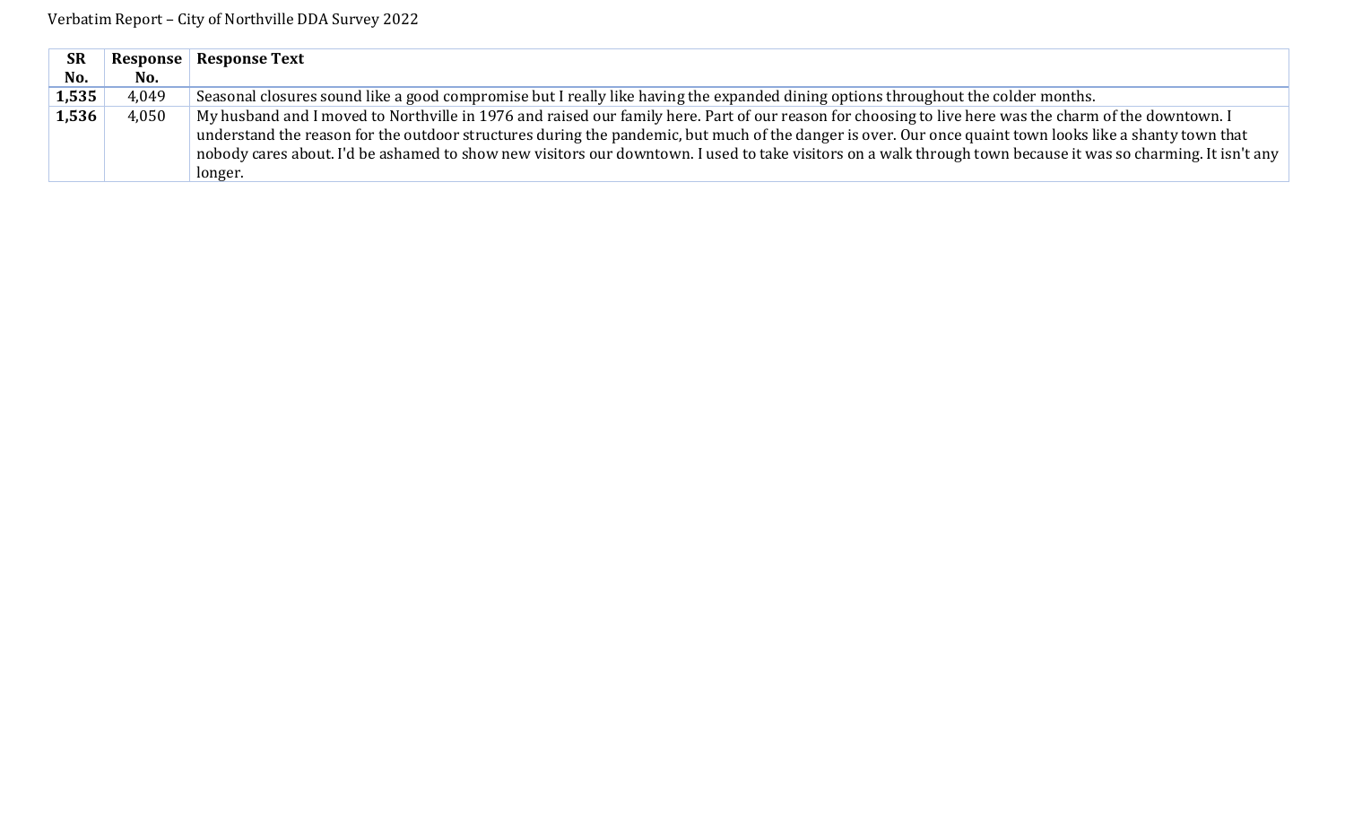| SR No. | Response No. | Response Text |
|---|---|---|
| **1,535** | 4,049 | Seasonal closures sound like a good compromise but I really like having the expanded dining options throughout the colder months. |
| **1,536** | 4,050 | My husband and I moved to Northville in 1976 and raised our family here. Part of our reason for choosing to live here was the charm of the downtown. I understand the reason for the outdoor structures during the pandemic, but much of the danger is over. Our once quaint town looks like a shanty town that nobody cares about. I'd be ashamed to show new visitors our downtown. I used to take visitors on a walk through town because it was so charming. It isn't any longer. |